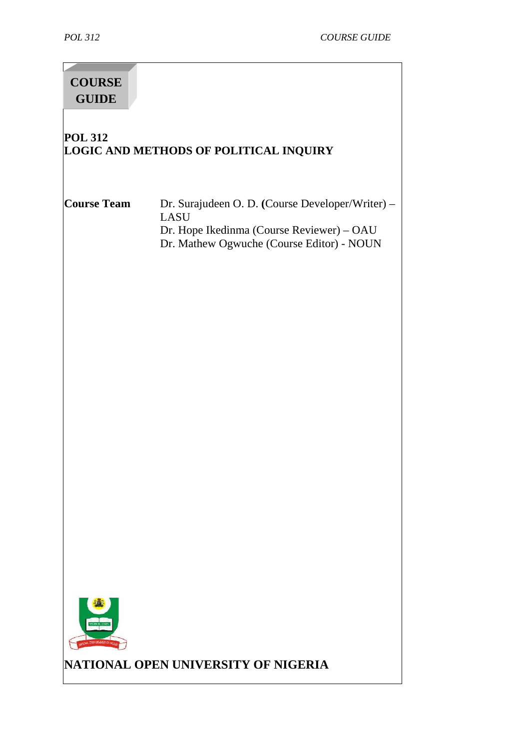# COURSE GUIDE

**POL 312**
**LOGIC AND METHODS OF POLITICAL INQUIRY**

| **Course Team** | Dr. Surajudeen O. D. (Course Developer/Writer) – LASU |
| --- | --- |
| | Dr. Hope Ikedinma (Course Reviewer) – OAU |
| | Dr. Mathew Ogwuche (Course Editor) - NOUN |

**NATIONAL OPEN UNIVERSITY OF NIGERIA**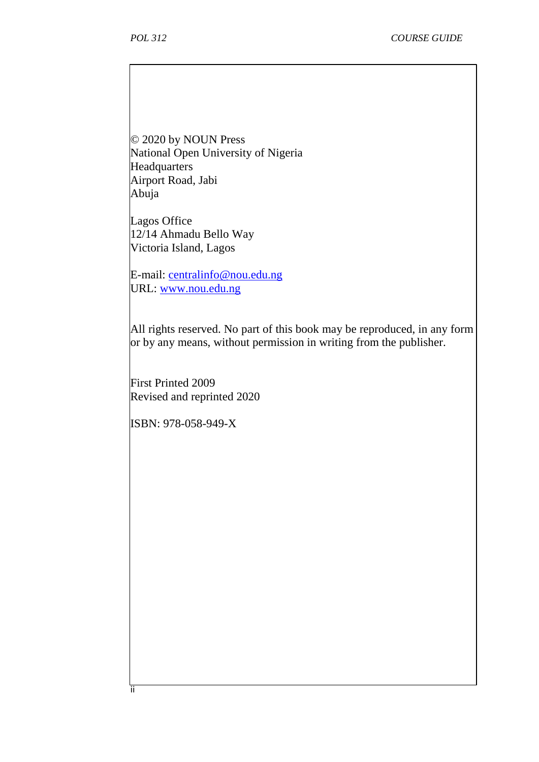© 2020 by NOUN Press
National Open University of Nigeria
Headquarters
Airport Road, Jabi
Abuja

Lagos Office
12/14 Ahmadu Bello Way
Victoria Island, Lagos

E-mail: centralinfo@nou.edu.ng
URL: www.nou.edu.ng

All rights reserved. No part of this book may be reproduced, in any form or by any means, without permission in writing from the publisher.

First Printed 2009
Revised and reprinted 2020

ISBN: 978-058-949-X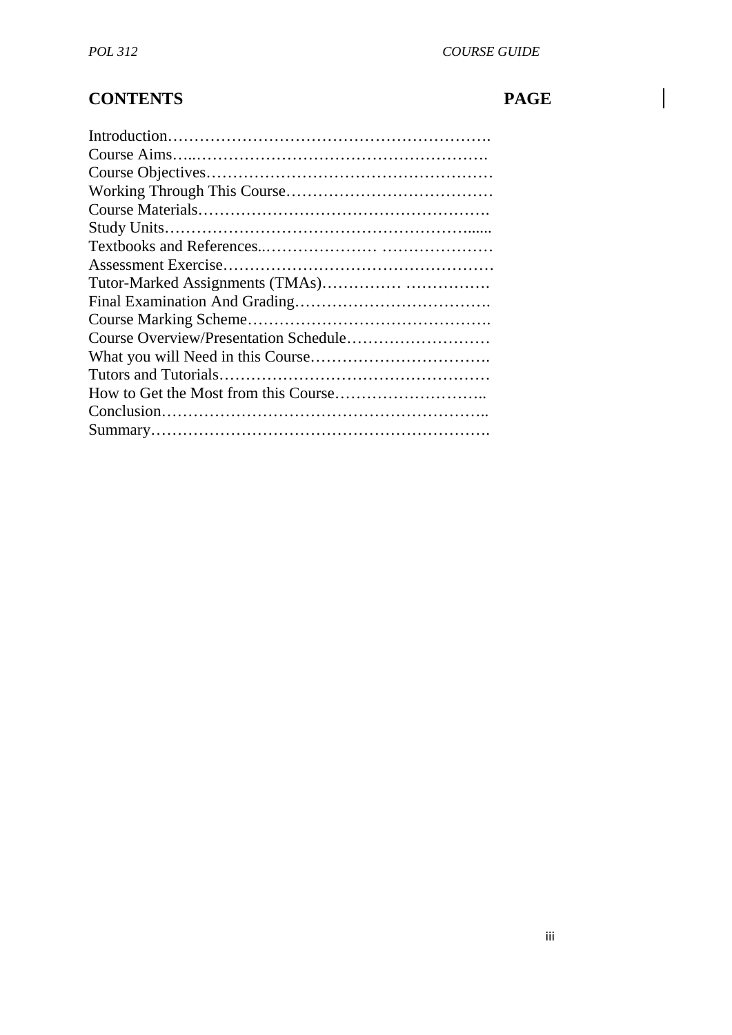## CONTENTS PAGE

Introduction…………………………………………………….
Course Aims…..……………………………………………….
Course Objectives………………………………………………
Working Through This Course…………………………………
Course Materials……………………………………………….
Study Units…………………………………………………......
Textbooks and References..………………… …………………
Assessment Exercise……………………………………………
Tutor-Marked Assignments (TMAs)…………… …………….
Final Examination And Grading……………………………….
Course Marking Scheme……………………………………….
Course Overview/Presentation Schedule………………………
What you will Need in this Course…………………………….
Tutors and Tutorials……………………………………………
How to Get the Most from this Course………………………..
Conclusion……………………………………………………..
Summary……………………………………………………….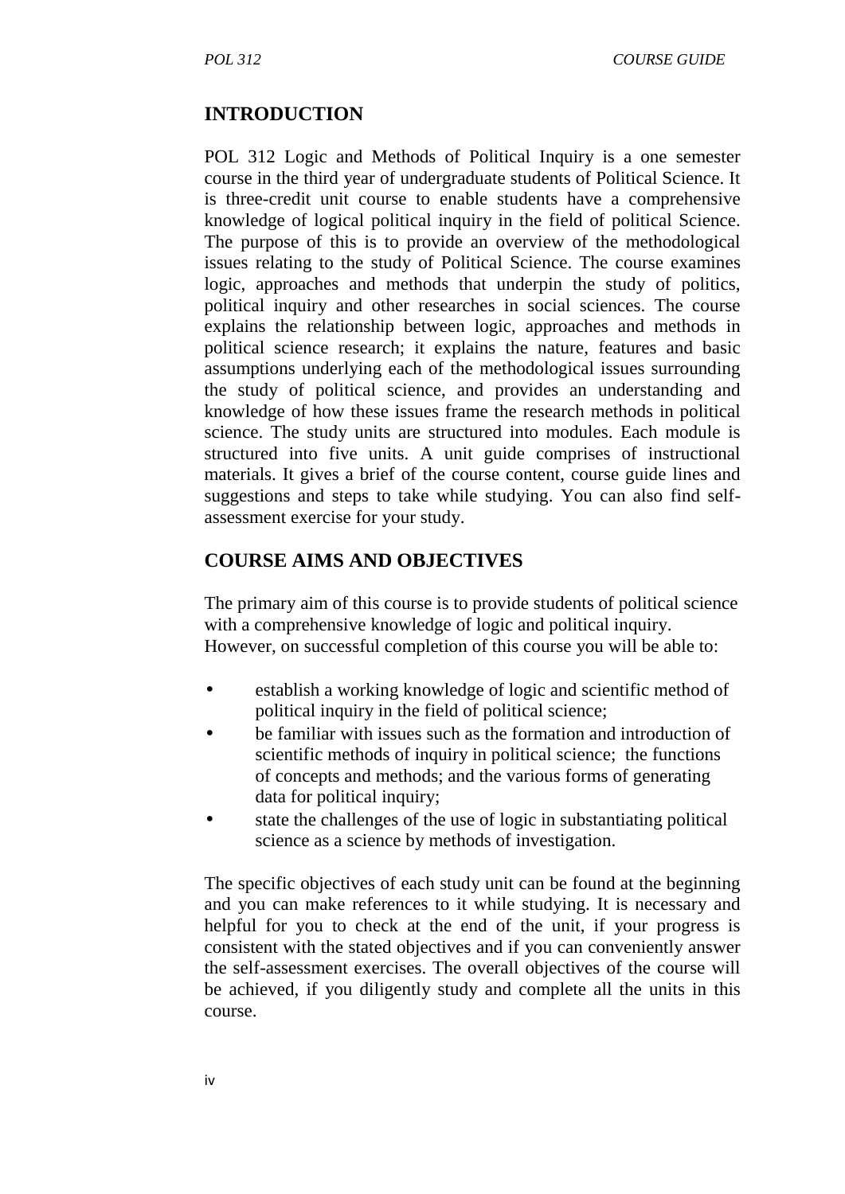## INTRODUCTION

POL 312 Logic and Methods of Political Inquiry is a one semester course in the third year of undergraduate students of Political Science. It is three-credit unit course to enable students have a comprehensive knowledge of logical political inquiry in the field of political Science. The purpose of this is to provide an overview of the methodological issues relating to the study of Political Science. The course examines logic, approaches and methods that underpin the study of politics, political inquiry and other researches in social sciences. The course explains the relationship between logic, approaches and methods in political science research; it explains the nature, features and basic assumptions underlying each of the methodological issues surrounding the study of political science, and provides an understanding and knowledge of how these issues frame the research methods in political science. The study units are structured into modules. Each module is structured into five units. A unit guide comprises of instructional materials. It gives a brief of the course content, course guide lines and suggestions and steps to take while studying. You can also find self-assessment exercise for your study.

## COURSE AIMS AND OBJECTIVES

The primary aim of this course is to provide students of political science with a comprehensive knowledge of logic and political inquiry. However, on successful completion of this course you will be able to:

- establish a working knowledge of logic and scientific method of political inquiry in the field of political science;
- be familiar with issues such as the formation and introduction of scientific methods of inquiry in political science; the functions of concepts and methods; and the various forms of generating data for political inquiry;
- state the challenges of the use of logic in substantiating political science as a science by methods of investigation.

The specific objectives of each study unit can be found at the beginning and you can make references to it while studying. It is necessary and helpful for you to check at the end of the unit, if your progress is consistent with the stated objectives and if you can conveniently answer the self-assessment exercises. The overall objectives of the course will be achieved, if you diligently study and complete all the units in this course.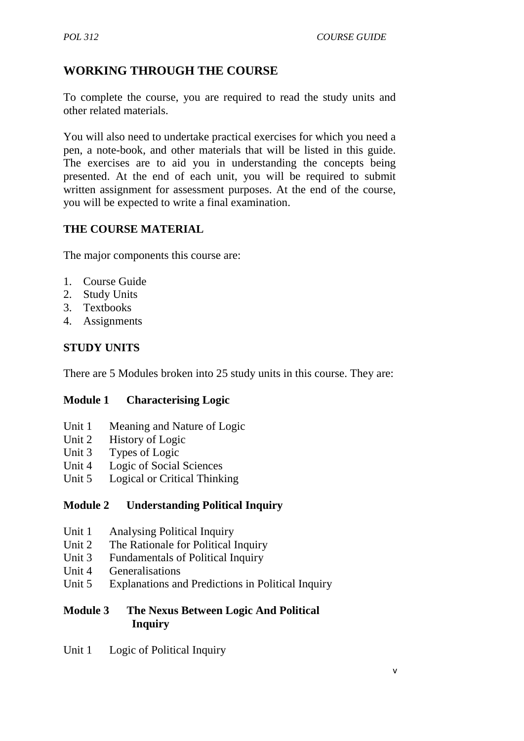## WORKING THROUGH THE COURSE

To complete the course, you are required to read the study units and other related materials.

You will also need to undertake practical exercises for which you need a pen, a note-book, and other materials that will be listed in this guide. The exercises are to aid you in understanding the concepts being presented. At the end of each unit, you will be required to submit written assignment for assessment purposes. At the end of the course, you will be expected to write a final examination.

## THE COURSE MATERIAL

The major components this course are:

1. Course Guide
2. Study Units
3. Textbooks
4. Assignments

## STUDY UNITS

There are 5 Modules broken into 25 study units in this course. They are:

**Module 1 Characterising Logic**

Unit 1 Meaning and Nature of Logic
Unit 2 History of Logic
Unit 3 Types of Logic
Unit 4 Logic of Social Sciences
Unit 5 Logical or Critical Thinking

**Module 2 Understanding Political Inquiry**

Unit 1 Analysing Political Inquiry
Unit 2 The Rationale for Political Inquiry
Unit 3 Fundamentals of Political Inquiry
Unit 4 Generalisations
Unit 5 Explanations and Predictions in Political Inquiry

**Module 3 The Nexus Between Logic And Political Inquiry**

Unit 1 Logic of Political Inquiry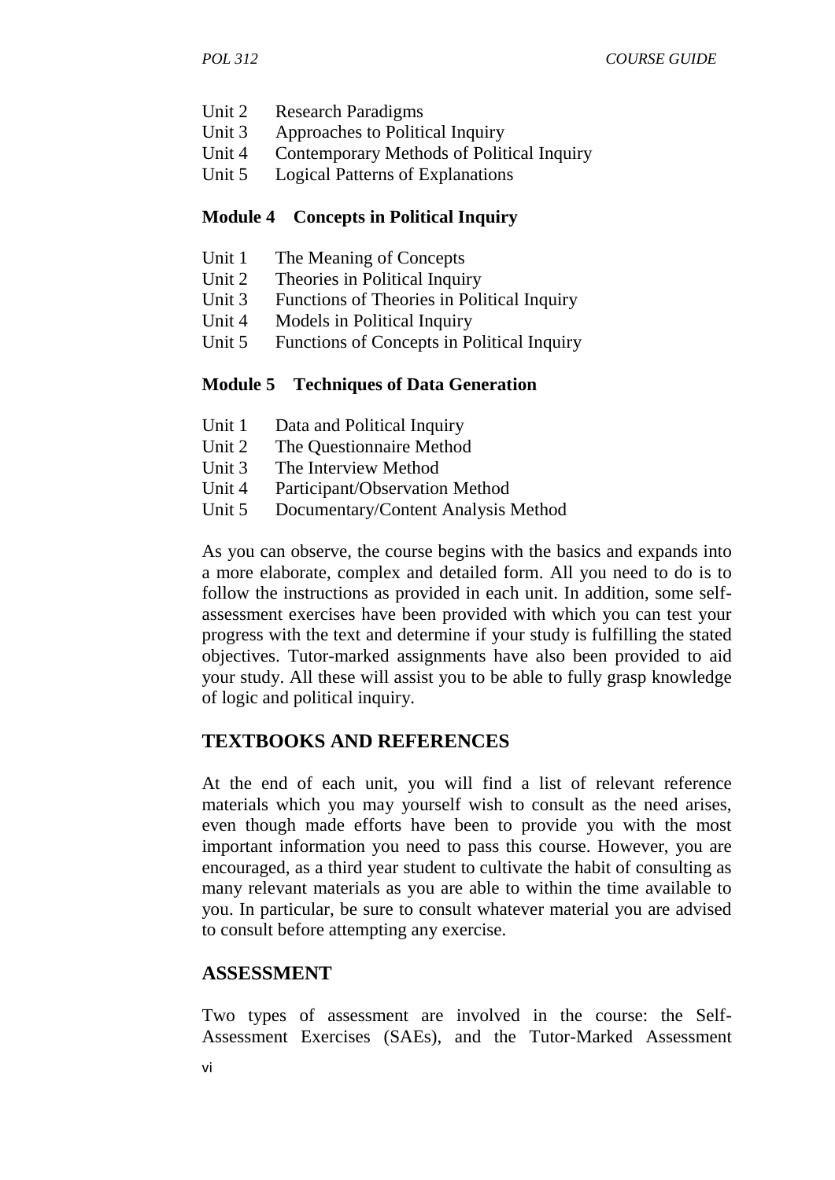Unit 2 Research Paradigms
Unit 3 Approaches to Political Inquiry
Unit 4 Contemporary Methods of Political Inquiry
Unit 5 Logical Patterns of Explanations

**Module 4 Concepts in Political Inquiry**

Unit 1 The Meaning of Concepts
Unit 2 Theories in Political Inquiry
Unit 3 Functions of Theories in Political Inquiry
Unit 4 Models in Political Inquiry
Unit 5 Functions of Concepts in Political Inquiry

**Module 5 Techniques of Data Generation**

Unit 1 Data and Political Inquiry
Unit 2 The Questionnaire Method
Unit 3 The Interview Method
Unit 4 Participant/Observation Method
Unit 5 Documentary/Content Analysis Method

As you can observe, the course begins with the basics and expands into a more elaborate, complex and detailed form. All you need to do is to follow the instructions as provided in each unit. In addition, some self-assessment exercises have been provided with which you can test your progress with the text and determine if your study is fulfilling the stated objectives. Tutor-marked assignments have also been provided to aid your study. All these will assist you to be able to fully grasp knowledge of logic and political inquiry.

## TEXTBOOKS AND REFERENCES

At the end of each unit, you will find a list of relevant reference materials which you may yourself wish to consult as the need arises, even though made efforts have been to provide you with the most important information you need to pass this course. However, you are encouraged, as a third year student to cultivate the habit of consulting as many relevant materials as you are able to within the time available to you. In particular, be sure to consult whatever material you are advised to consult before attempting any exercise.

## ASSESSMENT

Two types of assessment are involved in the course: the Self-Assessment Exercises (SAEs), and the Tutor-Marked Assessment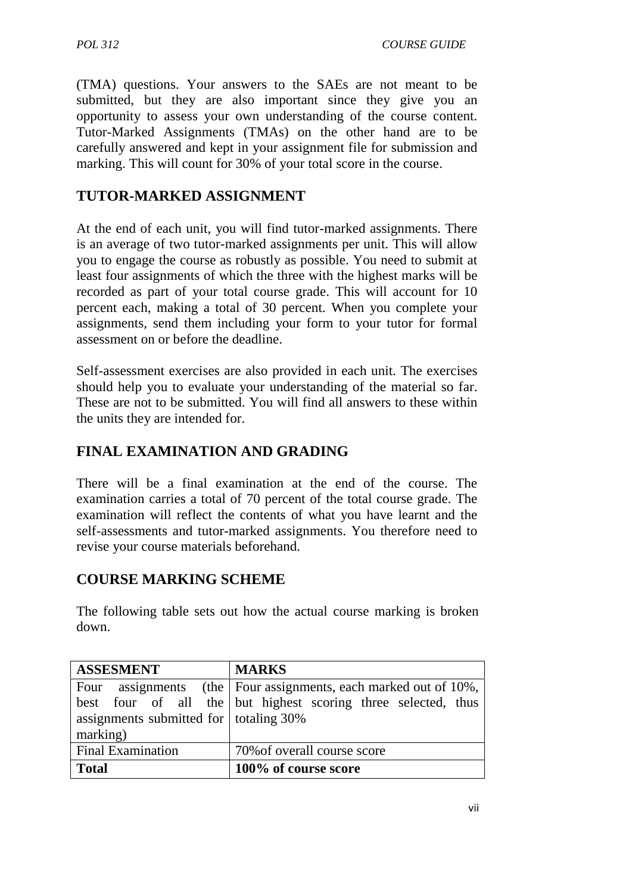(TMA) questions. Your answers to the SAEs are not meant to be submitted, but they are also important since they give you an opportunity to assess your own understanding of the course content. Tutor-Marked Assignments (TMAs) on the other hand are to be carefully answered and kept in your assignment file for submission and marking. This will count for 30% of your total score in the course.

## TUTOR-MARKED ASSIGNMENT

At the end of each unit, you will find tutor-marked assignments. There is an average of two tutor-marked assignments per unit. This will allow you to engage the course as robustly as possible. You need to submit at least four assignments of which the three with the highest marks will be recorded as part of your total course grade. This will account for 10 percent each, making a total of 30 percent. When you complete your assignments, send them including your form to your tutor for formal assessment on or before the deadline.

Self-assessment exercises are also provided in each unit. The exercises should help you to evaluate your understanding of the material so far. These are not to be submitted. You will find all answers to these within the units they are intended for.

## FINAL EXAMINATION AND GRADING

There will be a final examination at the end of the course. The examination carries a total of 70 percent of the total course grade. The examination will reflect the contents of what you have learnt and the self-assessments and tutor-marked assignments. You therefore need to revise your course materials beforehand.

## COURSE MARKING SCHEME

The following table sets out how the actual course marking is broken down.

| **ASSESMENT** | **MARKS** |
|---|---|
| Four assignments (the best four of all the assignments submitted for marking) | Four assignments, each marked out of 10%, but highest scoring three selected, thus totaling 30% |
| Final Examination | 70%of overall course score |
| **Total** | **100% of course score** |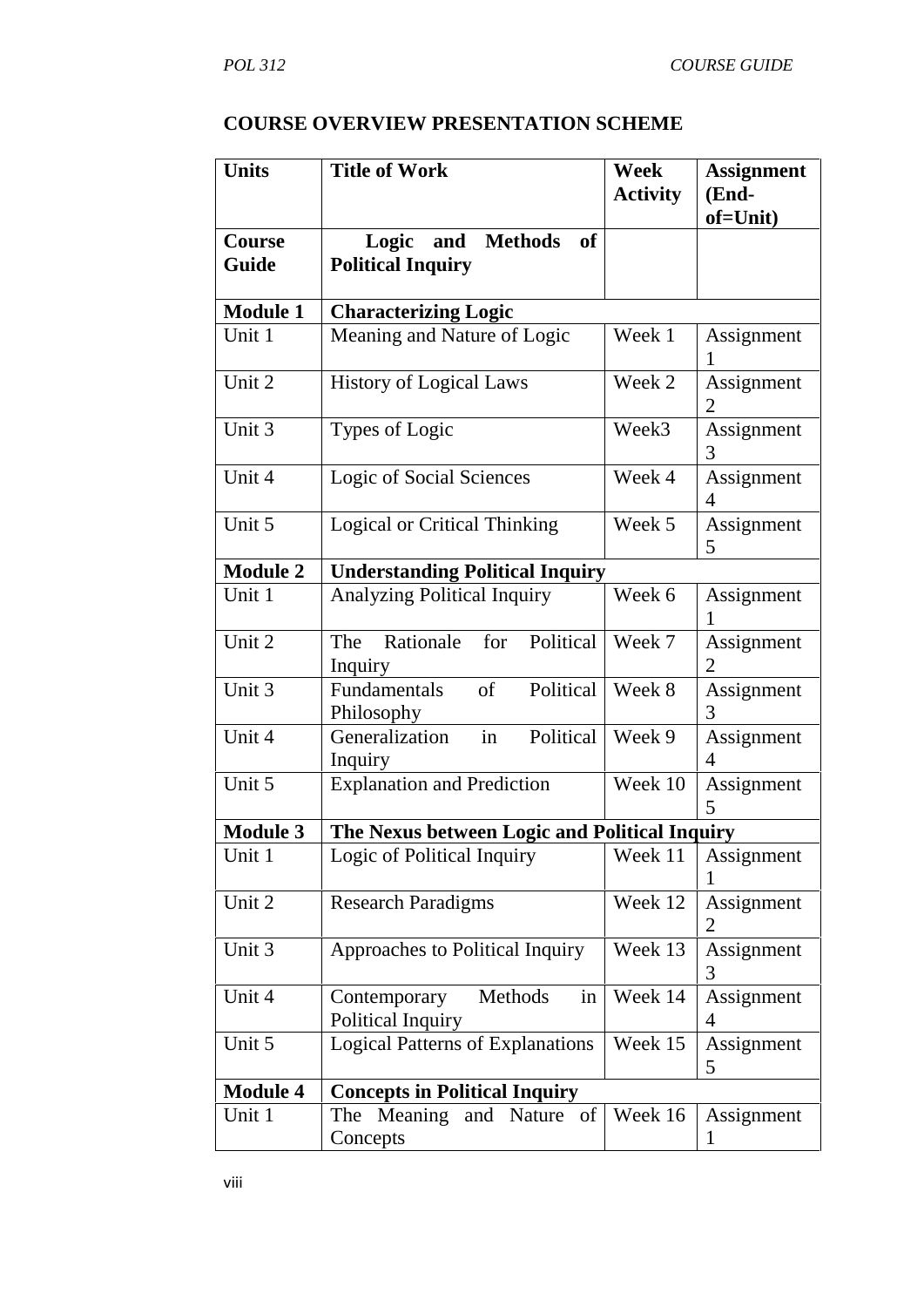## COURSE OVERVIEW PRESENTATION SCHEME

| Units | Title of Work | Week Activity | Assignment (End-of=Unit) |
|---|---|---|---|
| **Course Guide** | **Logic and Methods of Political Inquiry** | | |
| **Module 1** | **Characterizing Logic** | | |
| Unit 1 | Meaning and Nature of Logic | Week 1 | Assignment 1 |
| Unit 2 | History of Logical Laws | Week 2 | Assignment 2 |
| Unit 3 | Types of Logic | Week3 | Assignment 3 |
| Unit 4 | Logic of Social Sciences | Week 4 | Assignment 4 |
| Unit 5 | Logical or Critical Thinking | Week 5 | Assignment 5 |
| **Module 2** | **Understanding Political Inquiry** | | |
| Unit 1 | Analyzing Political Inquiry | Week 6 | Assignment 1 |
| Unit 2 | The Rationale for Political Inquiry | Week 7 | Assignment 2 |
| Unit 3 | Fundamentals of Political Philosophy | Week 8 | Assignment 3 |
| Unit 4 | Generalization in Political Inquiry | Week 9 | Assignment 4 |
| Unit 5 | Explanation and Prediction | Week 10 | Assignment 5 |
| **Module 3** | **The Nexus between Logic and Political Inquiry** | | |
| Unit 1 | Logic of Political Inquiry | Week 11 | Assignment 1 |
| Unit 2 | Research Paradigms | Week 12 | Assignment 2 |
| Unit 3 | Approaches to Political Inquiry | Week 13 | Assignment 3 |
| Unit 4 | Contemporary Methods in Political Inquiry | Week 14 | Assignment 4 |
| Unit 5 | Logical Patterns of Explanations | Week 15 | Assignment 5 |
| **Module 4** | **Concepts in Political Inquiry** | | |
| Unit 1 | The Meaning and Nature of Concepts | Week 16 | Assignment 1 |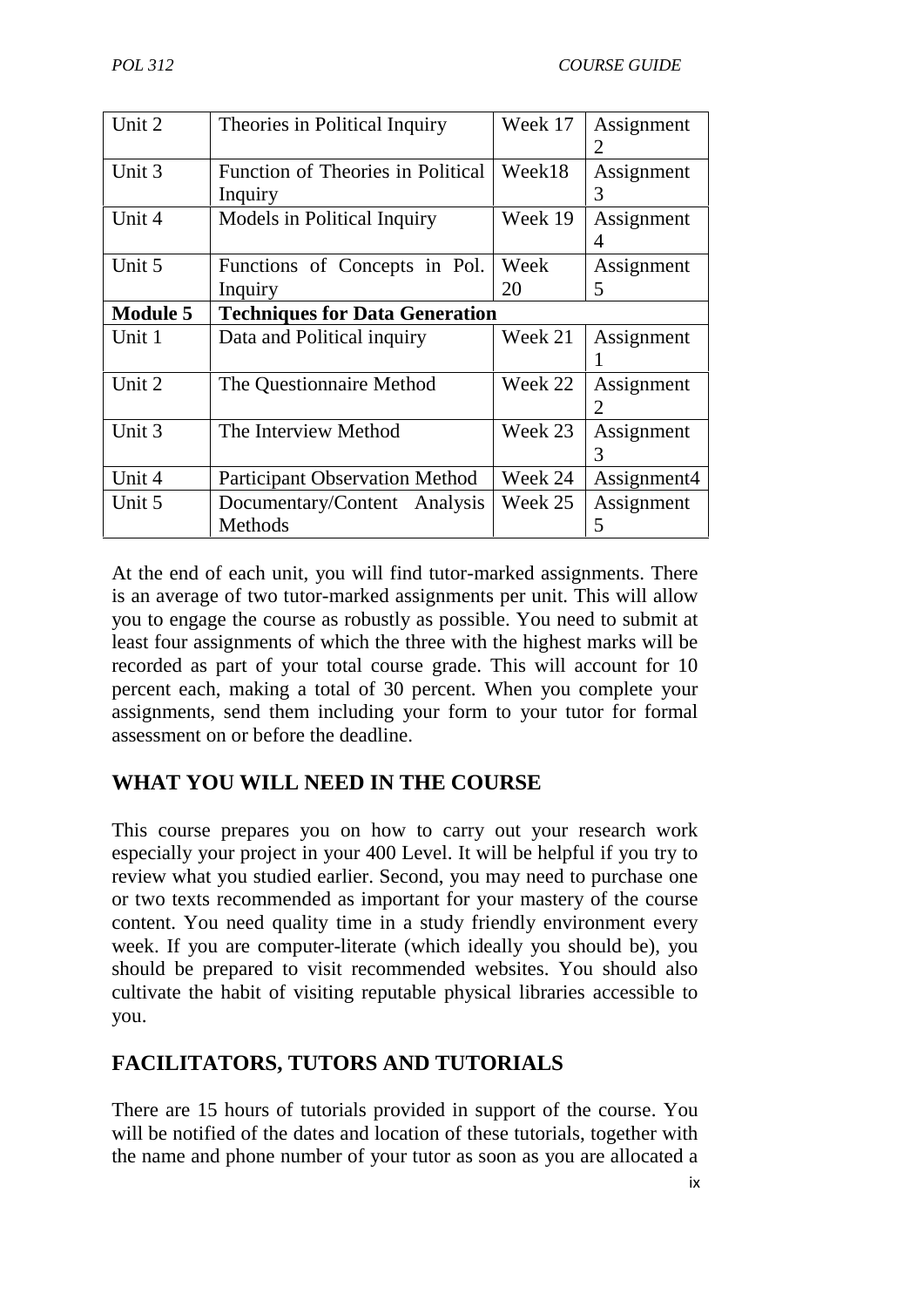| Unit 2 | Theories in Political Inquiry | Week 17 | Assignment 2 |
|---|---|---|---|
| Unit 3 | Function of Theories in Political Inquiry | Week18 | Assignment 3 |
| Unit 4 | Models in Political Inquiry | Week 19 | Assignment 4 |
| Unit 5 | Functions of Concepts in Pol. Inquiry | Week 20 | Assignment 5 |
| **Module 5** | **Techniques for Data Generation** | | |
| Unit 1 | Data and Political inquiry | Week 21 | Assignment 1 |
| Unit 2 | The Questionnaire Method | Week 22 | Assignment 2 |
| Unit 3 | The Interview Method | Week 23 | Assignment 3 |
| Unit 4 | Participant Observation Method | Week 24 | Assignment4 |
| Unit 5 | Documentary/Content Analysis Methods | Week 25 | Assignment 5 |

At the end of each unit, you will find tutor-marked assignments. There is an average of two tutor-marked assignments per unit. This will allow you to engage the course as robustly as possible. You need to submit at least four assignments of which the three with the highest marks will be recorded as part of your total course grade. This will account for 10 percent each, making a total of 30 percent. When you complete your assignments, send them including your form to your tutor for formal assessment on or before the deadline.

## WHAT YOU WILL NEED IN THE COURSE

This course prepares you on how to carry out your research work especially your project in your 400 Level. It will be helpful if you try to review what you studied earlier. Second, you may need to purchase one or two texts recommended as important for your mastery of the course content. You need quality time in a study friendly environment every week. If you are computer-literate (which ideally you should be), you should be prepared to visit recommended websites. You should also cultivate the habit of visiting reputable physical libraries accessible to you.

## FACILITATORS, TUTORS AND TUTORIALS

There are 15 hours of tutorials provided in support of the course. You will be notified of the dates and location of these tutorials, together with the name and phone number of your tutor as soon as you are allocated a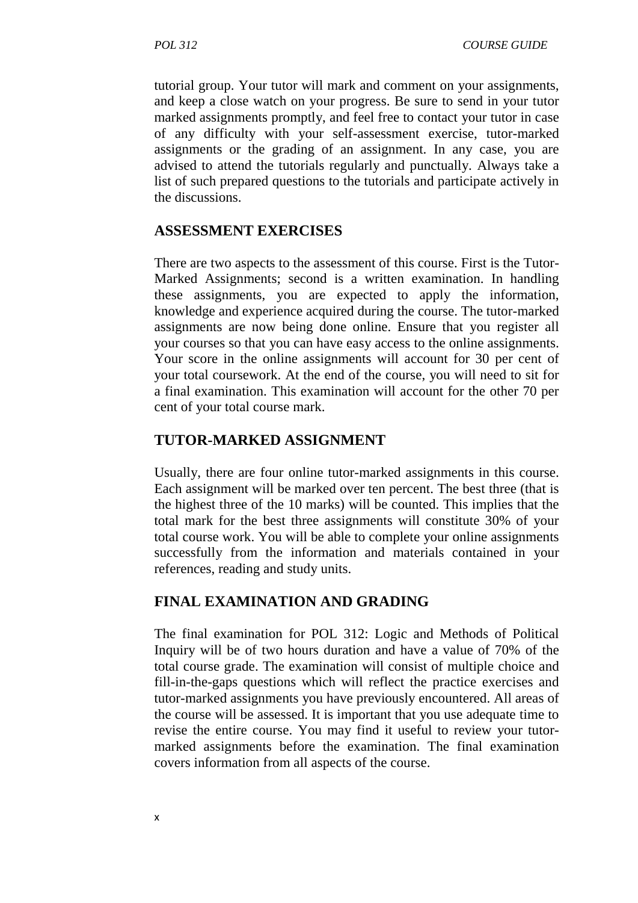tutorial group. Your tutor will mark and comment on your assignments, and keep a close watch on your progress. Be sure to send in your tutor marked assignments promptly, and feel free to contact your tutor in case of any difficulty with your self-assessment exercise, tutor-marked assignments or the grading of an assignment. In any case, you are advised to attend the tutorials regularly and punctually. Always take a list of such prepared questions to the tutorials and participate actively in the discussions.

## ASSESSMENT EXERCISES

There are two aspects to the assessment of this course. First is the Tutor-Marked Assignments; second is a written examination. In handling these assignments, you are expected to apply the information, knowledge and experience acquired during the course. The tutor-marked assignments are now being done online. Ensure that you register all your courses so that you can have easy access to the online assignments. Your score in the online assignments will account for 30 per cent of your total coursework. At the end of the course, you will need to sit for a final examination. This examination will account for the other 70 per cent of your total course mark.

## TUTOR-MARKED ASSIGNMENT

Usually, there are four online tutor-marked assignments in this course. Each assignment will be marked over ten percent. The best three (that is the highest three of the 10 marks) will be counted. This implies that the total mark for the best three assignments will constitute 30% of your total course work. You will be able to complete your online assignments successfully from the information and materials contained in your references, reading and study units.

## FINAL EXAMINATION AND GRADING

The final examination for POL 312: Logic and Methods of Political Inquiry will be of two hours duration and have a value of 70% of the total course grade. The examination will consist of multiple choice and fill-in-the-gaps questions which will reflect the practice exercises and tutor-marked assignments you have previously encountered. All areas of the course will be assessed. It is important that you use adequate time to revise the entire course. You may find it useful to review your tutor-marked assignments before the examination. The final examination covers information from all aspects of the course.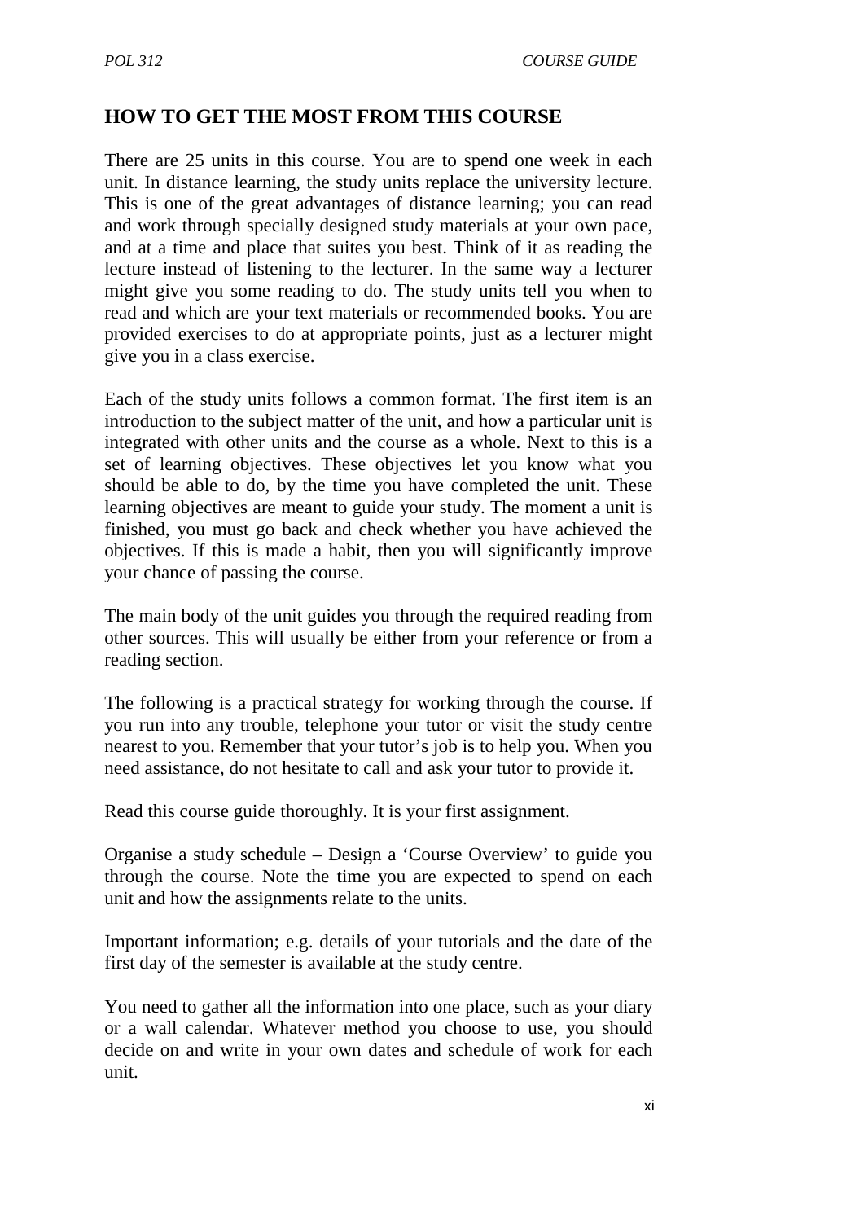## HOW TO GET THE MOST FROM THIS COURSE

There are 25 units in this course. You are to spend one week in each unit. In distance learning, the study units replace the university lecture. This is one of the great advantages of distance learning; you can read and work through specially designed study materials at your own pace, and at a time and place that suites you best. Think of it as reading the lecture instead of listening to the lecturer. In the same way a lecturer might give you some reading to do. The study units tell you when to read and which are your text materials or recommended books. You are provided exercises to do at appropriate points, just as a lecturer might give you in a class exercise.

Each of the study units follows a common format. The first item is an introduction to the subject matter of the unit, and how a particular unit is integrated with other units and the course as a whole. Next to this is a set of learning objectives. These objectives let you know what you should be able to do, by the time you have completed the unit. These learning objectives are meant to guide your study. The moment a unit is finished, you must go back and check whether you have achieved the objectives. If this is made a habit, then you will significantly improve your chance of passing the course.

The main body of the unit guides you through the required reading from other sources. This will usually be either from your reference or from a reading section.

The following is a practical strategy for working through the course. If you run into any trouble, telephone your tutor or visit the study centre nearest to you. Remember that your tutor's job is to help you. When you need assistance, do not hesitate to call and ask your tutor to provide it.

Read this course guide thoroughly. It is your first assignment.

Organise a study schedule – Design a 'Course Overview' to guide you through the course. Note the time you are expected to spend on each unit and how the assignments relate to the units.

Important information; e.g. details of your tutorials and the date of the first day of the semester is available at the study centre.

You need to gather all the information into one place, such as your diary or a wall calendar. Whatever method you choose to use, you should decide on and write in your own dates and schedule of work for each unit.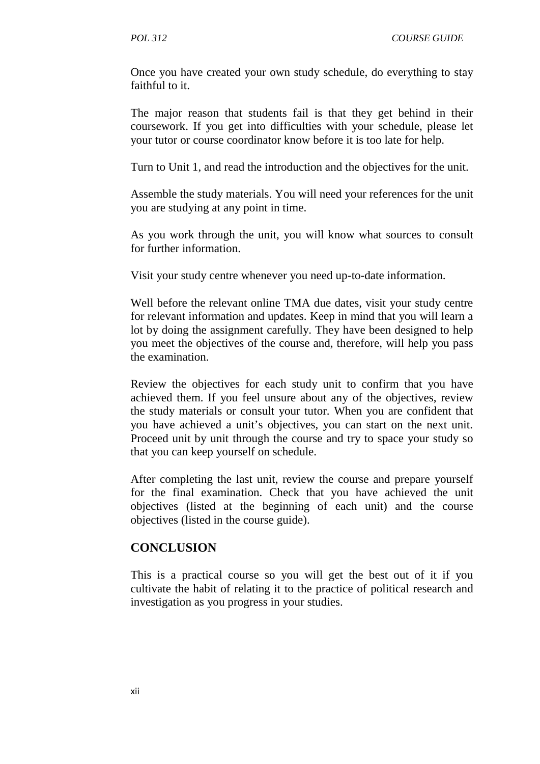Once you have created your own study schedule, do everything to stay faithful to it.

The major reason that students fail is that they get behind in their coursework. If you get into difficulties with your schedule, please let your tutor or course coordinator know before it is too late for help.

Turn to Unit 1, and read the introduction and the objectives for the unit.

Assemble the study materials. You will need your references for the unit you are studying at any point in time.

As you work through the unit, you will know what sources to consult for further information.

Visit your study centre whenever you need up-to-date information.

Well before the relevant online TMA due dates, visit your study centre for relevant information and updates. Keep in mind that you will learn a lot by doing the assignment carefully. They have been designed to help you meet the objectives of the course and, therefore, will help you pass the examination.

Review the objectives for each study unit to confirm that you have achieved them. If you feel unsure about any of the objectives, review the study materials or consult your tutor. When you are confident that you have achieved a unit's objectives, you can start on the next unit. Proceed unit by unit through the course and try to space your study so that you can keep yourself on schedule.

After completing the last unit, review the course and prepare yourself for the final examination. Check that you have achieved the unit objectives (listed at the beginning of each unit) and the course objectives (listed in the course guide).

## CONCLUSION

This is a practical course so you will get the best out of it if you cultivate the habit of relating it to the practice of political research and investigation as you progress in your studies.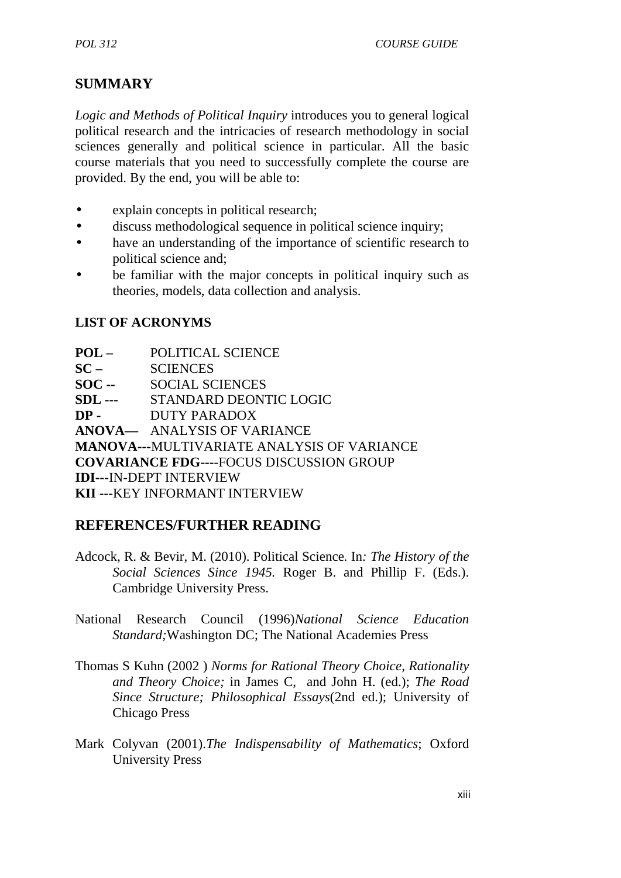## SUMMARY

*Logic and Methods of Political Inquiry* introduces you to general logical political research and the intricacies of research methodology in social sciences generally and political science in particular. All the basic course materials that you need to successfully complete the course are provided. By the end, you will be able to:

- explain concepts in political research;
- discuss methodological sequence in political science inquiry;
- have an understanding of the importance of scientific research to political science and;
- be familiar with the major concepts in political inquiry such as theories, models, data collection and analysis.

### LIST OF ACRONYMS

**POL –** POLITICAL SCIENCE
**SC –** SCIENCES
**SOC --** SOCIAL SCIENCES
**SDL ---** STANDARD DEONTIC LOGIC
**DP -** DUTY PARADOX
**ANOVA—** ANALYSIS OF VARIANCE
**MANOVA---**MULTIVARIATE ANALYSIS OF VARIANCE
**COVARIANCE FDG----**FOCUS DISCUSSION GROUP
**IDI---**IN-DEPT INTERVIEW
**KII ---**KEY INFORMANT INTERVIEW

## REFERENCES/FURTHER READING

Adcock, R. & Bevir, M. (2010). Political Science. In*: The History of the Social Sciences Since 1945.* Roger B. and Phillip F. (Eds.). Cambridge University Press.

National Research Council (1996)*National Science Education Standard;*Washington DC; The National Academies Press

Thomas S Kuhn (2002 ) *Norms for Rational Theory Choice, Rationality and Theory Choice;* in James C, and John H. (ed.); *The Road Since Structure; Philosophical Essays*(2nd ed.); University of Chicago Press

Mark Colyvan (2001).*The Indispensability of Mathematics*; Oxford University Press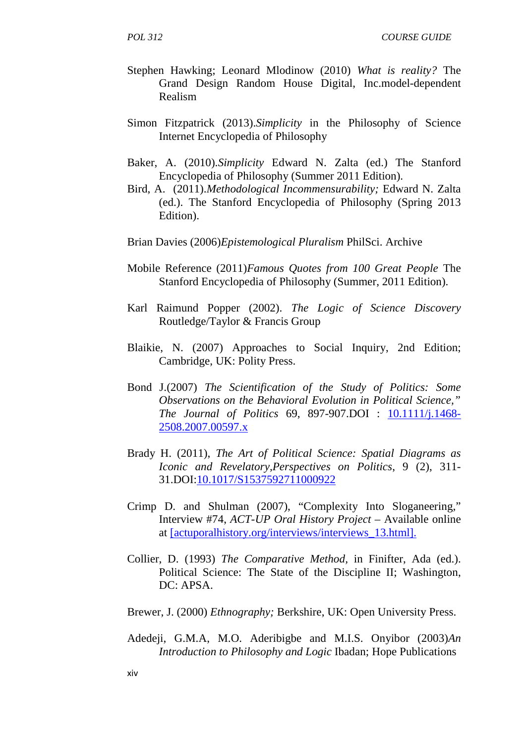Stephen Hawking; Leonard Mlodinow (2010) *What is reality?* The Grand Design Random House Digital, Inc.model-dependent Realism

Simon Fitzpatrick (2013).*Simplicity* in the Philosophy of Science Internet Encyclopedia of Philosophy

Baker, A. (2010).*Simplicity* Edward N. Zalta (ed.) The Stanford Encyclopedia of Philosophy (Summer 2011 Edition).

Bird, A. (2011).*Methodological Incommensurability;* Edward N. Zalta (ed.). The Stanford Encyclopedia of Philosophy (Spring 2013 Edition).

Brian Davies (2006)*Epistemological Pluralism* PhilSci. Archive

Mobile Reference (2011)*Famous Quotes from 100 Great People* The Stanford Encyclopedia of Philosophy (Summer, 2011 Edition).

Karl Raimund Popper (2002). *The Logic of Science Discovery* Routledge/Taylor & Francis Group

Blaikie, N. (2007) Approaches to Social Inquiry, 2nd Edition; Cambridge, UK: Polity Press.

Bond J.(2007) *The Scientification of the Study of Politics: Some Observations on the Behavioral Evolution in Political Science," The Journal of Politics* 69, 897-907.DOI : 10.1111/j.1468-2508.2007.00597.x

Brady H. (2011), *The Art of Political Science: Spatial Diagrams as Iconic and Revelatory,Perspectives on Politics*, 9 (2), 311-31.DOI:10.1017/S1537592711000922

Crimp D. and Shulman (2007), "Complexity Into Sloganeering," Interview #74, *ACT-UP Oral History Project* – Available online at [actuporalhistory.org/interviews/interviews_13.html].

Collier, D. (1993) *The Comparative Method*, in Finifter, Ada (ed.). Political Science: The State of the Discipline II; Washington, DC: APSA.

Brewer, J. (2000) *Ethnography;* Berkshire, UK: Open University Press.

Adedeji, G.M.A, M.O. Aderibigbe and M.I.S. Onyibor (2003)*An Introduction to Philosophy and Logic* Ibadan; Hope Publications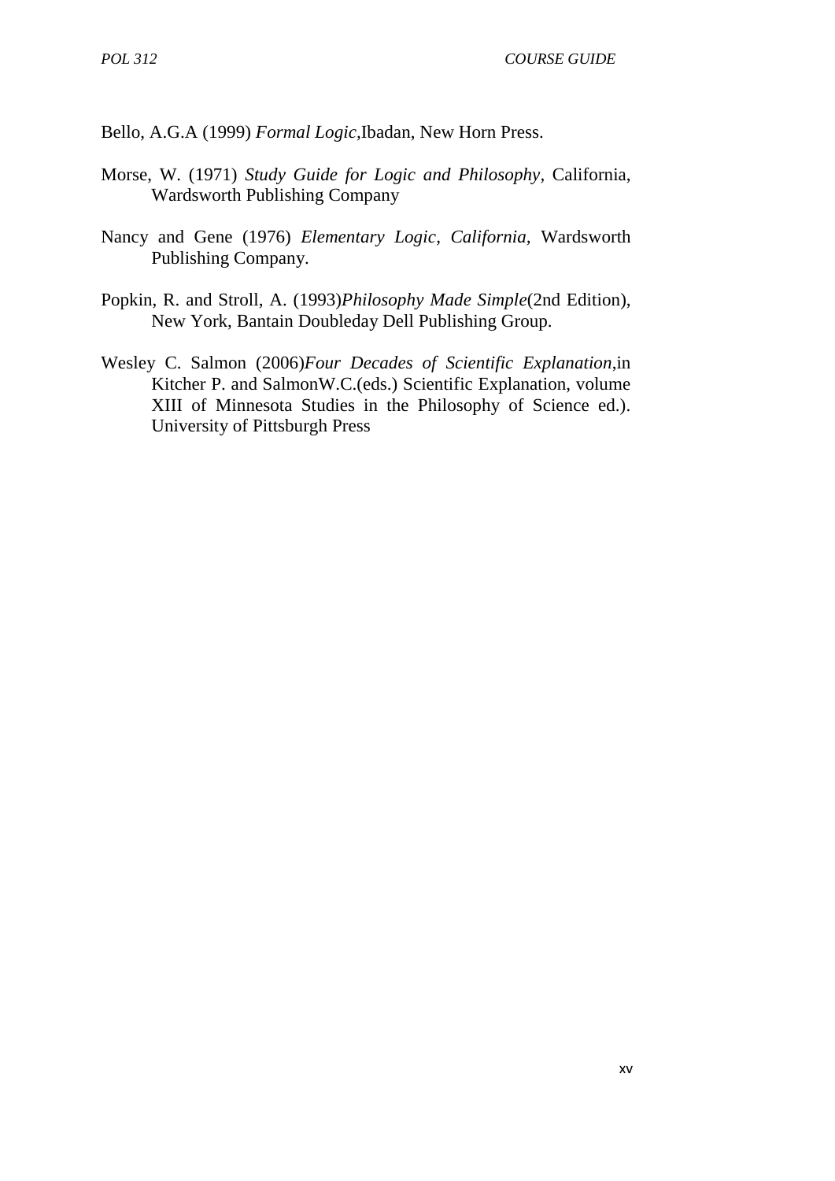Bello, A.G.A (1999) *Formal Logic*,Ibadan, New Horn Press.

Morse, W. (1971) *Study Guide for Logic and Philosophy*, California, Wardsworth Publishing Company

Nancy and Gene (1976) *Elementary Logic*, *California*, Wardsworth Publishing Company.

Popkin, R. and Stroll, A. (1993)*Philosophy Made Simple*(2nd Edition), New York, Bantain Doubleday Dell Publishing Group.

Wesley C. Salmon (2006)*Four Decades of Scientific Explanation*,in Kitcher P. and SalmonW.C.(eds.) Scientific Explanation, volume XIII of Minnesota Studies in the Philosophy of Science ed.). University of Pittsburgh Press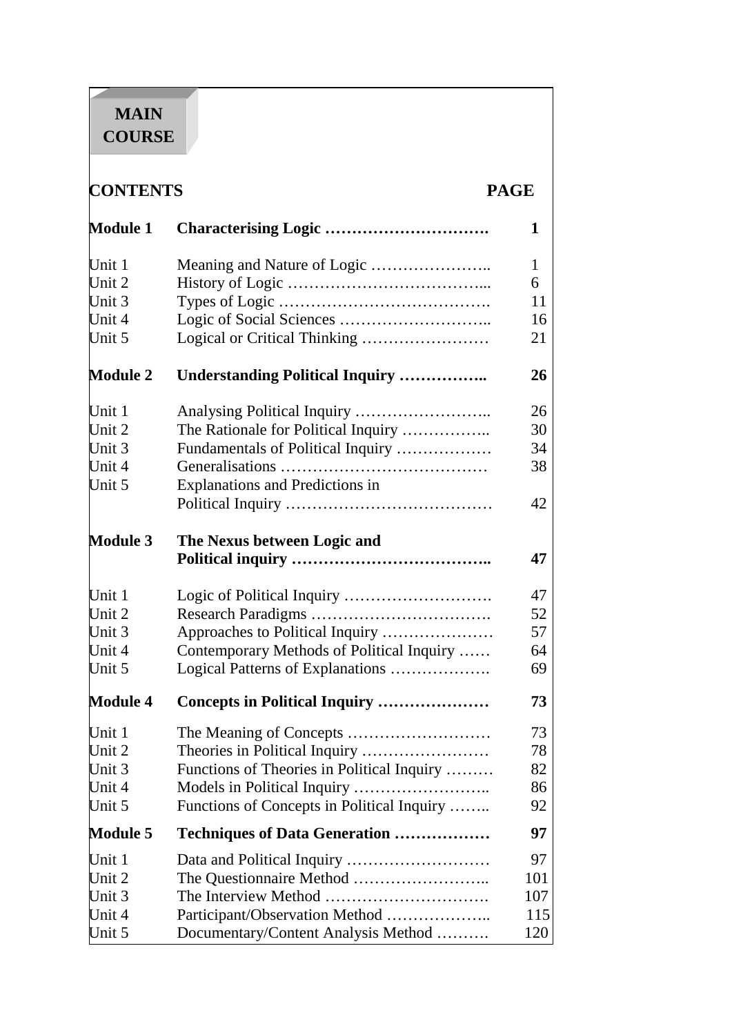# MAIN COURSE

| CONTENTS | | PAGE |
|---|---|---|
| **Module 1** | **Characterising Logic ………………………….** | **1** |
| Unit 1 | Meaning and Nature of Logic ………………….. | 1 |
| Unit 2 | History of Logic ………………………………... | 6 |
| Unit 3 | Types of Logic …………………………………. | 11 |
| Unit 4 | Logic of Social Sciences ……………………….. | 16 |
| Unit 5 | Logical or Critical Thinking …………………… | 21 |
| **Module 2** | **Understanding Political Inquiry …………….** | **26** |
| Unit 1 | Analysing Political Inquiry …………………….. | 26 |
| Unit 2 | The Rationale for Political Inquiry …………….. | 30 |
| Unit 3 | Fundamentals of Political Inquiry ……………… | 34 |
| Unit 4 | Generalisations ………………………………… | 38 |
| Unit 5 | Explanations and Predictions in Political Inquiry ………………………………… | 42 |
| **Module 3** | **The Nexus between Logic and Political inquiry ………………………………..** | **47** |
| Unit 1 | Logic of Political Inquiry ………………………. | 47 |
| Unit 2 | Research Paradigms ……………………………. | 52 |
| Unit 3 | Approaches to Political Inquiry ………………… | 57 |
| Unit 4 | Contemporary Methods of Political Inquiry …… | 64 |
| Unit 5 | Logical Patterns of Explanations ………………. | 69 |
| **Module 4** | **Concepts in Political Inquiry …………………** | **73** |
| Unit 1 | The Meaning of Concepts ……………………… | 73 |
| Unit 2 | Theories in Political Inquiry …………………… | 78 |
| Unit 3 | Functions of Theories in Political Inquiry ……… | 82 |
| Unit 4 | Models in Political Inquiry …………………….. | 86 |
| Unit 5 | Functions of Concepts in Political Inquiry …….. | 92 |
| **Module 5** | **Techniques of Data Generation ………………** | **97** |
| Unit 1 | Data and Political Inquiry ……………………… | 97 |
| Unit 2 | The Questionnaire Method …………………….. | 101 |
| Unit 3 | The Interview Method …………………………. | 107 |
| Unit 4 | Participant/Observation Method ……………….. | 115 |
| Unit 5 | Documentary/Content Analysis Method ………. | 120 |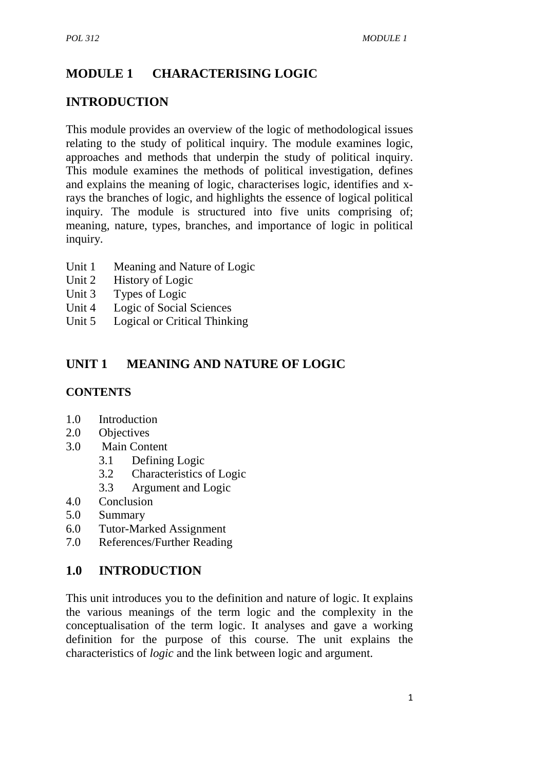# MODULE 1 CHARACTERISING LOGIC

## INTRODUCTION

This module provides an overview of the logic of methodological issues relating to the study of political inquiry. The module examines logic, approaches and methods that underpin the study of political inquiry. This module examines the methods of political investigation, defines and explains the meaning of logic, characterises logic, identifies and x-rays the branches of logic, and highlights the essence of logical political inquiry. The module is structured into five units comprising of; meaning, nature, types, branches, and importance of logic in political inquiry.

- Unit 1 Meaning and Nature of Logic
- Unit 2 History of Logic
- Unit 3 Types of Logic
- Unit 4 Logic of Social Sciences
- Unit 5 Logical or Critical Thinking

## UNIT 1 MEANING AND NATURE OF LOGIC

### CONTENTS

- 1.0 Introduction
- 2.0 Objectives
- 3.0 Main Content
    - 3.1 Defining Logic
    - 3.2 Characteristics of Logic
    - 3.3 Argument and Logic
- 4.0 Conclusion
- 5.0 Summary
- 6.0 Tutor-Marked Assignment
- 7.0 References/Further Reading

## 1.0 INTRODUCTION

This unit introduces you to the definition and nature of logic. It explains the various meanings of the term logic and the complexity in the conceptualisation of the term logic. It analyses and gave a working definition for the purpose of this course. The unit explains the characteristics of *logic* and the link between logic and argument.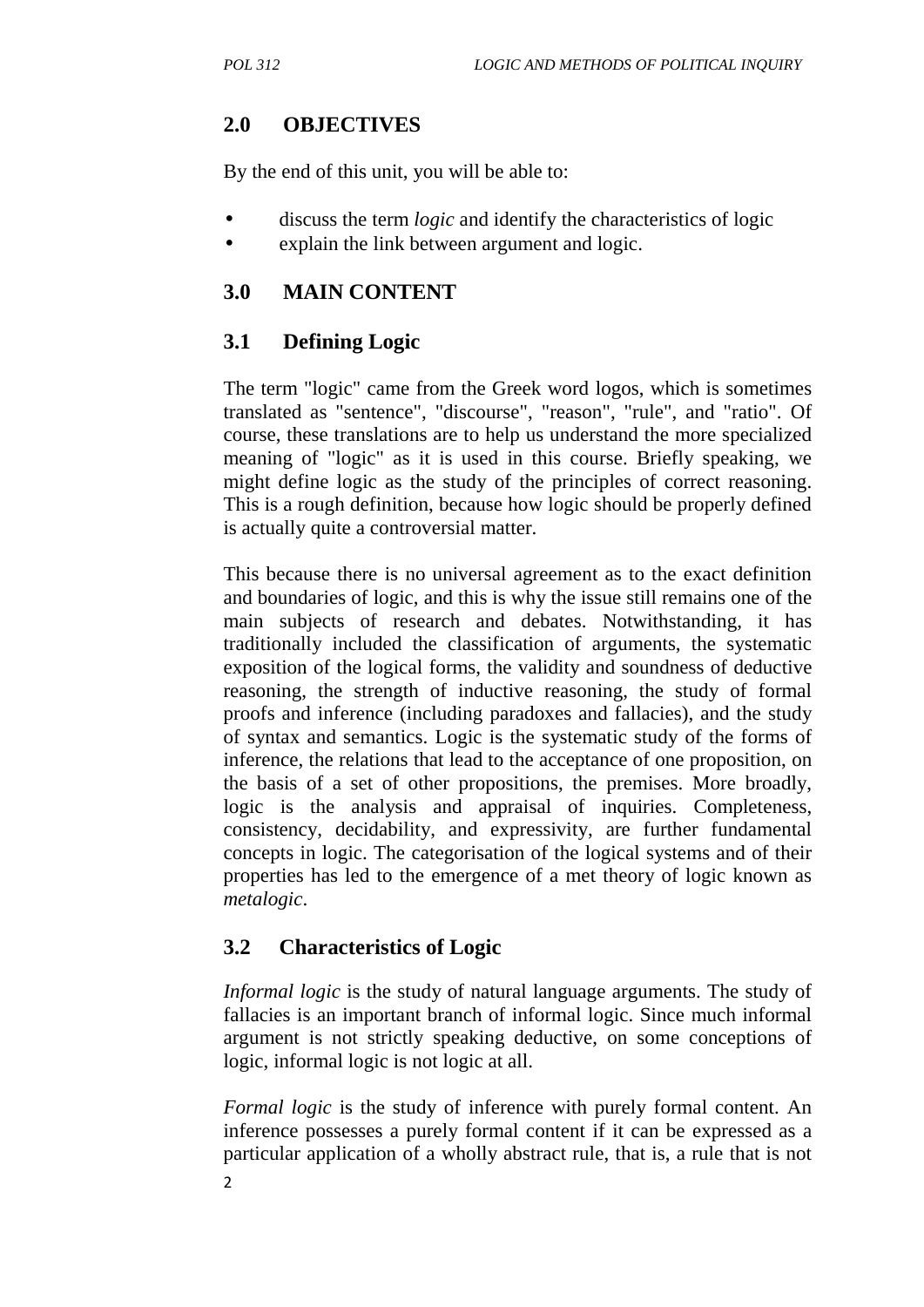## 2.0 OBJECTIVES

By the end of this unit, you will be able to:

- discuss the term *logic* and identify the characteristics of logic
- explain the link between argument and logic.

## 3.0 MAIN CONTENT

### 3.1 Defining Logic

The term "logic" came from the Greek word logos, which is sometimes translated as "sentence", "discourse", "reason", "rule", and "ratio". Of course, these translations are to help us understand the more specialized meaning of "logic" as it is used in this course. Briefly speaking, we might define logic as the study of the principles of correct reasoning. This is a rough definition, because how logic should be properly defined is actually quite a controversial matter.

This because there is no universal agreement as to the exact definition and boundaries of logic, and this is why the issue still remains one of the main subjects of research and debates. Notwithstanding, it has traditionally included the classification of arguments, the systematic exposition of the logical forms, the validity and soundness of deductive reasoning, the strength of inductive reasoning, the study of formal proofs and inference (including paradoxes and fallacies), and the study of syntax and semantics. Logic is the systematic study of the forms of inference, the relations that lead to the acceptance of one proposition, on the basis of a set of other propositions, the premises. More broadly, logic is the analysis and appraisal of inquiries. Completeness, consistency, decidability, and expressivity, are further fundamental concepts in logic. The categorisation of the logical systems and of their properties has led to the emergence of a met theory of logic known as *metalogic*.

### 3.2 Characteristics of Logic

*Informal logic* is the study of natural language arguments. The study of fallacies is an important branch of informal logic. Since much informal argument is not strictly speaking deductive, on some conceptions of logic, informal logic is not logic at all.

*Formal logic* is the study of inference with purely formal content. An inference possesses a purely formal content if it can be expressed as a particular application of a wholly abstract rule, that is, a rule that is not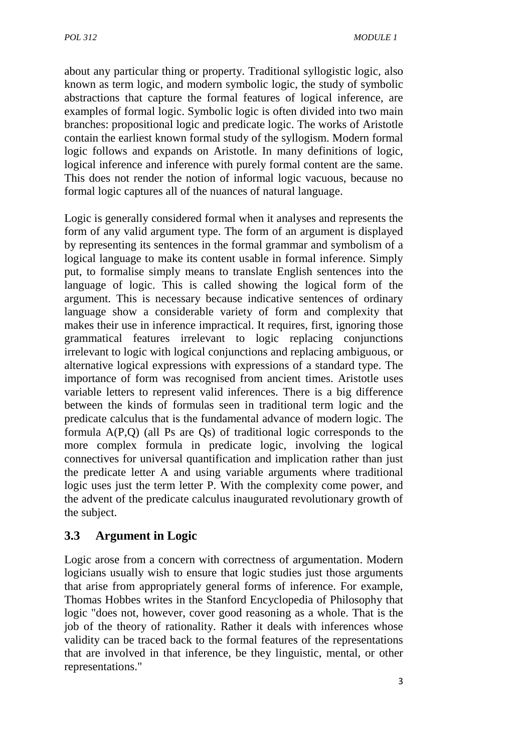about any particular thing or property. Traditional syllogistic logic, also known as term logic, and modern symbolic logic, the study of symbolic abstractions that capture the formal features of logical inference, are examples of formal logic. Symbolic logic is often divided into two main branches: propositional logic and predicate logic. The works of Aristotle contain the earliest known formal study of the syllogism. Modern formal logic follows and expands on Aristotle. In many definitions of logic, logical inference and inference with purely formal content are the same. This does not render the notion of informal logic vacuous, because no formal logic captures all of the nuances of natural language.

Logic is generally considered formal when it analyses and represents the form of any valid argument type. The form of an argument is displayed by representing its sentences in the formal grammar and symbolism of a logical language to make its content usable in formal inference. Simply put, to formalise simply means to translate English sentences into the language of logic. This is called showing the logical form of the argument. This is necessary because indicative sentences of ordinary language show a considerable variety of form and complexity that makes their use in inference impractical. It requires, first, ignoring those grammatical features irrelevant to logic replacing conjunctions irrelevant to logic with logical conjunctions and replacing ambiguous, or alternative logical expressions with expressions of a standard type. The importance of form was recognised from ancient times. Aristotle uses variable letters to represent valid inferences. There is a big difference between the kinds of formulas seen in traditional term logic and the predicate calculus that is the fundamental advance of modern logic. The formula A(P,Q) (all Ps are Qs) of traditional logic corresponds to the more complex formula in predicate logic, involving the logical connectives for universal quantification and implication rather than just the predicate letter A and using variable arguments where traditional logic uses just the term letter P. With the complexity come power, and the advent of the predicate calculus inaugurated revolutionary growth of the subject.

## 3.3 Argument in Logic

Logic arose from a concern with correctness of argumentation. Modern logicians usually wish to ensure that logic studies just those arguments that arise from appropriately general forms of inference. For example, Thomas Hobbes writes in the Stanford Encyclopedia of Philosophy that logic "does not, however, cover good reasoning as a whole. That is the job of the theory of rationality. Rather it deals with inferences whose validity can be traced back to the formal features of the representations that are involved in that inference, be they linguistic, mental, or other representations."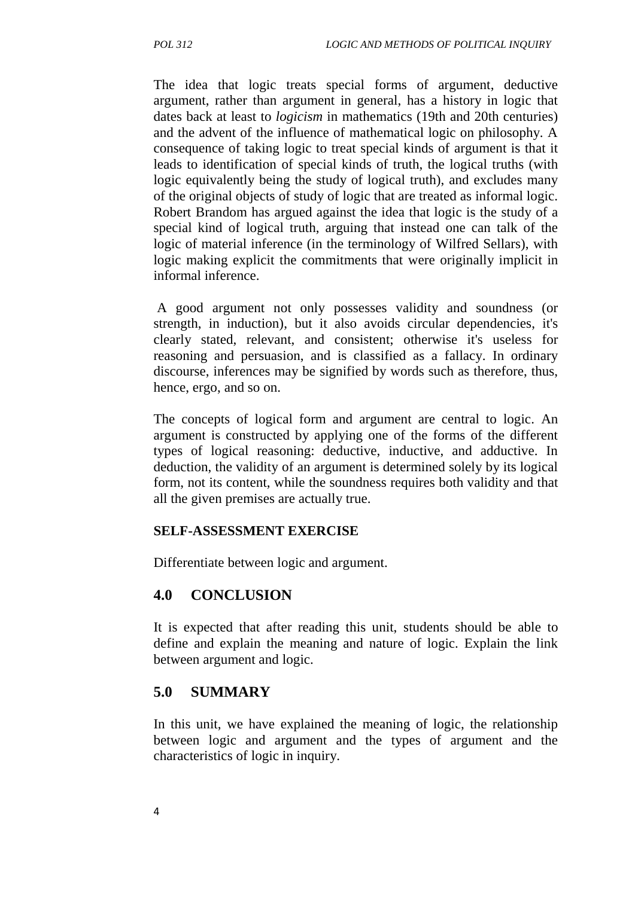The idea that logic treats special forms of argument, deductive argument, rather than argument in general, has a history in logic that dates back at least to *logicism* in mathematics (19th and 20th centuries) and the advent of the influence of mathematical logic on philosophy. A consequence of taking logic to treat special kinds of argument is that it leads to identification of special kinds of truth, the logical truths (with logic equivalently being the study of logical truth), and excludes many of the original objects of study of logic that are treated as informal logic. Robert Brandom has argued against the idea that logic is the study of a special kind of logical truth, arguing that instead one can talk of the logic of material inference (in the terminology of Wilfred Sellars), with logic making explicit the commitments that were originally implicit in informal inference.

A good argument not only possesses validity and soundness (or strength, in induction), but it also avoids circular dependencies, it's clearly stated, relevant, and consistent; otherwise it's useless for reasoning and persuasion, and is classified as a fallacy. In ordinary discourse, inferences may be signified by words such as therefore, thus, hence, ergo, and so on.

The concepts of logical form and argument are central to logic. An argument is constructed by applying one of the forms of the different types of logical reasoning: deductive, inductive, and adductive. In deduction, the validity of an argument is determined solely by its logical form, not its content, while the soundness requires both validity and that all the given premises are actually true.

**SELF-ASSESSMENT EXERCISE**

Differentiate between logic and argument.

## 4.0 CONCLUSION

It is expected that after reading this unit, students should be able to define and explain the meaning and nature of logic. Explain the link between argument and logic.

## 5.0 SUMMARY

In this unit, we have explained the meaning of logic, the relationship between logic and argument and the types of argument and the characteristics of logic in inquiry.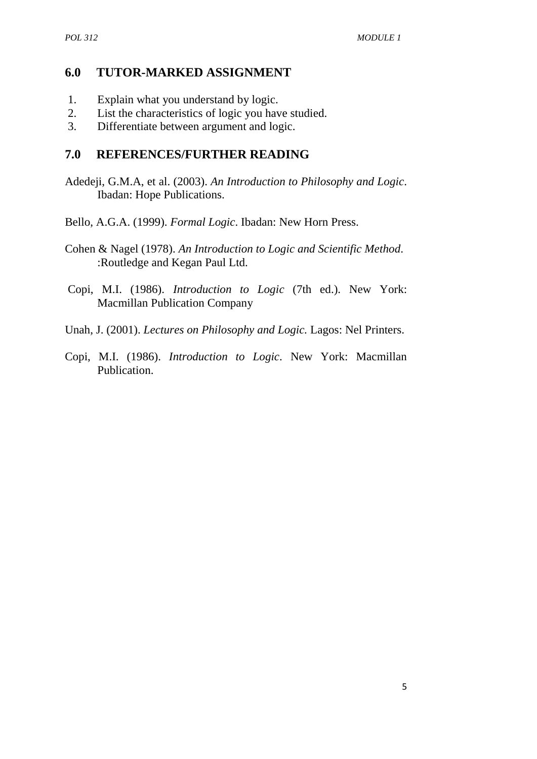## 6.0 TUTOR-MARKED ASSIGNMENT

1. Explain what you understand by logic.
2. List the characteristics of logic you have studied.
3. Differentiate between argument and logic.

## 7.0 REFERENCES/FURTHER READING

Adedeji, G.M.A, et al. (2003). *An Introduction to Philosophy and Logic*. Ibadan: Hope Publications.

Bello, A.G.A. (1999). *Formal Logic*. Ibadan: New Horn Press.

Cohen & Nagel (1978). *An Introduction to Logic and Scientific Method*. :Routledge and Kegan Paul Ltd.

Copi, M.I. (1986). *Introduction to Logic* (7th ed.). New York: Macmillan Publication Company

Unah, J. (2001). *Lectures on Philosophy and Logic.* Lagos: Nel Printers.

Copi, M.I. (1986). *Introduction to Logic*. New York: Macmillan Publication.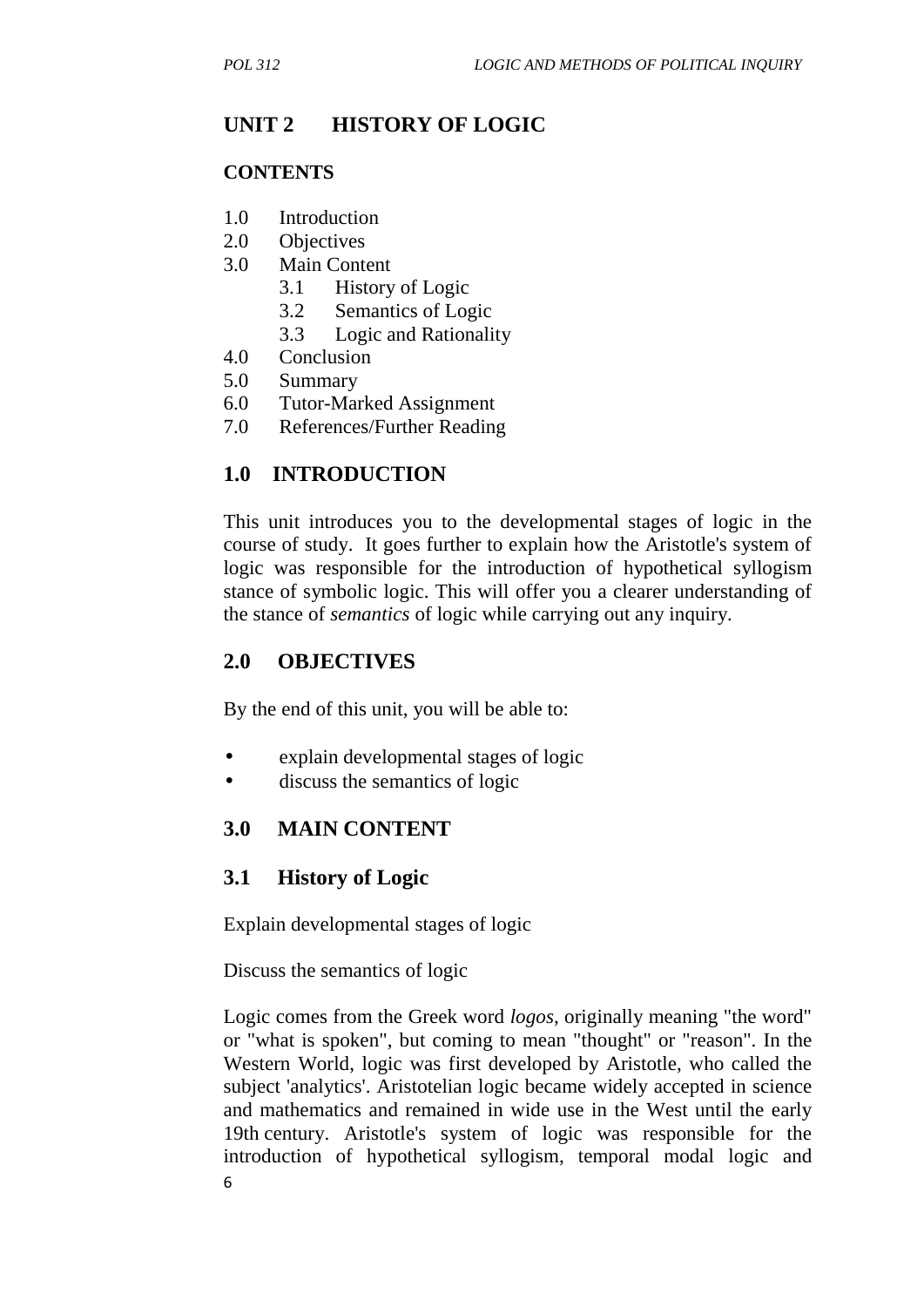# UNIT 2 HISTORY OF LOGIC

**CONTENTS**

- 1.0 Introduction
- 2.0 Objectives
- 3.0 Main Content
  - 3.1 History of Logic
  - 3.2 Semantics of Logic
  - 3.3 Logic and Rationality
- 4.0 Conclusion
- 5.0 Summary
- 6.0 Tutor-Marked Assignment
- 7.0 References/Further Reading

## 1.0 INTRODUCTION

This unit introduces you to the developmental stages of logic in the course of study. It goes further to explain how the Aristotle's system of logic was responsible for the introduction of hypothetical syllogism stance of symbolic logic. This will offer you a clearer understanding of the stance of *semantics* of logic while carrying out any inquiry.

## 2.0 OBJECTIVES

By the end of this unit, you will be able to:

- explain developmental stages of logic
- discuss the semantics of logic

## 3.0 MAIN CONTENT

### 3.1 History of Logic

Explain developmental stages of logic

Discuss the semantics of logic

Logic comes from the Greek word *logos*, originally meaning "the word" or "what is spoken", but coming to mean "thought" or "reason". In the Western World, logic was first developed by Aristotle, who called the subject 'analytics'. Aristotelian logic became widely accepted in science and mathematics and remained in wide use in the West until the early 19th century. Aristotle's system of logic was responsible for the introduction of hypothetical syllogism, temporal modal logic and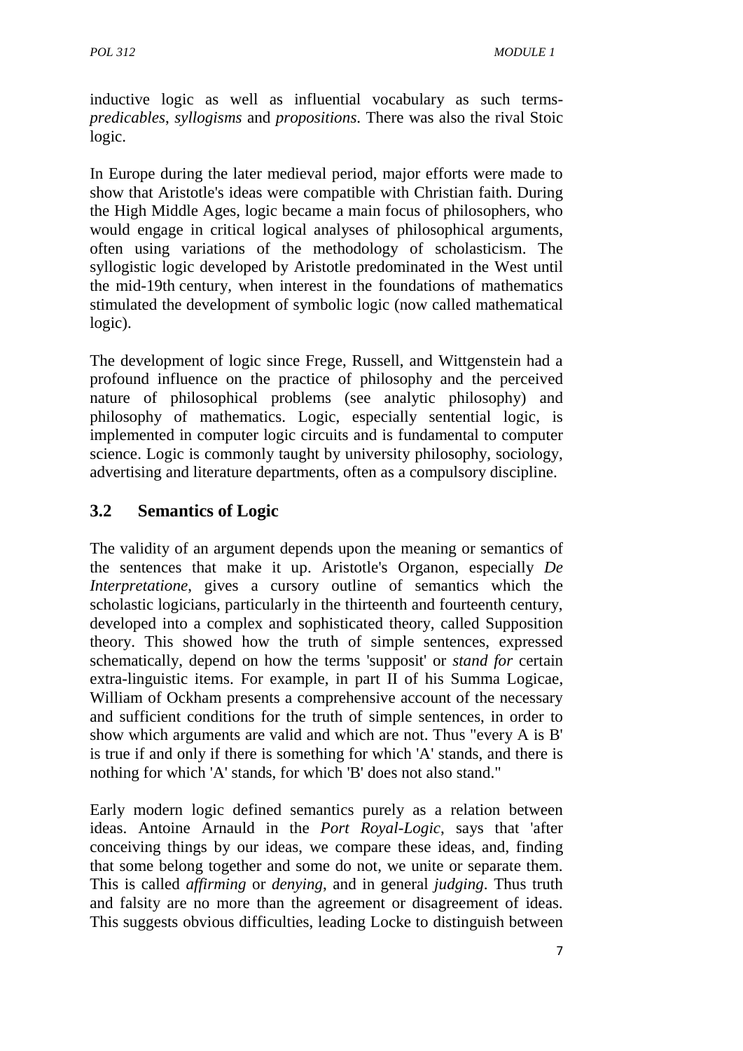inductive logic as well as influential vocabulary as such terms- *predicables*, *syllogisms* and *propositions*. There was also the rival Stoic logic.

In Europe during the later medieval period, major efforts were made to show that Aristotle's ideas were compatible with Christian faith. During the High Middle Ages, logic became a main focus of philosophers, who would engage in critical logical analyses of philosophical arguments, often using variations of the methodology of scholasticism. The syllogistic logic developed by Aristotle predominated in the West until the mid-19th century, when interest in the foundations of mathematics stimulated the development of symbolic logic (now called mathematical logic).

The development of logic since Frege, Russell, and Wittgenstein had a profound influence on the practice of philosophy and the perceived nature of philosophical problems (see analytic philosophy) and philosophy of mathematics. Logic, especially sentential logic, is implemented in computer logic circuits and is fundamental to computer science. Logic is commonly taught by university philosophy, sociology, advertising and literature departments, often as a compulsory discipline.

## 3.2 Semantics of Logic

The validity of an argument depends upon the meaning or semantics of the sentences that make it up. Aristotle's Organon, especially *De Interpretatione*, gives a cursory outline of semantics which the scholastic logicians, particularly in the thirteenth and fourteenth century, developed into a complex and sophisticated theory, called Supposition theory. This showed how the truth of simple sentences, expressed schematically, depend on how the terms 'supposit' or *stand for* certain extra-linguistic items. For example, in part II of his Summa Logicae, William of Ockham presents a comprehensive account of the necessary and sufficient conditions for the truth of simple sentences, in order to show which arguments are valid and which are not. Thus "every A is B' is true if and only if there is something for which 'A' stands, and there is nothing for which 'A' stands, for which 'B' does not also stand."

Early modern logic defined semantics purely as a relation between ideas. Antoine Arnauld in the *Port Royal-Logic*, says that 'after conceiving things by our ideas, we compare these ideas, and, finding that some belong together and some do not, we unite or separate them. This is called *affirming* or *denying*, and in general *judging*. Thus truth and falsity are no more than the agreement or disagreement of ideas. This suggests obvious difficulties, leading Locke to distinguish between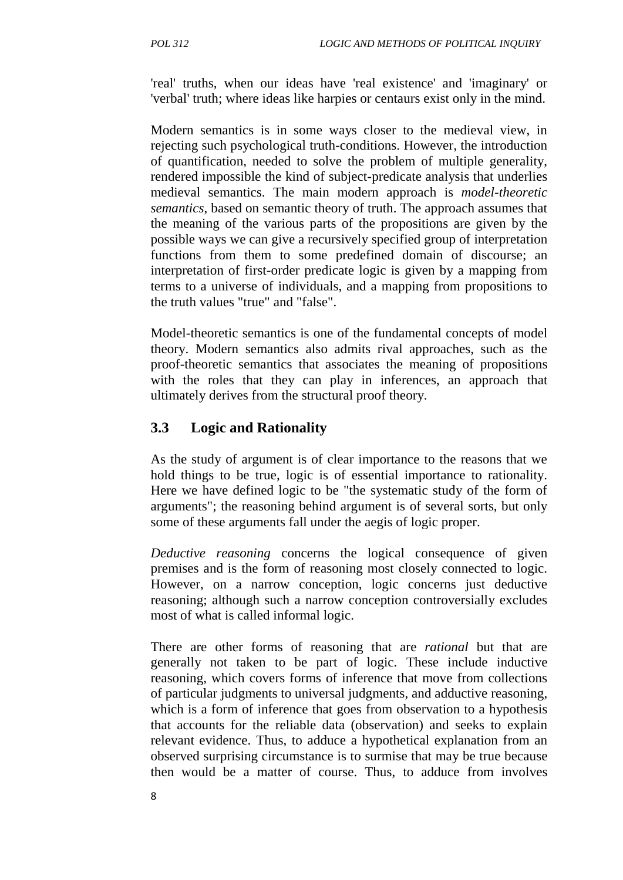'real' truths, when our ideas have 'real existence' and 'imaginary' or 'verbal' truth; where ideas like harpies or centaurs exist only in the mind.

Modern semantics is in some ways closer to the medieval view, in rejecting such psychological truth-conditions. However, the introduction of quantification, needed to solve the problem of multiple generality, rendered impossible the kind of subject-predicate analysis that underlies medieval semantics. The main modern approach is *model-theoretic semantics*, based on semantic theory of truth. The approach assumes that the meaning of the various parts of the propositions are given by the possible ways we can give a recursively specified group of interpretation functions from them to some predefined domain of discourse; an interpretation of first-order predicate logic is given by a mapping from terms to a universe of individuals, and a mapping from propositions to the truth values "true" and "false".

Model-theoretic semantics is one of the fundamental concepts of model theory. Modern semantics also admits rival approaches, such as the proof-theoretic semantics that associates the meaning of propositions with the roles that they can play in inferences, an approach that ultimately derives from the structural proof theory.

## 3.3 Logic and Rationality

As the study of argument is of clear importance to the reasons that we hold things to be true, logic is of essential importance to rationality. Here we have defined logic to be "the systematic study of the form of arguments"; the reasoning behind argument is of several sorts, but only some of these arguments fall under the aegis of logic proper.

*Deductive reasoning* concerns the logical consequence of given premises and is the form of reasoning most closely connected to logic. However, on a narrow conception, logic concerns just deductive reasoning; although such a narrow conception controversially excludes most of what is called informal logic.

There are other forms of reasoning that are *rational* but that are generally not taken to be part of logic. These include inductive reasoning, which covers forms of inference that move from collections of particular judgments to universal judgments, and adductive reasoning, which is a form of inference that goes from observation to a hypothesis that accounts for the reliable data (observation) and seeks to explain relevant evidence. Thus, to adduce a hypothetical explanation from an observed surprising circumstance is to surmise that may be true because then would be a matter of course. Thus, to adduce from involves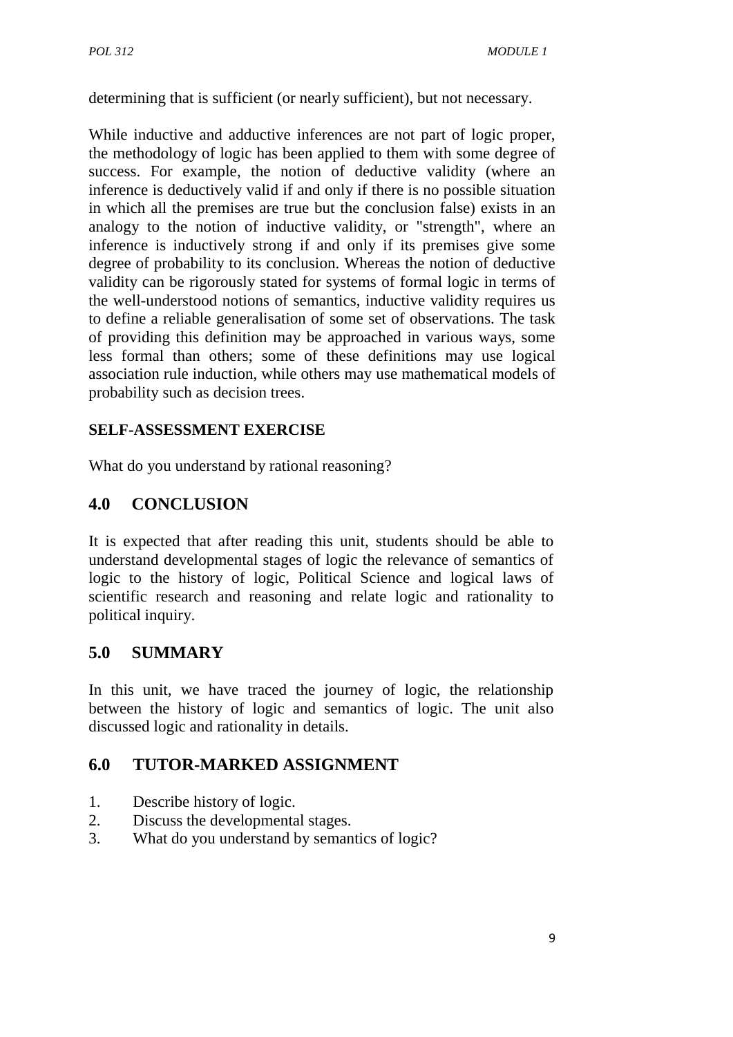determining that is sufficient (or nearly sufficient), but not necessary.

While inductive and adductive inferences are not part of logic proper, the methodology of logic has been applied to them with some degree of success. For example, the notion of deductive validity (where an inference is deductively valid if and only if there is no possible situation in which all the premises are true but the conclusion false) exists in an analogy to the notion of inductive validity, or "strength", where an inference is inductively strong if and only if its premises give some degree of probability to its conclusion. Whereas the notion of deductive validity can be rigorously stated for systems of formal logic in terms of the well-understood notions of semantics, inductive validity requires us to define a reliable generalisation of some set of observations. The task of providing this definition may be approached in various ways, some less formal than others; some of these definitions may use logical association rule induction, while others may use mathematical models of probability such as decision trees.

**SELF-ASSESSMENT EXERCISE**

What do you understand by rational reasoning?

## 4.0 CONCLUSION

It is expected that after reading this unit, students should be able to understand developmental stages of logic the relevance of semantics of logic to the history of logic, Political Science and logical laws of scientific research and reasoning and relate logic and rationality to political inquiry.

## 5.0 SUMMARY

In this unit, we have traced the journey of logic, the relationship between the history of logic and semantics of logic. The unit also discussed logic and rationality in details.

## 6.0 TUTOR-MARKED ASSIGNMENT

1. Describe history of logic.
2. Discuss the developmental stages.
3. What do you understand by semantics of logic?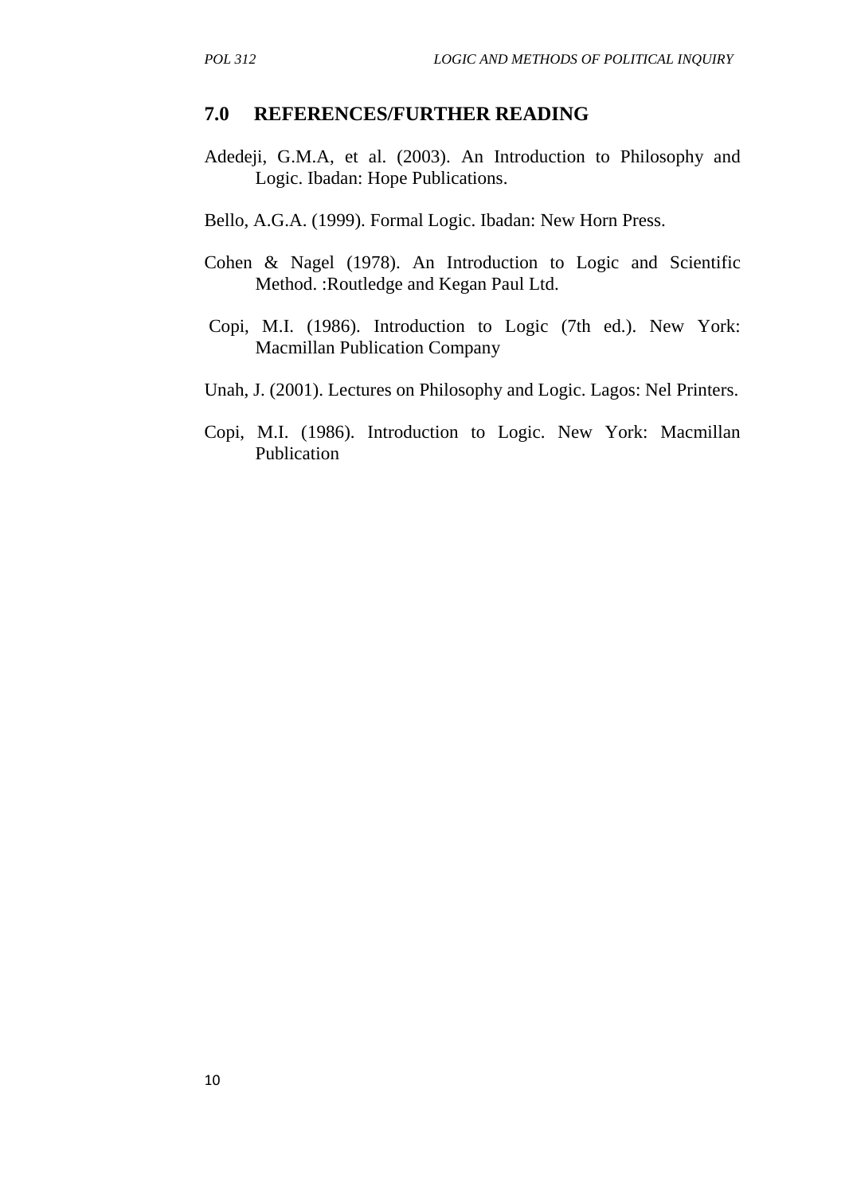## 7.0 REFERENCES/FURTHER READING

Adedeji, G.M.A, et al. (2003). An Introduction to Philosophy and Logic. Ibadan: Hope Publications.

Bello, A.G.A. (1999). Formal Logic. Ibadan: New Horn Press.

Cohen & Nagel (1978). An Introduction to Logic and Scientific Method. :Routledge and Kegan Paul Ltd.

Copi, M.I. (1986). Introduction to Logic (7th ed.). New York: Macmillan Publication Company

Unah, J. (2001). Lectures on Philosophy and Logic. Lagos: Nel Printers.

Copi, M.I. (1986). Introduction to Logic. New York: Macmillan Publication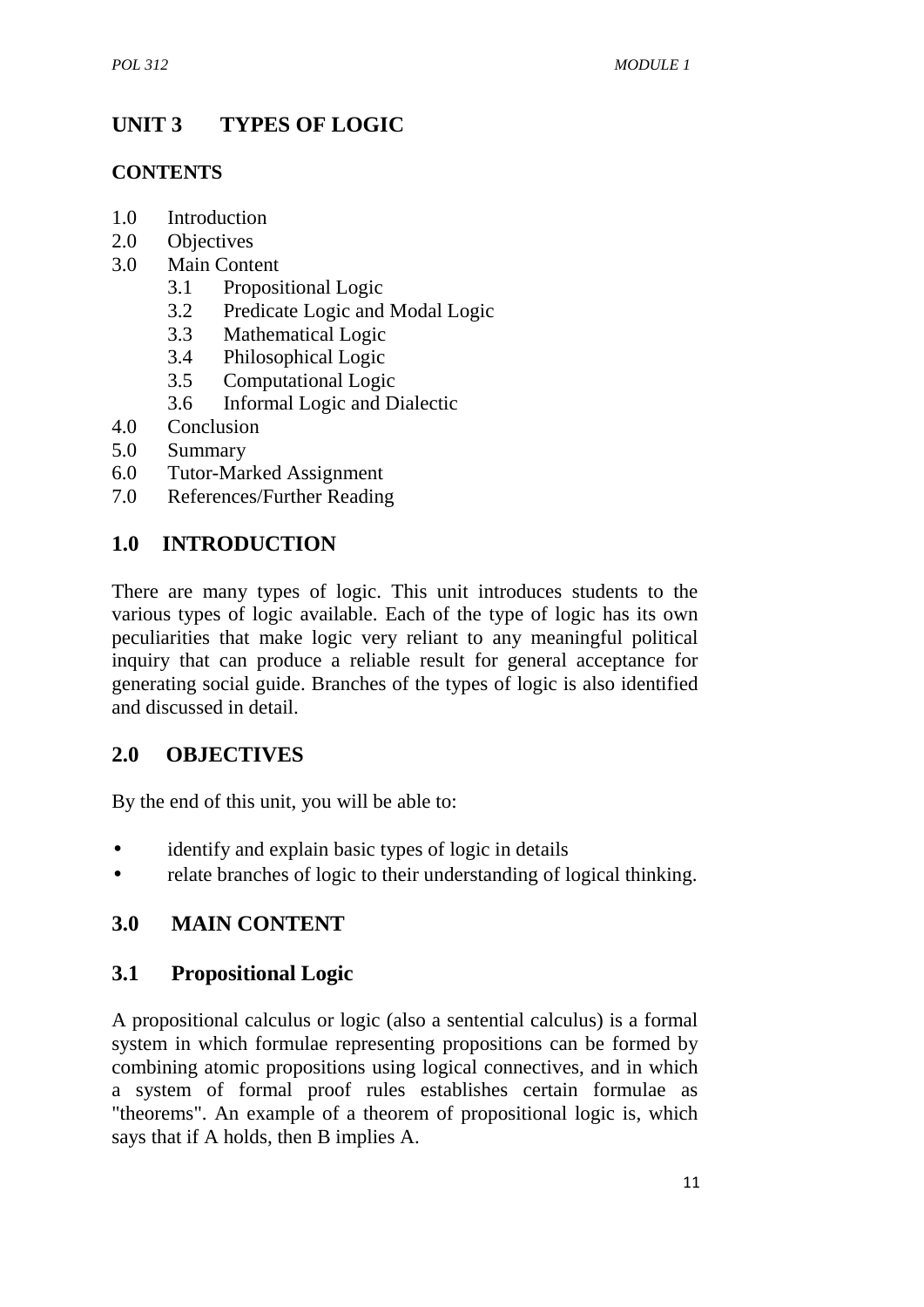# UNIT 3 TYPES OF LOGIC

## CONTENTS

1.0 Introduction
2.0 Objectives
3.0 Main Content
    3.1 Propositional Logic
    3.2 Predicate Logic and Modal Logic
    3.3 Mathematical Logic
    3.4 Philosophical Logic
    3.5 Computational Logic
    3.6 Informal Logic and Dialectic
4.0 Conclusion
5.0 Summary
6.0 Tutor-Marked Assignment
7.0 References/Further Reading

## 1.0 INTRODUCTION

There are many types of logic. This unit introduces students to the various types of logic available. Each of the type of logic has its own peculiarities that make logic very reliant to any meaningful political inquiry that can produce a reliable result for general acceptance for generating social guide. Branches of the types of logic is also identified and discussed in detail.

## 2.0 OBJECTIVES

By the end of this unit, you will be able to:

- identify and explain basic types of logic in details
- relate branches of logic to their understanding of logical thinking.

## 3.0 MAIN CONTENT

### 3.1 Propositional Logic

A propositional calculus or logic (also a sentential calculus) is a formal system in which formulae representing propositions can be formed by combining atomic propositions using logical connectives, and in which a system of formal proof rules establishes certain formulae as "theorems". An example of a theorem of propositional logic is, which says that if A holds, then B implies A.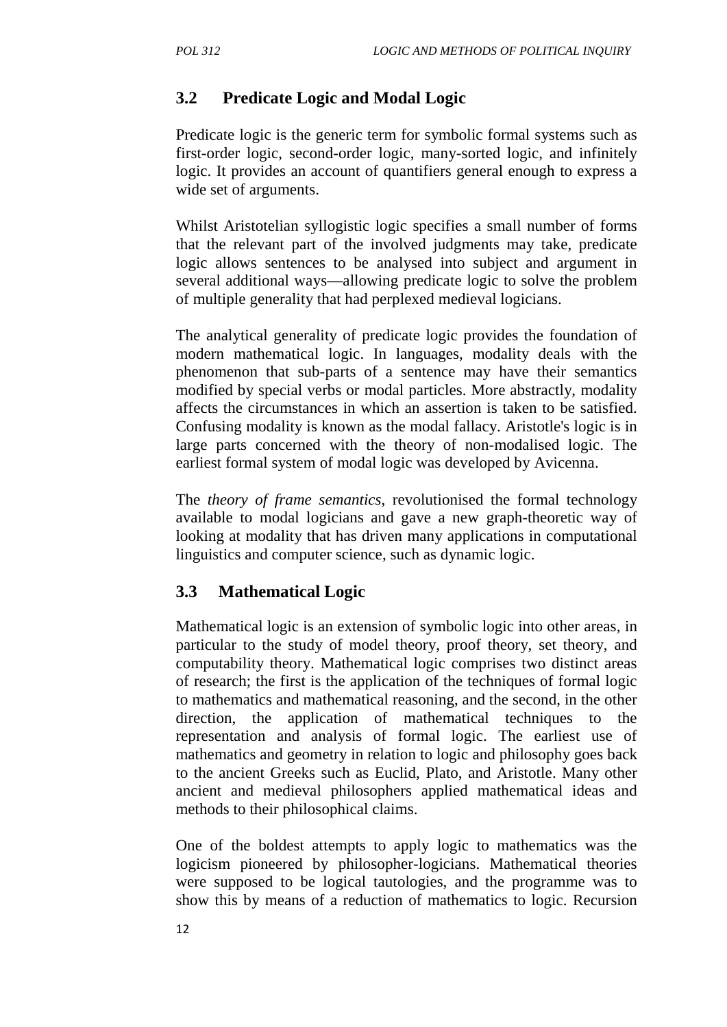## 3.2 Predicate Logic and Modal Logic

Predicate logic is the generic term for symbolic formal systems such as first-order logic, second-order logic, many-sorted logic, and infinitely logic. It provides an account of quantifiers general enough to express a wide set of arguments.

Whilst Aristotelian syllogistic logic specifies a small number of forms that the relevant part of the involved judgments may take, predicate logic allows sentences to be analysed into subject and argument in several additional ways—allowing predicate logic to solve the problem of multiple generality that had perplexed medieval logicians.

The analytical generality of predicate logic provides the foundation of modern mathematical logic. In languages, modality deals with the phenomenon that sub-parts of a sentence may have their semantics modified by special verbs or modal particles. More abstractly, modality affects the circumstances in which an assertion is taken to be satisfied. Confusing modality is known as the modal fallacy. Aristotle's logic is in large parts concerned with the theory of non-modalised logic. The earliest formal system of modal logic was developed by Avicenna.

The *theory of frame semantics*, revolutionised the formal technology available to modal logicians and gave a new graph-theoretic way of looking at modality that has driven many applications in computational linguistics and computer science, such as dynamic logic.

## 3.3 Mathematical Logic

Mathematical logic is an extension of symbolic logic into other areas, in particular to the study of model theory, proof theory, set theory, and computability theory. Mathematical logic comprises two distinct areas of research; the first is the application of the techniques of formal logic to mathematics and mathematical reasoning, and the second, in the other direction, the application of mathematical techniques to the representation and analysis of formal logic. The earliest use of mathematics and geometry in relation to logic and philosophy goes back to the ancient Greeks such as Euclid, Plato, and Aristotle. Many other ancient and medieval philosophers applied mathematical ideas and methods to their philosophical claims.

One of the boldest attempts to apply logic to mathematics was the logicism pioneered by philosopher-logicians. Mathematical theories were supposed to be logical tautologies, and the programme was to show this by means of a reduction of mathematics to logic. Recursion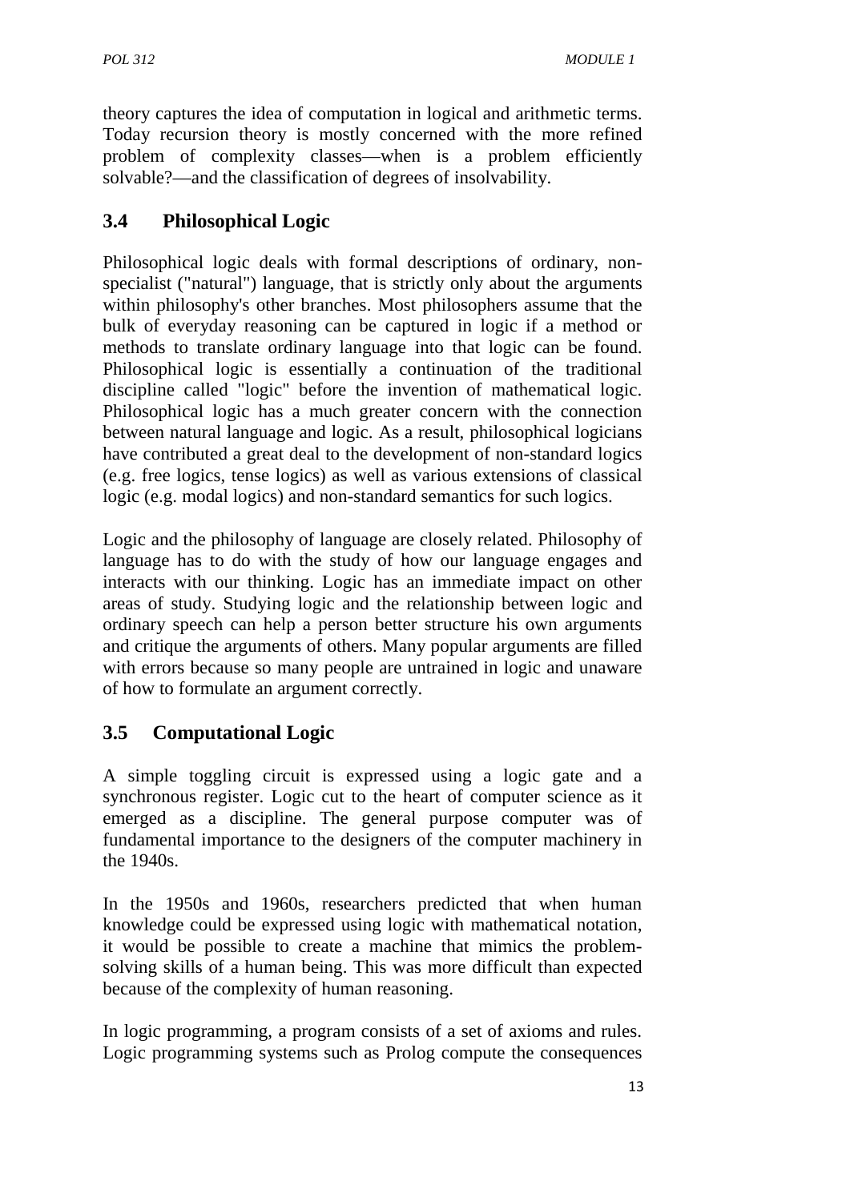theory captures the idea of computation in logical and arithmetic terms. Today recursion theory is mostly concerned with the more refined problem of complexity classes—when is a problem efficiently solvable?—and the classification of degrees of insolvability.

## 3.4 Philosophical Logic

Philosophical logic deals with formal descriptions of ordinary, non-specialist ("natural") language, that is strictly only about the arguments within philosophy's other branches. Most philosophers assume that the bulk of everyday reasoning can be captured in logic if a method or methods to translate ordinary language into that logic can be found. Philosophical logic is essentially a continuation of the traditional discipline called "logic" before the invention of mathematical logic. Philosophical logic has a much greater concern with the connection between natural language and logic. As a result, philosophical logicians have contributed a great deal to the development of non-standard logics (e.g. free logics, tense logics) as well as various extensions of classical logic (e.g. modal logics) and non-standard semantics for such logics.

Logic and the philosophy of language are closely related. Philosophy of language has to do with the study of how our language engages and interacts with our thinking. Logic has an immediate impact on other areas of study. Studying logic and the relationship between logic and ordinary speech can help a person better structure his own arguments and critique the arguments of others. Many popular arguments are filled with errors because so many people are untrained in logic and unaware of how to formulate an argument correctly.

## 3.5 Computational Logic

A simple toggling circuit is expressed using a logic gate and a synchronous register. Logic cut to the heart of computer science as it emerged as a discipline. The general purpose computer was of fundamental importance to the designers of the computer machinery in the 1940s.

In the 1950s and 1960s, researchers predicted that when human knowledge could be expressed using logic with mathematical notation, it would be possible to create a machine that mimics the problem-solving skills of a human being. This was more difficult than expected because of the complexity of human reasoning.

In logic programming, a program consists of a set of axioms and rules. Logic programming systems such as Prolog compute the consequences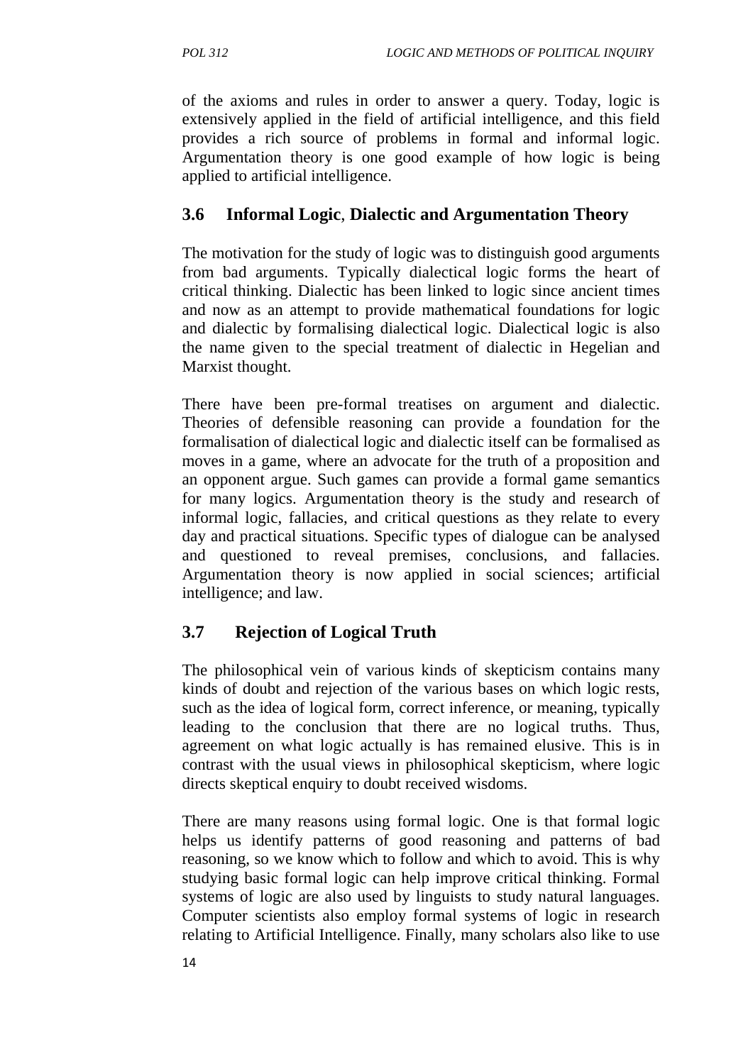of the axioms and rules in order to answer a query. Today, logic is extensively applied in the field of artificial intelligence, and this field provides a rich source of problems in formal and informal logic. Argumentation theory is one good example of how logic is being applied to artificial intelligence.

### 3.6 Informal Logic, Dialectic and Argumentation Theory

The motivation for the study of logic was to distinguish good arguments from bad arguments. Typically dialectical logic forms the heart of critical thinking. Dialectic has been linked to logic since ancient times and now as an attempt to provide mathematical foundations for logic and dialectic by formalising dialectical logic. Dialectical logic is also the name given to the special treatment of dialectic in Hegelian and Marxist thought.

There have been pre-formal treatises on argument and dialectic. Theories of defensible reasoning can provide a foundation for the formalisation of dialectical logic and dialectic itself can be formalised as moves in a game, where an advocate for the truth of a proposition and an opponent argue. Such games can provide a formal game semantics for many logics. Argumentation theory is the study and research of informal logic, fallacies, and critical questions as they relate to every day and practical situations. Specific types of dialogue can be analysed and questioned to reveal premises, conclusions, and fallacies. Argumentation theory is now applied in social sciences; artificial intelligence; and law.

### 3.7 Rejection of Logical Truth

The philosophical vein of various kinds of skepticism contains many kinds of doubt and rejection of the various bases on which logic rests, such as the idea of logical form, correct inference, or meaning, typically leading to the conclusion that there are no logical truths. Thus, agreement on what logic actually is has remained elusive. This is in contrast with the usual views in philosophical skepticism, where logic directs skeptical enquiry to doubt received wisdoms.

There are many reasons using formal logic. One is that formal logic helps us identify patterns of good reasoning and patterns of bad reasoning, so we know which to follow and which to avoid. This is why studying basic formal logic can help improve critical thinking. Formal systems of logic are also used by linguists to study natural languages. Computer scientists also employ formal systems of logic in research relating to Artificial Intelligence. Finally, many scholars also like to use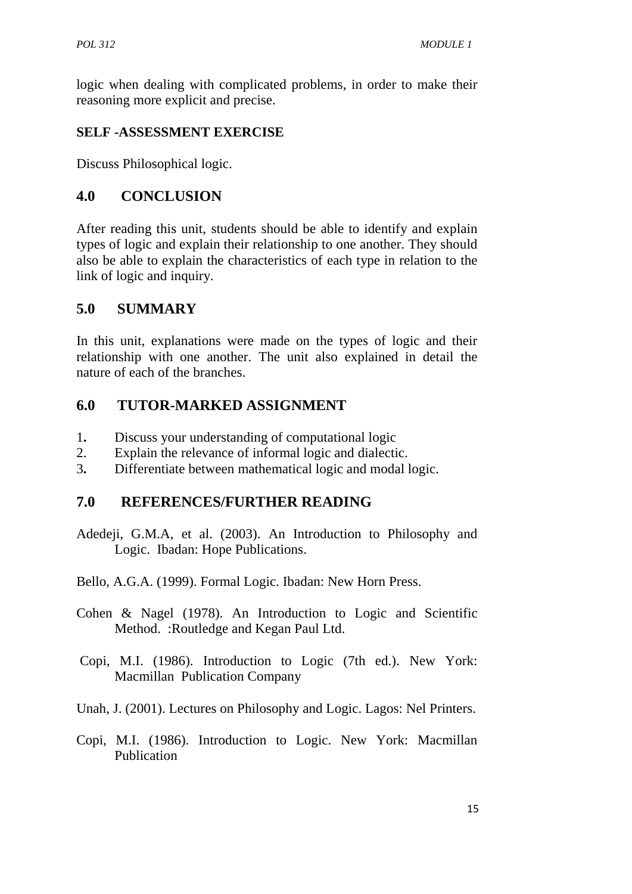logic when dealing with complicated problems, in order to make their reasoning more explicit and precise.

**SELF -ASSESSMENT EXERCISE**

Discuss Philosophical logic.

## 4.0 CONCLUSION

After reading this unit, students should be able to identify and explain types of logic and explain their relationship to one another. They should also be able to explain the characteristics of each type in relation to the link of logic and inquiry.

## 5.0 SUMMARY

In this unit, explanations were made on the types of logic and their relationship with one another. The unit also explained in detail the nature of each of the branches.

## 6.0 TUTOR-MARKED ASSIGNMENT

1. Discuss your understanding of computational logic
2. Explain the relevance of informal logic and dialectic.
3. Differentiate between mathematical logic and modal logic.

## 7.0 REFERENCES/FURTHER READING

Adedeji, G.M.A, et al. (2003). An Introduction to Philosophy and Logic. Ibadan: Hope Publications.

Bello, A.G.A. (1999). Formal Logic. Ibadan: New Horn Press.

Cohen & Nagel (1978). An Introduction to Logic and Scientific Method. :Routledge and Kegan Paul Ltd.

Copi, M.I. (1986). Introduction to Logic (7th ed.). New York: Macmillan Publication Company

Unah, J. (2001). Lectures on Philosophy and Logic. Lagos: Nel Printers.

Copi, M.I. (1986). Introduction to Logic. New York: Macmillan Publication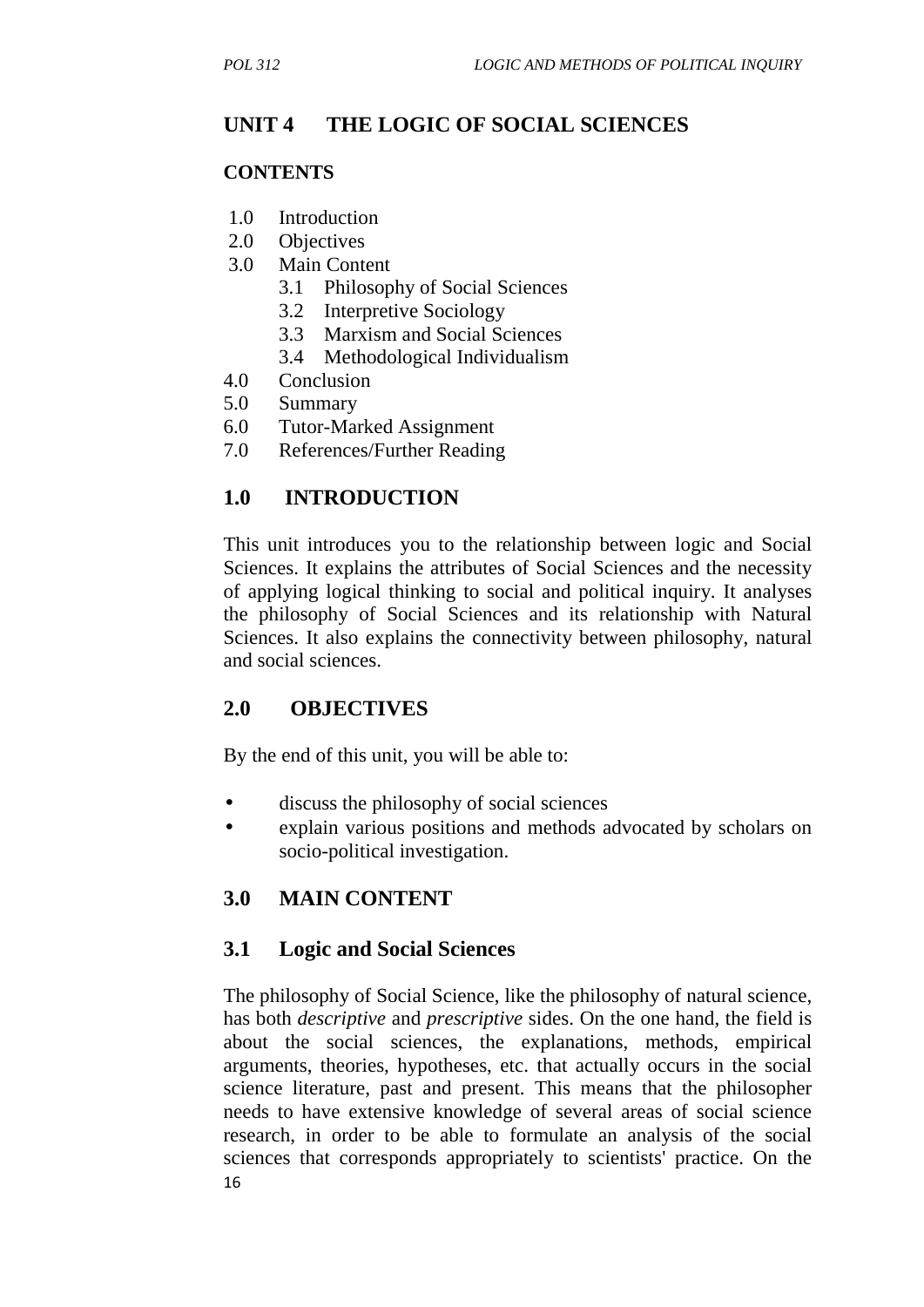# UNIT 4 THE LOGIC OF SOCIAL SCIENCES

## CONTENTS

1.0 Introduction
2.0 Objectives
3.0 Main Content
    3.1 Philosophy of Social Sciences
    3.2 Interpretive Sociology
    3.3 Marxism and Social Sciences
    3.4 Methodological Individualism
4.0 Conclusion
5.0 Summary
6.0 Tutor-Marked Assignment
7.0 References/Further Reading

## 1.0 INTRODUCTION

This unit introduces you to the relationship between logic and Social Sciences. It explains the attributes of Social Sciences and the necessity of applying logical thinking to social and political inquiry. It analyses the philosophy of Social Sciences and its relationship with Natural Sciences. It also explains the connectivity between philosophy, natural and social sciences.

## 2.0 OBJECTIVES

By the end of this unit, you will be able to:

- discuss the philosophy of social sciences
- explain various positions and methods advocated by scholars on socio-political investigation.

## 3.0 MAIN CONTENT

### 3.1 Logic and Social Sciences

The philosophy of Social Science, like the philosophy of natural science, has both *descriptive* and *prescriptive* sides. On the one hand, the field is about the social sciences, the explanations, methods, empirical arguments, theories, hypotheses, etc. that actually occurs in the social science literature, past and present. This means that the philosopher needs to have extensive knowledge of several areas of social science research, in order to be able to formulate an analysis of the social sciences that corresponds appropriately to scientists' practice. On the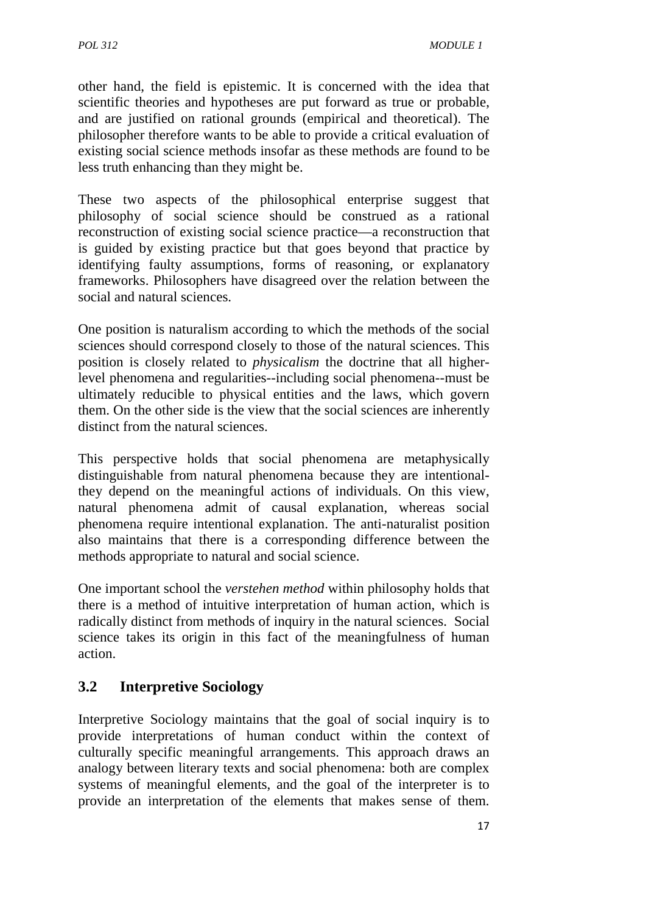other hand, the field is epistemic. It is concerned with the idea that scientific theories and hypotheses are put forward as true or probable, and are justified on rational grounds (empirical and theoretical). The philosopher therefore wants to be able to provide a critical evaluation of existing social science methods insofar as these methods are found to be less truth enhancing than they might be.

These two aspects of the philosophical enterprise suggest that philosophy of social science should be construed as a rational reconstruction of existing social science practice—a reconstruction that is guided by existing practice but that goes beyond that practice by identifying faulty assumptions, forms of reasoning, or explanatory frameworks. Philosophers have disagreed over the relation between the social and natural sciences.

One position is naturalism according to which the methods of the social sciences should correspond closely to those of the natural sciences. This position is closely related to *physicalism* the doctrine that all higher-level phenomena and regularities--including social phenomena--must be ultimately reducible to physical entities and the laws, which govern them. On the other side is the view that the social sciences are inherently distinct from the natural sciences.

This perspective holds that social phenomena are metaphysically distinguishable from natural phenomena because they are intentional- they depend on the meaningful actions of individuals. On this view, natural phenomena admit of causal explanation, whereas social phenomena require intentional explanation. The anti-naturalist position also maintains that there is a corresponding difference between the methods appropriate to natural and social science.

One important school the *verstehen method* within philosophy holds that there is a method of intuitive interpretation of human action, which is radically distinct from methods of inquiry in the natural sciences. Social science takes its origin in this fact of the meaningfulness of human action.

## 3.2 Interpretive Sociology

Interpretive Sociology maintains that the goal of social inquiry is to provide interpretations of human conduct within the context of culturally specific meaningful arrangements. This approach draws an analogy between literary texts and social phenomena: both are complex systems of meaningful elements, and the goal of the interpreter is to provide an interpretation of the elements that makes sense of them.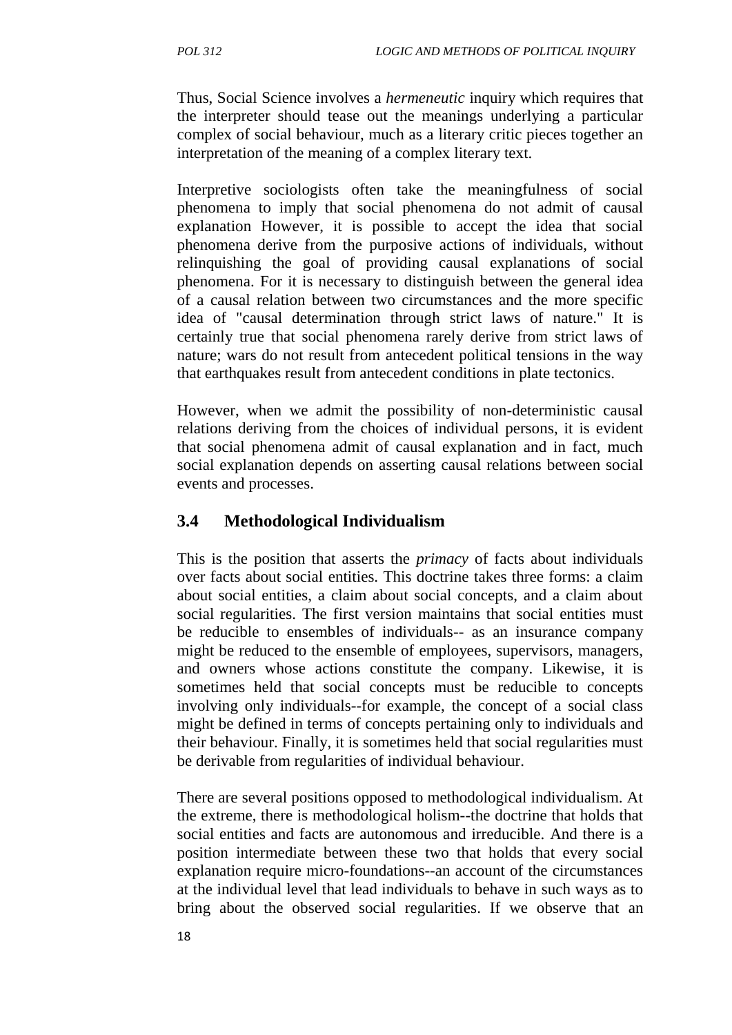Thus, Social Science involves a *hermeneutic* inquiry which requires that the interpreter should tease out the meanings underlying a particular complex of social behaviour, much as a literary critic pieces together an interpretation of the meaning of a complex literary text.

Interpretive sociologists often take the meaningfulness of social phenomena to imply that social phenomena do not admit of causal explanation However, it is possible to accept the idea that social phenomena derive from the purposive actions of individuals, without relinquishing the goal of providing causal explanations of social phenomena. For it is necessary to distinguish between the general idea of a causal relation between two circumstances and the more specific idea of "causal determination through strict laws of nature." It is certainly true that social phenomena rarely derive from strict laws of nature; wars do not result from antecedent political tensions in the way that earthquakes result from antecedent conditions in plate tectonics.

However, when we admit the possibility of non-deterministic causal relations deriving from the choices of individual persons, it is evident that social phenomena admit of causal explanation and in fact, much social explanation depends on asserting causal relations between social events and processes.

## 3.4 Methodological Individualism

This is the position that asserts the *primacy* of facts about individuals over facts about social entities. This doctrine takes three forms: a claim about social entities, a claim about social concepts, and a claim about social regularities. The first version maintains that social entities must be reducible to ensembles of individuals-- as an insurance company might be reduced to the ensemble of employees, supervisors, managers, and owners whose actions constitute the company. Likewise, it is sometimes held that social concepts must be reducible to concepts involving only individuals--for example, the concept of a social class might be defined in terms of concepts pertaining only to individuals and their behaviour. Finally, it is sometimes held that social regularities must be derivable from regularities of individual behaviour.

There are several positions opposed to methodological individualism. At the extreme, there is methodological holism--the doctrine that holds that social entities and facts are autonomous and irreducible. And there is a position intermediate between these two that holds that every social explanation require micro-foundations--an account of the circumstances at the individual level that lead individuals to behave in such ways as to bring about the observed social regularities. If we observe that an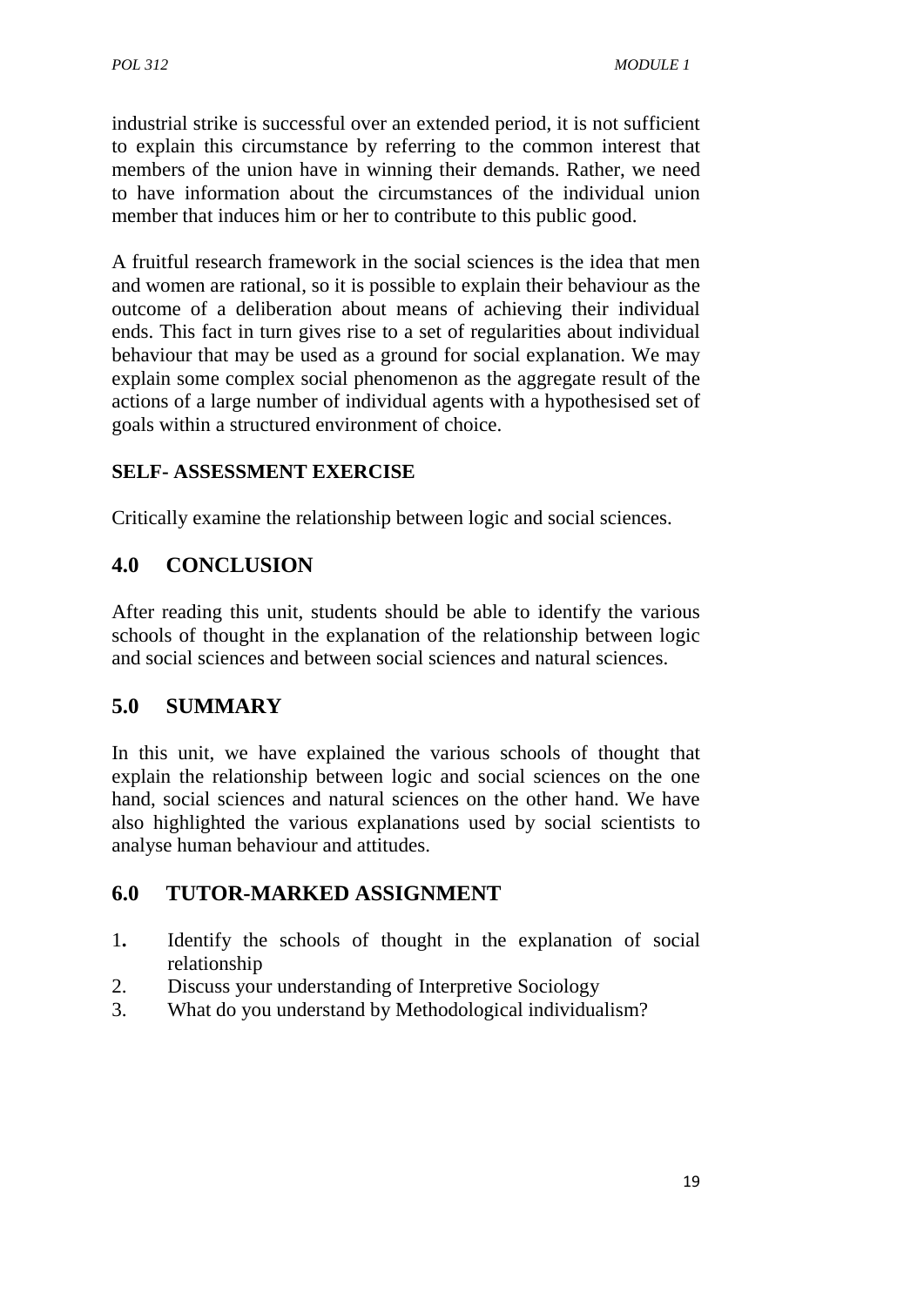industrial strike is successful over an extended period, it is not sufficient to explain this circumstance by referring to the common interest that members of the union have in winning their demands. Rather, we need to have information about the circumstances of the individual union member that induces him or her to contribute to this public good.

A fruitful research framework in the social sciences is the idea that men and women are rational, so it is possible to explain their behaviour as the outcome of a deliberation about means of achieving their individual ends. This fact in turn gives rise to a set of regularities about individual behaviour that may be used as a ground for social explanation. We may explain some complex social phenomenon as the aggregate result of the actions of a large number of individual agents with a hypothesised set of goals within a structured environment of choice.

**SELF- ASSESSMENT EXERCISE**

Critically examine the relationship between logic and social sciences.

## 4.0 CONCLUSION

After reading this unit, students should be able to identify the various schools of thought in the explanation of the relationship between logic and social sciences and between social sciences and natural sciences.

## 5.0 SUMMARY

In this unit, we have explained the various schools of thought that explain the relationship between logic and social sciences on the one hand, social sciences and natural sciences on the other hand. We have also highlighted the various explanations used by social scientists to analyse human behaviour and attitudes.

## 6.0 TUTOR-MARKED ASSIGNMENT

1. Identify the schools of thought in the explanation of social relationship
2. Discuss your understanding of Interpretive Sociology
3. What do you understand by Methodological individualism?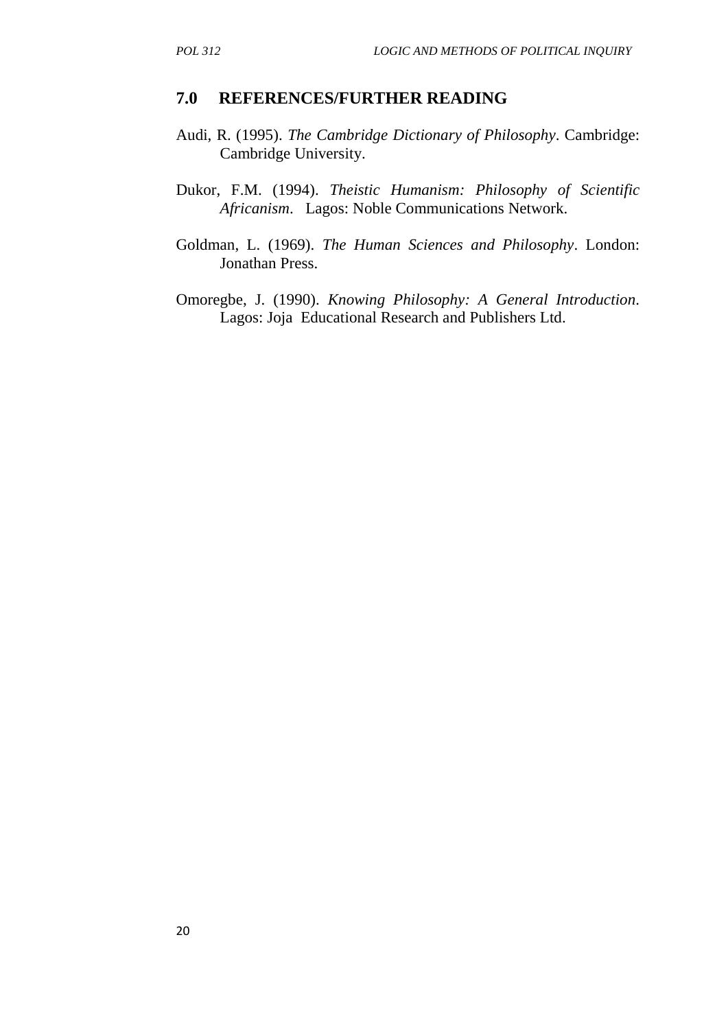## 7.0 REFERENCES/FURTHER READING

Audi, R. (1995). *The Cambridge Dictionary of Philosophy*. Cambridge: Cambridge University.

Dukor, F.M. (1994). *Theistic Humanism: Philosophy of Scientific Africanism*. Lagos: Noble Communications Network.

Goldman, L. (1969). *The Human Sciences and Philosophy*. London: Jonathan Press.

Omoregbe, J. (1990). *Knowing Philosophy: A General Introduction*. Lagos: Joja Educational Research and Publishers Ltd.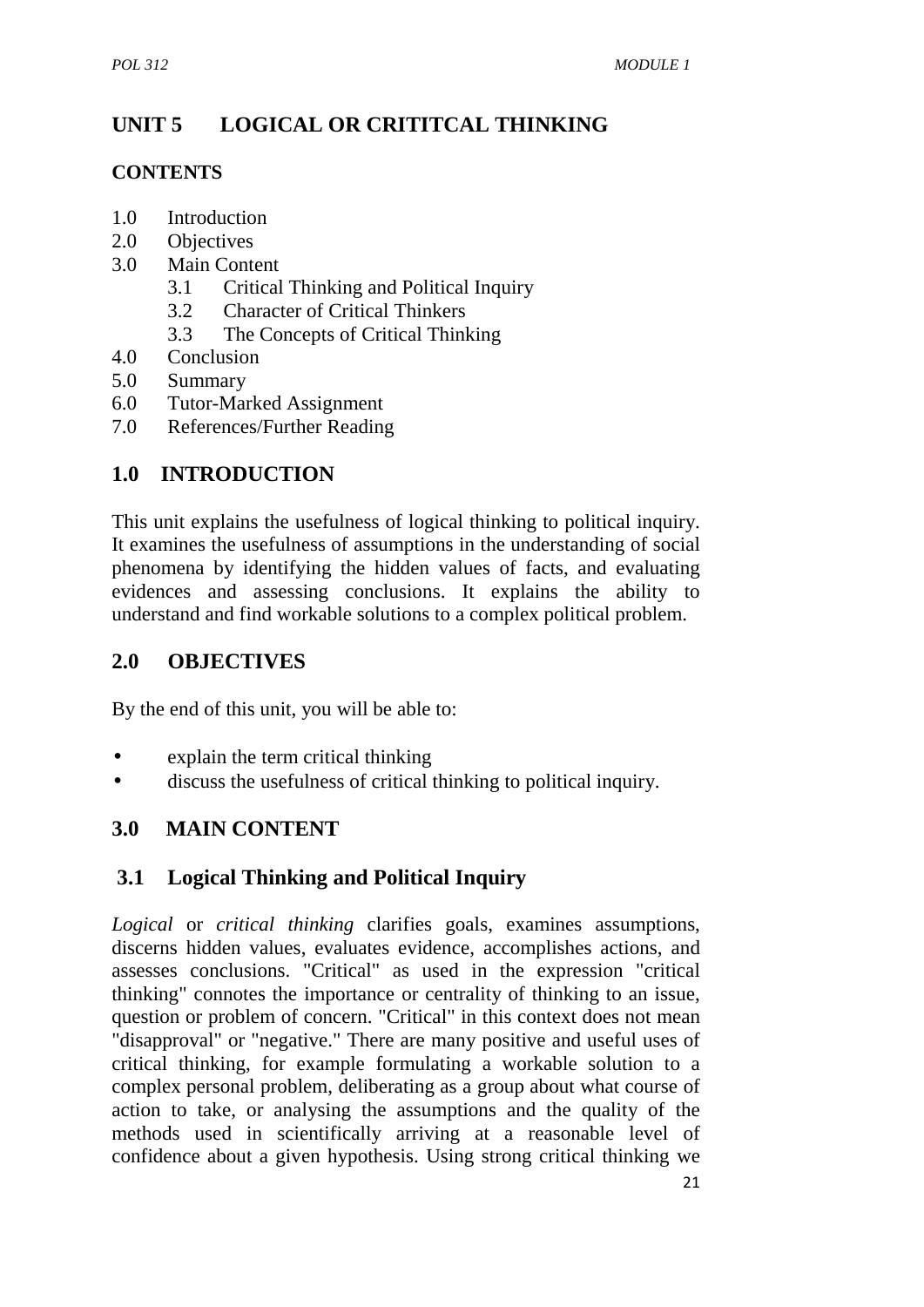## UNIT 5 LOGICAL OR CRITITCAL THINKING

**CONTENTS**

1.0 Introduction
2.0 Objectives
3.0 Main Content
    3.1 Critical Thinking and Political Inquiry
    3.2 Character of Critical Thinkers
    3.3 The Concepts of Critical Thinking
4.0 Conclusion
5.0 Summary
6.0 Tutor-Marked Assignment
7.0 References/Further Reading

## 1.0 INTRODUCTION

This unit explains the usefulness of logical thinking to political inquiry. It examines the usefulness of assumptions in the understanding of social phenomena by identifying the hidden values of facts, and evaluating evidences and assessing conclusions. It explains the ability to understand and find workable solutions to a complex political problem.

## 2.0 OBJECTIVES

By the end of this unit, you will be able to:

- explain the term critical thinking
- discuss the usefulness of critical thinking to political inquiry.

## 3.0 MAIN CONTENT

### 3.1 Logical Thinking and Political Inquiry

*Logical* or *critical thinking* clarifies goals, examines assumptions, discerns hidden values, evaluates evidence, accomplishes actions, and assesses conclusions. "Critical" as used in the expression "critical thinking" connotes the importance or centrality of thinking to an issue, question or problem of concern. "Critical" in this context does not mean "disapproval" or "negative." There are many positive and useful uses of critical thinking, for example formulating a workable solution to a complex personal problem, deliberating as a group about what course of action to take, or analysing the assumptions and the quality of the methods used in scientifically arriving at a reasonable level of confidence about a given hypothesis. Using strong critical thinking we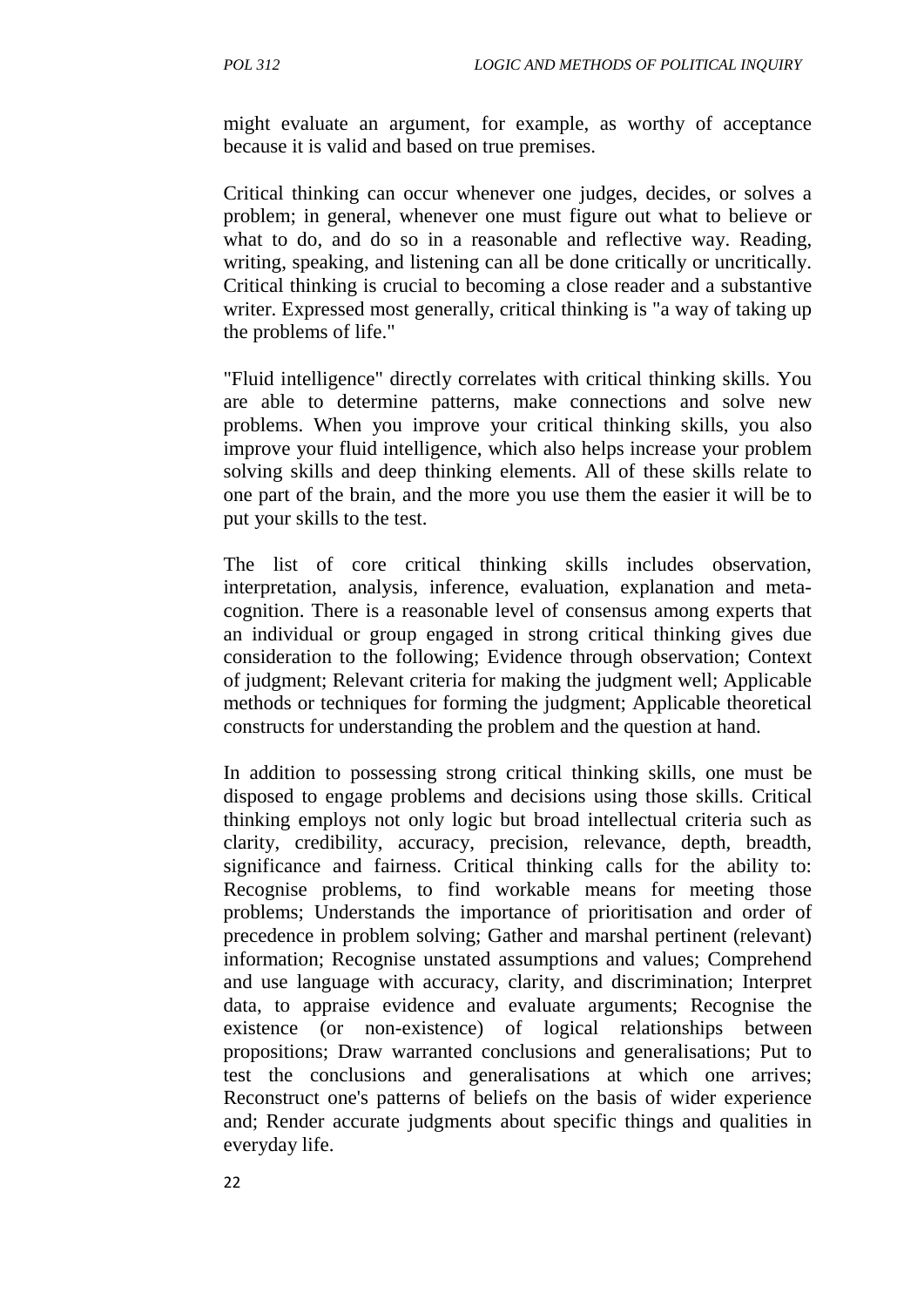might evaluate an argument, for example, as worthy of acceptance because it is valid and based on true premises.

Critical thinking can occur whenever one judges, decides, or solves a problem; in general, whenever one must figure out what to believe or what to do, and do so in a reasonable and reflective way. Reading, writing, speaking, and listening can all be done critically or uncritically. Critical thinking is crucial to becoming a close reader and a substantive writer. Expressed most generally, critical thinking is "a way of taking up the problems of life."

"Fluid intelligence" directly correlates with critical thinking skills. You are able to determine patterns, make connections and solve new problems. When you improve your critical thinking skills, you also improve your fluid intelligence, which also helps increase your problem solving skills and deep thinking elements. All of these skills relate to one part of the brain, and the more you use them the easier it will be to put your skills to the test.

The list of core critical thinking skills includes observation, interpretation, analysis, inference, evaluation, explanation and meta-cognition. There is a reasonable level of consensus among experts that an individual or group engaged in strong critical thinking gives due consideration to the following; Evidence through observation; Context of judgment; Relevant criteria for making the judgment well; Applicable methods or techniques for forming the judgment; Applicable theoretical constructs for understanding the problem and the question at hand.

In addition to possessing strong critical thinking skills, one must be disposed to engage problems and decisions using those skills. Critical thinking employs not only logic but broad intellectual criteria such as clarity, credibility, accuracy, precision, relevance, depth, breadth, significance and fairness. Critical thinking calls for the ability to: Recognise problems, to find workable means for meeting those problems; Understands the importance of prioritisation and order of precedence in problem solving; Gather and marshal pertinent (relevant) information; Recognise unstated assumptions and values; Comprehend and use language with accuracy, clarity, and discrimination; Interpret data, to appraise evidence and evaluate arguments; Recognise the existence (or non-existence) of logical relationships between propositions; Draw warranted conclusions and generalisations; Put to test the conclusions and generalisations at which one arrives; Reconstruct one's patterns of beliefs on the basis of wider experience and; Render accurate judgments about specific things and qualities in everyday life.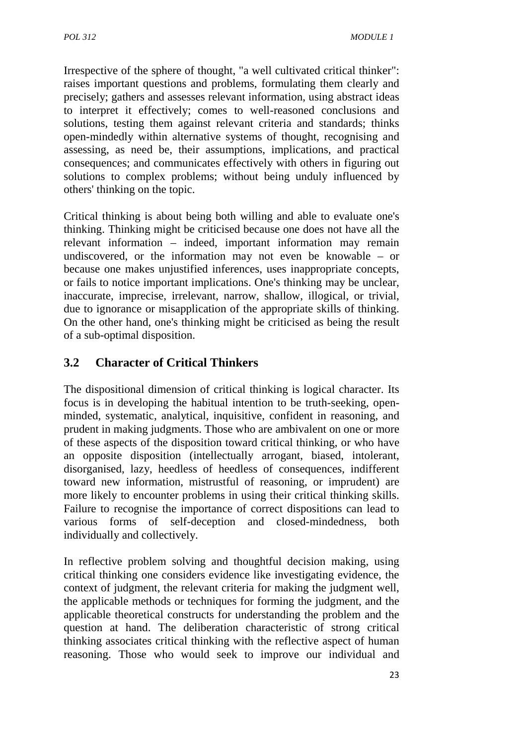Irrespective of the sphere of thought, "a well cultivated critical thinker": raises important questions and problems, formulating them clearly and precisely; gathers and assesses relevant information, using abstract ideas to interpret it effectively; comes to well-reasoned conclusions and solutions, testing them against relevant criteria and standards; thinks open-mindedly within alternative systems of thought, recognising and assessing, as need be, their assumptions, implications, and practical consequences; and communicates effectively with others in figuring out solutions to complex problems; without being unduly influenced by others' thinking on the topic.

Critical thinking is about being both willing and able to evaluate one's thinking. Thinking might be criticised because one does not have all the relevant information – indeed, important information may remain undiscovered, or the information may not even be knowable – or because one makes unjustified inferences, uses inappropriate concepts, or fails to notice important implications. One's thinking may be unclear, inaccurate, imprecise, irrelevant, narrow, shallow, illogical, or trivial, due to ignorance or misapplication of the appropriate skills of thinking. On the other hand, one's thinking might be criticised as being the result of a sub-optimal disposition.

## 3.2 Character of Critical Thinkers

The dispositional dimension of critical thinking is logical character. Its focus is in developing the habitual intention to be truth-seeking, open-minded, systematic, analytical, inquisitive, confident in reasoning, and prudent in making judgments. Those who are ambivalent on one or more of these aspects of the disposition toward critical thinking, or who have an opposite disposition (intellectually arrogant, biased, intolerant, disorganised, lazy, heedless of heedless of consequences, indifferent toward new information, mistrustful of reasoning, or imprudent) are more likely to encounter problems in using their critical thinking skills. Failure to recognise the importance of correct dispositions can lead to various forms of self-deception and closed-mindedness, both individually and collectively.

In reflective problem solving and thoughtful decision making, using critical thinking one considers evidence like investigating evidence, the context of judgment, the relevant criteria for making the judgment well, the applicable methods or techniques for forming the judgment, and the applicable theoretical constructs for understanding the problem and the question at hand. The deliberation characteristic of strong critical thinking associates critical thinking with the reflective aspect of human reasoning. Those who would seek to improve our individual and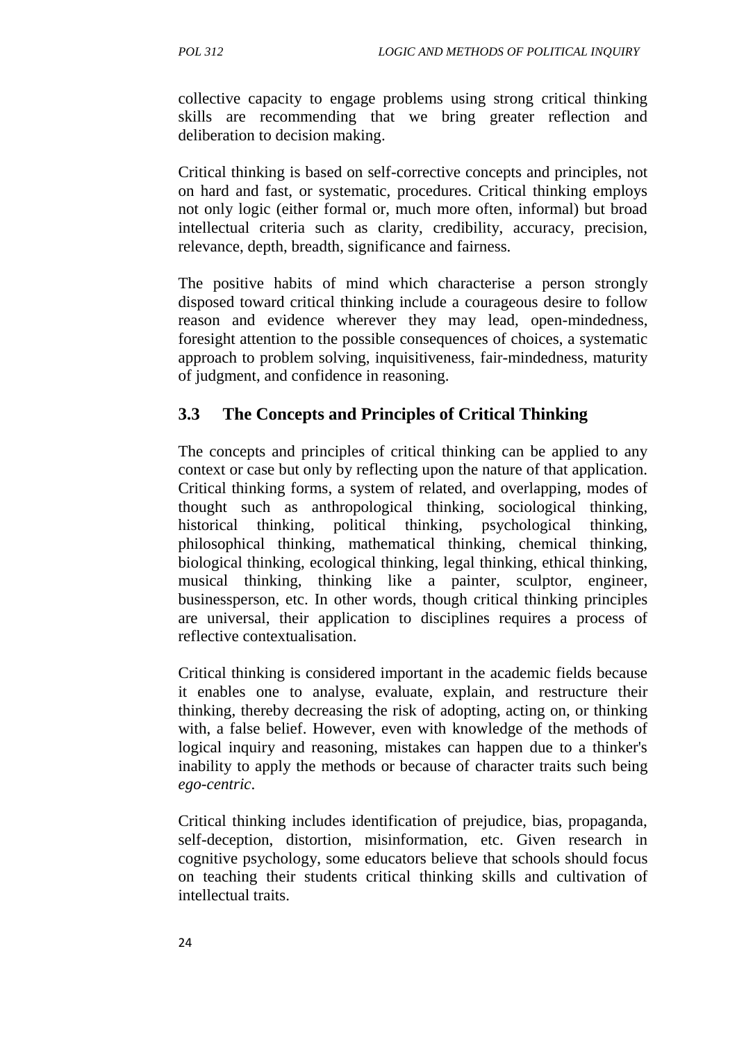collective capacity to engage problems using strong critical thinking skills are recommending that we bring greater reflection and deliberation to decision making.

Critical thinking is based on self-corrective concepts and principles, not on hard and fast, or systematic, procedures. Critical thinking employs not only logic (either formal or, much more often, informal) but broad intellectual criteria such as clarity, credibility, accuracy, precision, relevance, depth, breadth, significance and fairness.

The positive habits of mind which characterise a person strongly disposed toward critical thinking include a courageous desire to follow reason and evidence wherever they may lead, open-mindedness, foresight attention to the possible consequences of choices, a systematic approach to problem solving, inquisitiveness, fair-mindedness, maturity of judgment, and confidence in reasoning.

## 3.3 The Concepts and Principles of Critical Thinking

The concepts and principles of critical thinking can be applied to any context or case but only by reflecting upon the nature of that application. Critical thinking forms, a system of related, and overlapping, modes of thought such as anthropological thinking, sociological thinking, historical thinking, political thinking, psychological thinking, philosophical thinking, mathematical thinking, chemical thinking, biological thinking, ecological thinking, legal thinking, ethical thinking, musical thinking, thinking like a painter, sculptor, engineer, businessperson, etc. In other words, though critical thinking principles are universal, their application to disciplines requires a process of reflective contextualisation.

Critical thinking is considered important in the academic fields because it enables one to analyse, evaluate, explain, and restructure their thinking, thereby decreasing the risk of adopting, acting on, or thinking with, a false belief. However, even with knowledge of the methods of logical inquiry and reasoning, mistakes can happen due to a thinker's inability to apply the methods or because of character traits such being *ego-centric*.

Critical thinking includes identification of prejudice, bias, propaganda, self-deception, distortion, misinformation, etc. Given research in cognitive psychology, some educators believe that schools should focus on teaching their students critical thinking skills and cultivation of intellectual traits.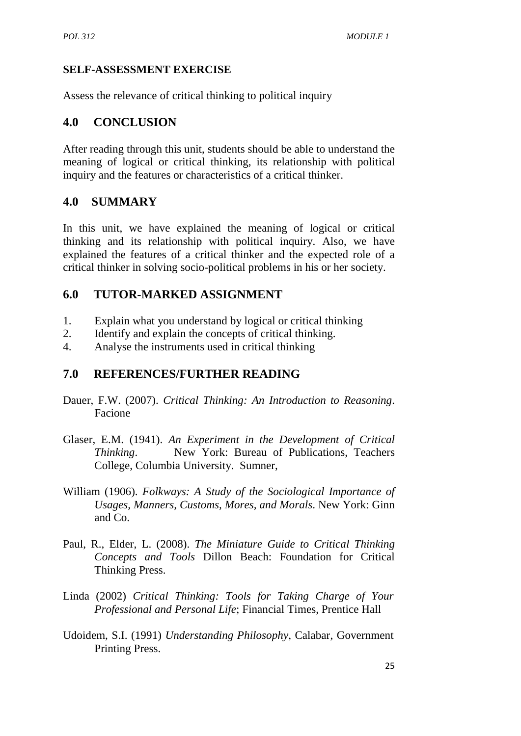**SELF-ASSESSMENT EXERCISE**

Assess the relevance of critical thinking to political inquiry

## 4.0 CONCLUSION

After reading through this unit, students should be able to understand the meaning of logical or critical thinking, its relationship with political inquiry and the features or characteristics of a critical thinker.

## 4.0 SUMMARY

In this unit, we have explained the meaning of logical or critical thinking and its relationship with political inquiry. Also, we have explained the features of a critical thinker and the expected role of a critical thinker in solving socio-political problems in his or her society.

## 6.0 TUTOR-MARKED ASSIGNMENT

1. Explain what you understand by logical or critical thinking
2. Identify and explain the concepts of critical thinking.
4. Analyse the instruments used in critical thinking

## 7.0 REFERENCES/FURTHER READING

Dauer, F.W. (2007). *Critical Thinking: An Introduction to Reasoning*. Facione

Glaser, E.M. (1941). *An Experiment in the Development of Critical Thinking*. New York: Bureau of Publications, Teachers College, Columbia University. Sumner,

William (1906). *Folkways: A Study of the Sociological Importance of Usages, Manners, Customs, Mores, and Morals*. New York: Ginn and Co.

Paul, R., Elder, L. (2008). *The Miniature Guide to Critical Thinking Concepts and Tools* Dillon Beach: Foundation for Critical Thinking Press.

Linda (2002) *Critical Thinking: Tools for Taking Charge of Your Professional and Personal Life*; Financial Times, Prentice Hall

Udoidem, S.I. (1991) *Understanding Philosophy*, Calabar, Government Printing Press.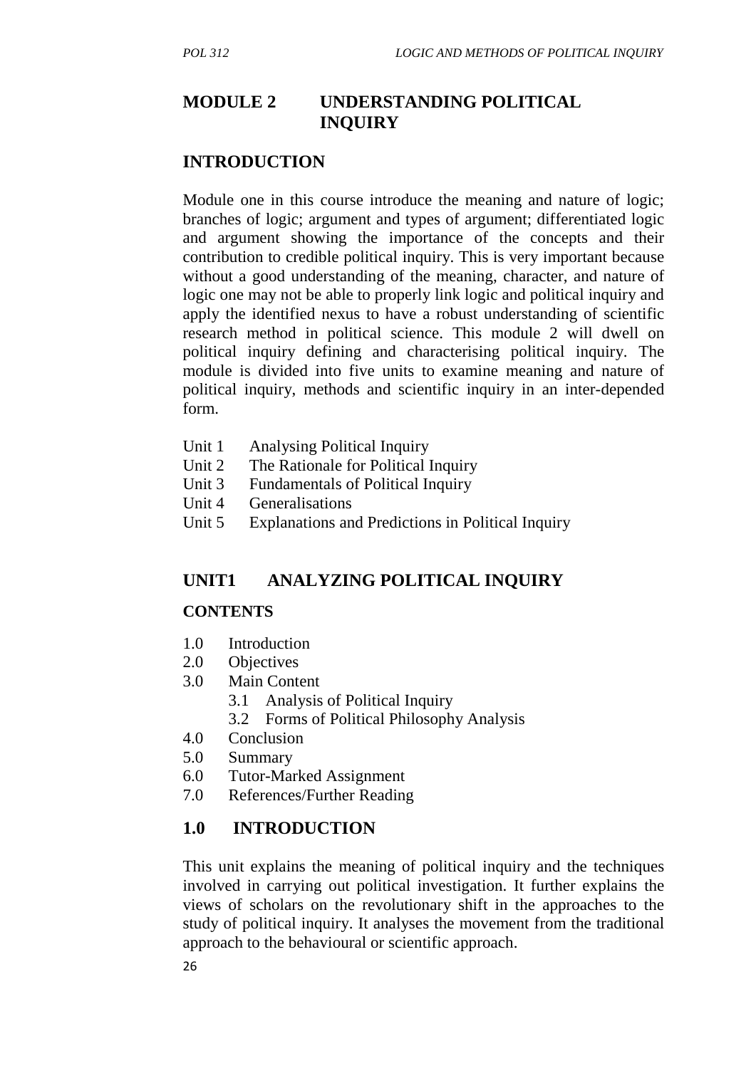# MODULE 2 UNDERSTANDING POLITICAL INQUIRY

## INTRODUCTION

Module one in this course introduce the meaning and nature of logic; branches of logic; argument and types of argument; differentiated logic and argument showing the importance of the concepts and their contribution to credible political inquiry. This is very important because without a good understanding of the meaning, character, and nature of logic one may not be able to properly link logic and political inquiry and apply the identified nexus to have a robust understanding of scientific research method in political science. This module 2 will dwell on political inquiry defining and characterising political inquiry. The module is divided into five units to examine meaning and nature of political inquiry, methods and scientific inquiry in an inter-depended form.

- Unit 1 Analysing Political Inquiry
- Unit 2 The Rationale for Political Inquiry
- Unit 3 Fundamentals of Political Inquiry
- Unit 4 Generalisations
- Unit 5 Explanations and Predictions in Political Inquiry

## UNIT1 ANALYZING POLITICAL INQUIRY

### CONTENTS

- 1.0 Introduction
- 2.0 Objectives
- 3.0 Main Content
    - 3.1 Analysis of Political Inquiry
    - 3.2 Forms of Political Philosophy Analysis
- 4.0 Conclusion
- 5.0 Summary
- 6.0 Tutor-Marked Assignment
- 7.0 References/Further Reading

## 1.0 INTRODUCTION

This unit explains the meaning of political inquiry and the techniques involved in carrying out political investigation. It further explains the views of scholars on the revolutionary shift in the approaches to the study of political inquiry. It analyses the movement from the traditional approach to the behavioural or scientific approach.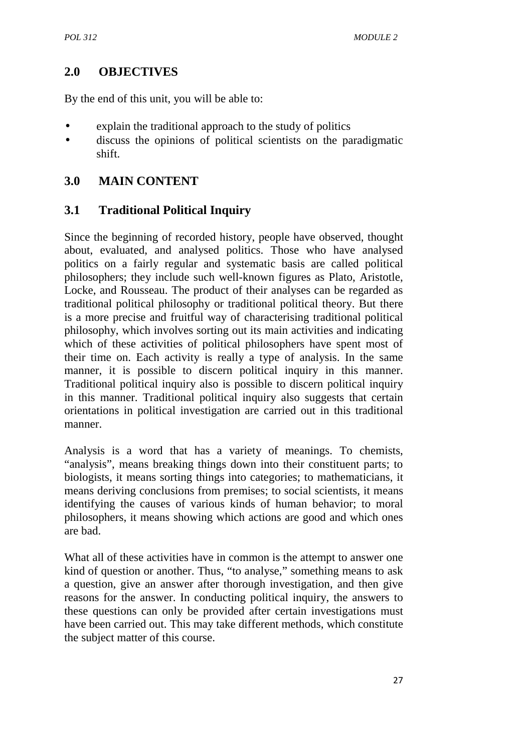## 2.0 OBJECTIVES

By the end of this unit, you will be able to:

- explain the traditional approach to the study of politics
- discuss the opinions of political scientists on the paradigmatic shift.

## 3.0 MAIN CONTENT

### 3.1 Traditional Political Inquiry

Since the beginning of recorded history, people have observed, thought about, evaluated, and analysed politics. Those who have analysed politics on a fairly regular and systematic basis are called political philosophers; they include such well-known figures as Plato, Aristotle, Locke, and Rousseau. The product of their analyses can be regarded as traditional political philosophy or traditional political theory. But there is a more precise and fruitful way of characterising traditional political philosophy, which involves sorting out its main activities and indicating which of these activities of political philosophers have spent most of their time on. Each activity is really a type of analysis. In the same manner, it is possible to discern political inquiry in this manner. Traditional political inquiry also is possible to discern political inquiry in this manner. Traditional political inquiry also suggests that certain orientations in political investigation are carried out in this traditional manner.

Analysis is a word that has a variety of meanings. To chemists, "analysis", means breaking things down into their constituent parts; to biologists, it means sorting things into categories; to mathematicians, it means deriving conclusions from premises; to social scientists, it means identifying the causes of various kinds of human behavior; to moral philosophers, it means showing which actions are good and which ones are bad.

What all of these activities have in common is the attempt to answer one kind of question or another. Thus, "to analyse," something means to ask a question, give an answer after thorough investigation, and then give reasons for the answer. In conducting political inquiry, the answers to these questions can only be provided after certain investigations must have been carried out. This may take different methods, which constitute the subject matter of this course.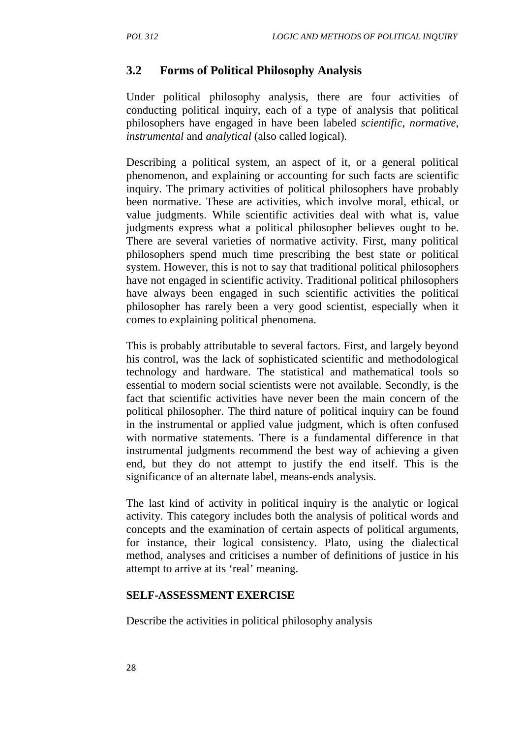## 3.2 Forms of Political Philosophy Analysis

Under political philosophy analysis, there are four activities of conducting political inquiry, each of a type of analysis that political philosophers have engaged in have been labeled *scientific*, *normative*, *instrumental* and *analytical* (also called logical).

Describing a political system, an aspect of it, or a general political phenomenon, and explaining or accounting for such facts are scientific inquiry. The primary activities of political philosophers have probably been normative. These are activities, which involve moral, ethical, or value judgments. While scientific activities deal with what is, value judgments express what a political philosopher believes ought to be. There are several varieties of normative activity. First, many political philosophers spend much time prescribing the best state or political system. However, this is not to say that traditional political philosophers have not engaged in scientific activity. Traditional political philosophers have always been engaged in such scientific activities the political philosopher has rarely been a very good scientist, especially when it comes to explaining political phenomena.

This is probably attributable to several factors. First, and largely beyond his control, was the lack of sophisticated scientific and methodological technology and hardware. The statistical and mathematical tools so essential to modern social scientists were not available. Secondly, is the fact that scientific activities have never been the main concern of the political philosopher. The third nature of political inquiry can be found in the instrumental or applied value judgment, which is often confused with normative statements. There is a fundamental difference in that instrumental judgments recommend the best way of achieving a given end, but they do not attempt to justify the end itself. This is the significance of an alternate label, means-ends analysis.

The last kind of activity in political inquiry is the analytic or logical activity. This category includes both the analysis of political words and concepts and the examination of certain aspects of political arguments, for instance, their logical consistency. Plato, using the dialectical method, analyses and criticises a number of definitions of justice in his attempt to arrive at its 'real' meaning.

**SELF-ASSESSMENT EXERCISE**

Describe the activities in political philosophy analysis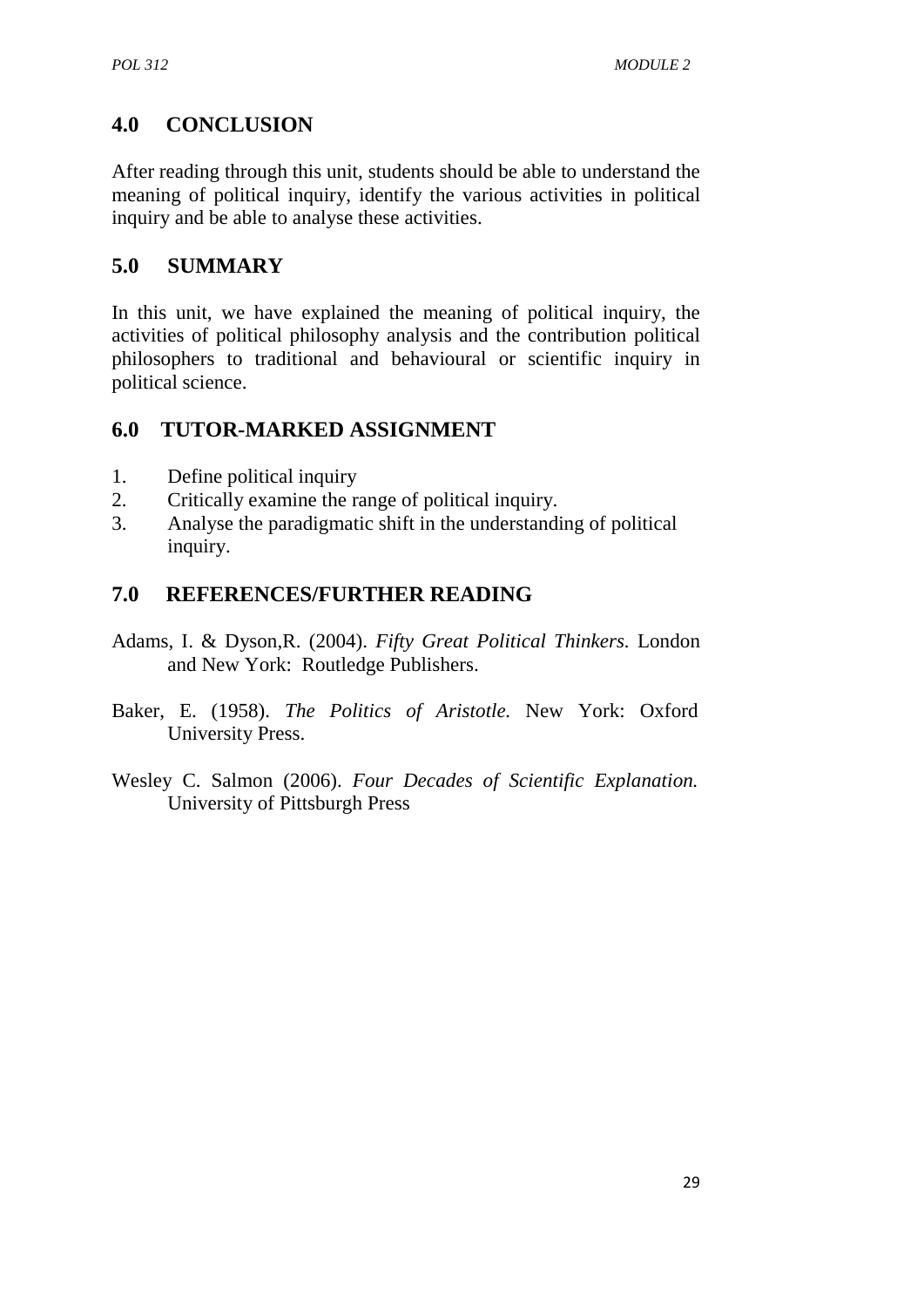## 4.0 CONCLUSION

After reading through this unit, students should be able to understand the meaning of political inquiry, identify the various activities in political inquiry and be able to analyse these activities.

## 5.0 SUMMARY

In this unit, we have explained the meaning of political inquiry, the activities of political philosophy analysis and the contribution political philosophers to traditional and behavioural or scientific inquiry in political science.

## 6.0 TUTOR-MARKED ASSIGNMENT

1. Define political inquiry
2. Critically examine the range of political inquiry.
3. Analyse the paradigmatic shift in the understanding of political inquiry.

## 7.0 REFERENCES/FURTHER READING

Adams, I. & Dyson,R. (2004). *Fifty Great Political Thinkers.* London and New York: Routledge Publishers.

Baker, E. (1958). *The Politics of Aristotle.* New York: Oxford University Press.

Wesley C. Salmon (2006). *Four Decades of Scientific Explanation.* University of Pittsburgh Press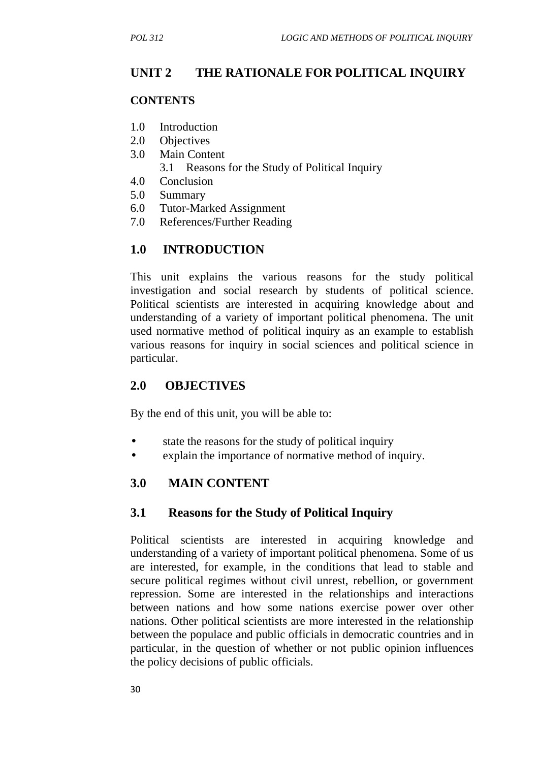# UNIT 2 THE RATIONALE FOR POLITICAL INQUIRY

**CONTENTS**

1.0 Introduction
2.0 Objectives
3.0 Main Content
    3.1 Reasons for the Study of Political Inquiry
4.0 Conclusion
5.0 Summary
6.0 Tutor-Marked Assignment
7.0 References/Further Reading

## 1.0 INTRODUCTION

This unit explains the various reasons for the study political investigation and social research by students of political science. Political scientists are interested in acquiring knowledge about and understanding of a variety of important political phenomena. The unit used normative method of political inquiry as an example to establish various reasons for inquiry in social sciences and political science in particular.

## 2.0 OBJECTIVES

By the end of this unit, you will be able to:

- state the reasons for the study of political inquiry
- explain the importance of normative method of inquiry.

## 3.0 MAIN CONTENT

### 3.1 Reasons for the Study of Political Inquiry

Political scientists are interested in acquiring knowledge and understanding of a variety of important political phenomena. Some of us are interested, for example, in the conditions that lead to stable and secure political regimes without civil unrest, rebellion, or government repression. Some are interested in the relationships and interactions between nations and how some nations exercise power over other nations. Other political scientists are more interested in the relationship between the populace and public officials in democratic countries and in particular, in the question of whether or not public opinion influences the policy decisions of public officials.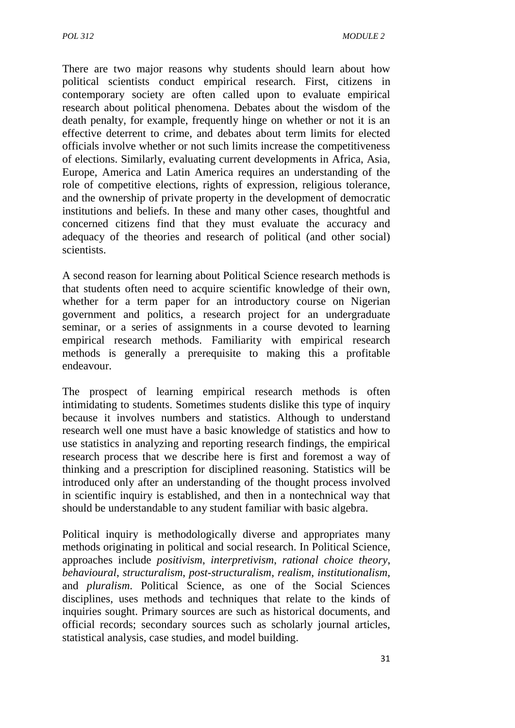There are two major reasons why students should learn about how political scientists conduct empirical research. First, citizens in contemporary society are often called upon to evaluate empirical research about political phenomena. Debates about the wisdom of the death penalty, for example, frequently hinge on whether or not it is an effective deterrent to crime, and debates about term limits for elected officials involve whether or not such limits increase the competitiveness of elections. Similarly, evaluating current developments in Africa, Asia, Europe, America and Latin America requires an understanding of the role of competitive elections, rights of expression, religious tolerance, and the ownership of private property in the development of democratic institutions and beliefs. In these and many other cases, thoughtful and concerned citizens find that they must evaluate the accuracy and adequacy of the theories and research of political (and other social) scientists.

A second reason for learning about Political Science research methods is that students often need to acquire scientific knowledge of their own, whether for a term paper for an introductory course on Nigerian government and politics, a research project for an undergraduate seminar, or a series of assignments in a course devoted to learning empirical research methods. Familiarity with empirical research methods is generally a prerequisite to making this a profitable endeavour.

The prospect of learning empirical research methods is often intimidating to students. Sometimes students dislike this type of inquiry because it involves numbers and statistics. Although to understand research well one must have a basic knowledge of statistics and how to use statistics in analyzing and reporting research findings, the empirical research process that we describe here is first and foremost a way of thinking and a prescription for disciplined reasoning. Statistics will be introduced only after an understanding of the thought process involved in scientific inquiry is established, and then in a nontechnical way that should be understandable to any student familiar with basic algebra.

Political inquiry is methodologically diverse and appropriates many methods originating in political and social research. In Political Science, approaches include *positivism*, *interpretivism*, *rational choice theory*, *behavioural*, *structuralism*, *post-structuralism*, *realism*, *institutionalism*, and *pluralism*. Political Science, as one of the Social Sciences disciplines, uses methods and techniques that relate to the kinds of inquiries sought. Primary sources are such as historical documents, and official records; secondary sources such as scholarly journal articles, statistical analysis, case studies, and model building.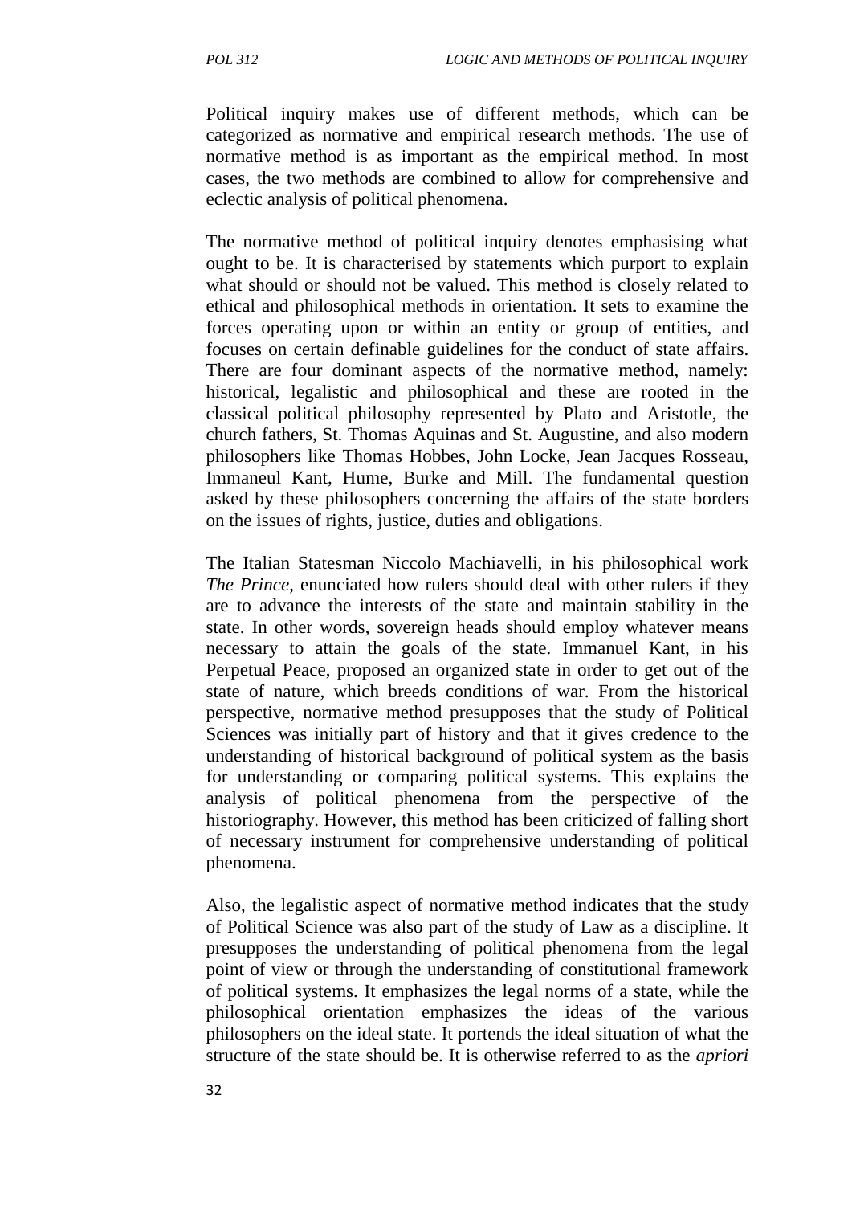Political inquiry makes use of different methods, which can be categorized as normative and empirical research methods. The use of normative method is as important as the empirical method. In most cases, the two methods are combined to allow for comprehensive and eclectic analysis of political phenomena.

The normative method of political inquiry denotes emphasising what ought to be. It is characterised by statements which purport to explain what should or should not be valued. This method is closely related to ethical and philosophical methods in orientation. It sets to examine the forces operating upon or within an entity or group of entities, and focuses on certain definable guidelines for the conduct of state affairs. There are four dominant aspects of the normative method, namely: historical, legalistic and philosophical and these are rooted in the classical political philosophy represented by Plato and Aristotle, the church fathers, St. Thomas Aquinas and St. Augustine, and also modern philosophers like Thomas Hobbes, John Locke, Jean Jacques Rosseau, Immaneul Kant, Hume, Burke and Mill. The fundamental question asked by these philosophers concerning the affairs of the state borders on the issues of rights, justice, duties and obligations.

The Italian Statesman Niccolo Machiavelli, in his philosophical work *The Prince*, enunciated how rulers should deal with other rulers if they are to advance the interests of the state and maintain stability in the state. In other words, sovereign heads should employ whatever means necessary to attain the goals of the state. Immanuel Kant, in his Perpetual Peace, proposed an organized state in order to get out of the state of nature, which breeds conditions of war. From the historical perspective, normative method presupposes that the study of Political Sciences was initially part of history and that it gives credence to the understanding of historical background of political system as the basis for understanding or comparing political systems. This explains the analysis of political phenomena from the perspective of the historiography. However, this method has been criticized of falling short of necessary instrument for comprehensive understanding of political phenomena.

Also, the legalistic aspect of normative method indicates that the study of Political Science was also part of the study of Law as a discipline. It presupposes the understanding of political phenomena from the legal point of view or through the understanding of constitutional framework of political systems. It emphasizes the legal norms of a state, while the philosophical orientation emphasizes the ideas of the various philosophers on the ideal state. It portends the ideal situation of what the structure of the state should be. It is otherwise referred to as the *apriori*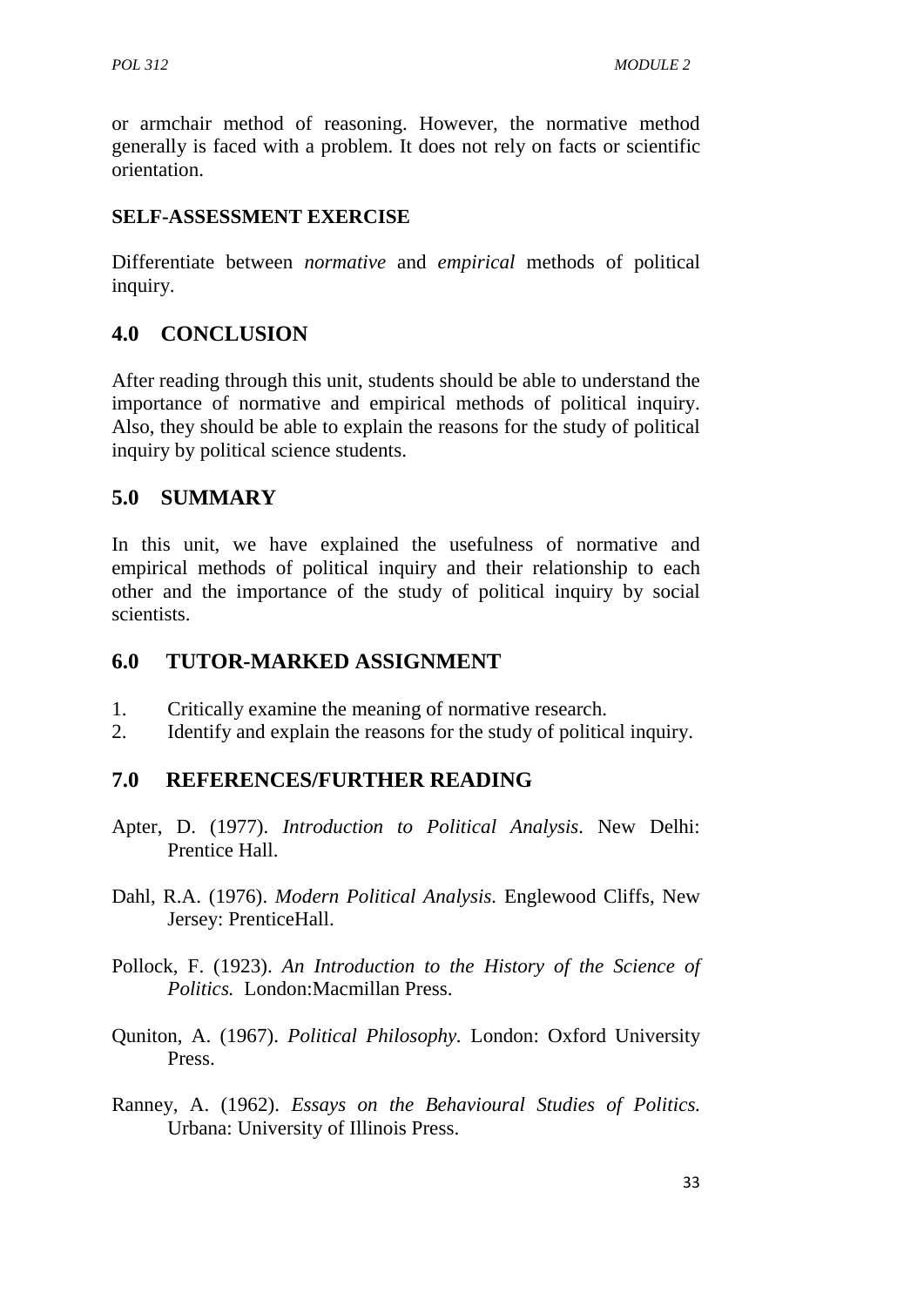or armchair method of reasoning. However, the normative method generally is faced with a problem. It does not rely on facts or scientific orientation.

**SELF-ASSESSMENT EXERCISE**

Differentiate between *normative* and *empirical* methods of political inquiry.

## 4.0 CONCLUSION

After reading through this unit, students should be able to understand the importance of normative and empirical methods of political inquiry. Also, they should be able to explain the reasons for the study of political inquiry by political science students.

## 5.0 SUMMARY

In this unit, we have explained the usefulness of normative and empirical methods of political inquiry and their relationship to each other and the importance of the study of political inquiry by social scientists.

## 6.0 TUTOR-MARKED ASSIGNMENT

1. Critically examine the meaning of normative research.
2. Identify and explain the reasons for the study of political inquiry.

## 7.0 REFERENCES/FURTHER READING

Apter, D. (1977). *Introduction to Political Analysis*. New Delhi: Prentice Hall.

Dahl, R.A. (1976). *Modern Political Analysis.* Englewood Cliffs, New Jersey: PrenticeHall.

Pollock, F. (1923). *An Introduction to the History of the Science of Politics.* London:Macmillan Press.

Quniton, A. (1967). *Political Philosophy.* London: Oxford University Press.

Ranney, A. (1962). *Essays on the Behavioural Studies of Politics.* Urbana: University of Illinois Press.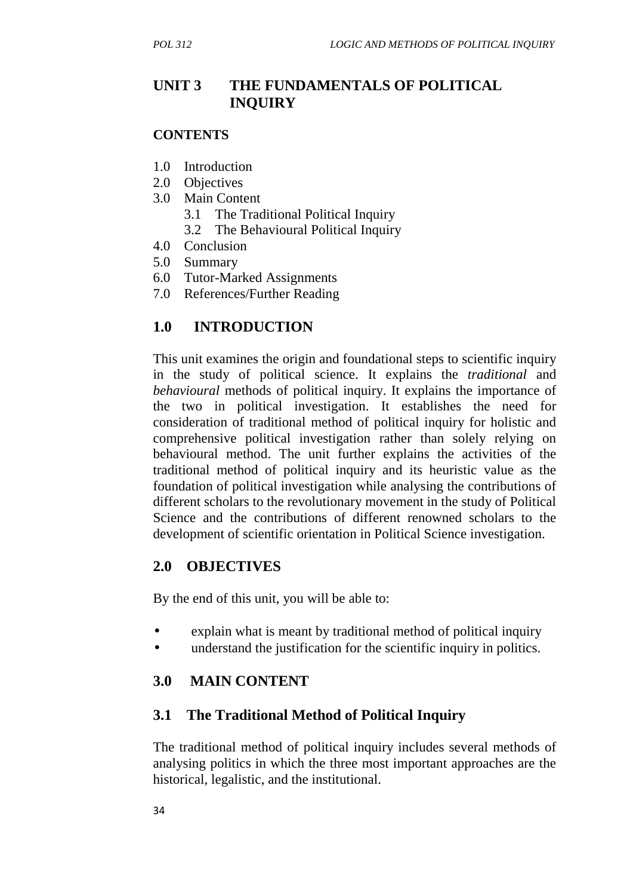# UNIT 3 THE FUNDAMENTALS OF POLITICAL INQUIRY

**CONTENTS**

1.0 Introduction
2.0 Objectives
3.0 Main Content
   3.1 The Traditional Political Inquiry
   3.2 The Behavioural Political Inquiry
4.0 Conclusion
5.0 Summary
6.0 Tutor-Marked Assignments
7.0 References/Further Reading

## 1.0 INTRODUCTION

This unit examines the origin and foundational steps to scientific inquiry in the study of political science. It explains the *traditional* and *behavioural* methods of political inquiry. It explains the importance of the two in political investigation. It establishes the need for consideration of traditional method of political inquiry for holistic and comprehensive political investigation rather than solely relying on behavioural method. The unit further explains the activities of the traditional method of political inquiry and its heuristic value as the foundation of political investigation while analysing the contributions of different scholars to the revolutionary movement in the study of Political Science and the contributions of different renowned scholars to the development of scientific orientation in Political Science investigation.

## 2.0 OBJECTIVES

By the end of this unit, you will be able to:

- explain what is meant by traditional method of political inquiry
- understand the justification for the scientific inquiry in politics.

## 3.0 MAIN CONTENT

### 3.1 The Traditional Method of Political Inquiry

The traditional method of political inquiry includes several methods of analysing politics in which the three most important approaches are the historical, legalistic, and the institutional.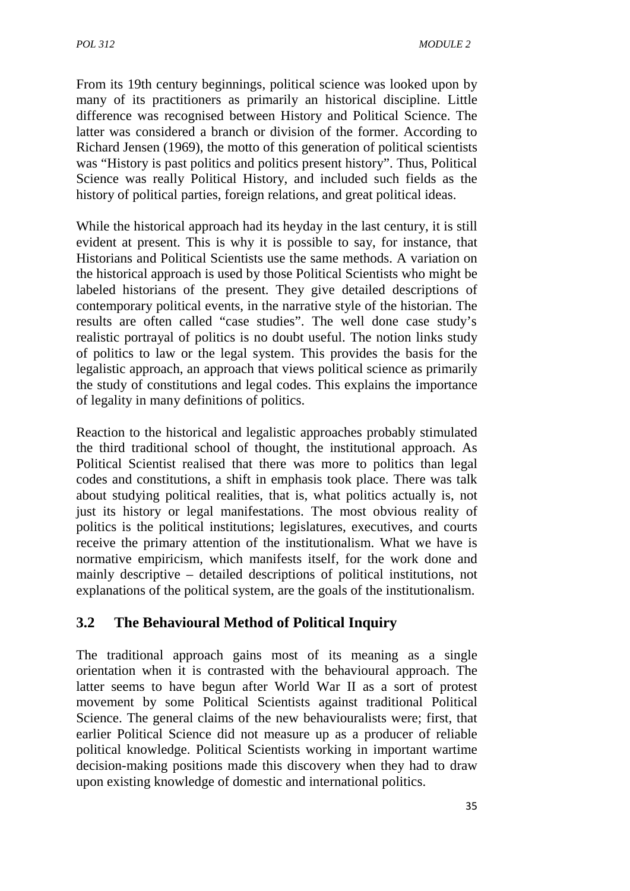From its 19th century beginnings, political science was looked upon by many of its practitioners as primarily an historical discipline. Little difference was recognised between History and Political Science. The latter was considered a branch or division of the former. According to Richard Jensen (1969), the motto of this generation of political scientists was "History is past politics and politics present history". Thus, Political Science was really Political History, and included such fields as the history of political parties, foreign relations, and great political ideas.

While the historical approach had its heyday in the last century, it is still evident at present. This is why it is possible to say, for instance, that Historians and Political Scientists use the same methods. A variation on the historical approach is used by those Political Scientists who might be labeled historians of the present. They give detailed descriptions of contemporary political events, in the narrative style of the historian. The results are often called "case studies". The well done case study's realistic portrayal of politics is no doubt useful. The notion links study of politics to law or the legal system. This provides the basis for the legalistic approach, an approach that views political science as primarily the study of constitutions and legal codes. This explains the importance of legality in many definitions of politics.

Reaction to the historical and legalistic approaches probably stimulated the third traditional school of thought, the institutional approach. As Political Scientist realised that there was more to politics than legal codes and constitutions, a shift in emphasis took place. There was talk about studying political realities, that is, what politics actually is, not just its history or legal manifestations. The most obvious reality of politics is the political institutions; legislatures, executives, and courts receive the primary attention of the institutionalism. What we have is normative empiricism, which manifests itself, for the work done and mainly descriptive – detailed descriptions of political institutions, not explanations of the political system, are the goals of the institutionalism.

## 3.2 The Behavioural Method of Political Inquiry

The traditional approach gains most of its meaning as a single orientation when it is contrasted with the behavioural approach. The latter seems to have begun after World War II as a sort of protest movement by some Political Scientists against traditional Political Science. The general claims of the new behaviouralists were; first, that earlier Political Science did not measure up as a producer of reliable political knowledge. Political Scientists working in important wartime decision-making positions made this discovery when they had to draw upon existing knowledge of domestic and international politics.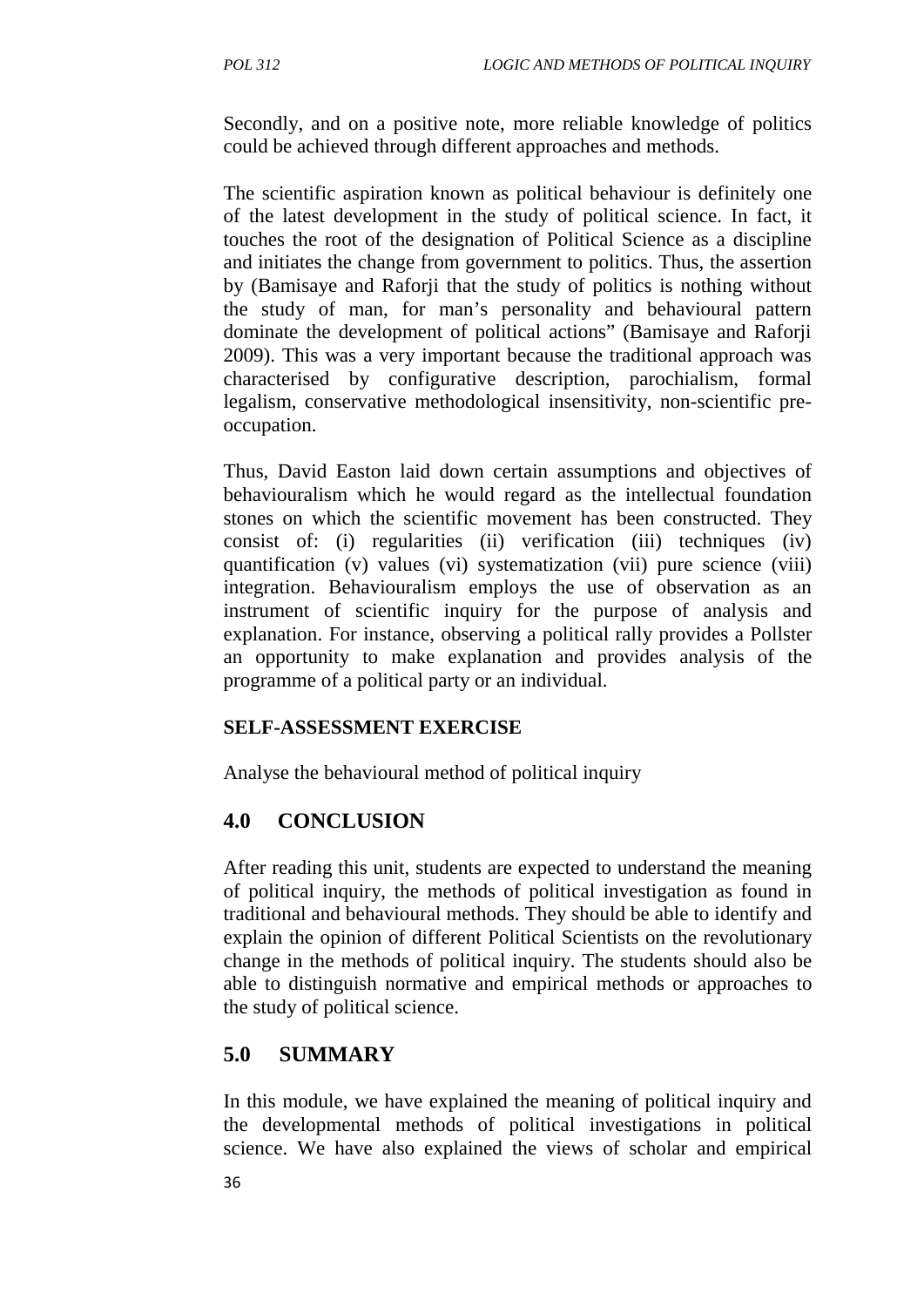Secondly, and on a positive note, more reliable knowledge of politics could be achieved through different approaches and methods.

The scientific aspiration known as political behaviour is definitely one of the latest development in the study of political science. In fact, it touches the root of the designation of Political Science as a discipline and initiates the change from government to politics. Thus, the assertion by (Bamisaye and Raforji that the study of politics is nothing without the study of man, for man's personality and behavioural pattern dominate the development of political actions" (Bamisaye and Raforji 2009). This was a very important because the traditional approach was characterised by configurative description, parochialism, formal legalism, conservative methodological insensitivity, non-scientific pre-occupation.

Thus, David Easton laid down certain assumptions and objectives of behaviouralism which he would regard as the intellectual foundation stones on which the scientific movement has been constructed. They consist of: (i) regularities (ii) verification (iii) techniques (iv) quantification (v) values (vi) systematization (vii) pure science (viii) integration. Behaviouralism employs the use of observation as an instrument of scientific inquiry for the purpose of analysis and explanation. For instance, observing a political rally provides a Pollster an opportunity to make explanation and provides analysis of the programme of a political party or an individual.

**SELF-ASSESSMENT EXERCISE**

Analyse the behavioural method of political inquiry

## 4.0 CONCLUSION

After reading this unit, students are expected to understand the meaning of political inquiry, the methods of political investigation as found in traditional and behavioural methods. They should be able to identify and explain the opinion of different Political Scientists on the revolutionary change in the methods of political inquiry. The students should also be able to distinguish normative and empirical methods or approaches to the study of political science.

## 5.0 SUMMARY

In this module, we have explained the meaning of political inquiry and the developmental methods of political investigations in political science. We have also explained the views of scholar and empirical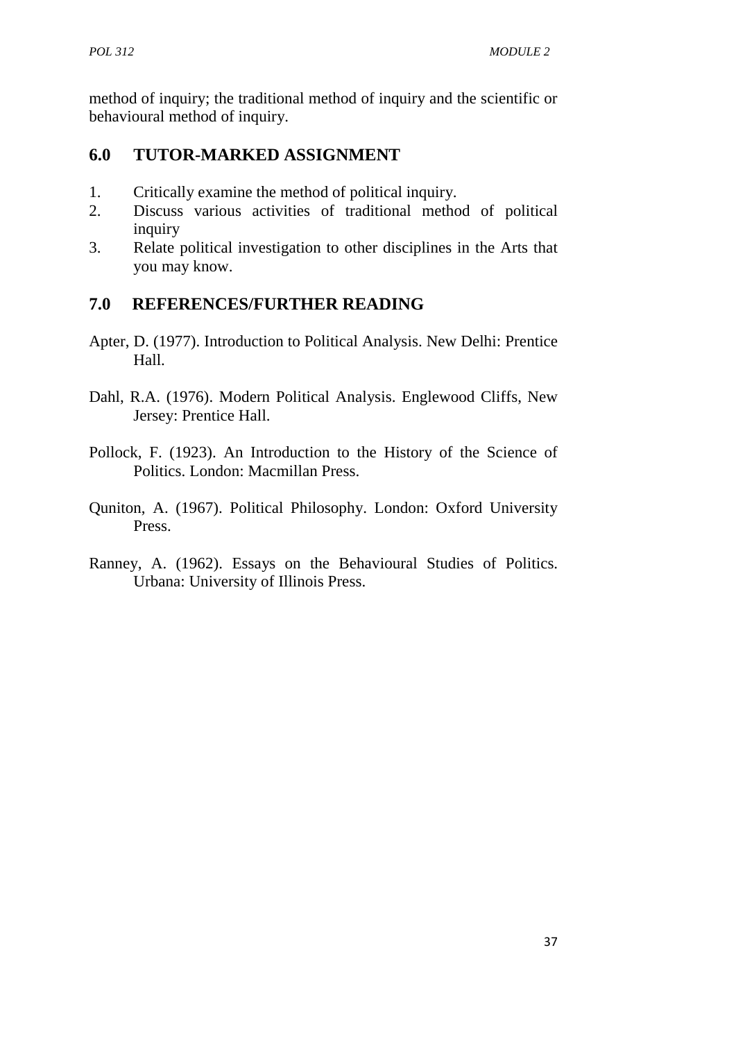method of inquiry; the traditional method of inquiry and the scientific or behavioural method of inquiry.

## 6.0 TUTOR-MARKED ASSIGNMENT

1. Critically examine the method of political inquiry.
2. Discuss various activities of traditional method of political inquiry
3. Relate political investigation to other disciplines in the Arts that you may know.

## 7.0 REFERENCES/FURTHER READING

Apter, D. (1977). Introduction to Political Analysis. New Delhi: Prentice Hall.

Dahl, R.A. (1976). Modern Political Analysis. Englewood Cliffs, New Jersey: Prentice Hall.

Pollock, F. (1923). An Introduction to the History of the Science of Politics. London: Macmillan Press.

Quniton, A. (1967). Political Philosophy. London: Oxford University Press.

Ranney, A. (1962). Essays on the Behavioural Studies of Politics. Urbana: University of Illinois Press.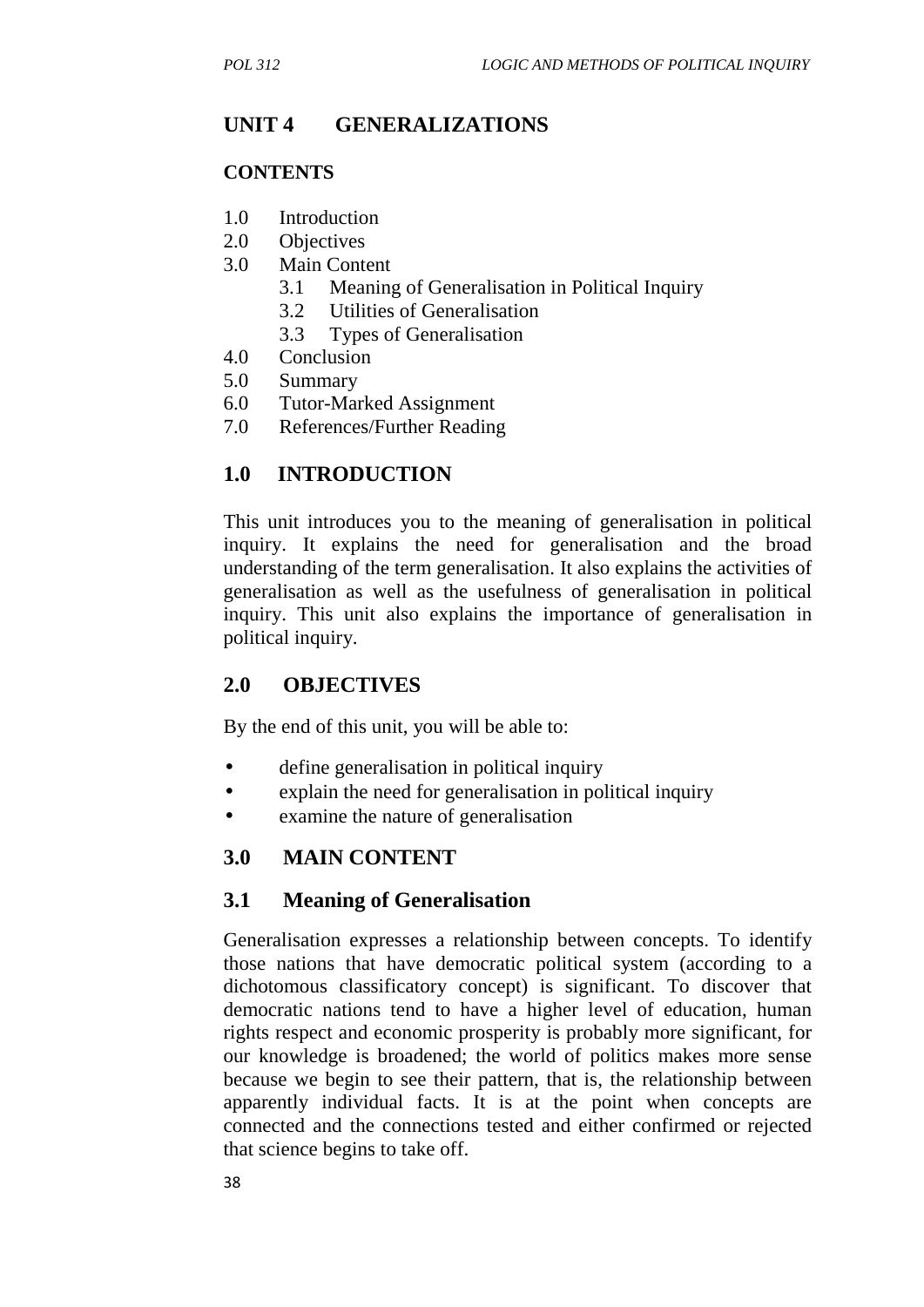## UNIT 4 GENERALIZATIONS

### CONTENTS

1.0 Introduction
2.0 Objectives
3.0 Main Content
    3.1 Meaning of Generalisation in Political Inquiry
    3.2 Utilities of Generalisation
    3.3 Types of Generalisation
4.0 Conclusion
5.0 Summary
6.0 Tutor-Marked Assignment
7.0 References/Further Reading

## 1.0 INTRODUCTION

This unit introduces you to the meaning of generalisation in political inquiry. It explains the need for generalisation and the broad understanding of the term generalisation. It also explains the activities of generalisation as well as the usefulness of generalisation in political inquiry. This unit also explains the importance of generalisation in political inquiry.

## 2.0 OBJECTIVES

By the end of this unit, you will be able to:

- define generalisation in political inquiry
- explain the need for generalisation in political inquiry
- examine the nature of generalisation

## 3.0 MAIN CONTENT

### 3.1 Meaning of Generalisation

Generalisation expresses a relationship between concepts. To identify those nations that have democratic political system (according to a dichotomous classificatory concept) is significant. To discover that democratic nations tend to have a higher level of education, human rights respect and economic prosperity is probably more significant, for our knowledge is broadened; the world of politics makes more sense because we begin to see their pattern, that is, the relationship between apparently individual facts. It is at the point when concepts are connected and the connections tested and either confirmed or rejected that science begins to take off.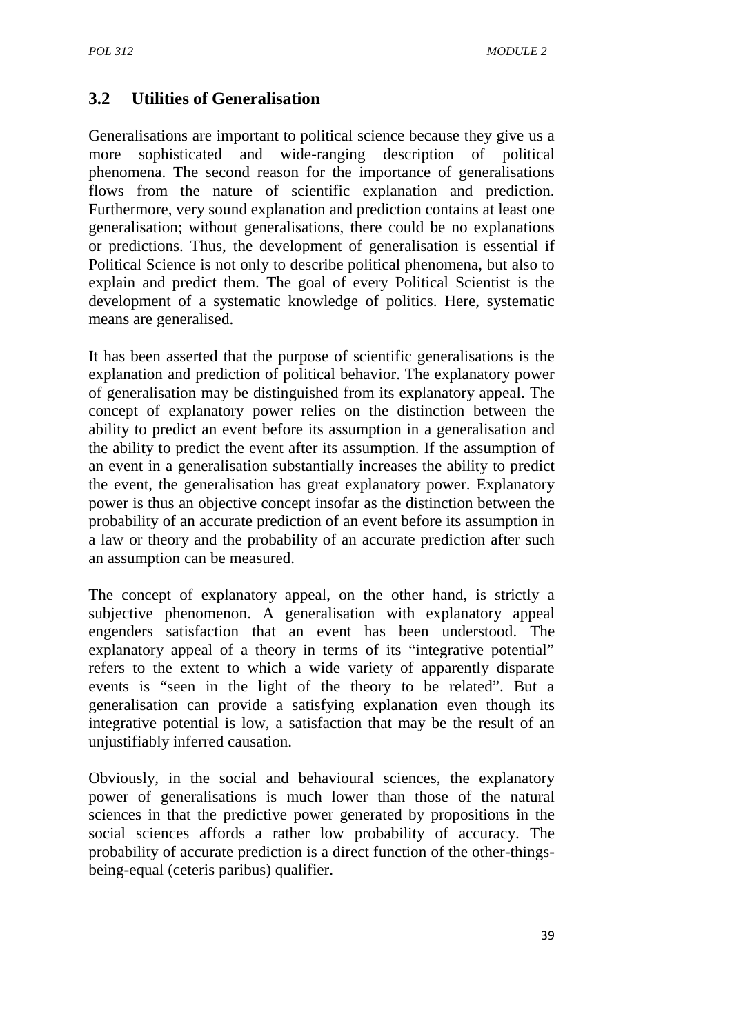## 3.2 Utilities of Generalisation

Generalisations are important to political science because they give us a more sophisticated and wide-ranging description of political phenomena. The second reason for the importance of generalisations flows from the nature of scientific explanation and prediction. Furthermore, very sound explanation and prediction contains at least one generalisation; without generalisations, there could be no explanations or predictions. Thus, the development of generalisation is essential if Political Science is not only to describe political phenomena, but also to explain and predict them. The goal of every Political Scientist is the development of a systematic knowledge of politics. Here, systematic means are generalised.

It has been asserted that the purpose of scientific generalisations is the explanation and prediction of political behavior. The explanatory power of generalisation may be distinguished from its explanatory appeal. The concept of explanatory power relies on the distinction between the ability to predict an event before its assumption in a generalisation and the ability to predict the event after its assumption. If the assumption of an event in a generalisation substantially increases the ability to predict the event, the generalisation has great explanatory power. Explanatory power is thus an objective concept insofar as the distinction between the probability of an accurate prediction of an event before its assumption in a law or theory and the probability of an accurate prediction after such an assumption can be measured.

The concept of explanatory appeal, on the other hand, is strictly a subjective phenomenon. A generalisation with explanatory appeal engenders satisfaction that an event has been understood. The explanatory appeal of a theory in terms of its "integrative potential" refers to the extent to which a wide variety of apparently disparate events is "seen in the light of the theory to be related". But a generalisation can provide a satisfying explanation even though its integrative potential is low, a satisfaction that may be the result of an unjustifiably inferred causation.

Obviously, in the social and behavioural sciences, the explanatory power of generalisations is much lower than those of the natural sciences in that the predictive power generated by propositions in the social sciences affords a rather low probability of accuracy. The probability of accurate prediction is a direct function of the other-things-being-equal (ceteris paribus) qualifier.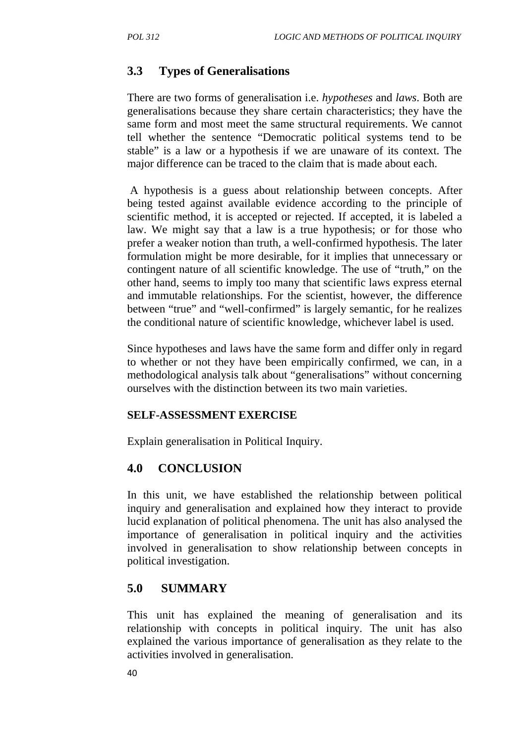## 3.3 Types of Generalisations

There are two forms of generalisation i.e. *hypotheses* and *laws*. Both are generalisations because they share certain characteristics; they have the same form and most meet the same structural requirements. We cannot tell whether the sentence "Democratic political systems tend to be stable" is a law or a hypothesis if we are unaware of its context. The major difference can be traced to the claim that is made about each.

A hypothesis is a guess about relationship between concepts. After being tested against available evidence according to the principle of scientific method, it is accepted or rejected. If accepted, it is labeled a law. We might say that a law is a true hypothesis; or for those who prefer a weaker notion than truth, a well-confirmed hypothesis. The later formulation might be more desirable, for it implies that unnecessary or contingent nature of all scientific knowledge. The use of "truth," on the other hand, seems to imply too many that scientific laws express eternal and immutable relationships. For the scientist, however, the difference between "true" and "well-confirmed" is largely semantic, for he realizes the conditional nature of scientific knowledge, whichever label is used.

Since hypotheses and laws have the same form and differ only in regard to whether or not they have been empirically confirmed, we can, in a methodological analysis talk about "generalisations" without concerning ourselves with the distinction between its two main varieties.

**SELF-ASSESSMENT EXERCISE**

Explain generalisation in Political Inquiry.

## 4.0 CONCLUSION

In this unit, we have established the relationship between political inquiry and generalisation and explained how they interact to provide lucid explanation of political phenomena. The unit has also analysed the importance of generalisation in political inquiry and the activities involved in generalisation to show relationship between concepts in political investigation.

## 5.0 SUMMARY

This unit has explained the meaning of generalisation and its relationship with concepts in political inquiry. The unit has also explained the various importance of generalisation as they relate to the activities involved in generalisation.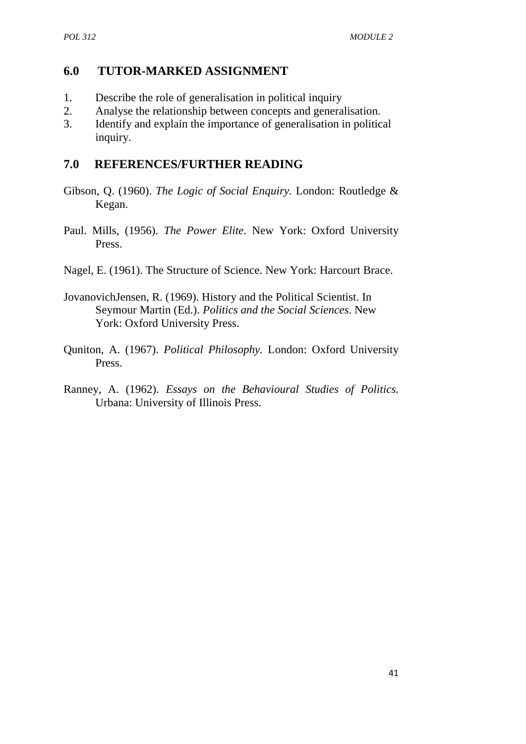## 6.0 TUTOR-MARKED ASSIGNMENT

1. Describe the role of generalisation in political inquiry
2. Analyse the relationship between concepts and generalisation.
3. Identify and explain the importance of generalisation in political inquiry.

## 7.0 REFERENCES/FURTHER READING

Gibson, Q. (1960). *The Logic of Social Enquiry*. London: Routledge & Kegan.

Paul. Mills, (1956). *The Power Elite*. New York: Oxford University Press.

Nagel, E. (1961). The Structure of Science. New York: Harcourt Brace.

JovanovichJensen, R. (1969). History and the Political Scientist. In Seymour Martin (Ed.). *Politics and the Social Sciences*. New York: Oxford University Press.

Quniton, A. (1967). *Political Philosophy.* London: Oxford University Press.

Ranney, A. (1962). *Essays on the Behavioural Studies of Politics.* Urbana: University of Illinois Press.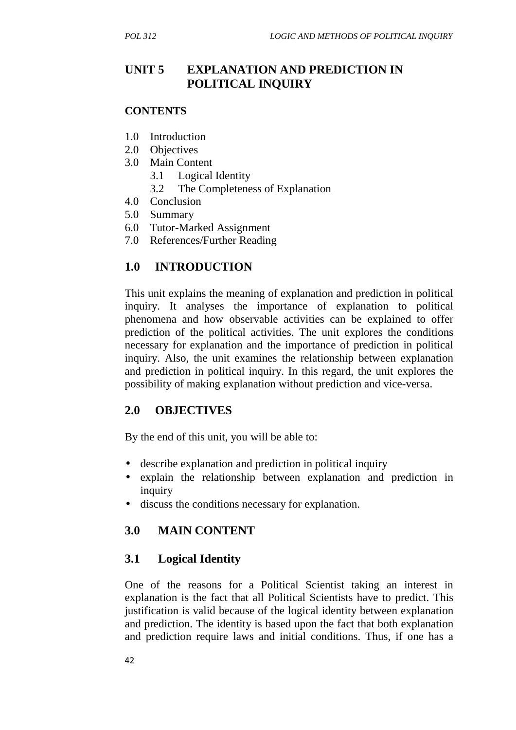# UNIT 5 EXPLANATION AND PREDICTION IN POLITICAL INQUIRY

**CONTENTS**

1.0 Introduction
2.0 Objectives
3.0 Main Content
   3.1 Logical Identity
   3.2 The Completeness of Explanation
4.0 Conclusion
5.0 Summary
6.0 Tutor-Marked Assignment
7.0 References/Further Reading

## 1.0 INTRODUCTION

This unit explains the meaning of explanation and prediction in political inquiry. It analyses the importance of explanation to political phenomena and how observable activities can be explained to offer prediction of the political activities. The unit explores the conditions necessary for explanation and the importance of prediction in political inquiry. Also, the unit examines the relationship between explanation and prediction in political inquiry. In this regard, the unit explores the possibility of making explanation without prediction and vice-versa.

## 2.0 OBJECTIVES

By the end of this unit, you will be able to:

- describe explanation and prediction in political inquiry
- explain the relationship between explanation and prediction in inquiry
- discuss the conditions necessary for explanation.

## 3.0 MAIN CONTENT

### 3.1 Logical Identity

One of the reasons for a Political Scientist taking an interest in explanation is the fact that all Political Scientists have to predict. This justification is valid because of the logical identity between explanation and prediction. The identity is based upon the fact that both explanation and prediction require laws and initial conditions. Thus, if one has a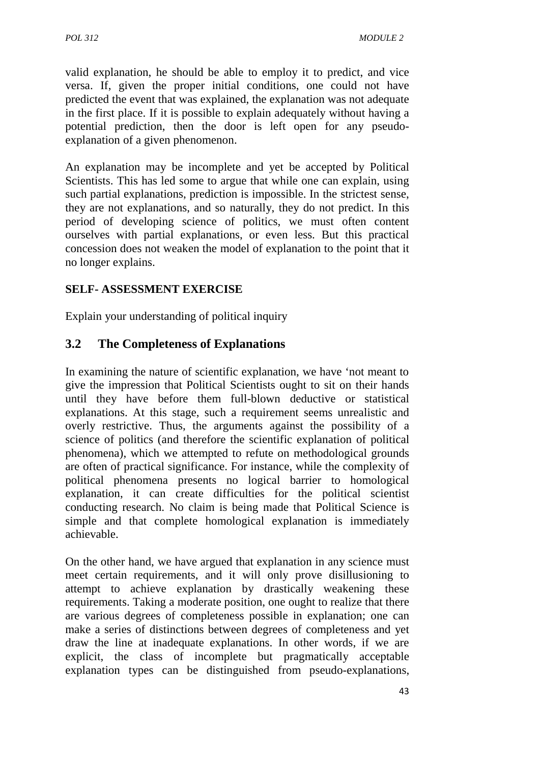valid explanation, he should be able to employ it to predict, and vice versa. If, given the proper initial conditions, one could not have predicted the event that was explained, the explanation was not adequate in the first place. If it is possible to explain adequately without having a potential prediction, then the door is left open for any pseudo-explanation of a given phenomenon.

An explanation may be incomplete and yet be accepted by Political Scientists. This has led some to argue that while one can explain, using such partial explanations, prediction is impossible. In the strictest sense, they are not explanations, and so naturally, they do not predict. In this period of developing science of politics, we must often content ourselves with partial explanations, or even less. But this practical concession does not weaken the model of explanation to the point that it no longer explains.

**SELF- ASSESSMENT EXERCISE**

Explain your understanding of political inquiry

## 3.2 The Completeness of Explanations

In examining the nature of scientific explanation, we have 'not meant to give the impression that Political Scientists ought to sit on their hands until they have before them full-blown deductive or statistical explanations. At this stage, such a requirement seems unrealistic and overly restrictive. Thus, the arguments against the possibility of a science of politics (and therefore the scientific explanation of political phenomena), which we attempted to refute on methodological grounds are often of practical significance. For instance, while the complexity of political phenomena presents no logical barrier to homological explanation, it can create difficulties for the political scientist conducting research. No claim is being made that Political Science is simple and that complete homological explanation is immediately achievable.

On the other hand, we have argued that explanation in any science must meet certain requirements, and it will only prove disillusioning to attempt to achieve explanation by drastically weakening these requirements. Taking a moderate position, one ought to realize that there are various degrees of completeness possible in explanation; one can make a series of distinctions between degrees of completeness and yet draw the line at inadequate explanations. In other words, if we are explicit, the class of incomplete but pragmatically acceptable explanation types can be distinguished from pseudo-explanations,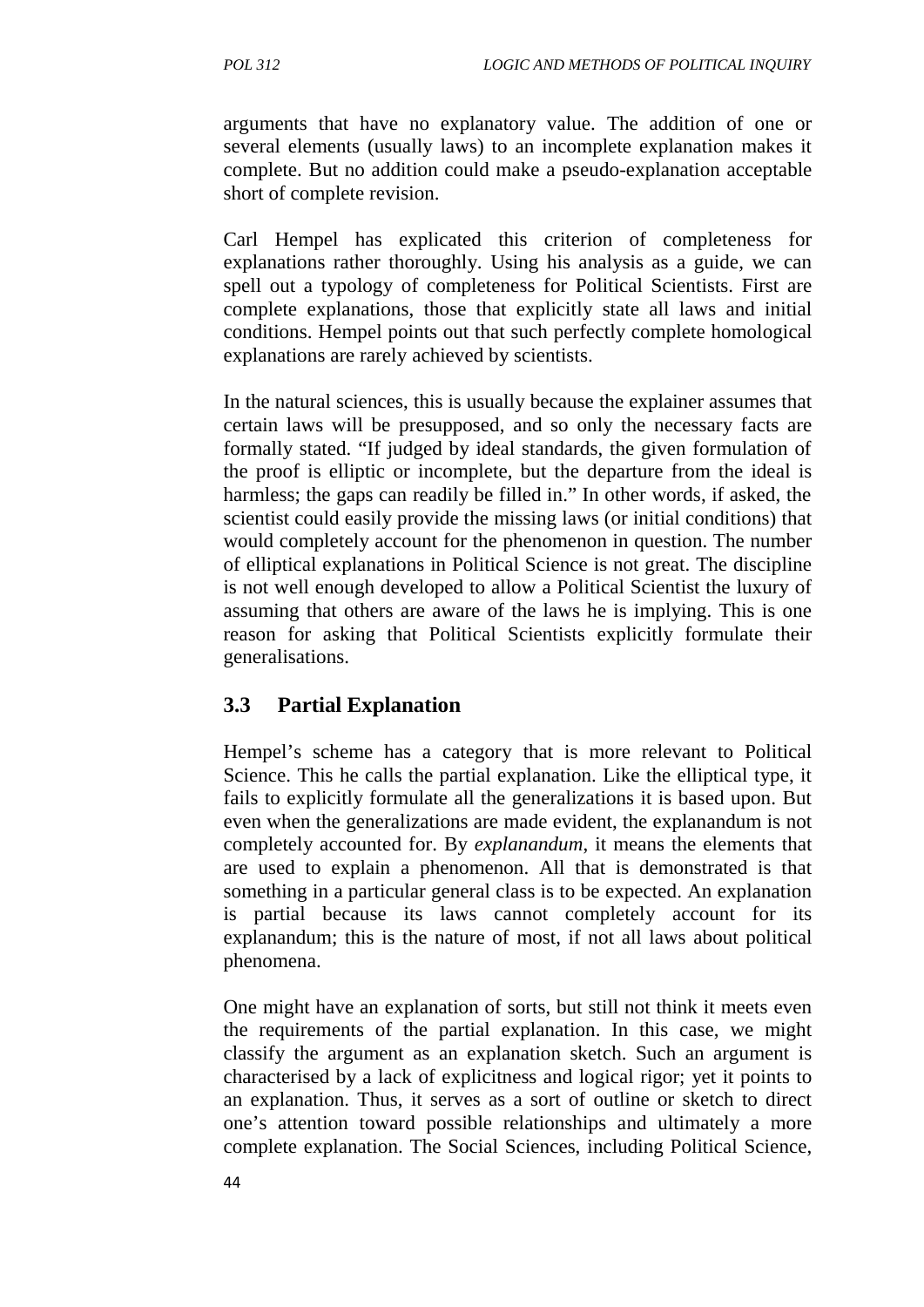arguments that have no explanatory value. The addition of one or several elements (usually laws) to an incomplete explanation makes it complete. But no addition could make a pseudo-explanation acceptable short of complete revision.

Carl Hempel has explicated this criterion of completeness for explanations rather thoroughly. Using his analysis as a guide, we can spell out a typology of completeness for Political Scientists. First are complete explanations, those that explicitly state all laws and initial conditions. Hempel points out that such perfectly complete homological explanations are rarely achieved by scientists.

In the natural sciences, this is usually because the explainer assumes that certain laws will be presupposed, and so only the necessary facts are formally stated. "If judged by ideal standards, the given formulation of the proof is elliptic or incomplete, but the departure from the ideal is harmless; the gaps can readily be filled in." In other words, if asked, the scientist could easily provide the missing laws (or initial conditions) that would completely account for the phenomenon in question. The number of elliptical explanations in Political Science is not great. The discipline is not well enough developed to allow a Political Scientist the luxury of assuming that others are aware of the laws he is implying. This is one reason for asking that Political Scientists explicitly formulate their generalisations.

## 3.3 Partial Explanation

Hempel's scheme has a category that is more relevant to Political Science. This he calls the partial explanation. Like the elliptical type, it fails to explicitly formulate all the generalizations it is based upon. But even when the generalizations are made evident, the explanandum is not completely accounted for. By *explanandum*, it means the elements that are used to explain a phenomenon. All that is demonstrated is that something in a particular general class is to be expected. An explanation is partial because its laws cannot completely account for its explanandum; this is the nature of most, if not all laws about political phenomena.

One might have an explanation of sorts, but still not think it meets even the requirements of the partial explanation. In this case, we might classify the argument as an explanation sketch. Such an argument is characterised by a lack of explicitness and logical rigor; yet it points to an explanation. Thus, it serves as a sort of outline or sketch to direct one's attention toward possible relationships and ultimately a more complete explanation. The Social Sciences, including Political Science,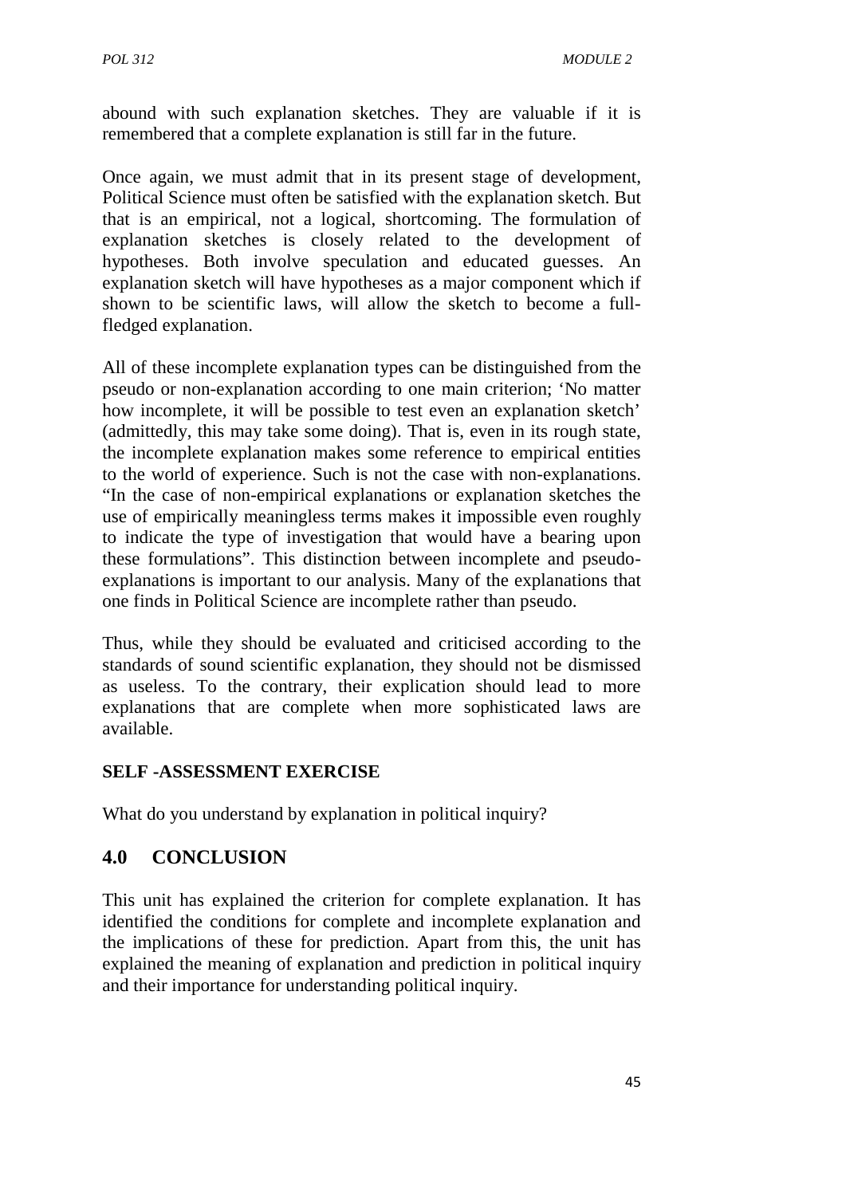abound with such explanation sketches. They are valuable if it is remembered that a complete explanation is still far in the future.

Once again, we must admit that in its present stage of development, Political Science must often be satisfied with the explanation sketch. But that is an empirical, not a logical, shortcoming. The formulation of explanation sketches is closely related to the development of hypotheses. Both involve speculation and educated guesses. An explanation sketch will have hypotheses as a major component which if shown to be scientific laws, will allow the sketch to become a full-fledged explanation.

All of these incomplete explanation types can be distinguished from the pseudo or non-explanation according to one main criterion; 'No matter how incomplete, it will be possible to test even an explanation sketch' (admittedly, this may take some doing). That is, even in its rough state, the incomplete explanation makes some reference to empirical entities to the world of experience. Such is not the case with non-explanations. "In the case of non-empirical explanations or explanation sketches the use of empirically meaningless terms makes it impossible even roughly to indicate the type of investigation that would have a bearing upon these formulations". This distinction between incomplete and pseudo-explanations is important to our analysis. Many of the explanations that one finds in Political Science are incomplete rather than pseudo.

Thus, while they should be evaluated and criticised according to the standards of sound scientific explanation, they should not be dismissed as useless. To the contrary, their explication should lead to more explanations that are complete when more sophisticated laws are available.

**SELF -ASSESSMENT EXERCISE**

What do you understand by explanation in political inquiry?

## 4.0 CONCLUSION

This unit has explained the criterion for complete explanation. It has identified the conditions for complete and incomplete explanation and the implications of these for prediction. Apart from this, the unit has explained the meaning of explanation and prediction in political inquiry and their importance for understanding political inquiry.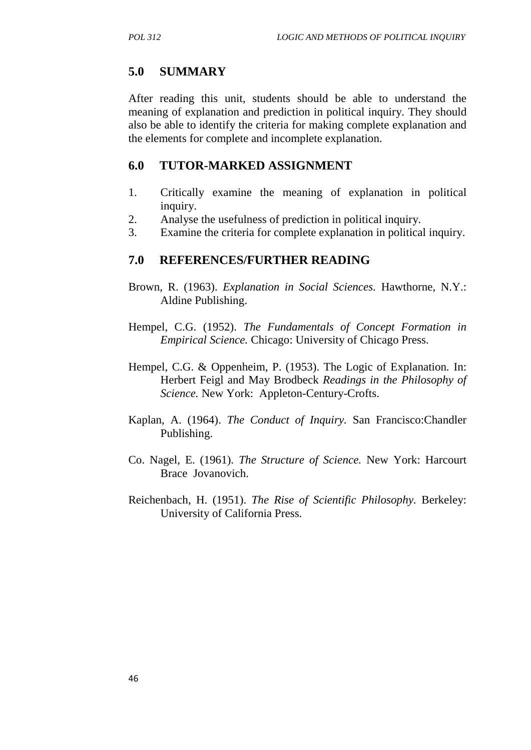## 5.0 SUMMARY

After reading this unit, students should be able to understand the meaning of explanation and prediction in political inquiry. They should also be able to identify the criteria for making complete explanation and the elements for complete and incomplete explanation.

## 6.0 TUTOR-MARKED ASSIGNMENT

1. Critically examine the meaning of explanation in political inquiry.
2. Analyse the usefulness of prediction in political inquiry.
3. Examine the criteria for complete explanation in political inquiry.

## 7.0 REFERENCES/FURTHER READING

Brown, R. (1963). *Explanation in Social Sciences.* Hawthorne, N.Y.: Aldine Publishing.

Hempel, C.G. (1952). *The Fundamentals of Concept Formation in Empirical Science.* Chicago: University of Chicago Press.

Hempel, C.G. & Oppenheim, P. (1953). The Logic of Explanation. In: Herbert Feigl and May Brodbeck *Readings in the Philosophy of Science.* New York: Appleton-Century-Crofts.

Kaplan, A. (1964). *The Conduct of Inquiry.* San Francisco:Chandler Publishing.

Co. Nagel, E. (1961). *The Structure of Science.* New York: Harcourt Brace Jovanovich.

Reichenbach, H. (1951). *The Rise of Scientific Philosophy.* Berkeley: University of California Press.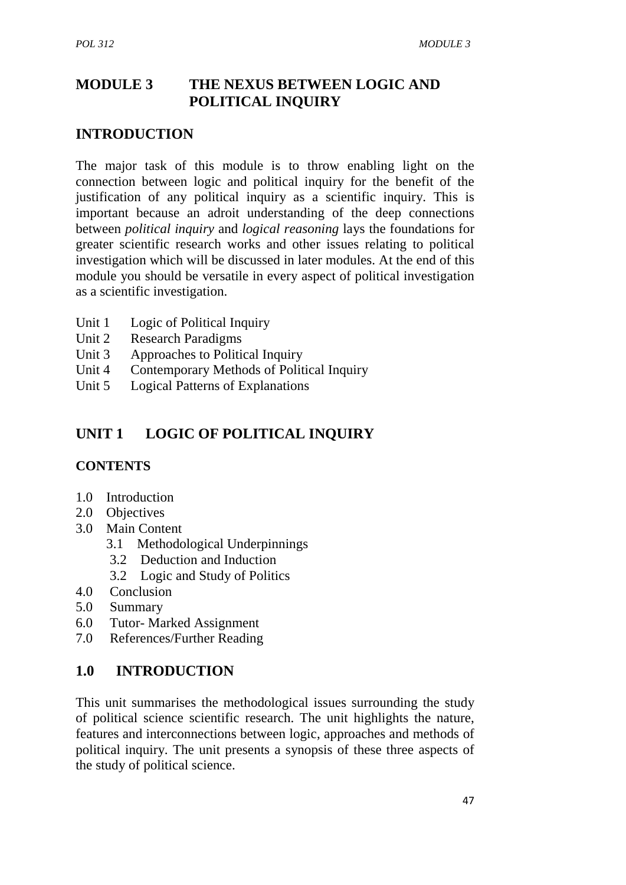# MODULE 3 THE NEXUS BETWEEN LOGIC AND POLITICAL INQUIRY

## INTRODUCTION

The major task of this module is to throw enabling light on the connection between logic and political inquiry for the benefit of the justification of any political inquiry as a scientific inquiry. This is important because an adroit understanding of the deep connections between *political inquiry* and *logical reasoning* lays the foundations for greater scientific research works and other issues relating to political investigation which will be discussed in later modules. At the end of this module you should be versatile in every aspect of political investigation as a scientific investigation.

Unit 1 Logic of Political Inquiry
Unit 2 Research Paradigms
Unit 3 Approaches to Political Inquiry
Unit 4 Contemporary Methods of Political Inquiry
Unit 5 Logical Patterns of Explanations

## UNIT 1 LOGIC OF POLITICAL INQUIRY

### CONTENTS

1.0 Introduction
2.0 Objectives
3.0 Main Content
  3.1 Methodological Underpinnings
  3.2 Deduction and Induction
  3.2 Logic and Study of Politics
4.0 Conclusion
5.0 Summary
6.0 Tutor- Marked Assignment
7.0 References/Further Reading

## 1.0 INTRODUCTION

This unit summarises the methodological issues surrounding the study of political science scientific research. The unit highlights the nature, features and interconnections between logic, approaches and methods of political inquiry. The unit presents a synopsis of these three aspects of the study of political science.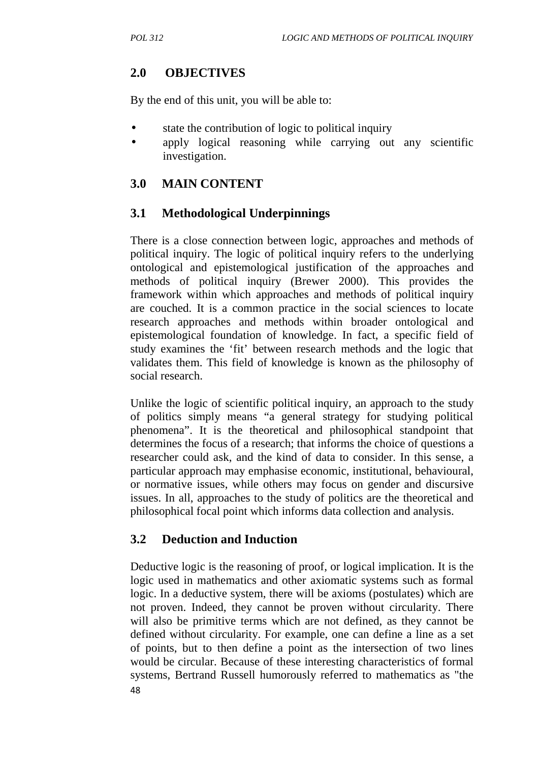## 2.0 OBJECTIVES

By the end of this unit, you will be able to:

- state the contribution of logic to political inquiry
- apply logical reasoning while carrying out any scientific investigation.

## 3.0 MAIN CONTENT

### 3.1 Methodological Underpinnings

There is a close connection between logic, approaches and methods of political inquiry. The logic of political inquiry refers to the underlying ontological and epistemological justification of the approaches and methods of political inquiry (Brewer 2000). This provides the framework within which approaches and methods of political inquiry are couched. It is a common practice in the social sciences to locate research approaches and methods within broader ontological and epistemological foundation of knowledge. In fact, a specific field of study examines the 'fit' between research methods and the logic that validates them. This field of knowledge is known as the philosophy of social research.

Unlike the logic of scientific political inquiry, an approach to the study of politics simply means "a general strategy for studying political phenomena". It is the theoretical and philosophical standpoint that determines the focus of a research; that informs the choice of questions a researcher could ask, and the kind of data to consider. In this sense, a particular approach may emphasise economic, institutional, behavioural, or normative issues, while others may focus on gender and discursive issues. In all, approaches to the study of politics are the theoretical and philosophical focal point which informs data collection and analysis.

### 3.2 Deduction and Induction

Deductive logic is the reasoning of proof, or logical implication. It is the logic used in mathematics and other axiomatic systems such as formal logic. In a deductive system, there will be axioms (postulates) which are not proven. Indeed, they cannot be proven without circularity. There will also be primitive terms which are not defined, as they cannot be defined without circularity. For example, one can define a line as a set of points, but to then define a point as the intersection of two lines would be circular. Because of these interesting characteristics of formal systems, Bertrand Russell humorously referred to mathematics as "the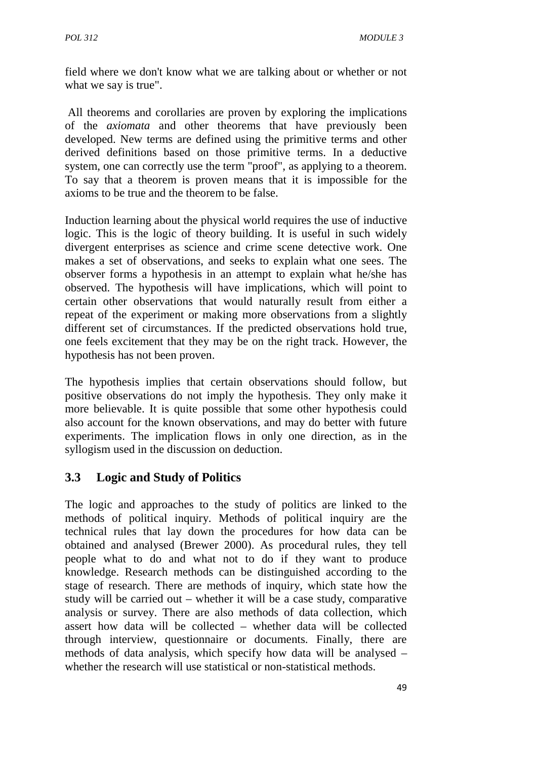field where we don't know what we are talking about or whether or not what we say is true".

All theorems and corollaries are proven by exploring the implications of the *axiomata* and other theorems that have previously been developed. New terms are defined using the primitive terms and other derived definitions based on those primitive terms. In a deductive system, one can correctly use the term "proof", as applying to a theorem. To say that a theorem is proven means that it is impossible for the axioms to be true and the theorem to be false.

Induction learning about the physical world requires the use of inductive logic. This is the logic of theory building. It is useful in such widely divergent enterprises as science and crime scene detective work. One makes a set of observations, and seeks to explain what one sees. The observer forms a hypothesis in an attempt to explain what he/she has observed. The hypothesis will have implications, which will point to certain other observations that would naturally result from either a repeat of the experiment or making more observations from a slightly different set of circumstances. If the predicted observations hold true, one feels excitement that they may be on the right track. However, the hypothesis has not been proven.

The hypothesis implies that certain observations should follow, but positive observations do not imply the hypothesis. They only make it more believable. It is quite possible that some other hypothesis could also account for the known observations, and may do better with future experiments. The implication flows in only one direction, as in the syllogism used in the discussion on deduction.

## 3.3 Logic and Study of Politics

The logic and approaches to the study of politics are linked to the methods of political inquiry. Methods of political inquiry are the technical rules that lay down the procedures for how data can be obtained and analysed (Brewer 2000). As procedural rules, they tell people what to do and what not to do if they want to produce knowledge. Research methods can be distinguished according to the stage of research. There are methods of inquiry, which state how the study will be carried out – whether it will be a case study, comparative analysis or survey. There are also methods of data collection, which assert how data will be collected – whether data will be collected through interview, questionnaire or documents. Finally, there are methods of data analysis, which specify how data will be analysed – whether the research will use statistical or non-statistical methods.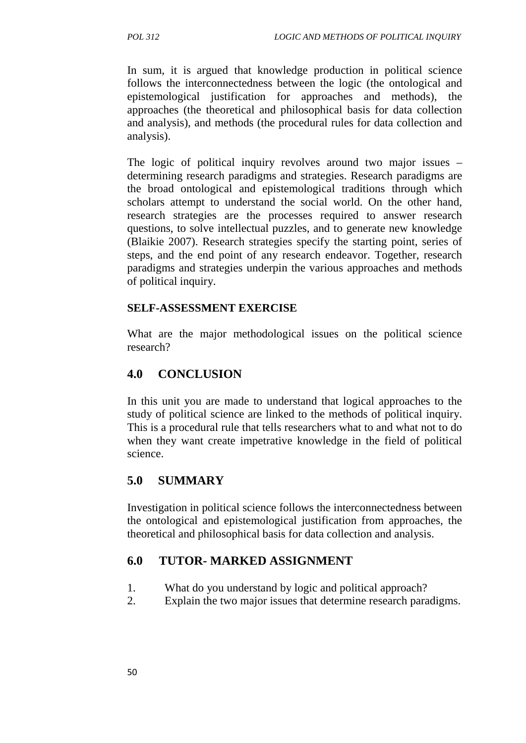In sum, it is argued that knowledge production in political science follows the interconnectedness between the logic (the ontological and epistemological justification for approaches and methods), the approaches (the theoretical and philosophical basis for data collection and analysis), and methods (the procedural rules for data collection and analysis).

The logic of political inquiry revolves around two major issues – determining research paradigms and strategies. Research paradigms are the broad ontological and epistemological traditions through which scholars attempt to understand the social world. On the other hand, research strategies are the processes required to answer research questions, to solve intellectual puzzles, and to generate new knowledge (Blaikie 2007). Research strategies specify the starting point, series of steps, and the end point of any research endeavor. Together, research paradigms and strategies underpin the various approaches and methods of political inquiry.

**SELF-ASSESSMENT EXERCISE**

What are the major methodological issues on the political science research?

## 4.0 CONCLUSION

In this unit you are made to understand that logical approaches to the study of political science are linked to the methods of political inquiry. This is a procedural rule that tells researchers what to and what not to do when they want create impetrative knowledge in the field of political science.

## 5.0 SUMMARY

Investigation in political science follows the interconnectedness between the ontological and epistemological justification from approaches, the theoretical and philosophical basis for data collection and analysis.

## 6.0 TUTOR- MARKED ASSIGNMENT

1. What do you understand by logic and political approach?
2. Explain the two major issues that determine research paradigms.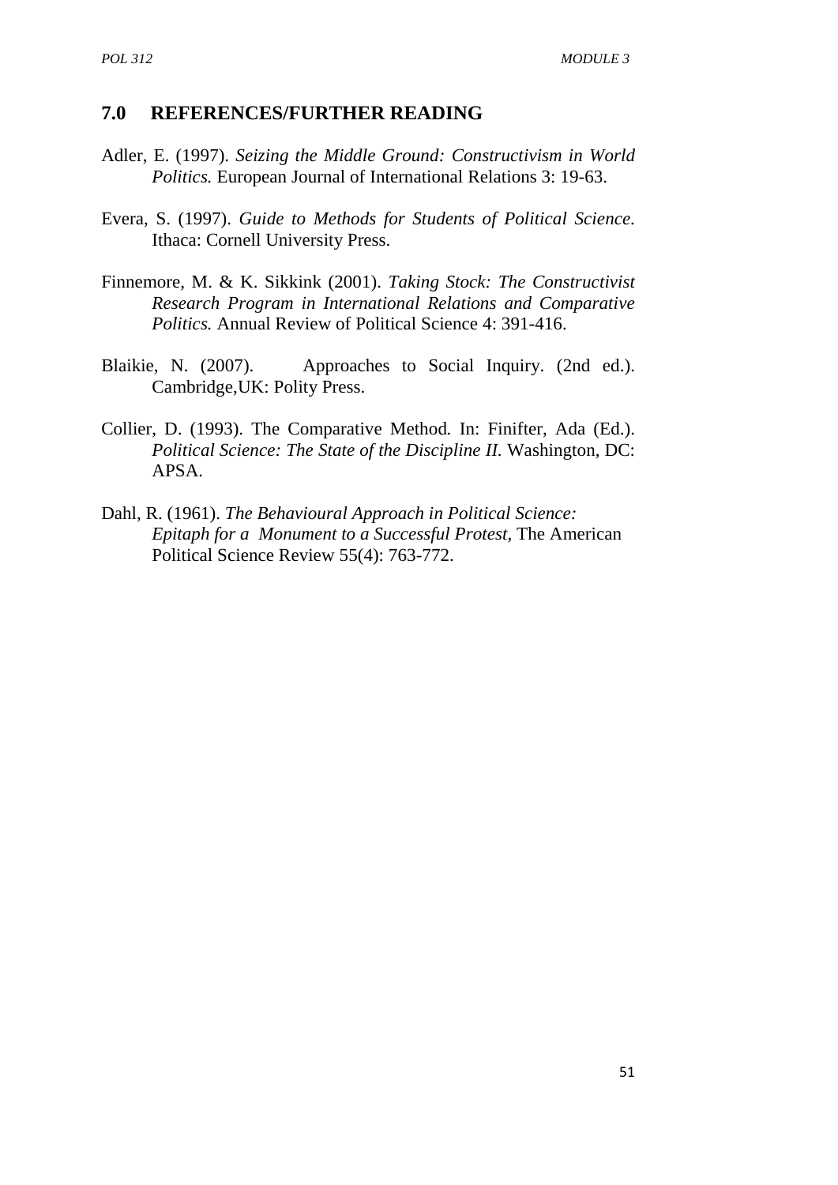## 7.0 REFERENCES/FURTHER READING

Adler, E. (1997). *Seizing the Middle Ground: Constructivism in World Politics.* European Journal of International Relations 3: 19-63.

Evera, S. (1997). *Guide to Methods for Students of Political Science*. Ithaca: Cornell University Press.

Finnemore, M. & K. Sikkink (2001). *Taking Stock: The Constructivist Research Program in International Relations and Comparative Politics.* Annual Review of Political Science 4: 391-416.

Blaikie, N. (2007). Approaches to Social Inquiry. (2nd ed.). Cambridge,UK: Polity Press.

Collier, D. (1993). The Comparative Method*.* In: Finifter, Ada (Ed.). *Political Science: The State of the Discipline II.* Washington, DC: APSA.

Dahl, R. (1961). *The Behavioural Approach in Political Science: Epitaph for a Monument to a Successful Protest*, The American Political Science Review 55(4): 763-772.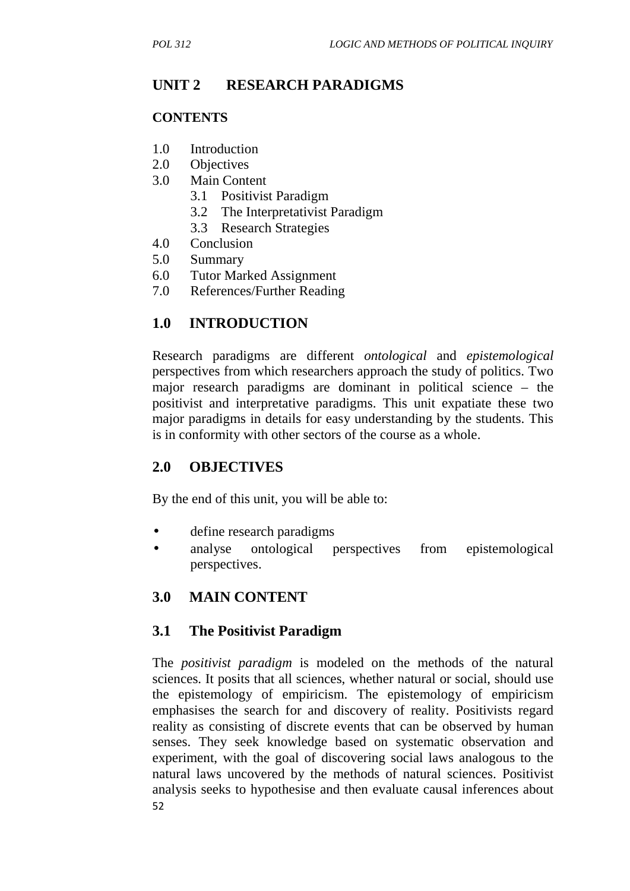## UNIT 2 RESEARCH PARADIGMS

### CONTENTS

1.0 Introduction
2.0 Objectives
3.0 Main Content
    3.1 Positivist Paradigm
    3.2 The Interpretativist Paradigm
    3.3 Research Strategies
4.0 Conclusion
5.0 Summary
6.0 Tutor Marked Assignment
7.0 References/Further Reading

### 1.0 INTRODUCTION

Research paradigms are different *ontological* and *epistemological* perspectives from which researchers approach the study of politics. Two major research paradigms are dominant in political science – the positivist and interpretative paradigms. This unit expatiate these two major paradigms in details for easy understanding by the students. This is in conformity with other sectors of the course as a whole.

### 2.0 OBJECTIVES

By the end of this unit, you will be able to:

- define research paradigms
- analyse ontological perspectives from epistemological perspectives.

### 3.0 MAIN CONTENT

### 3.1 The Positivist Paradigm

The *positivist paradigm* is modeled on the methods of the natural sciences. It posits that all sciences, whether natural or social, should use the epistemology of empiricism. The epistemology of empiricism emphasises the search for and discovery of reality. Positivists regard reality as consisting of discrete events that can be observed by human senses. They seek knowledge based on systematic observation and experiment, with the goal of discovering social laws analogous to the natural laws uncovered by the methods of natural sciences. Positivist analysis seeks to hypothesise and then evaluate causal inferences about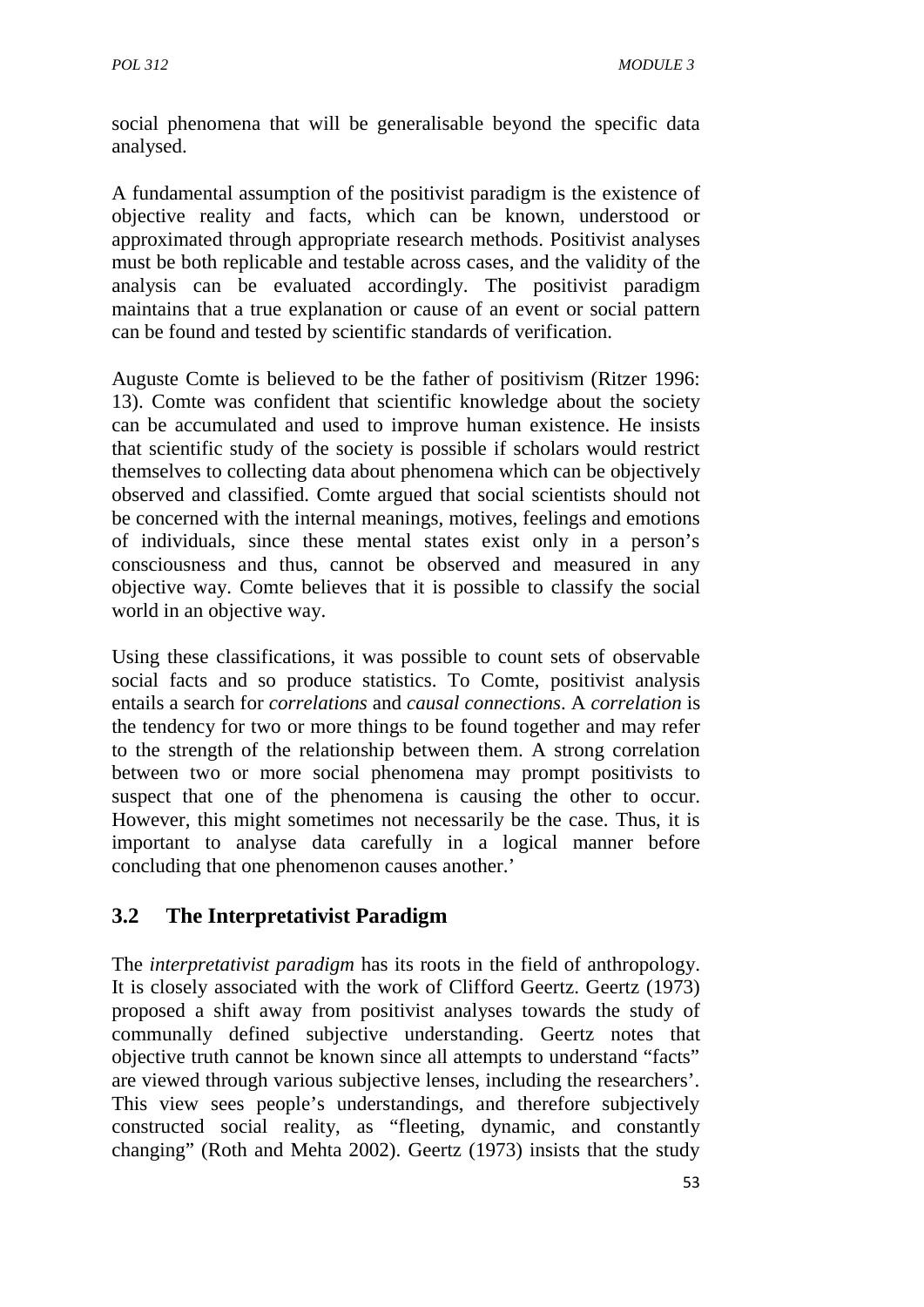social phenomena that will be generalisable beyond the specific data analysed.

A fundamental assumption of the positivist paradigm is the existence of objective reality and facts, which can be known, understood or approximated through appropriate research methods. Positivist analyses must be both replicable and testable across cases, and the validity of the analysis can be evaluated accordingly. The positivist paradigm maintains that a true explanation or cause of an event or social pattern can be found and tested by scientific standards of verification.

Auguste Comte is believed to be the father of positivism (Ritzer 1996: 13). Comte was confident that scientific knowledge about the society can be accumulated and used to improve human existence. He insists that scientific study of the society is possible if scholars would restrict themselves to collecting data about phenomena which can be objectively observed and classified. Comte argued that social scientists should not be concerned with the internal meanings, motives, feelings and emotions of individuals, since these mental states exist only in a person's consciousness and thus, cannot be observed and measured in any objective way. Comte believes that it is possible to classify the social world in an objective way.

Using these classifications, it was possible to count sets of observable social facts and so produce statistics. To Comte, positivist analysis entails a search for *correlations* and *causal connections*. A *correlation* is the tendency for two or more things to be found together and may refer to the strength of the relationship between them. A strong correlation between two or more social phenomena may prompt positivists to suspect that one of the phenomena is causing the other to occur. However, this might sometimes not necessarily be the case. Thus, it is important to analyse data carefully in a logical manner before concluding that one phenomenon causes another.'

## 3.2 The Interpretativist Paradigm

The *interpretativist paradigm* has its roots in the field of anthropology. It is closely associated with the work of Clifford Geertz. Geertz (1973) proposed a shift away from positivist analyses towards the study of communally defined subjective understanding. Geertz notes that objective truth cannot be known since all attempts to understand "facts" are viewed through various subjective lenses, including the researchers'. This view sees people's understandings, and therefore subjectively constructed social reality, as "fleeting, dynamic, and constantly changing" (Roth and Mehta 2002). Geertz (1973) insists that the study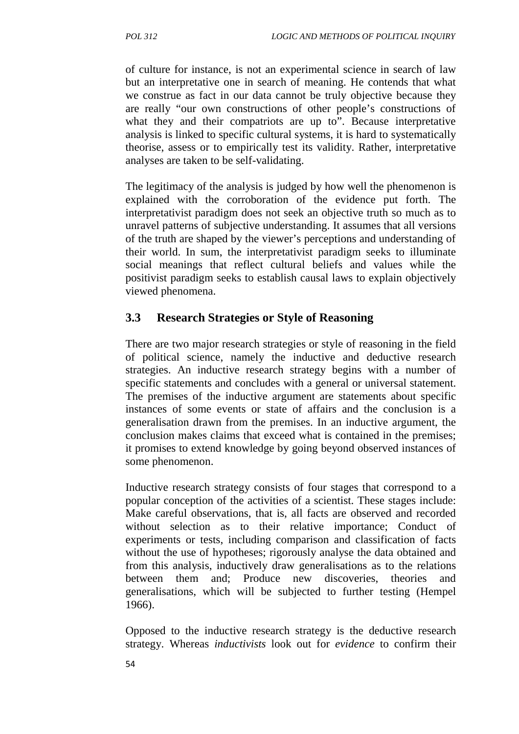of culture for instance, is not an experimental science in search of law but an interpretative one in search of meaning. He contends that what we construe as fact in our data cannot be truly objective because they are really "our own constructions of other people's constructions of what they and their compatriots are up to". Because interpretative analysis is linked to specific cultural systems, it is hard to systematically theorise, assess or to empirically test its validity. Rather, interpretative analyses are taken to be self-validating.

The legitimacy of the analysis is judged by how well the phenomenon is explained with the corroboration of the evidence put forth. The interpretativist paradigm does not seek an objective truth so much as to unravel patterns of subjective understanding. It assumes that all versions of the truth are shaped by the viewer's perceptions and understanding of their world. In sum, the interpretativist paradigm seeks to illuminate social meanings that reflect cultural beliefs and values while the positivist paradigm seeks to establish causal laws to explain objectively viewed phenomena.

## 3.3 Research Strategies or Style of Reasoning

There are two major research strategies or style of reasoning in the field of political science, namely the inductive and deductive research strategies. An inductive research strategy begins with a number of specific statements and concludes with a general or universal statement. The premises of the inductive argument are statements about specific instances of some events or state of affairs and the conclusion is a generalisation drawn from the premises. In an inductive argument, the conclusion makes claims that exceed what is contained in the premises; it promises to extend knowledge by going beyond observed instances of some phenomenon.

Inductive research strategy consists of four stages that correspond to a popular conception of the activities of a scientist. These stages include: Make careful observations, that is, all facts are observed and recorded without selection as to their relative importance; Conduct of experiments or tests, including comparison and classification of facts without the use of hypotheses; rigorously analyse the data obtained and from this analysis, inductively draw generalisations as to the relations between them and; Produce new discoveries, theories and generalisations, which will be subjected to further testing (Hempel 1966).

Opposed to the inductive research strategy is the deductive research strategy. Whereas *inductivists* look out for *evidence* to confirm their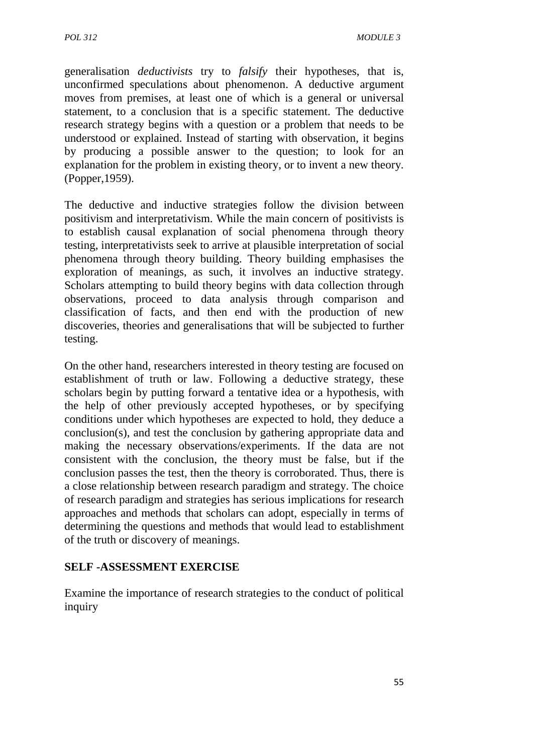generalisation *deductivists* try to *falsify* their hypotheses, that is, unconfirmed speculations about phenomenon. A deductive argument moves from premises, at least one of which is a general or universal statement, to a conclusion that is a specific statement. The deductive research strategy begins with a question or a problem that needs to be understood or explained. Instead of starting with observation, it begins by producing a possible answer to the question; to look for an explanation for the problem in existing theory, or to invent a new theory. (Popper,1959).

The deductive and inductive strategies follow the division between positivism and interpretativism. While the main concern of positivists is to establish causal explanation of social phenomena through theory testing, interpretativists seek to arrive at plausible interpretation of social phenomena through theory building. Theory building emphasises the exploration of meanings, as such, it involves an inductive strategy. Scholars attempting to build theory begins with data collection through observations, proceed to data analysis through comparison and classification of facts, and then end with the production of new discoveries, theories and generalisations that will be subjected to further testing.

On the other hand, researchers interested in theory testing are focused on establishment of truth or law. Following a deductive strategy, these scholars begin by putting forward a tentative idea or a hypothesis, with the help of other previously accepted hypotheses, or by specifying conditions under which hypotheses are expected to hold, they deduce a conclusion(s), and test the conclusion by gathering appropriate data and making the necessary observations/experiments. If the data are not consistent with the conclusion, the theory must be false, but if the conclusion passes the test, then the theory is corroborated. Thus, there is a close relationship between research paradigm and strategy. The choice of research paradigm and strategies has serious implications for research approaches and methods that scholars can adopt, especially in terms of determining the questions and methods that would lead to establishment of the truth or discovery of meanings.

**SELF -ASSESSMENT EXERCISE**

Examine the importance of research strategies to the conduct of political inquiry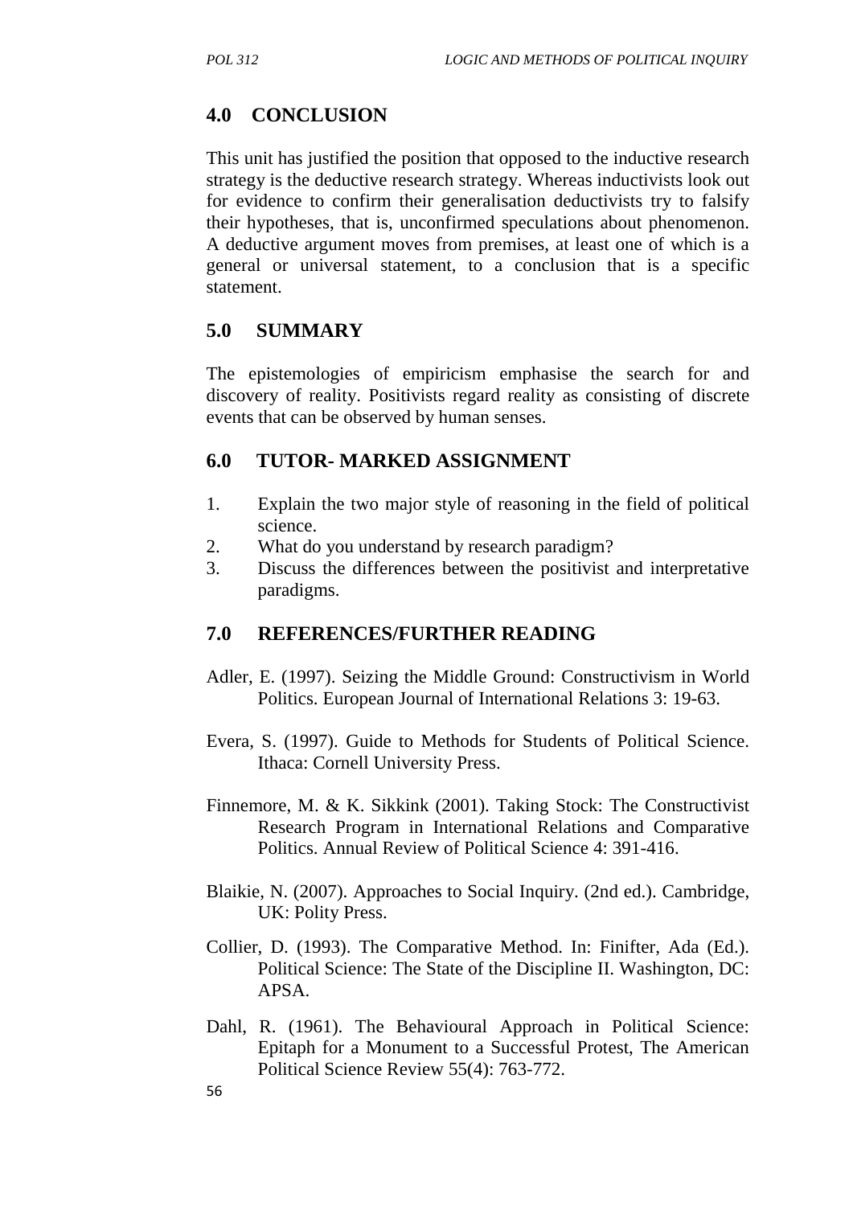## 4.0 CONCLUSION

This unit has justified the position that opposed to the inductive research strategy is the deductive research strategy. Whereas inductivists look out for evidence to confirm their generalisation deductivists try to falsify their hypotheses, that is, unconfirmed speculations about phenomenon. A deductive argument moves from premises, at least one of which is a general or universal statement, to a conclusion that is a specific statement.

## 5.0 SUMMARY

The epistemologies of empiricism emphasise the search for and discovery of reality. Positivists regard reality as consisting of discrete events that can be observed by human senses.

## 6.0 TUTOR- MARKED ASSIGNMENT

1. Explain the two major style of reasoning in the field of political science.
2. What do you understand by research paradigm?
3. Discuss the differences between the positivist and interpretative paradigms.

## 7.0 REFERENCES/FURTHER READING

Adler, E. (1997). Seizing the Middle Ground: Constructivism in World Politics. European Journal of International Relations 3: 19-63.

Evera, S. (1997). Guide to Methods for Students of Political Science. Ithaca: Cornell University Press.

Finnemore, M. & K. Sikkink (2001). Taking Stock: The Constructivist Research Program in International Relations and Comparative Politics. Annual Review of Political Science 4: 391-416.

Blaikie, N. (2007). Approaches to Social Inquiry. (2nd ed.). Cambridge, UK: Polity Press.

Collier, D. (1993). The Comparative Method. In: Finifter, Ada (Ed.). Political Science: The State of the Discipline II. Washington, DC: APSA.

Dahl, R. (1961). The Behavioural Approach in Political Science: Epitaph for a Monument to a Successful Protest, The American Political Science Review 55(4): 763-772.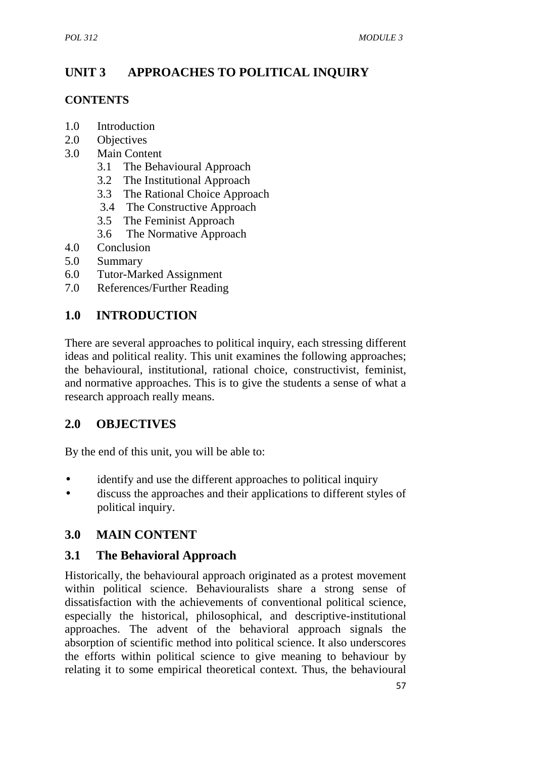# UNIT 3 APPROACHES TO POLITICAL INQUIRY

## CONTENTS

1.0 Introduction
2.0 Objectives
3.0 Main Content
  3.1 The Behavioural Approach
  3.2 The Institutional Approach
  3.3 The Rational Choice Approach
  3.4 The Constructive Approach
  3.5 The Feminist Approach
  3.6 The Normative Approach
4.0 Conclusion
5.0 Summary
6.0 Tutor-Marked Assignment
7.0 References/Further Reading

## 1.0 INTRODUCTION

There are several approaches to political inquiry, each stressing different ideas and political reality. This unit examines the following approaches; the behavioural, institutional, rational choice, constructivist, feminist, and normative approaches. This is to give the students a sense of what a research approach really means.

## 2.0 OBJECTIVES

By the end of this unit, you will be able to:

- identify and use the different approaches to political inquiry
- discuss the approaches and their applications to different styles of political inquiry.

## 3.0 MAIN CONTENT

### 3.1 The Behavioral Approach

Historically, the behavioural approach originated as a protest movement within political science. Behaviouralists share a strong sense of dissatisfaction with the achievements of conventional political science, especially the historical, philosophical, and descriptive-institutional approaches. The advent of the behavioral approach signals the absorption of scientific method into political science. It also underscores the efforts within political science to give meaning to behaviour by relating it to some empirical theoretical context. Thus, the behavioural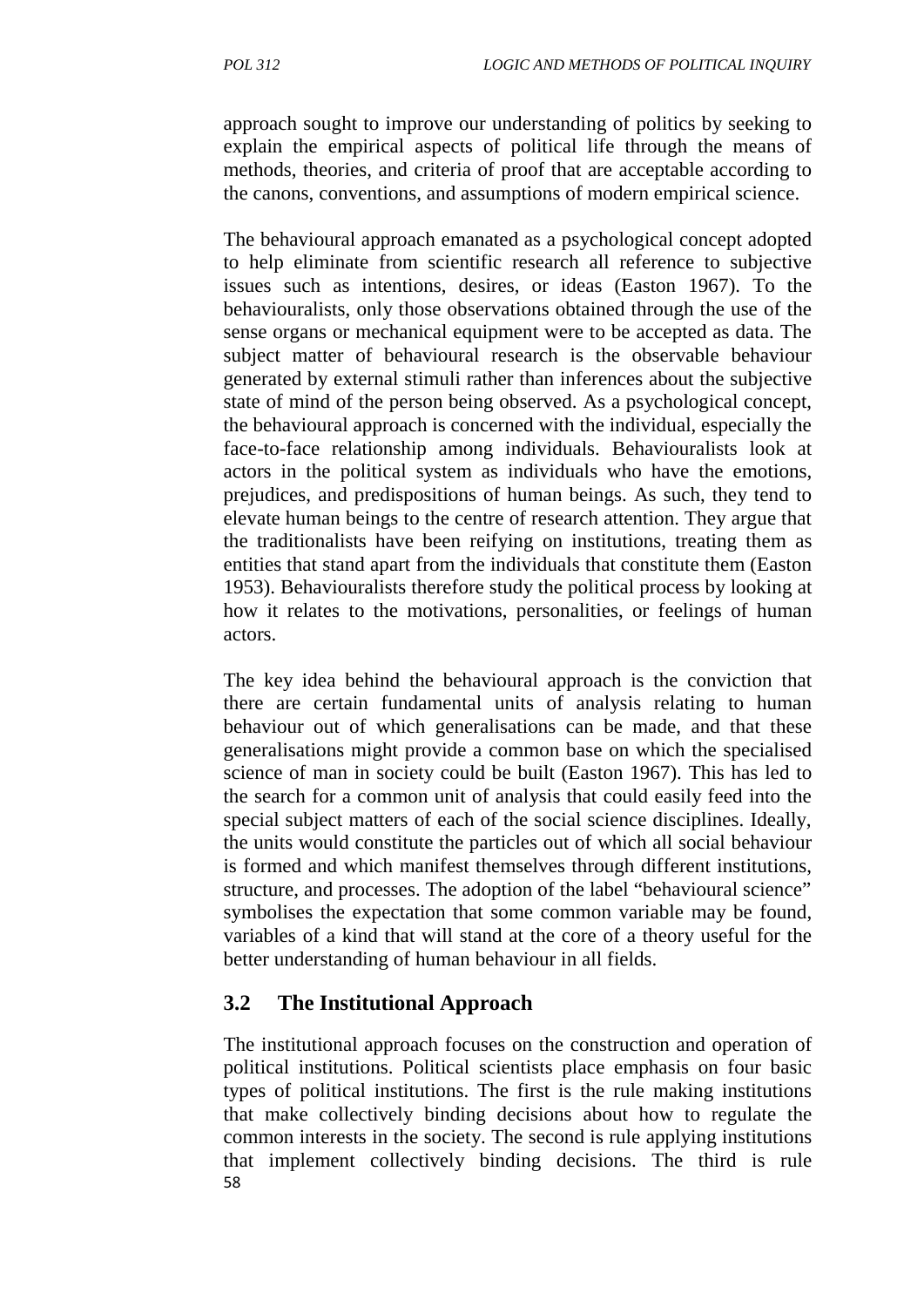approach sought to improve our understanding of politics by seeking to explain the empirical aspects of political life through the means of methods, theories, and criteria of proof that are acceptable according to the canons, conventions, and assumptions of modern empirical science.

The behavioural approach emanated as a psychological concept adopted to help eliminate from scientific research all reference to subjective issues such as intentions, desires, or ideas (Easton 1967). To the behaviouralists, only those observations obtained through the use of the sense organs or mechanical equipment were to be accepted as data. The subject matter of behavioural research is the observable behaviour generated by external stimuli rather than inferences about the subjective state of mind of the person being observed. As a psychological concept, the behavioural approach is concerned with the individual, especially the face-to-face relationship among individuals. Behaviouralists look at actors in the political system as individuals who have the emotions, prejudices, and predispositions of human beings. As such, they tend to elevate human beings to the centre of research attention. They argue that the traditionalists have been reifying on institutions, treating them as entities that stand apart from the individuals that constitute them (Easton 1953). Behaviouralists therefore study the political process by looking at how it relates to the motivations, personalities, or feelings of human actors.

The key idea behind the behavioural approach is the conviction that there are certain fundamental units of analysis relating to human behaviour out of which generalisations can be made, and that these generalisations might provide a common base on which the specialised science of man in society could be built (Easton 1967). This has led to the search for a common unit of analysis that could easily feed into the special subject matters of each of the social science disciplines. Ideally, the units would constitute the particles out of which all social behaviour is formed and which manifest themselves through different institutions, structure, and processes. The adoption of the label "behavioural science" symbolises the expectation that some common variable may be found, variables of a kind that will stand at the core of a theory useful for the better understanding of human behaviour in all fields.

## 3.2 The Institutional Approach

The institutional approach focuses on the construction and operation of political institutions. Political scientists place emphasis on four basic types of political institutions. The first is the rule making institutions that make collectively binding decisions about how to regulate the common interests in the society. The second is rule applying institutions that implement collectively binding decisions. The third is rule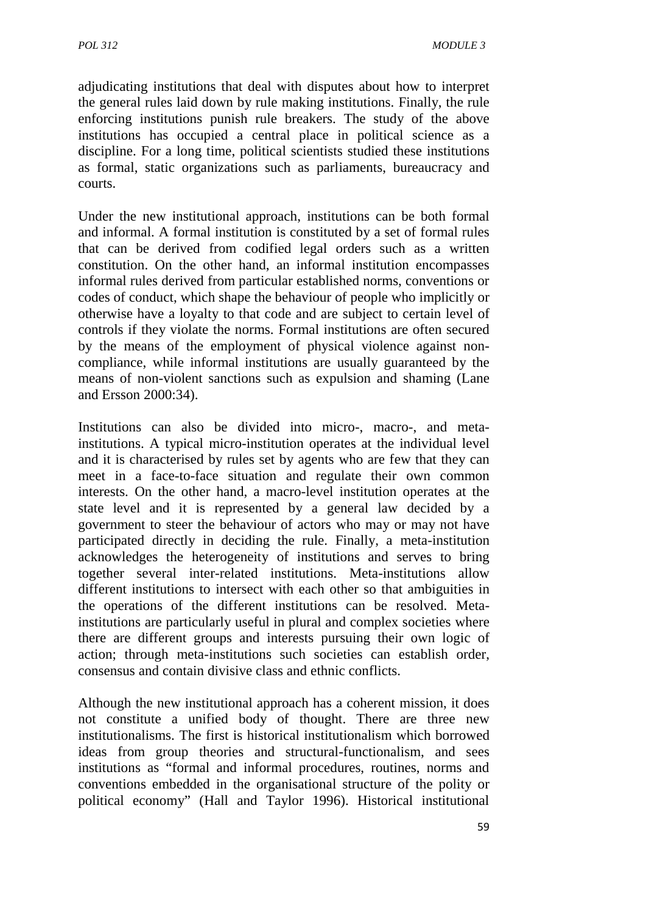adjudicating institutions that deal with disputes about how to interpret the general rules laid down by rule making institutions. Finally, the rule enforcing institutions punish rule breakers. The study of the above institutions has occupied a central place in political science as a discipline. For a long time, political scientists studied these institutions as formal, static organizations such as parliaments, bureaucracy and courts.

Under the new institutional approach, institutions can be both formal and informal. A formal institution is constituted by a set of formal rules that can be derived from codified legal orders such as a written constitution. On the other hand, an informal institution encompasses informal rules derived from particular established norms, conventions or codes of conduct, which shape the behaviour of people who implicitly or otherwise have a loyalty to that code and are subject to certain level of controls if they violate the norms. Formal institutions are often secured by the means of the employment of physical violence against non-compliance, while informal institutions are usually guaranteed by the means of non-violent sanctions such as expulsion and shaming (Lane and Ersson 2000:34).

Institutions can also be divided into micro-, macro-, and meta-institutions. A typical micro-institution operates at the individual level and it is characterised by rules set by agents who are few that they can meet in a face-to-face situation and regulate their own common interests. On the other hand, a macro-level institution operates at the state level and it is represented by a general law decided by a government to steer the behaviour of actors who may or may not have participated directly in deciding the rule. Finally, a meta-institution acknowledges the heterogeneity of institutions and serves to bring together several inter-related institutions. Meta-institutions allow different institutions to intersect with each other so that ambiguities in the operations of the different institutions can be resolved. Meta-institutions are particularly useful in plural and complex societies where there are different groups and interests pursuing their own logic of action; through meta-institutions such societies can establish order, consensus and contain divisive class and ethnic conflicts.

Although the new institutional approach has a coherent mission, it does not constitute a unified body of thought. There are three new institutionalisms. The first is historical institutionalism which borrowed ideas from group theories and structural-functionalism, and sees institutions as "formal and informal procedures, routines, norms and conventions embedded in the organisational structure of the polity or political economy" (Hall and Taylor 1996). Historical institutional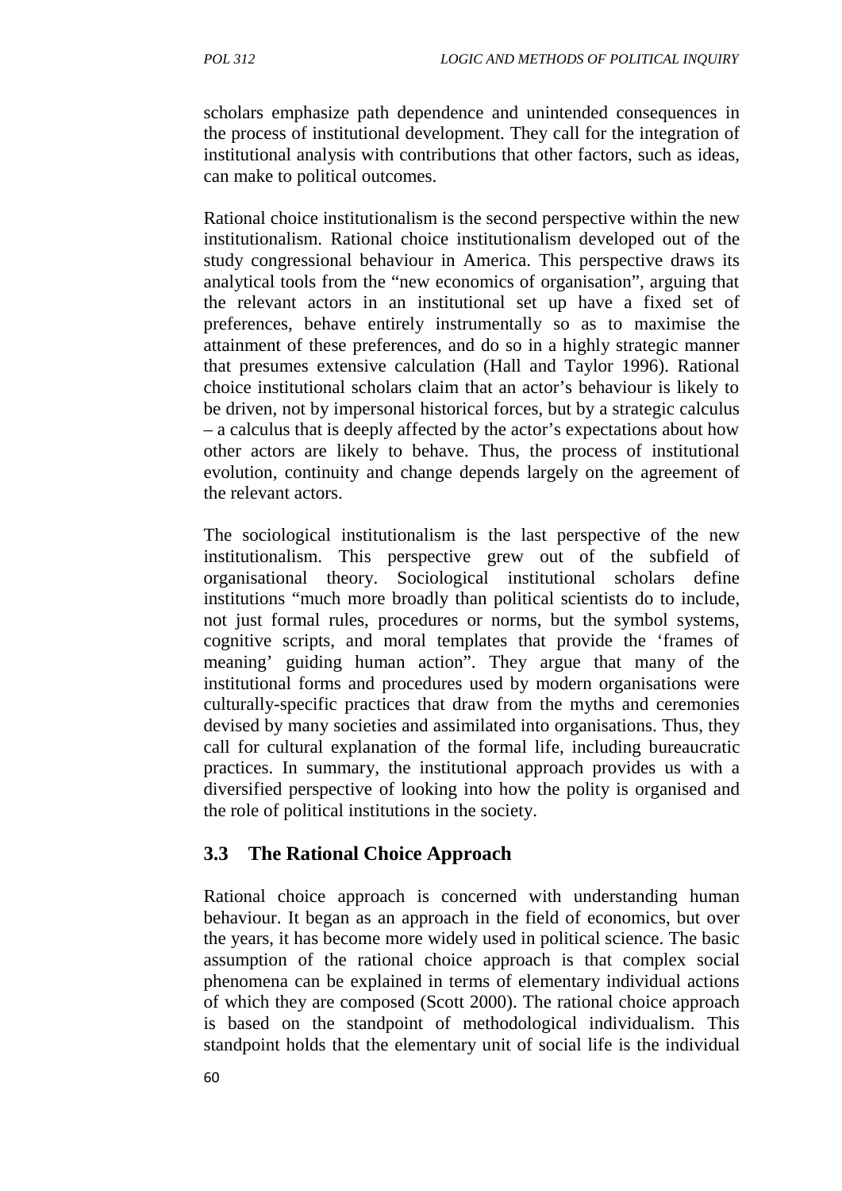scholars emphasize path dependence and unintended consequences in the process of institutional development. They call for the integration of institutional analysis with contributions that other factors, such as ideas, can make to political outcomes.

Rational choice institutionalism is the second perspective within the new institutionalism. Rational choice institutionalism developed out of the study congressional behaviour in America. This perspective draws its analytical tools from the "new economics of organisation", arguing that the relevant actors in an institutional set up have a fixed set of preferences, behave entirely instrumentally so as to maximise the attainment of these preferences, and do so in a highly strategic manner that presumes extensive calculation (Hall and Taylor 1996). Rational choice institutional scholars claim that an actor's behaviour is likely to be driven, not by impersonal historical forces, but by a strategic calculus – a calculus that is deeply affected by the actor's expectations about how other actors are likely to behave. Thus, the process of institutional evolution, continuity and change depends largely on the agreement of the relevant actors.

The sociological institutionalism is the last perspective of the new institutionalism. This perspective grew out of the subfield of organisational theory. Sociological institutional scholars define institutions "much more broadly than political scientists do to include, not just formal rules, procedures or norms, but the symbol systems, cognitive scripts, and moral templates that provide the 'frames of meaning' guiding human action". They argue that many of the institutional forms and procedures used by modern organisations were culturally-specific practices that draw from the myths and ceremonies devised by many societies and assimilated into organisations. Thus, they call for cultural explanation of the formal life, including bureaucratic practices. In summary, the institutional approach provides us with a diversified perspective of looking into how the polity is organised and the role of political institutions in the society.

## 3.3 The Rational Choice Approach

Rational choice approach is concerned with understanding human behaviour. It began as an approach in the field of economics, but over the years, it has become more widely used in political science. The basic assumption of the rational choice approach is that complex social phenomena can be explained in terms of elementary individual actions of which they are composed (Scott 2000). The rational choice approach is based on the standpoint of methodological individualism. This standpoint holds that the elementary unit of social life is the individual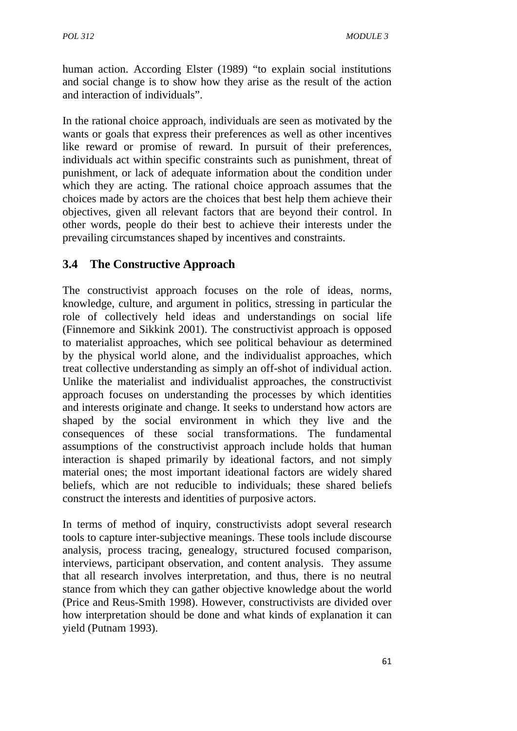human action. According Elster (1989) “to explain social institutions and social change is to show how they arise as the result of the action and interaction of individuals”.

In the rational choice approach, individuals are seen as motivated by the wants or goals that express their preferences as well as other incentives like reward or promise of reward. In pursuit of their preferences, individuals act within specific constraints such as punishment, threat of punishment, or lack of adequate information about the condition under which they are acting. The rational choice approach assumes that the choices made by actors are the choices that best help them achieve their objectives, given all relevant factors that are beyond their control. In other words, people do their best to achieve their interests under the prevailing circumstances shaped by incentives and constraints.

## 3.4 The Constructive Approach

The constructivist approach focuses on the role of ideas, norms, knowledge, culture, and argument in politics, stressing in particular the role of collectively held ideas and understandings on social life (Finnemore and Sikkink 2001). The constructivist approach is opposed to materialist approaches, which see political behaviour as determined by the physical world alone, and the individualist approaches, which treat collective understanding as simply an off-shot of individual action. Unlike the materialist and individualist approaches, the constructivist approach focuses on understanding the processes by which identities and interests originate and change. It seeks to understand how actors are shaped by the social environment in which they live and the consequences of these social transformations. The fundamental assumptions of the constructivist approach include holds that human interaction is shaped primarily by ideational factors, and not simply material ones; the most important ideational factors are widely shared beliefs, which are not reducible to individuals; these shared beliefs construct the interests and identities of purposive actors.

In terms of method of inquiry, constructivists adopt several research tools to capture inter-subjective meanings. These tools include discourse analysis, process tracing, genealogy, structured focused comparison, interviews, participant observation, and content analysis. They assume that all research involves interpretation, and thus, there is no neutral stance from which they can gather objective knowledge about the world (Price and Reus-Smith 1998). However, constructivists are divided over how interpretation should be done and what kinds of explanation it can yield (Putnam 1993).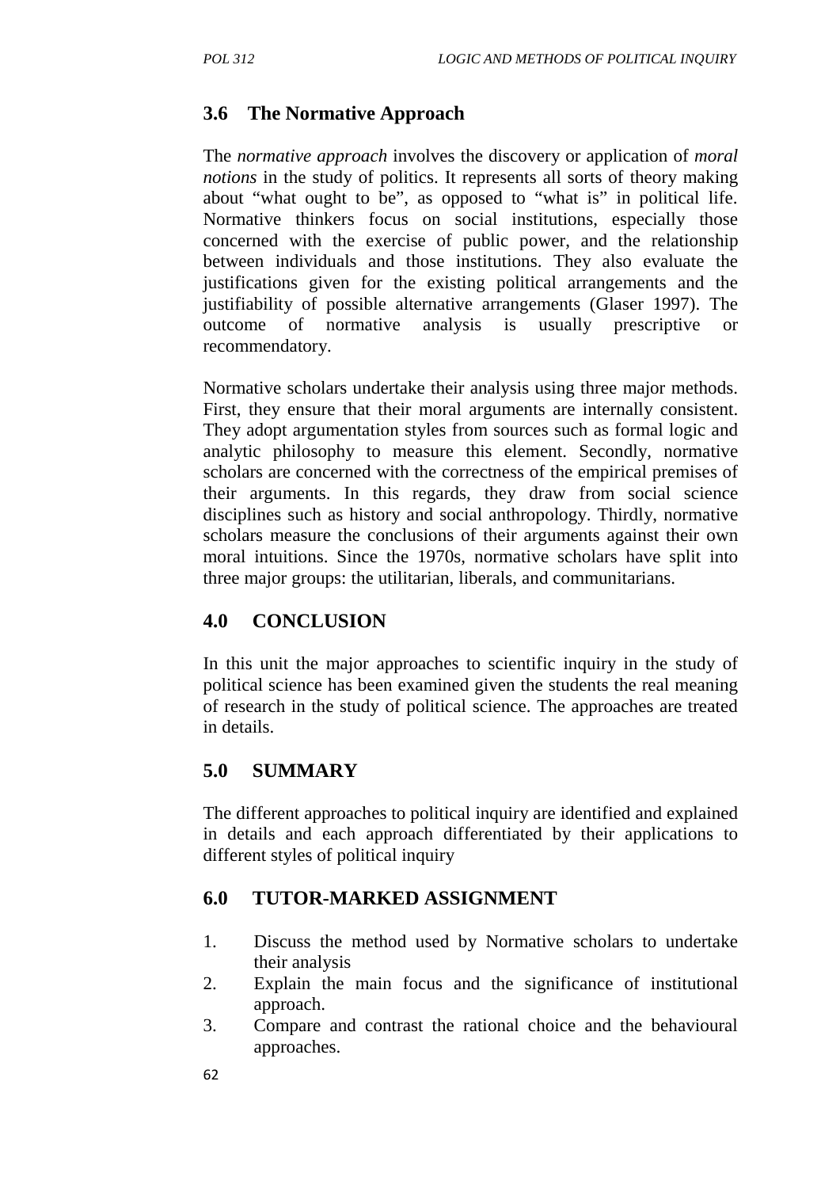## 3.6 The Normative Approach

The *normative approach* involves the discovery or application of *moral notions* in the study of politics. It represents all sorts of theory making about "what ought to be", as opposed to "what is" in political life. Normative thinkers focus on social institutions, especially those concerned with the exercise of public power, and the relationship between individuals and those institutions. They also evaluate the justifications given for the existing political arrangements and the justifiability of possible alternative arrangements (Glaser 1997). The outcome of normative analysis is usually prescriptive or recommendatory.

Normative scholars undertake their analysis using three major methods. First, they ensure that their moral arguments are internally consistent. They adopt argumentation styles from sources such as formal logic and analytic philosophy to measure this element. Secondly, normative scholars are concerned with the correctness of the empirical premises of their arguments. In this regards, they draw from social science disciplines such as history and social anthropology. Thirdly, normative scholars measure the conclusions of their arguments against their own moral intuitions. Since the 1970s, normative scholars have split into three major groups: the utilitarian, liberals, and communitarians.

## 4.0 CONCLUSION

In this unit the major approaches to scientific inquiry in the study of political science has been examined given the students the real meaning of research in the study of political science. The approaches are treated in details.

## 5.0 SUMMARY

The different approaches to political inquiry are identified and explained in details and each approach differentiated by their applications to different styles of political inquiry

## 6.0 TUTOR-MARKED ASSIGNMENT

1. Discuss the method used by Normative scholars to undertake their analysis
2. Explain the main focus and the significance of institutional approach.
3. Compare and contrast the rational choice and the behavioural approaches.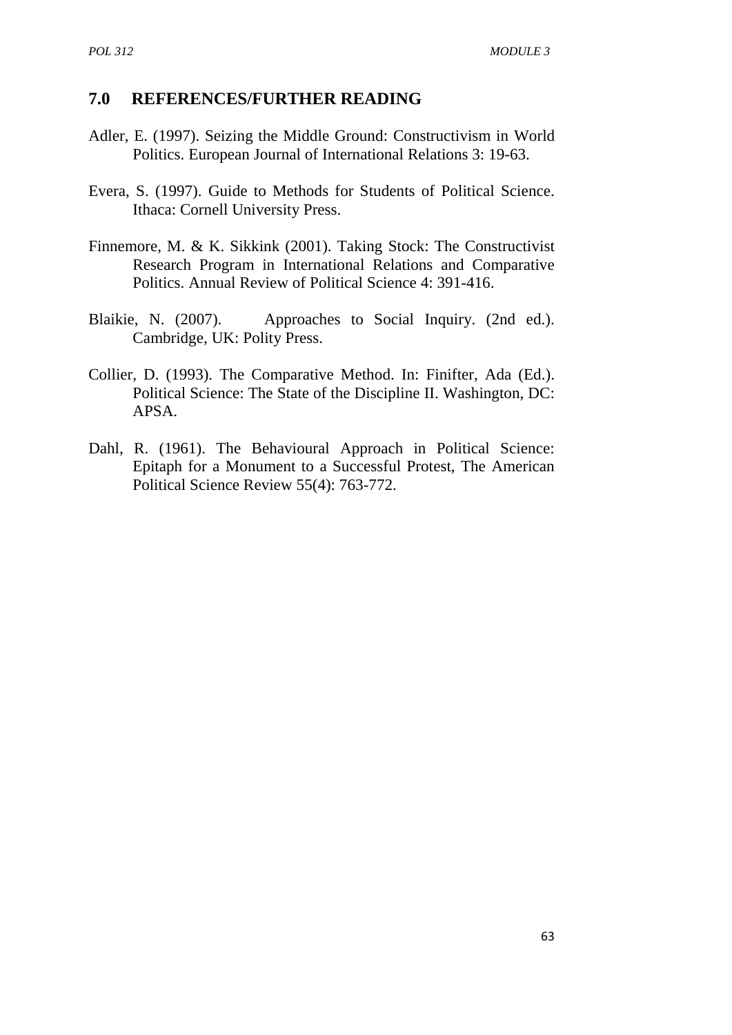## 7.0 REFERENCES/FURTHER READING

Adler, E. (1997). Seizing the Middle Ground: Constructivism in World Politics. European Journal of International Relations 3: 19-63.

Evera, S. (1997). Guide to Methods for Students of Political Science. Ithaca: Cornell University Press.

Finnemore, M. & K. Sikkink (2001). Taking Stock: The Constructivist Research Program in International Relations and Comparative Politics. Annual Review of Political Science 4: 391-416.

Blaikie, N. (2007). Approaches to Social Inquiry. (2nd ed.). Cambridge, UK: Polity Press.

Collier, D. (1993). The Comparative Method. In: Finifter, Ada (Ed.). Political Science: The State of the Discipline II. Washington, DC: APSA.

Dahl, R. (1961). The Behavioural Approach in Political Science: Epitaph for a Monument to a Successful Protest, The American Political Science Review 55(4): 763-772.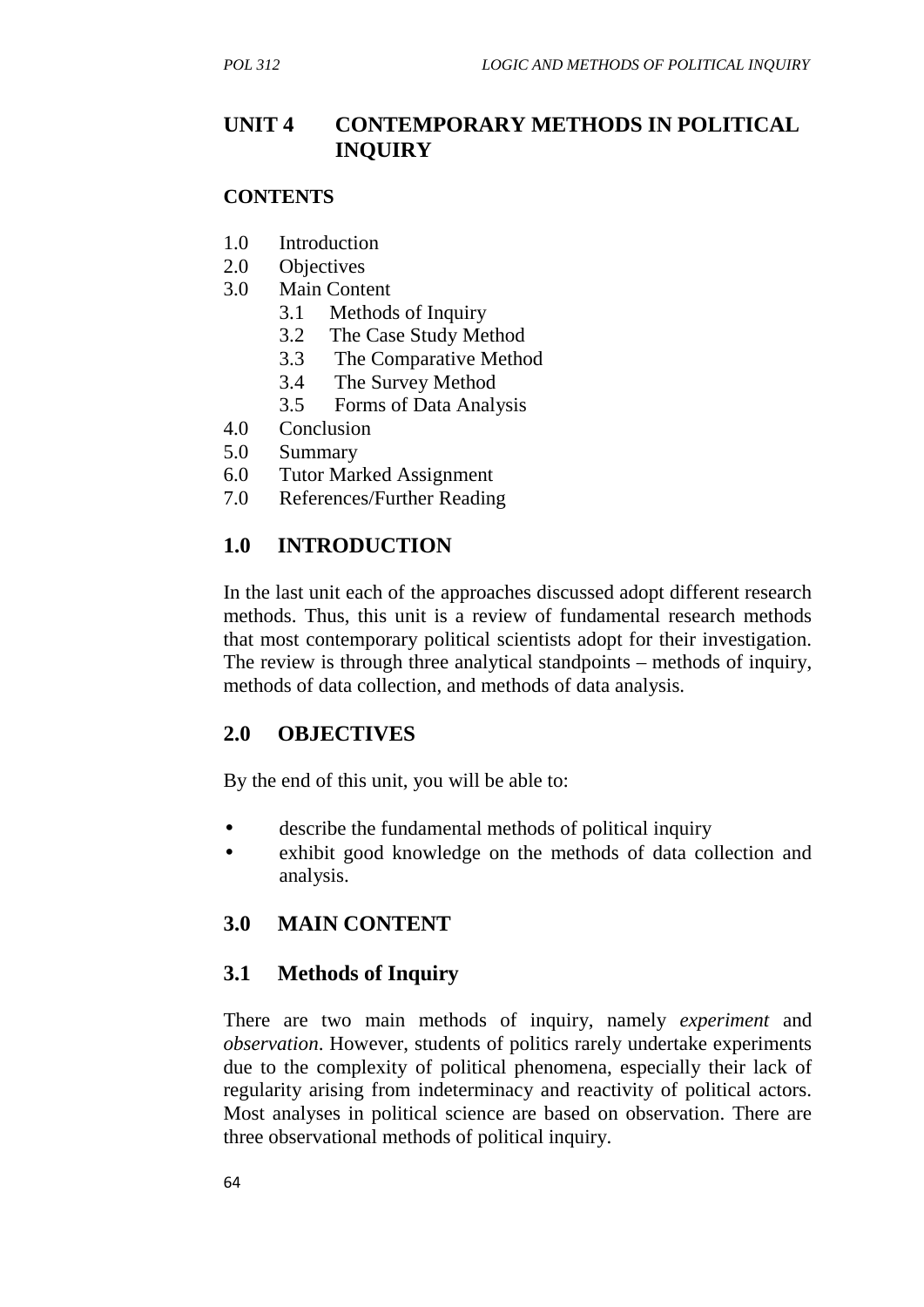# UNIT 4 CONTEMPORARY METHODS IN POLITICAL INQUIRY

**CONTENTS**

1.0 Introduction
2.0 Objectives
3.0 Main Content
   3.1 Methods of Inquiry
   3.2 The Case Study Method
   3.3 The Comparative Method
   3.4 The Survey Method
   3.5 Forms of Data Analysis
4.0 Conclusion
5.0 Summary
6.0 Tutor Marked Assignment
7.0 References/Further Reading

## 1.0 INTRODUCTION

In the last unit each of the approaches discussed adopt different research methods. Thus, this unit is a review of fundamental research methods that most contemporary political scientists adopt for their investigation. The review is through three analytical standpoints – methods of inquiry, methods of data collection, and methods of data analysis.

## 2.0 OBJECTIVES

By the end of this unit, you will be able to:

- describe the fundamental methods of political inquiry
- exhibit good knowledge on the methods of data collection and analysis.

## 3.0 MAIN CONTENT

### 3.1 Methods of Inquiry

There are two main methods of inquiry, namely *experiment* and *observation*. However, students of politics rarely undertake experiments due to the complexity of political phenomena, especially their lack of regularity arising from indeterminacy and reactivity of political actors. Most analyses in political science are based on observation. There are three observational methods of political inquiry.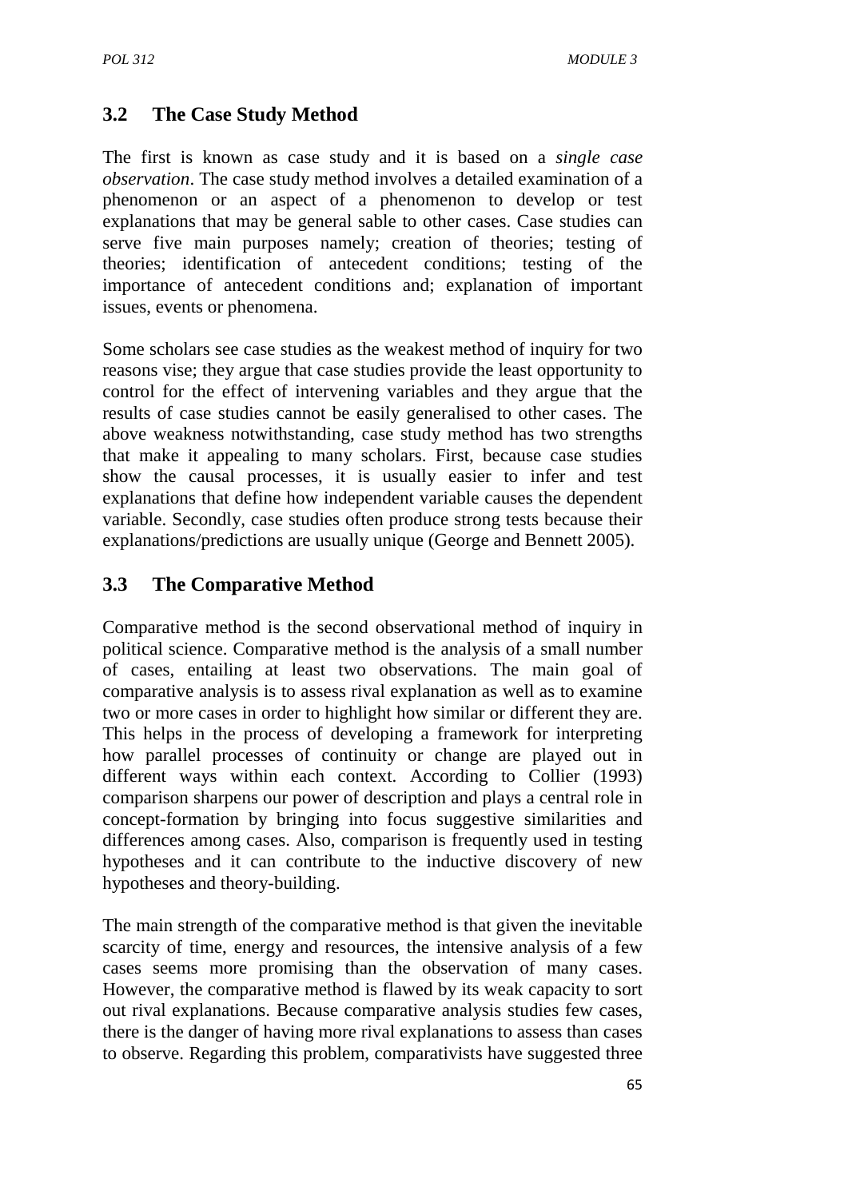### 3.2 The Case Study Method

The first is known as case study and it is based on a *single case observation*. The case study method involves a detailed examination of a phenomenon or an aspect of a phenomenon to develop or test explanations that may be general sable to other cases. Case studies can serve five main purposes namely; creation of theories; testing of theories; identification of antecedent conditions; testing of the importance of antecedent conditions and; explanation of important issues, events or phenomena.

Some scholars see case studies as the weakest method of inquiry for two reasons vise; they argue that case studies provide the least opportunity to control for the effect of intervening variables and they argue that the results of case studies cannot be easily generalised to other cases. The above weakness notwithstanding, case study method has two strengths that make it appealing to many scholars. First, because case studies show the causal processes, it is usually easier to infer and test explanations that define how independent variable causes the dependent variable. Secondly, case studies often produce strong tests because their explanations/predictions are usually unique (George and Bennett 2005).

### 3.3 The Comparative Method

Comparative method is the second observational method of inquiry in political science. Comparative method is the analysis of a small number of cases, entailing at least two observations. The main goal of comparative analysis is to assess rival explanation as well as to examine two or more cases in order to highlight how similar or different they are. This helps in the process of developing a framework for interpreting how parallel processes of continuity or change are played out in different ways within each context. According to Collier (1993) comparison sharpens our power of description and plays a central role in concept-formation by bringing into focus suggestive similarities and differences among cases. Also, comparison is frequently used in testing hypotheses and it can contribute to the inductive discovery of new hypotheses and theory-building.

The main strength of the comparative method is that given the inevitable scarcity of time, energy and resources, the intensive analysis of a few cases seems more promising than the observation of many cases. However, the comparative method is flawed by its weak capacity to sort out rival explanations. Because comparative analysis studies few cases, there is the danger of having more rival explanations to assess than cases to observe. Regarding this problem, comparativists have suggested three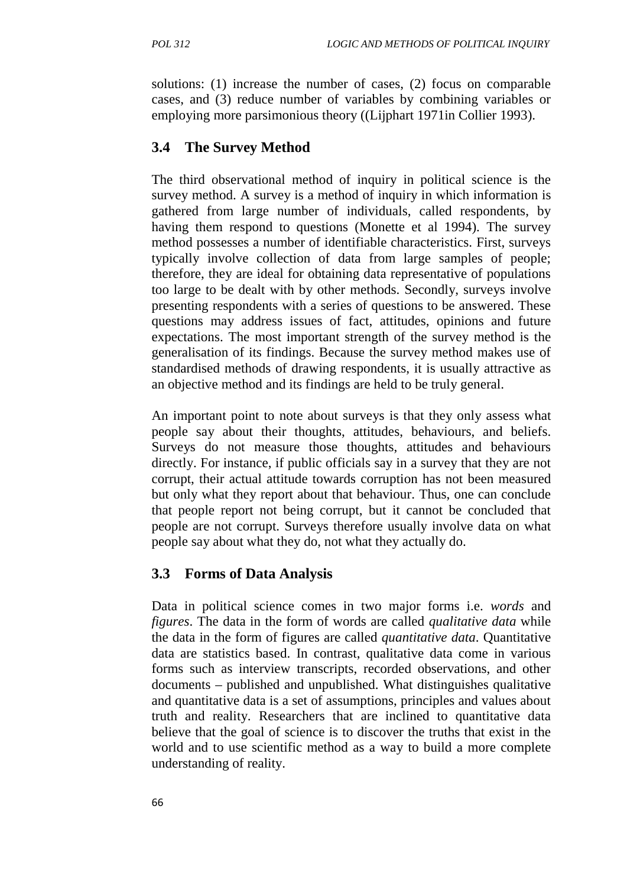solutions: (1) increase the number of cases, (2) focus on comparable cases, and (3) reduce number of variables by combining variables or employing more parsimonious theory ((Lijphart 1971in Collier 1993).

## 3.4 The Survey Method

The third observational method of inquiry in political science is the survey method. A survey is a method of inquiry in which information is gathered from large number of individuals, called respondents, by having them respond to questions (Monette et al 1994). The survey method possesses a number of identifiable characteristics. First, surveys typically involve collection of data from large samples of people; therefore, they are ideal for obtaining data representative of populations too large to be dealt with by other methods. Secondly, surveys involve presenting respondents with a series of questions to be answered. These questions may address issues of fact, attitudes, opinions and future expectations. The most important strength of the survey method is the generalisation of its findings. Because the survey method makes use of standardised methods of drawing respondents, it is usually attractive as an objective method and its findings are held to be truly general.

An important point to note about surveys is that they only assess what people say about their thoughts, attitudes, behaviours, and beliefs. Surveys do not measure those thoughts, attitudes and behaviours directly. For instance, if public officials say in a survey that they are not corrupt, their actual attitude towards corruption has not been measured but only what they report about that behaviour. Thus, one can conclude that people report not being corrupt, but it cannot be concluded that people are not corrupt. Surveys therefore usually involve data on what people say about what they do, not what they actually do.

## 3.3 Forms of Data Analysis

Data in political science comes in two major forms i.e. *words* and *figures*. The data in the form of words are called *qualitative data* while the data in the form of figures are called *quantitative data*. Quantitative data are statistics based. In contrast, qualitative data come in various forms such as interview transcripts, recorded observations, and other documents – published and unpublished. What distinguishes qualitative and quantitative data is a set of assumptions, principles and values about truth and reality. Researchers that are inclined to quantitative data believe that the goal of science is to discover the truths that exist in the world and to use scientific method as a way to build a more complete understanding of reality.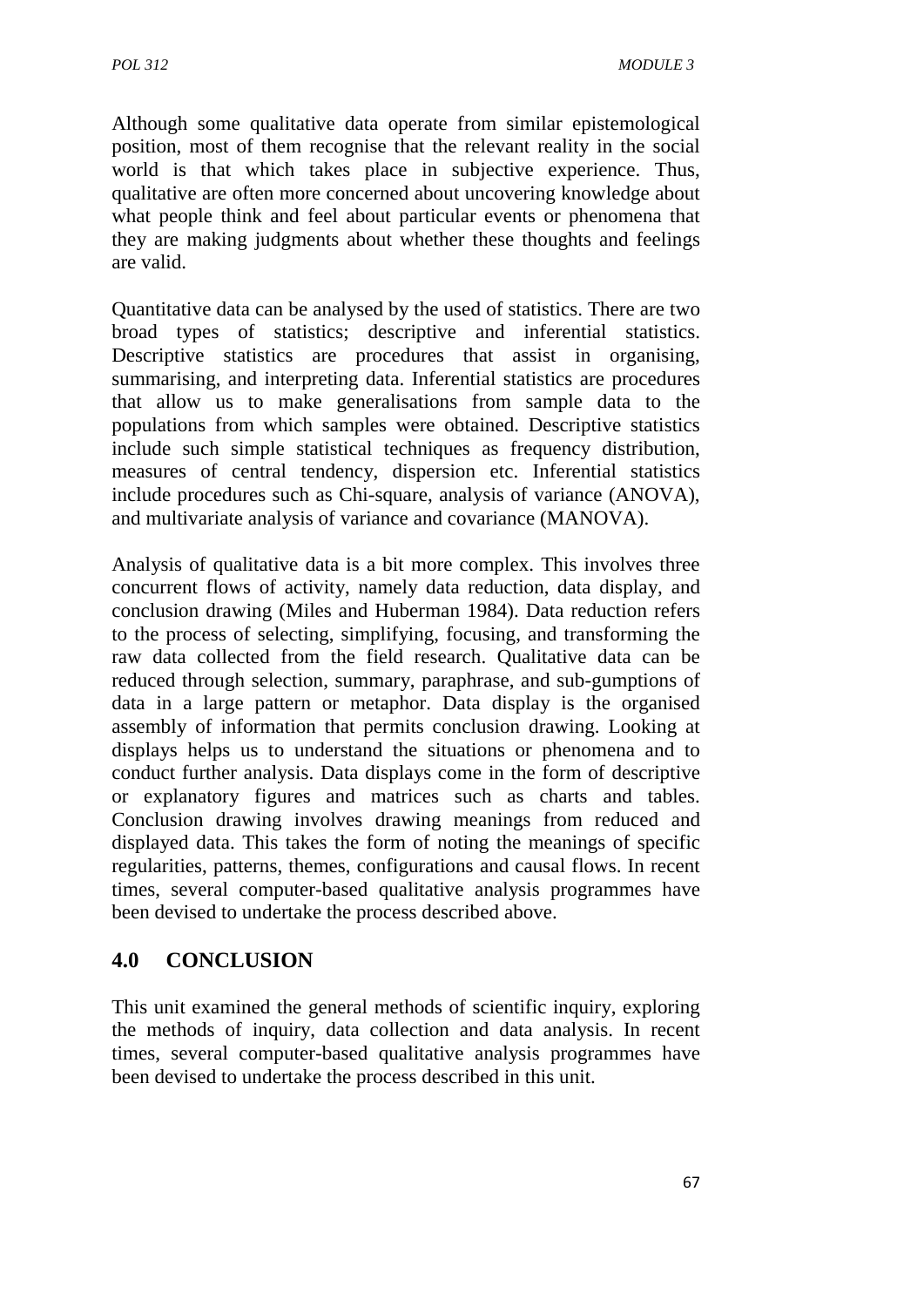Although some qualitative data operate from similar epistemological position, most of them recognise that the relevant reality in the social world is that which takes place in subjective experience. Thus, qualitative are often more concerned about uncovering knowledge about what people think and feel about particular events or phenomena that they are making judgments about whether these thoughts and feelings are valid.

Quantitative data can be analysed by the used of statistics. There are two broad types of statistics; descriptive and inferential statistics. Descriptive statistics are procedures that assist in organising, summarising, and interpreting data. Inferential statistics are procedures that allow us to make generalisations from sample data to the populations from which samples were obtained. Descriptive statistics include such simple statistical techniques as frequency distribution, measures of central tendency, dispersion etc. Inferential statistics include procedures such as Chi-square, analysis of variance (ANOVA), and multivariate analysis of variance and covariance (MANOVA).

Analysis of qualitative data is a bit more complex. This involves three concurrent flows of activity, namely data reduction, data display, and conclusion drawing (Miles and Huberman 1984). Data reduction refers to the process of selecting, simplifying, focusing, and transforming the raw data collected from the field research. Qualitative data can be reduced through selection, summary, paraphrase, and sub-gumptions of data in a large pattern or metaphor. Data display is the organised assembly of information that permits conclusion drawing. Looking at displays helps us to understand the situations or phenomena and to conduct further analysis. Data displays come in the form of descriptive or explanatory figures and matrices such as charts and tables. Conclusion drawing involves drawing meanings from reduced and displayed data. This takes the form of noting the meanings of specific regularities, patterns, themes, configurations and causal flows. In recent times, several computer-based qualitative analysis programmes have been devised to undertake the process described above.

## 4.0 CONCLUSION

This unit examined the general methods of scientific inquiry, exploring the methods of inquiry, data collection and data analysis. In recent times, several computer-based qualitative analysis programmes have been devised to undertake the process described in this unit.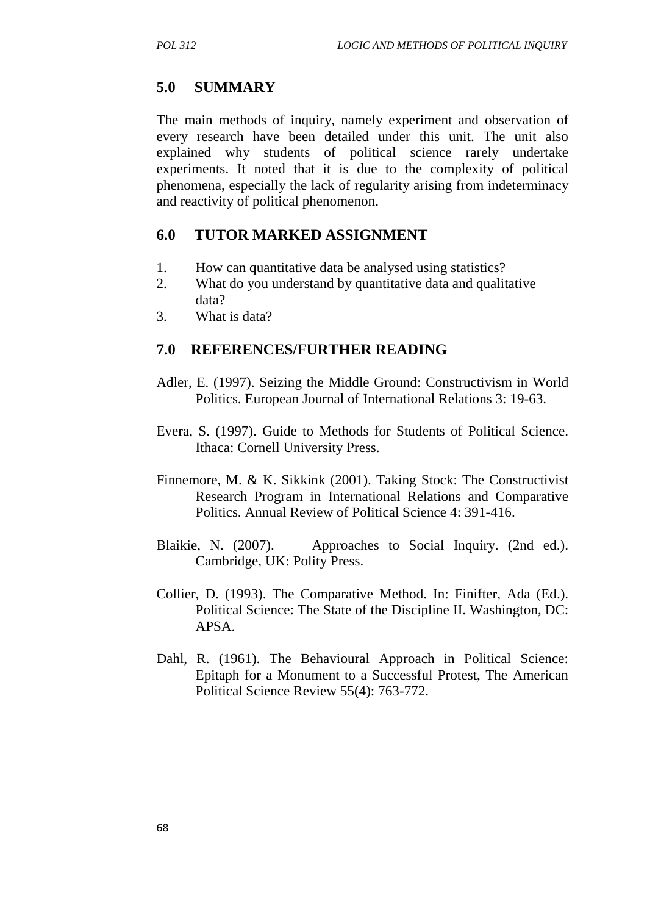## 5.0 SUMMARY

The main methods of inquiry, namely experiment and observation of every research have been detailed under this unit. The unit also explained why students of political science rarely undertake experiments. It noted that it is due to the complexity of political phenomena, especially the lack of regularity arising from indeterminacy and reactivity of political phenomenon.

## 6.0 TUTOR MARKED ASSIGNMENT

1. How can quantitative data be analysed using statistics?
2. What do you understand by quantitative data and qualitative data?
3. What is data?

## 7.0 REFERENCES/FURTHER READING

Adler, E. (1997). Seizing the Middle Ground: Constructivism in World Politics. European Journal of International Relations 3: 19-63.

Evera, S. (1997). Guide to Methods for Students of Political Science. Ithaca: Cornell University Press.

Finnemore, M. & K. Sikkink (2001). Taking Stock: The Constructivist Research Program in International Relations and Comparative Politics. Annual Review of Political Science 4: 391-416.

Blaikie, N. (2007). Approaches to Social Inquiry. (2nd ed.). Cambridge, UK: Polity Press.

Collier, D. (1993). The Comparative Method. In: Finifter, Ada (Ed.). Political Science: The State of the Discipline II. Washington, DC: APSA.

Dahl, R. (1961). The Behavioural Approach in Political Science: Epitaph for a Monument to a Successful Protest, The American Political Science Review 55(4): 763-772.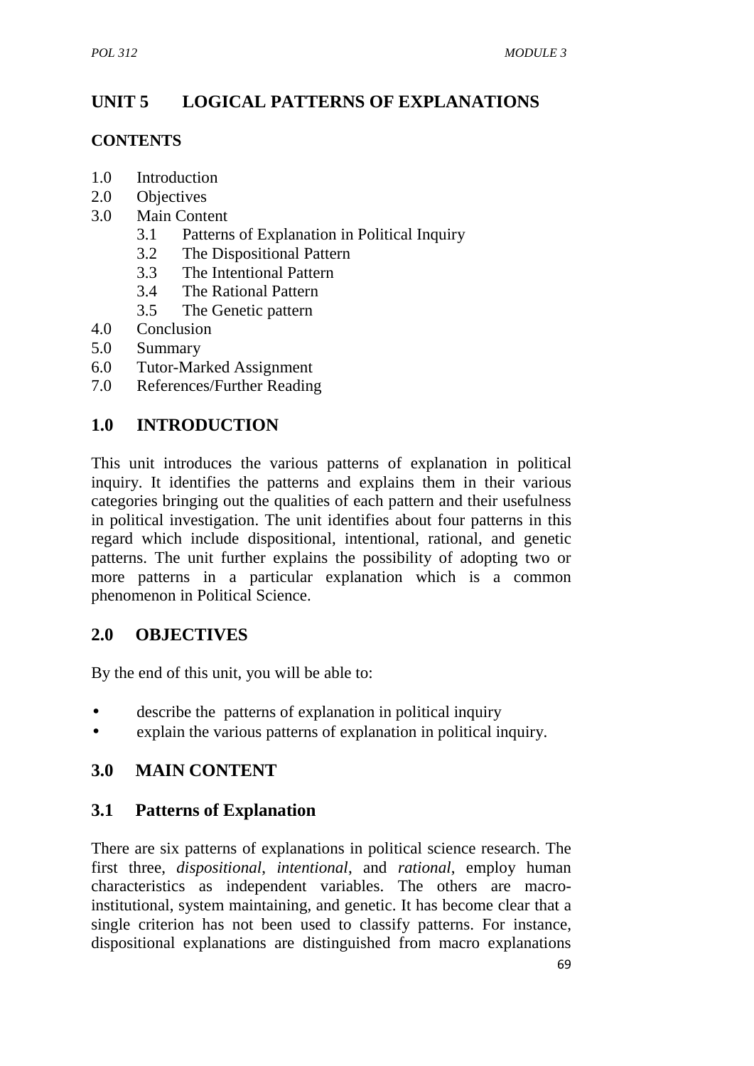# UNIT 5 LOGICAL PATTERNS OF EXPLANATIONS

## CONTENTS

1.0 Introduction
2.0 Objectives
3.0 Main Content
    3.1 Patterns of Explanation in Political Inquiry
    3.2 The Dispositional Pattern
    3.3 The Intentional Pattern
    3.4 The Rational Pattern
    3.5 The Genetic pattern
4.0 Conclusion
5.0 Summary
6.0 Tutor-Marked Assignment
7.0 References/Further Reading

## 1.0 INTRODUCTION

This unit introduces the various patterns of explanation in political inquiry. It identifies the patterns and explains them in their various categories bringing out the qualities of each pattern and their usefulness in political investigation. The unit identifies about four patterns in this regard which include dispositional, intentional, rational, and genetic patterns. The unit further explains the possibility of adopting two or more patterns in a particular explanation which is a common phenomenon in Political Science.

## 2.0 OBJECTIVES

By the end of this unit, you will be able to:

- describe the patterns of explanation in political inquiry
- explain the various patterns of explanation in political inquiry.

## 3.0 MAIN CONTENT

### 3.1 Patterns of Explanation

There are six patterns of explanations in political science research. The first three, *dispositional*, *intentional*, and *rational*, employ human characteristics as independent variables. The others are macro-institutional, system maintaining, and genetic. It has become clear that a single criterion has not been used to classify patterns. For instance, dispositional explanations are distinguished from macro explanations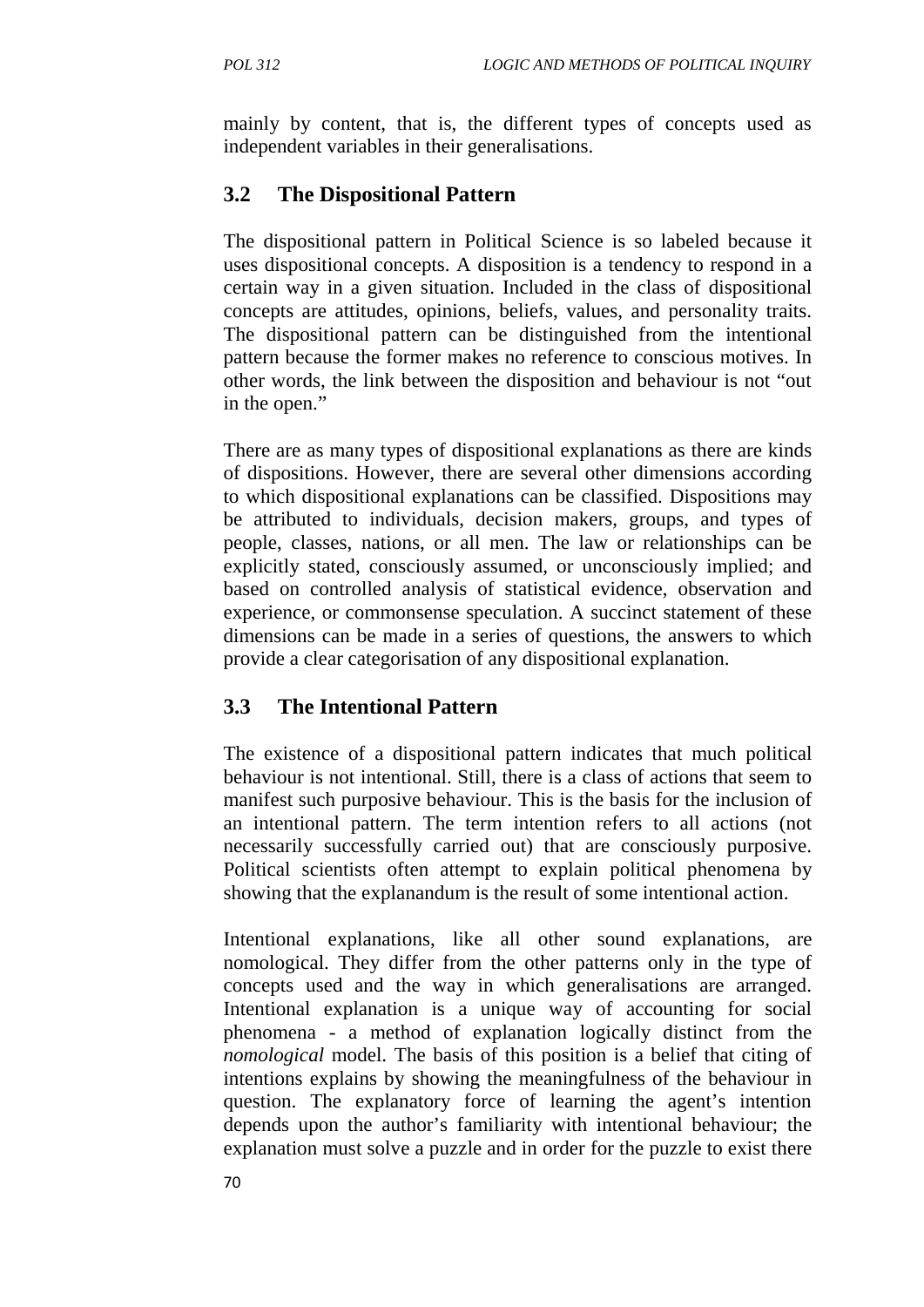mainly by content, that is, the different types of concepts used as independent variables in their generalisations.

## 3.2 The Dispositional Pattern

The dispositional pattern in Political Science is so labeled because it uses dispositional concepts. A disposition is a tendency to respond in a certain way in a given situation. Included in the class of dispositional concepts are attitudes, opinions, beliefs, values, and personality traits. The dispositional pattern can be distinguished from the intentional pattern because the former makes no reference to conscious motives. In other words, the link between the disposition and behaviour is not "out in the open."

There are as many types of dispositional explanations as there are kinds of dispositions. However, there are several other dimensions according to which dispositional explanations can be classified. Dispositions may be attributed to individuals, decision makers, groups, and types of people, classes, nations, or all men. The law or relationships can be explicitly stated, consciously assumed, or unconsciously implied; and based on controlled analysis of statistical evidence, observation and experience, or commonsense speculation. A succinct statement of these dimensions can be made in a series of questions, the answers to which provide a clear categorisation of any dispositional explanation.

## 3.3 The Intentional Pattern

The existence of a dispositional pattern indicates that much political behaviour is not intentional. Still, there is a class of actions that seem to manifest such purposive behaviour. This is the basis for the inclusion of an intentional pattern. The term intention refers to all actions (not necessarily successfully carried out) that are consciously purposive. Political scientists often attempt to explain political phenomena by showing that the explanandum is the result of some intentional action.

Intentional explanations, like all other sound explanations, are nomological. They differ from the other patterns only in the type of concepts used and the way in which generalisations are arranged. Intentional explanation is a unique way of accounting for social phenomena - a method of explanation logically distinct from the *nomological* model. The basis of this position is a belief that citing of intentions explains by showing the meaningfulness of the behaviour in question. The explanatory force of learning the agent's intention depends upon the author's familiarity with intentional behaviour; the explanation must solve a puzzle and in order for the puzzle to exist there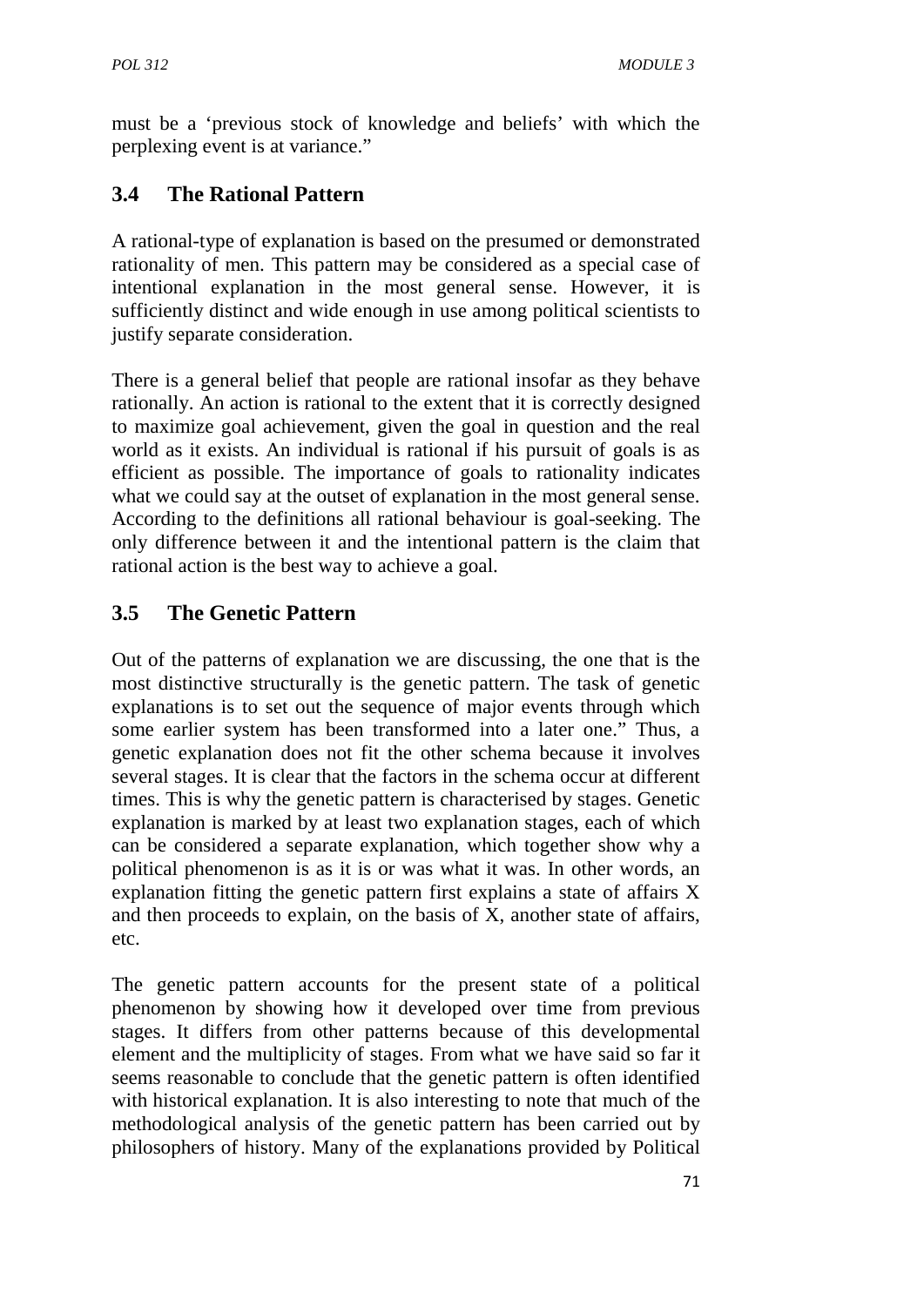must be a 'previous stock of knowledge and beliefs' with which the perplexing event is at variance."

### 3.4 The Rational Pattern

A rational-type of explanation is based on the presumed or demonstrated rationality of men. This pattern may be considered as a special case of intentional explanation in the most general sense. However, it is sufficiently distinct and wide enough in use among political scientists to justify separate consideration.

There is a general belief that people are rational insofar as they behave rationally. An action is rational to the extent that it is correctly designed to maximize goal achievement, given the goal in question and the real world as it exists. An individual is rational if his pursuit of goals is as efficient as possible. The importance of goals to rationality indicates what we could say at the outset of explanation in the most general sense. According to the definitions all rational behaviour is goal-seeking. The only difference between it and the intentional pattern is the claim that rational action is the best way to achieve a goal.

### 3.5 The Genetic Pattern

Out of the patterns of explanation we are discussing, the one that is the most distinctive structurally is the genetic pattern. The task of genetic explanations is to set out the sequence of major events through which some earlier system has been transformed into a later one." Thus, a genetic explanation does not fit the other schema because it involves several stages. It is clear that the factors in the schema occur at different times. This is why the genetic pattern is characterised by stages. Genetic explanation is marked by at least two explanation stages, each of which can be considered a separate explanation, which together show why a political phenomenon is as it is or was what it was. In other words, an explanation fitting the genetic pattern first explains a state of affairs X and then proceeds to explain, on the basis of X, another state of affairs, etc.

The genetic pattern accounts for the present state of a political phenomenon by showing how it developed over time from previous stages. It differs from other patterns because of this developmental element and the multiplicity of stages. From what we have said so far it seems reasonable to conclude that the genetic pattern is often identified with historical explanation. It is also interesting to note that much of the methodological analysis of the genetic pattern has been carried out by philosophers of history. Many of the explanations provided by Political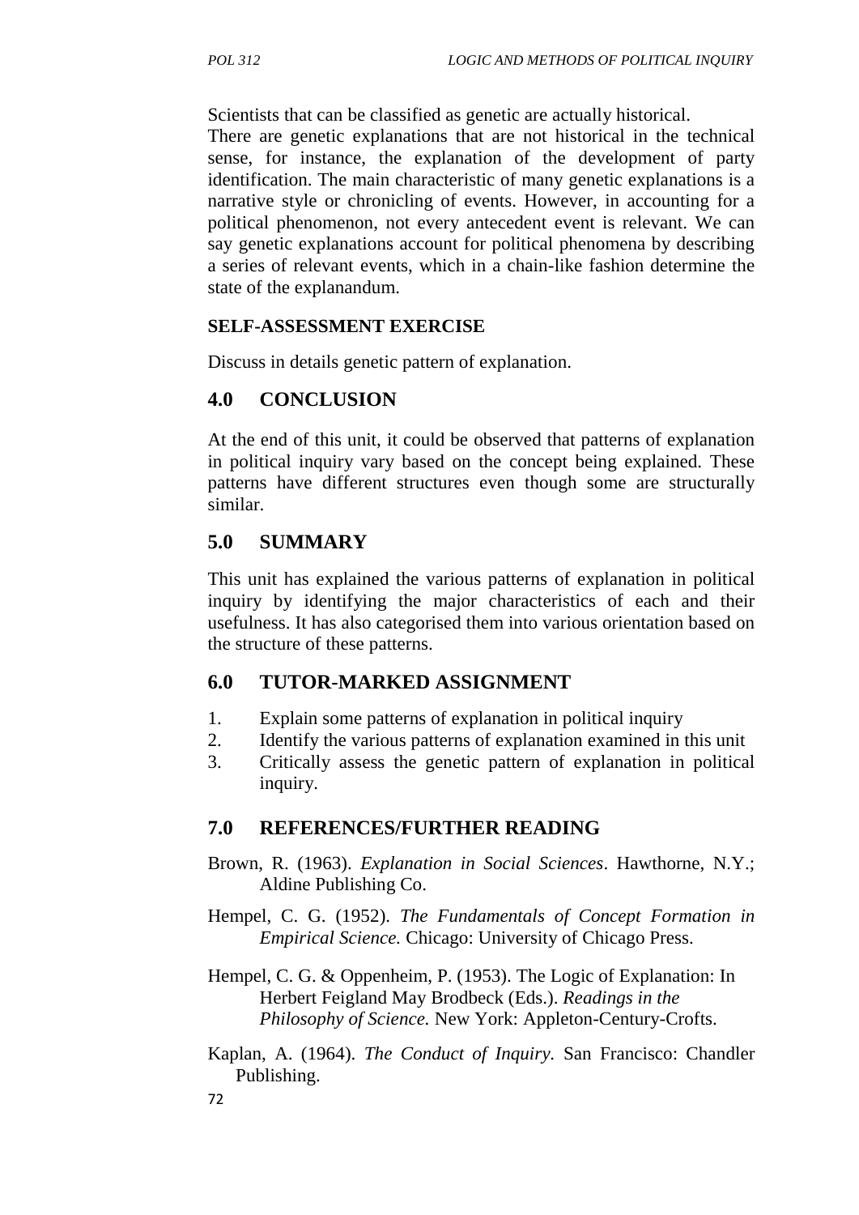Scientists that can be classified as genetic are actually historical.
There are genetic explanations that are not historical in the technical sense, for instance, the explanation of the development of party identification. The main characteristic of many genetic explanations is a narrative style or chronicling of events. However, in accounting for a political phenomenon, not every antecedent event is relevant. We can say genetic explanations account for political phenomena by describing a series of relevant events, which in a chain-like fashion determine the state of the explanandum.

**SELF-ASSESSMENT EXERCISE**

Discuss in details genetic pattern of explanation.

## 4.0 CONCLUSION

At the end of this unit, it could be observed that patterns of explanation in political inquiry vary based on the concept being explained. These patterns have different structures even though some are structurally similar.

## 5.0 SUMMARY

This unit has explained the various patterns of explanation in political inquiry by identifying the major characteristics of each and their usefulness. It has also categorised them into various orientation based on the structure of these patterns.

## 6.0 TUTOR-MARKED ASSIGNMENT

1. Explain some patterns of explanation in political inquiry
2. Identify the various patterns of explanation examined in this unit
3. Critically assess the genetic pattern of explanation in political inquiry.

## 7.0 REFERENCES/FURTHER READING

Brown, R. (1963). *Explanation in Social Sciences*. Hawthorne, N.Y.; Aldine Publishing Co.

Hempel, C. G. (1952). *The Fundamentals of Concept Formation in Empirical Science.* Chicago: University of Chicago Press.

Hempel, C. G. & Oppenheim, P. (1953). The Logic of Explanation: In Herbert Feigland May Brodbeck (Eds.). *Readings in the Philosophy of Science.* New York: Appleton-Century-Crofts.

Kaplan, A. (1964). *The Conduct of Inquiry.* San Francisco: Chandler Publishing.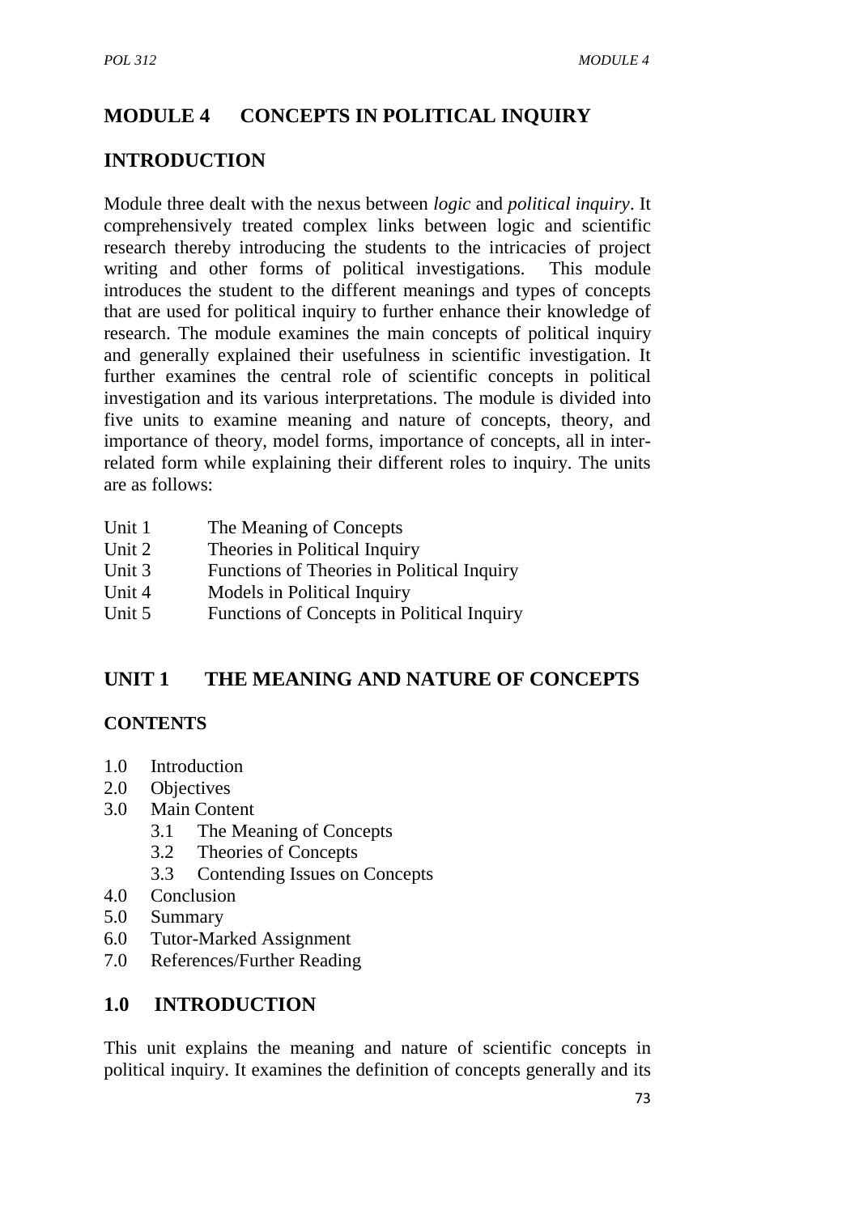# MODULE 4 CONCEPTS IN POLITICAL INQUIRY

## INTRODUCTION

Module three dealt with the nexus between *logic* and *political inquiry*. It comprehensively treated complex links between logic and scientific research thereby introducing the students to the intricacies of project writing and other forms of political investigations. This module introduces the student to the different meanings and types of concepts that are used for political inquiry to further enhance their knowledge of research. The module examines the main concepts of political inquiry and generally explained their usefulness in scientific investigation. It further examines the central role of scientific concepts in political investigation and its various interpretations. The module is divided into five units to examine meaning and nature of concepts, theory, and importance of theory, model forms, importance of concepts, all in inter-related form while explaining their different roles to inquiry. The units are as follows:

Unit 1 The Meaning of Concepts
Unit 2 Theories in Political Inquiry
Unit 3 Functions of Theories in Political Inquiry
Unit 4 Models in Political Inquiry
Unit 5 Functions of Concepts in Political Inquiry

## UNIT 1 THE MEANING AND NATURE OF CONCEPTS

### CONTENTS

- 1.0 Introduction
- 2.0 Objectives
- 3.0 Main Content
  - 3.1 The Meaning of Concepts
  - 3.2 Theories of Concepts
  - 3.3 Contending Issues on Concepts
- 4.0 Conclusion
- 5.0 Summary
- 6.0 Tutor-Marked Assignment
- 7.0 References/Further Reading

## 1.0 INTRODUCTION

This unit explains the meaning and nature of scientific concepts in political inquiry. It examines the definition of concepts generally and its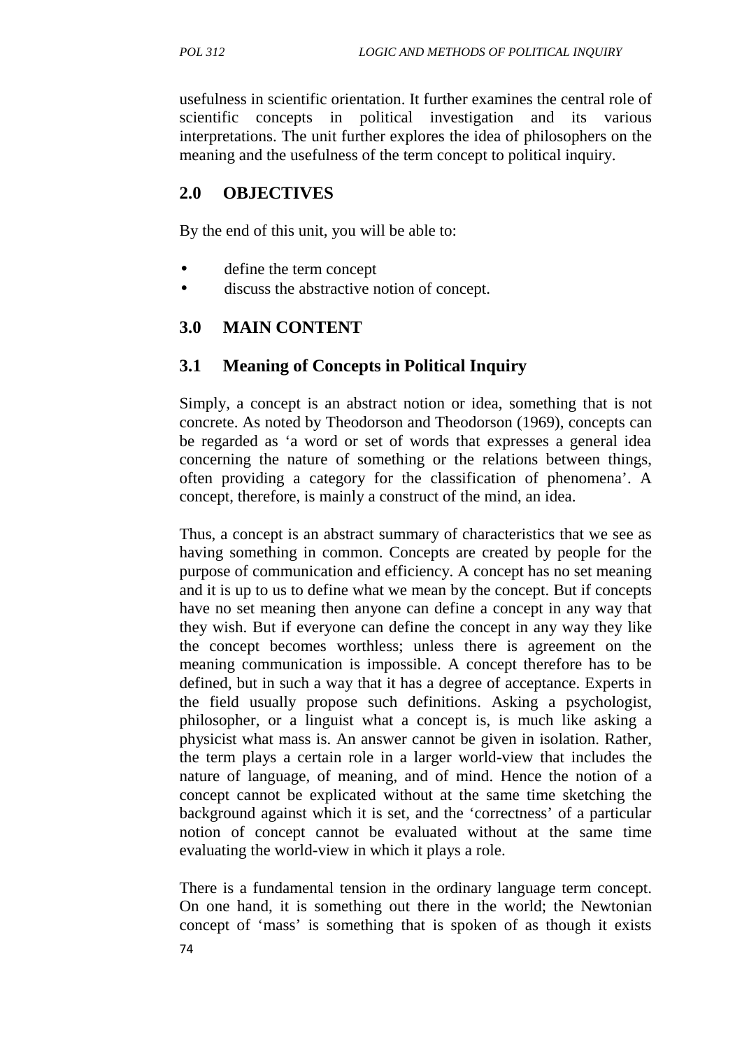usefulness in scientific orientation. It further examines the central role of scientific concepts in political investigation and its various interpretations. The unit further explores the idea of philosophers on the meaning and the usefulness of the term concept to political inquiry.

## 2.0 OBJECTIVES

By the end of this unit, you will be able to:

- define the term concept
- discuss the abstractive notion of concept.

## 3.0 MAIN CONTENT

### 3.1 Meaning of Concepts in Political Inquiry

Simply, a concept is an abstract notion or idea, something that is not concrete. As noted by Theodorson and Theodorson (1969), concepts can be regarded as 'a word or set of words that expresses a general idea concerning the nature of something or the relations between things, often providing a category for the classification of phenomena'. A concept, therefore, is mainly a construct of the mind, an idea.

Thus, a concept is an abstract summary of characteristics that we see as having something in common. Concepts are created by people for the purpose of communication and efficiency. A concept has no set meaning and it is up to us to define what we mean by the concept. But if concepts have no set meaning then anyone can define a concept in any way that they wish. But if everyone can define the concept in any way they like the concept becomes worthless; unless there is agreement on the meaning communication is impossible. A concept therefore has to be defined, but in such a way that it has a degree of acceptance. Experts in the field usually propose such definitions. Asking a psychologist, philosopher, or a linguist what a concept is, is much like asking a physicist what mass is. An answer cannot be given in isolation. Rather, the term plays a certain role in a larger world-view that includes the nature of language, of meaning, and of mind. Hence the notion of a concept cannot be explicated without at the same time sketching the background against which it is set, and the 'correctness' of a particular notion of concept cannot be evaluated without at the same time evaluating the world-view in which it plays a role.

There is a fundamental tension in the ordinary language term concept. On one hand, it is something out there in the world; the Newtonian concept of 'mass' is something that is spoken of as though it exists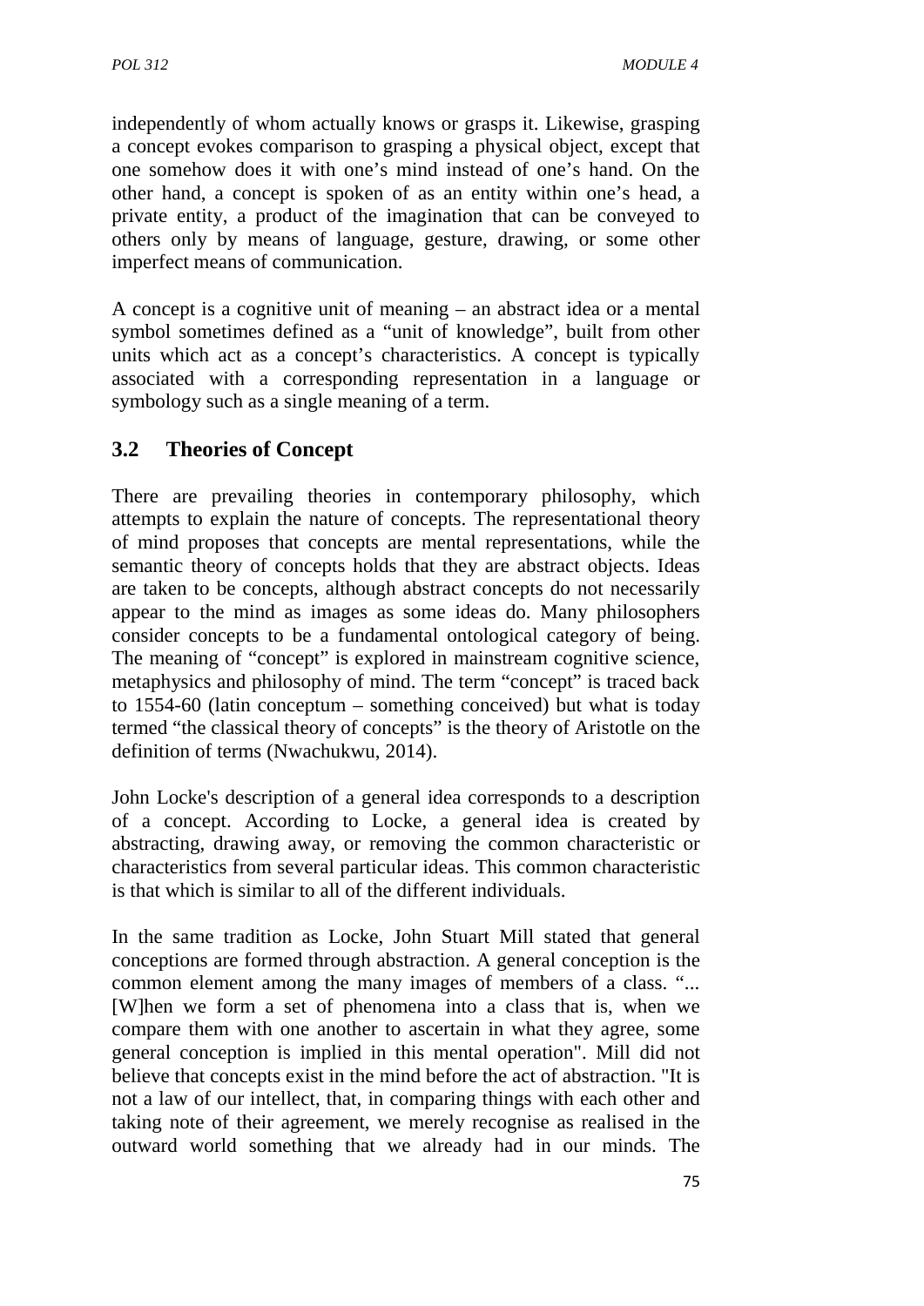independently of whom actually knows or grasps it. Likewise, grasping a concept evokes comparison to grasping a physical object, except that one somehow does it with one's mind instead of one's hand. On the other hand, a concept is spoken of as an entity within one's head, a private entity, a product of the imagination that can be conveyed to others only by means of language, gesture, drawing, or some other imperfect means of communication.

A concept is a cognitive unit of meaning – an abstract idea or a mental symbol sometimes defined as a "unit of knowledge", built from other units which act as a concept's characteristics. A concept is typically associated with a corresponding representation in a language or symbology such as a single meaning of a term.

## 3.2 Theories of Concept

There are prevailing theories in contemporary philosophy, which attempts to explain the nature of concepts. The representational theory of mind proposes that concepts are mental representations, while the semantic theory of concepts holds that they are abstract objects. Ideas are taken to be concepts, although abstract concepts do not necessarily appear to the mind as images as some ideas do. Many philosophers consider concepts to be a fundamental ontological category of being. The meaning of "concept" is explored in mainstream cognitive science, metaphysics and philosophy of mind. The term "concept" is traced back to 1554-60 (latin conceptum – something conceived) but what is today termed "the classical theory of concepts" is the theory of Aristotle on the definition of terms (Nwachukwu, 2014).

John Locke's description of a general idea corresponds to a description of a concept. According to Locke, a general idea is created by abstracting, drawing away, or removing the common characteristic or characteristics from several particular ideas. This common characteristic is that which is similar to all of the different individuals.

In the same tradition as Locke, John Stuart Mill stated that general conceptions are formed through abstraction. A general conception is the common element among the many images of members of a class. "... [W]hen we form a set of phenomena into a class that is, when we compare them with one another to ascertain in what they agree, some general conception is implied in this mental operation". Mill did not believe that concepts exist in the mind before the act of abstraction. "It is not a law of our intellect, that, in comparing things with each other and taking note of their agreement, we merely recognise as realised in the outward world something that we already had in our minds. The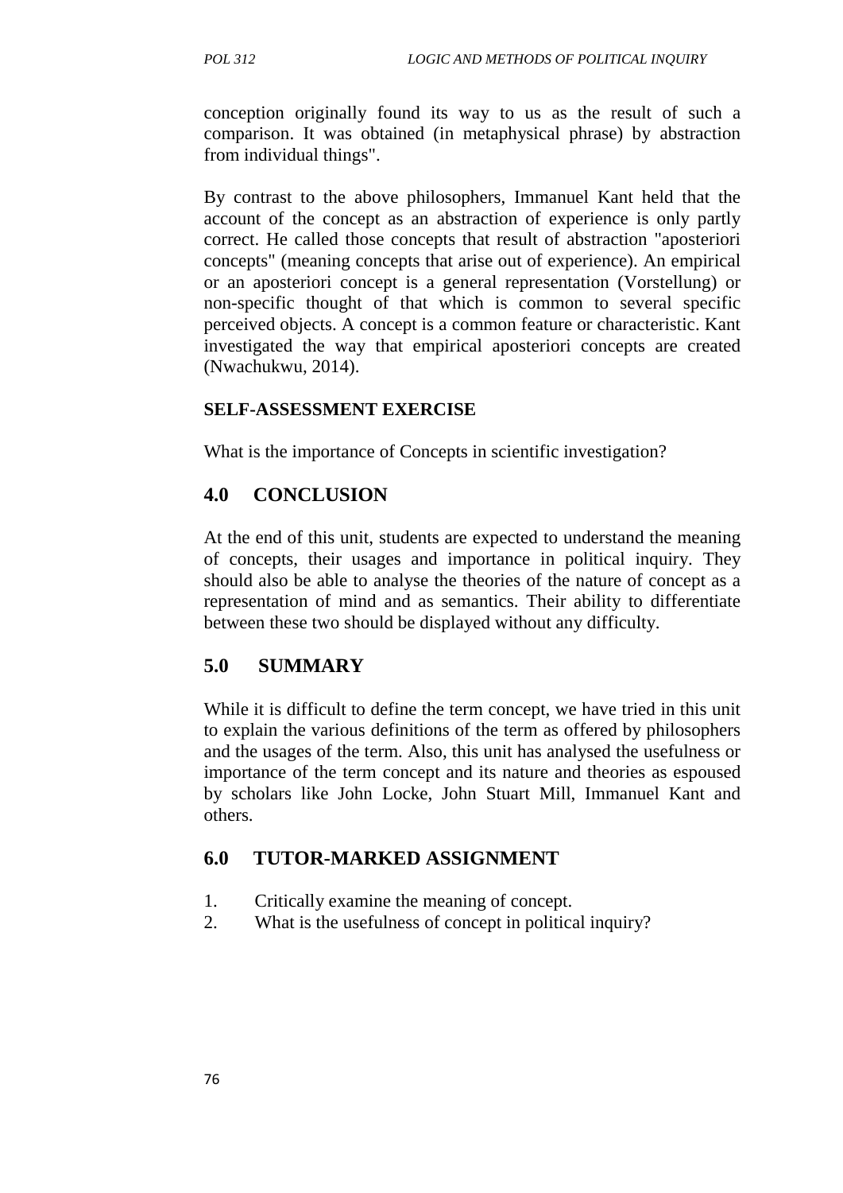conception originally found its way to us as the result of such a comparison. It was obtained (in metaphysical phrase) by abstraction from individual things".

By contrast to the above philosophers, Immanuel Kant held that the account of the concept as an abstraction of experience is only partly correct. He called those concepts that result of abstraction "aposteriori concepts" (meaning concepts that arise out of experience). An empirical or an aposteriori concept is a general representation (Vorstellung) or non-specific thought of that which is common to several specific perceived objects. A concept is a common feature or characteristic. Kant investigated the way that empirical aposteriori concepts are created (Nwachukwu, 2014).

**SELF-ASSESSMENT EXERCISE**

What is the importance of Concepts in scientific investigation?

## 4.0 CONCLUSION

At the end of this unit, students are expected to understand the meaning of concepts, their usages and importance in political inquiry. They should also be able to analyse the theories of the nature of concept as a representation of mind and as semantics. Their ability to differentiate between these two should be displayed without any difficulty.

## 5.0 SUMMARY

While it is difficult to define the term concept, we have tried in this unit to explain the various definitions of the term as offered by philosophers and the usages of the term. Also, this unit has analysed the usefulness or importance of the term concept and its nature and theories as espoused by scholars like John Locke, John Stuart Mill, Immanuel Kant and others.

## 6.0 TUTOR-MARKED ASSIGNMENT

1. Critically examine the meaning of concept.
2. What is the usefulness of concept in political inquiry?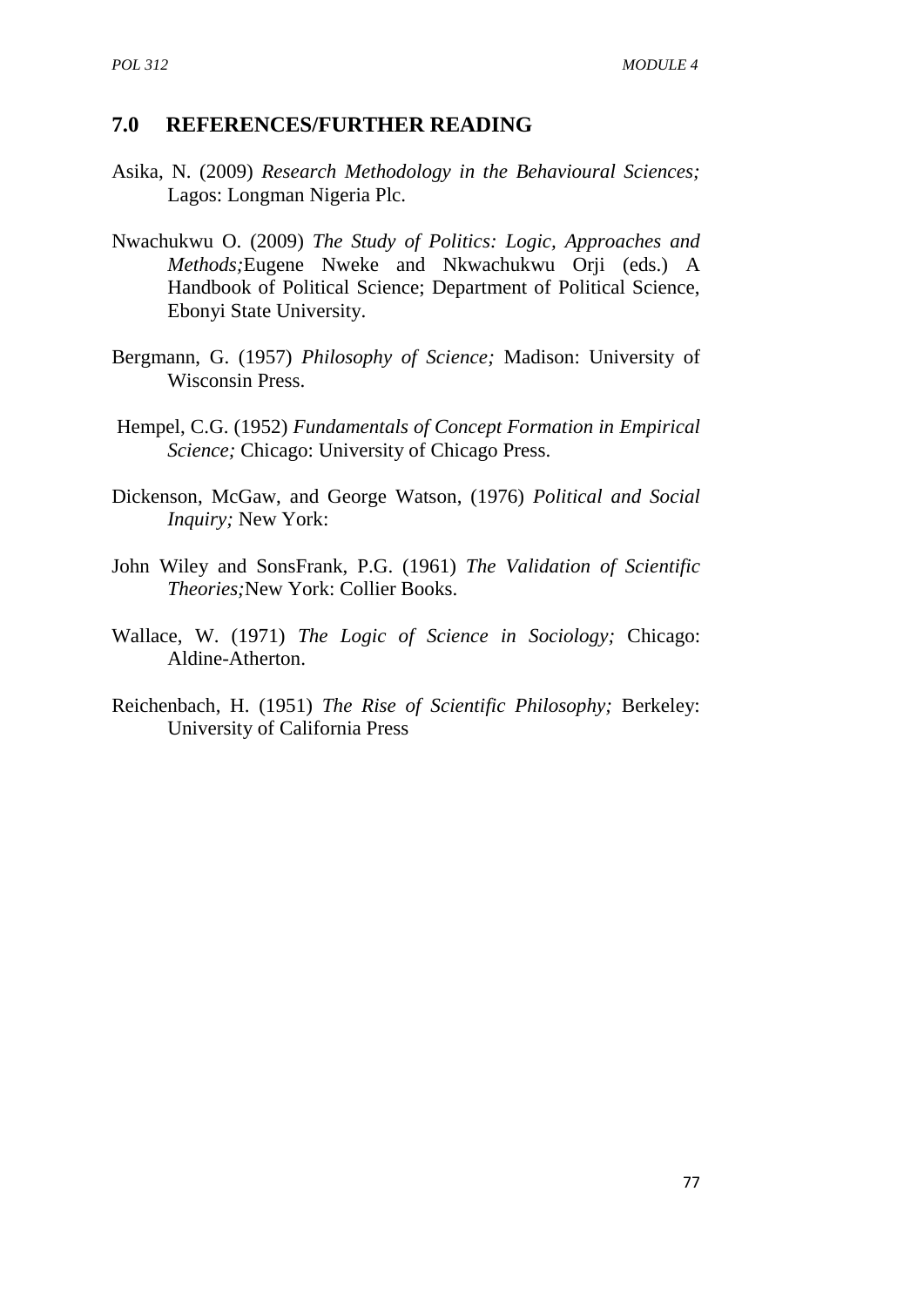## 7.0 REFERENCES/FURTHER READING

Asika, N. (2009) *Research Methodology in the Behavioural Sciences;* Lagos: Longman Nigeria Plc.

Nwachukwu O. (2009) *The Study of Politics: Logic, Approaches and Methods;*Eugene Nweke and Nkwachukwu Orji (eds.) A Handbook of Political Science; Department of Political Science, Ebonyi State University.

Bergmann, G. (1957) *Philosophy of Science;* Madison: University of Wisconsin Press.

Hempel, C.G. (1952) *Fundamentals of Concept Formation in Empirical Science;* Chicago: University of Chicago Press.

Dickenson, McGaw, and George Watson, (1976) *Political and Social Inquiry;* New York:

John Wiley and SonsFrank, P.G. (1961) *The Validation of Scientific Theories;*New York: Collier Books.

Wallace, W. (1971) *The Logic of Science in Sociology;* Chicago: Aldine-Atherton.

Reichenbach, H. (1951) *The Rise of Scientific Philosophy;* Berkeley: University of California Press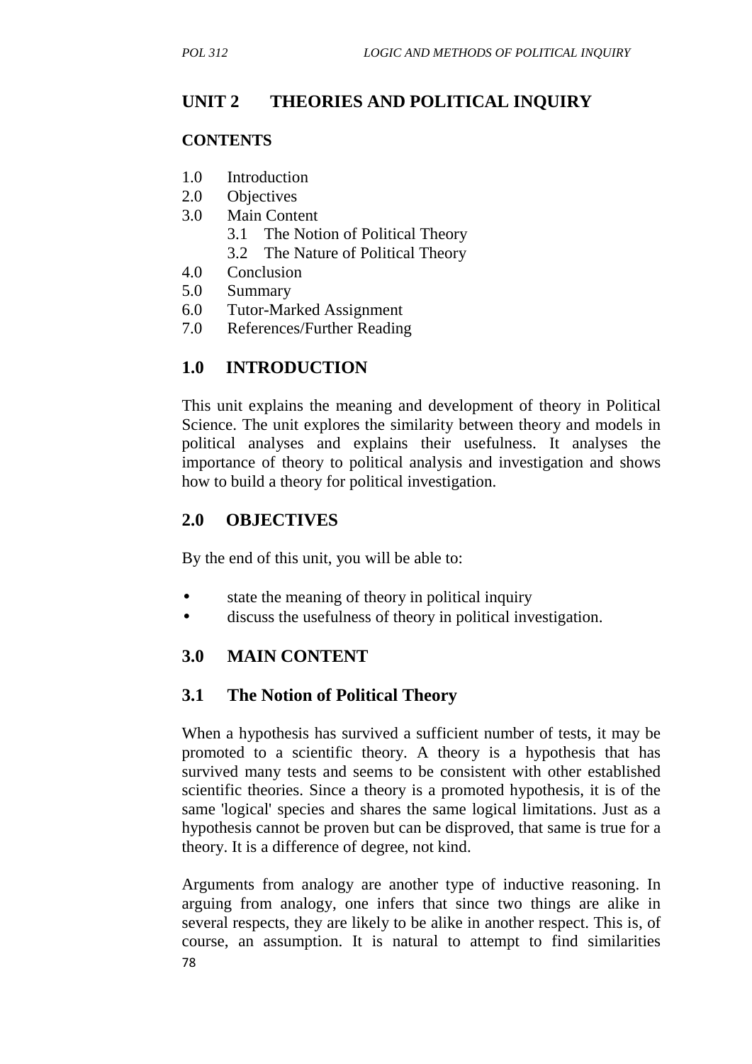## UNIT 2 THEORIES AND POLITICAL INQUIRY

**CONTENTS**

1.0 Introduction
2.0 Objectives
3.0 Main Content
   3.1 The Notion of Political Theory
   3.2 The Nature of Political Theory
4.0 Conclusion
5.0 Summary
6.0 Tutor-Marked Assignment
7.0 References/Further Reading

### 1.0 INTRODUCTION

This unit explains the meaning and development of theory in Political Science. The unit explores the similarity between theory and models in political analyses and explains their usefulness. It analyses the importance of theory to political analysis and investigation and shows how to build a theory for political investigation.

### 2.0 OBJECTIVES

By the end of this unit, you will be able to:

- state the meaning of theory in political inquiry
- discuss the usefulness of theory in political investigation.

### 3.0 MAIN CONTENT

### 3.1 The Notion of Political Theory

When a hypothesis has survived a sufficient number of tests, it may be promoted to a scientific theory. A theory is a hypothesis that has survived many tests and seems to be consistent with other established scientific theories. Since a theory is a promoted hypothesis, it is of the same 'logical' species and shares the same logical limitations. Just as a hypothesis cannot be proven but can be disproved, that same is true for a theory. It is a difference of degree, not kind.

Arguments from analogy are another type of inductive reasoning. In arguing from analogy, one infers that since two things are alike in several respects, they are likely to be alike in another respect. This is, of course, an assumption. It is natural to attempt to find similarities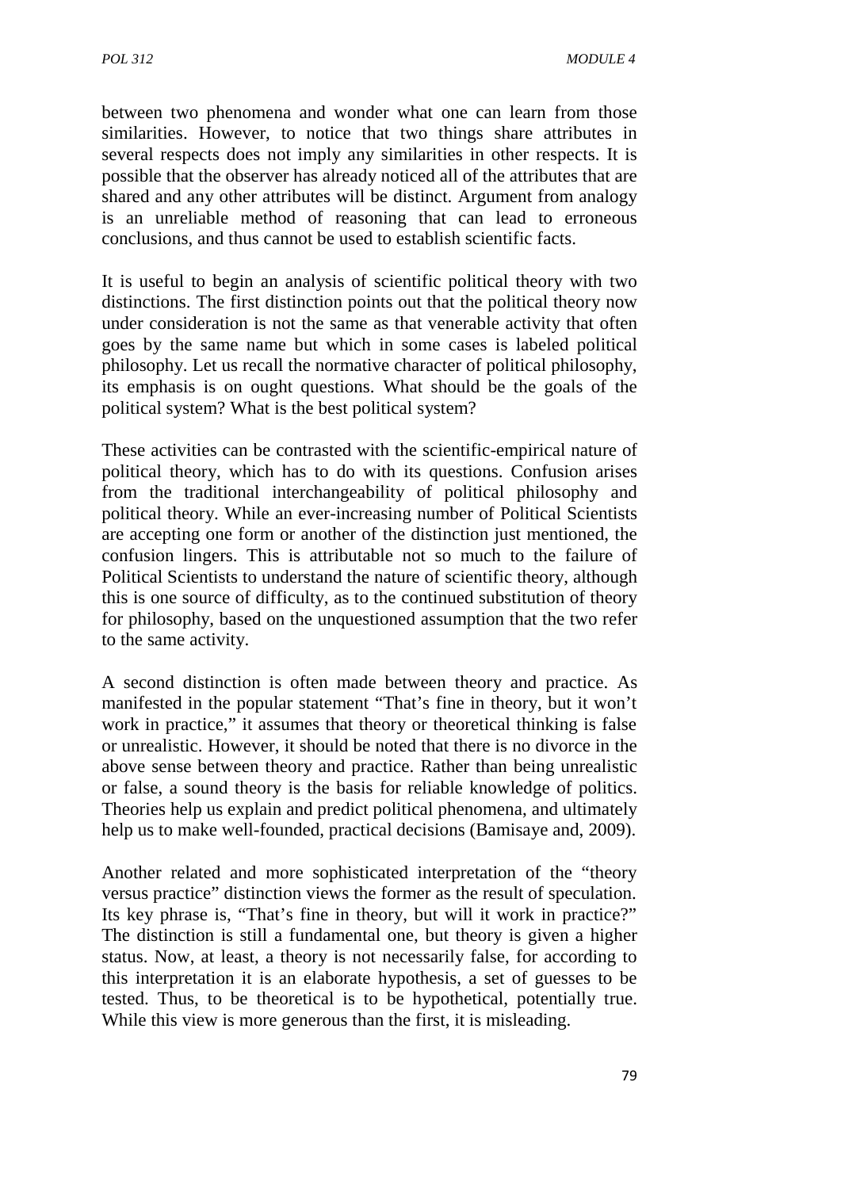between two phenomena and wonder what one can learn from those similarities. However, to notice that two things share attributes in several respects does not imply any similarities in other respects. It is possible that the observer has already noticed all of the attributes that are shared and any other attributes will be distinct. Argument from analogy is an unreliable method of reasoning that can lead to erroneous conclusions, and thus cannot be used to establish scientific facts.

It is useful to begin an analysis of scientific political theory with two distinctions. The first distinction points out that the political theory now under consideration is not the same as that venerable activity that often goes by the same name but which in some cases is labeled political philosophy. Let us recall the normative character of political philosophy, its emphasis is on ought questions. What should be the goals of the political system? What is the best political system?

These activities can be contrasted with the scientific-empirical nature of political theory, which has to do with its questions. Confusion arises from the traditional interchangeability of political philosophy and political theory. While an ever-increasing number of Political Scientists are accepting one form or another of the distinction just mentioned, the confusion lingers. This is attributable not so much to the failure of Political Scientists to understand the nature of scientific theory, although this is one source of difficulty, as to the continued substitution of theory for philosophy, based on the unquestioned assumption that the two refer to the same activity.

A second distinction is often made between theory and practice. As manifested in the popular statement "That's fine in theory, but it won't work in practice," it assumes that theory or theoretical thinking is false or unrealistic. However, it should be noted that there is no divorce in the above sense between theory and practice. Rather than being unrealistic or false, a sound theory is the basis for reliable knowledge of politics. Theories help us explain and predict political phenomena, and ultimately help us to make well-founded, practical decisions (Bamisaye and, 2009).

Another related and more sophisticated interpretation of the "theory versus practice" distinction views the former as the result of speculation. Its key phrase is, "That's fine in theory, but will it work in practice?" The distinction is still a fundamental one, but theory is given a higher status. Now, at least, a theory is not necessarily false, for according to this interpretation it is an elaborate hypothesis, a set of guesses to be tested. Thus, to be theoretical is to be hypothetical, potentially true. While this view is more generous than the first, it is misleading.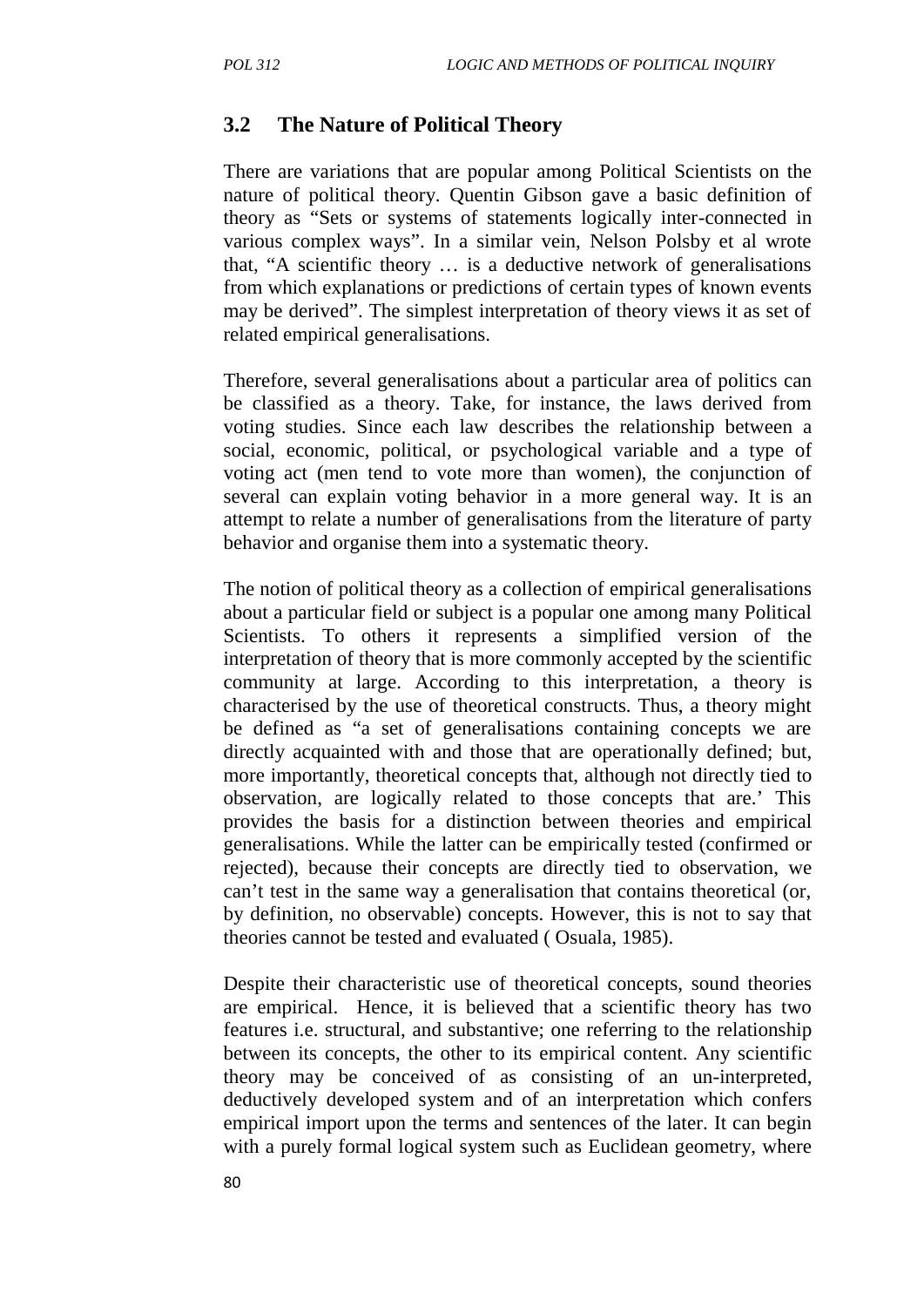## 3.2 The Nature of Political Theory

There are variations that are popular among Political Scientists on the nature of political theory. Quentin Gibson gave a basic definition of theory as "Sets or systems of statements logically inter-connected in various complex ways". In a similar vein, Nelson Polsby et al wrote that, "A scientific theory … is a deductive network of generalisations from which explanations or predictions of certain types of known events may be derived". The simplest interpretation of theory views it as set of related empirical generalisations.

Therefore, several generalisations about a particular area of politics can be classified as a theory. Take, for instance, the laws derived from voting studies. Since each law describes the relationship between a social, economic, political, or psychological variable and a type of voting act (men tend to vote more than women), the conjunction of several can explain voting behavior in a more general way. It is an attempt to relate a number of generalisations from the literature of party behavior and organise them into a systematic theory.

The notion of political theory as a collection of empirical generalisations about a particular field or subject is a popular one among many Political Scientists. To others it represents a simplified version of the interpretation of theory that is more commonly accepted by the scientific community at large. According to this interpretation, a theory is characterised by the use of theoretical constructs. Thus, a theory might be defined as "a set of generalisations containing concepts we are directly acquainted with and those that are operationally defined; but, more importantly, theoretical concepts that, although not directly tied to observation, are logically related to those concepts that are.' This provides the basis for a distinction between theories and empirical generalisations. While the latter can be empirically tested (confirmed or rejected), because their concepts are directly tied to observation, we can't test in the same way a generalisation that contains theoretical (or, by definition, no observable) concepts. However, this is not to say that theories cannot be tested and evaluated ( Osuala, 1985).

Despite their characteristic use of theoretical concepts, sound theories are empirical. Hence, it is believed that a scientific theory has two features i.e. structural, and substantive; one referring to the relationship between its concepts, the other to its empirical content. Any scientific theory may be conceived of as consisting of an un-interpreted, deductively developed system and of an interpretation which confers empirical import upon the terms and sentences of the later. It can begin with a purely formal logical system such as Euclidean geometry, where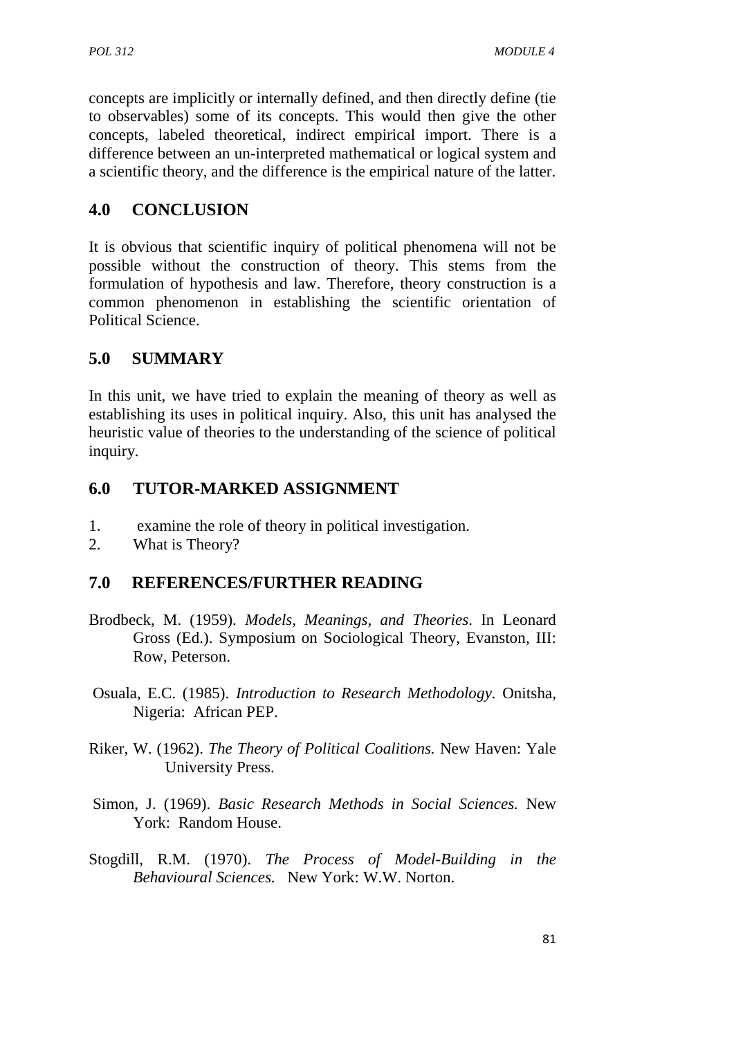concepts are implicitly or internally defined, and then directly define (tie to observables) some of its concepts. This would then give the other concepts, labeled theoretical, indirect empirical import. There is a difference between an un-interpreted mathematical or logical system and a scientific theory, and the difference is the empirical nature of the latter.

## 4.0 CONCLUSION

It is obvious that scientific inquiry of political phenomena will not be possible without the construction of theory. This stems from the formulation of hypothesis and law. Therefore, theory construction is a common phenomenon in establishing the scientific orientation of Political Science.

## 5.0 SUMMARY

In this unit, we have tried to explain the meaning of theory as well as establishing its uses in political inquiry. Also, this unit has analysed the heuristic value of theories to the understanding of the science of political inquiry.

## 6.0 TUTOR-MARKED ASSIGNMENT

1. examine the role of theory in political investigation.
2. What is Theory?

## 7.0 REFERENCES/FURTHER READING

Brodbeck, M. (1959). *Models, Meanings, and Theories*. In Leonard Gross (Ed.). Symposium on Sociological Theory, Evanston, III: Row, Peterson.

Osuala, E.C. (1985). *Introduction to Research Methodology.* Onitsha, Nigeria: African PEP.

Riker, W. (1962). *The Theory of Political Coalitions.* New Haven: Yale University Press.

Simon, J. (1969). *Basic Research Methods in Social Sciences.* New York: Random House.

Stogdill, R.M. (1970). *The Process of Model-Building in the Behavioural Sciences.* New York: W.W. Norton.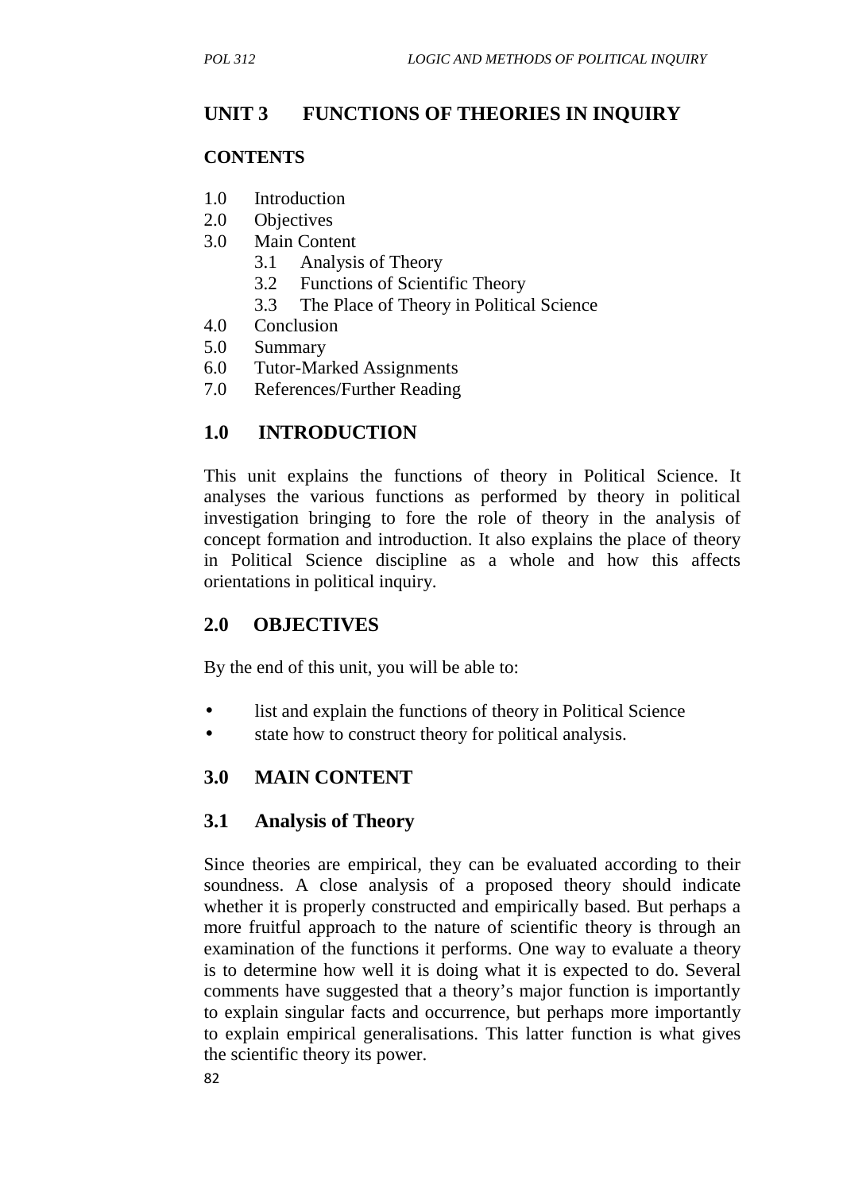## UNIT 3 FUNCTIONS OF THEORIES IN INQUIRY

**CONTENTS**

1.0 Introduction
2.0 Objectives
3.0 Main Content
    3.1 Analysis of Theory
    3.2 Functions of Scientific Theory
    3.3 The Place of Theory in Political Science
4.0 Conclusion
5.0 Summary
6.0 Tutor-Marked Assignments
7.0 References/Further Reading

## 1.0 INTRODUCTION

This unit explains the functions of theory in Political Science. It analyses the various functions as performed by theory in political investigation bringing to fore the role of theory in the analysis of concept formation and introduction. It also explains the place of theory in Political Science discipline as a whole and how this affects orientations in political inquiry.

## 2.0 OBJECTIVES

By the end of this unit, you will be able to:

- list and explain the functions of theory in Political Science
- state how to construct theory for political analysis.

## 3.0 MAIN CONTENT

### 3.1 Analysis of Theory

Since theories are empirical, they can be evaluated according to their soundness. A close analysis of a proposed theory should indicate whether it is properly constructed and empirically based. But perhaps a more fruitful approach to the nature of scientific theory is through an examination of the functions it performs. One way to evaluate a theory is to determine how well it is doing what it is expected to do. Several comments have suggested that a theory's major function is importantly to explain singular facts and occurrence, but perhaps more importantly to explain empirical generalisations. This latter function is what gives the scientific theory its power.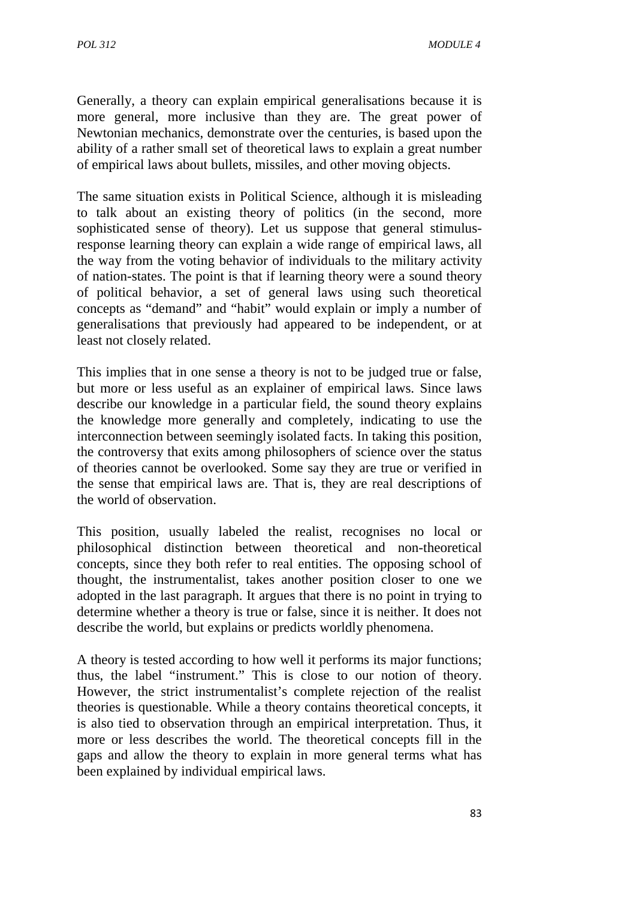Generally, a theory can explain empirical generalisations because it is more general, more inclusive than they are. The great power of Newtonian mechanics, demonstrate over the centuries, is based upon the ability of a rather small set of theoretical laws to explain a great number of empirical laws about bullets, missiles, and other moving objects.

The same situation exists in Political Science, although it is misleading to talk about an existing theory of politics (in the second, more sophisticated sense of theory). Let us suppose that general stimulus-response learning theory can explain a wide range of empirical laws, all the way from the voting behavior of individuals to the military activity of nation-states. The point is that if learning theory were a sound theory of political behavior, a set of general laws using such theoretical concepts as "demand" and "habit" would explain or imply a number of generalisations that previously had appeared to be independent, or at least not closely related.

This implies that in one sense a theory is not to be judged true or false, but more or less useful as an explainer of empirical laws. Since laws describe our knowledge in a particular field, the sound theory explains the knowledge more generally and completely, indicating to use the interconnection between seemingly isolated facts. In taking this position, the controversy that exits among philosophers of science over the status of theories cannot be overlooked. Some say they are true or verified in the sense that empirical laws are. That is, they are real descriptions of the world of observation.

This position, usually labeled the realist, recognises no local or philosophical distinction between theoretical and non-theoretical concepts, since they both refer to real entities. The opposing school of thought, the instrumentalist, takes another position closer to one we adopted in the last paragraph. It argues that there is no point in trying to determine whether a theory is true or false, since it is neither. It does not describe the world, but explains or predicts worldly phenomena.

A theory is tested according to how well it performs its major functions; thus, the label "instrument." This is close to our notion of theory. However, the strict instrumentalist's complete rejection of the realist theories is questionable. While a theory contains theoretical concepts, it is also tied to observation through an empirical interpretation. Thus, it more or less describes the world. The theoretical concepts fill in the gaps and allow the theory to explain in more general terms what has been explained by individual empirical laws.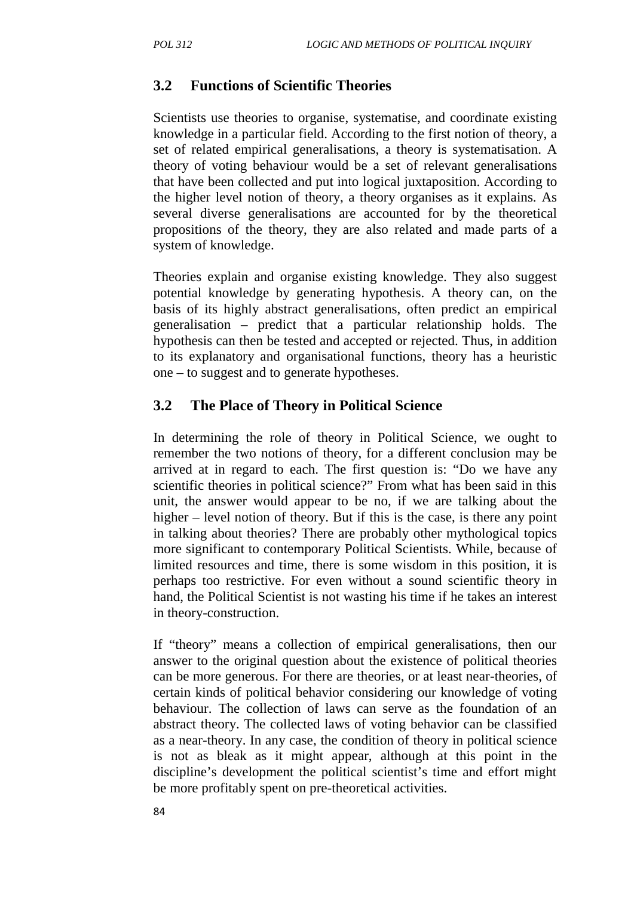## 3.2 Functions of Scientific Theories

Scientists use theories to organise, systematise, and coordinate existing knowledge in a particular field. According to the first notion of theory, a set of related empirical generalisations, a theory is systematisation. A theory of voting behaviour would be a set of relevant generalisations that have been collected and put into logical juxtaposition. According to the higher level notion of theory, a theory organises as it explains. As several diverse generalisations are accounted for by the theoretical propositions of the theory, they are also related and made parts of a system of knowledge.

Theories explain and organise existing knowledge. They also suggest potential knowledge by generating hypothesis. A theory can, on the basis of its highly abstract generalisations, often predict an empirical generalisation – predict that a particular relationship holds. The hypothesis can then be tested and accepted or rejected. Thus, in addition to its explanatory and organisational functions, theory has a heuristic one – to suggest and to generate hypotheses.

## 3.2 The Place of Theory in Political Science

In determining the role of theory in Political Science, we ought to remember the two notions of theory, for a different conclusion may be arrived at in regard to each. The first question is: "Do we have any scientific theories in political science?" From what has been said in this unit, the answer would appear to be no, if we are talking about the higher – level notion of theory. But if this is the case, is there any point in talking about theories? There are probably other mythological topics more significant to contemporary Political Scientists. While, because of limited resources and time, there is some wisdom in this position, it is perhaps too restrictive. For even without a sound scientific theory in hand, the Political Scientist is not wasting his time if he takes an interest in theory-construction.

If "theory" means a collection of empirical generalisations, then our answer to the original question about the existence of political theories can be more generous. For there are theories, or at least near-theories, of certain kinds of political behavior considering our knowledge of voting behaviour. The collection of laws can serve as the foundation of an abstract theory. The collected laws of voting behavior can be classified as a near-theory. In any case, the condition of theory in political science is not as bleak as it might appear, although at this point in the discipline's development the political scientist's time and effort might be more profitably spent on pre-theoretical activities.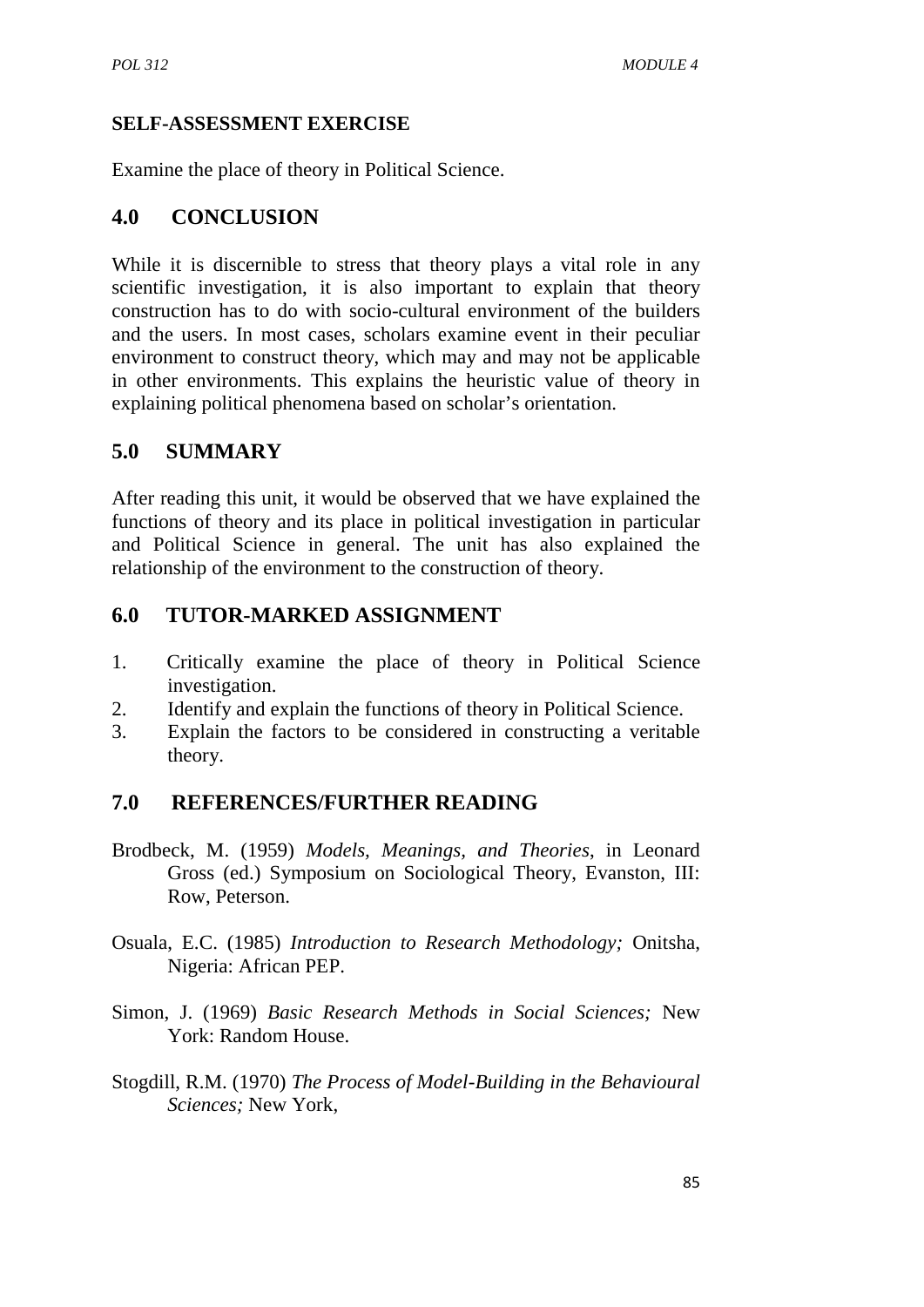## SELF-ASSESSMENT EXERCISE

Examine the place of theory in Political Science.

## 4.0 CONCLUSION

While it is discernible to stress that theory plays a vital role in any scientific investigation, it is also important to explain that theory construction has to do with socio-cultural environment of the builders and the users. In most cases, scholars examine event in their peculiar environment to construct theory, which may and may not be applicable in other environments. This explains the heuristic value of theory in explaining political phenomena based on scholar's orientation.

## 5.0 SUMMARY

After reading this unit, it would be observed that we have explained the functions of theory and its place in political investigation in particular and Political Science in general. The unit has also explained the relationship of the environment to the construction of theory.

## 6.0 TUTOR-MARKED ASSIGNMENT

1. Critically examine the place of theory in Political Science investigation.
2. Identify and explain the functions of theory in Political Science.
3. Explain the factors to be considered in constructing a veritable theory.

## 7.0 REFERENCES/FURTHER READING

Brodbeck, M. (1959) *Models, Meanings, and Theories*, in Leonard Gross (ed.) Symposium on Sociological Theory, Evanston, III: Row, Peterson.

Osuala, E.C. (1985) *Introduction to Research Methodology;* Onitsha, Nigeria: African PEP.

Simon, J. (1969) *Basic Research Methods in Social Sciences;* New York: Random House.

Stogdill, R.M. (1970) *The Process of Model-Building in the Behavioural Sciences;* New York,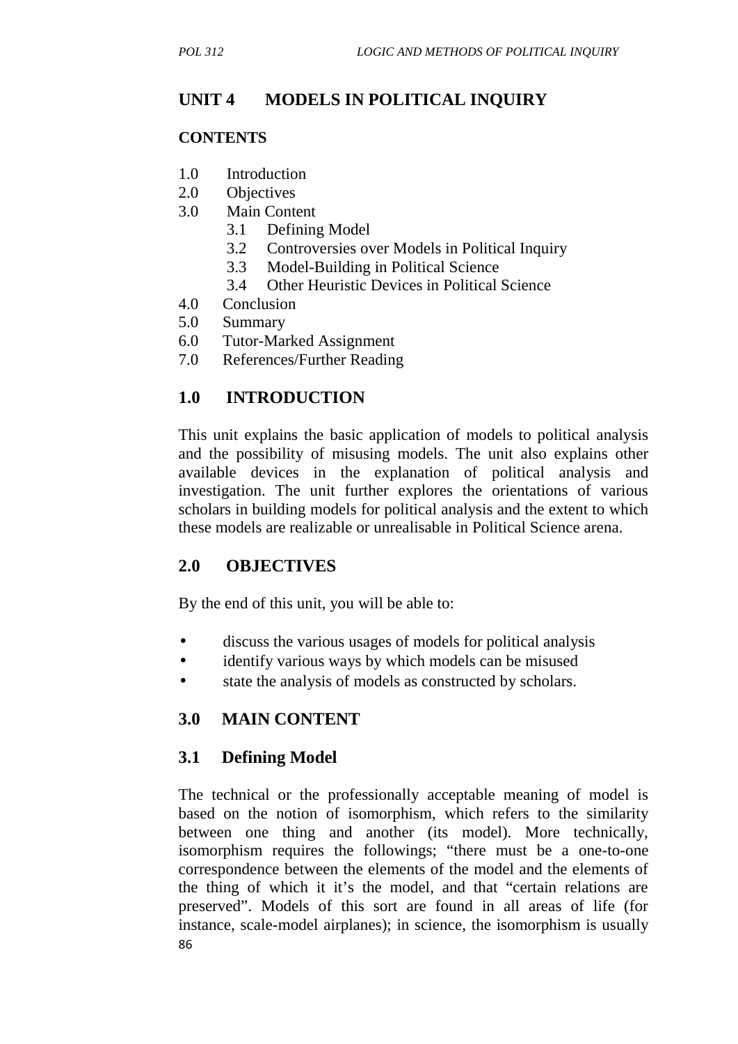## UNIT 4 MODELS IN POLITICAL INQUIRY

**CONTENTS**

1.0 Introduction
2.0 Objectives
3.0 Main Content
 3.1 Defining Model
 3.2 Controversies over Models in Political Inquiry
 3.3 Model-Building in Political Science
 3.4 Other Heuristic Devices in Political Science
4.0 Conclusion
5.0 Summary
6.0 Tutor-Marked Assignment
7.0 References/Further Reading

## 1.0 INTRODUCTION

This unit explains the basic application of models to political analysis and the possibility of misusing models. The unit also explains other available devices in the explanation of political analysis and investigation. The unit further explores the orientations of various scholars in building models for political analysis and the extent to which these models are realizable or unrealisable in Political Science arena.

## 2.0 OBJECTIVES

By the end of this unit, you will be able to:

- discuss the various usages of models for political analysis
- identify various ways by which models can be misused
- state the analysis of models as constructed by scholars.

## 3.0 MAIN CONTENT

### 3.1 Defining Model

The technical or the professionally acceptable meaning of model is based on the notion of isomorphism, which refers to the similarity between one thing and another (its model). More technically, isomorphism requires the followings; "there must be a one-to-one correspondence between the elements of the model and the elements of the thing of which it it's the model, and that "certain relations are preserved". Models of this sort are found in all areas of life (for instance, scale-model airplanes); in science, the isomorphism is usually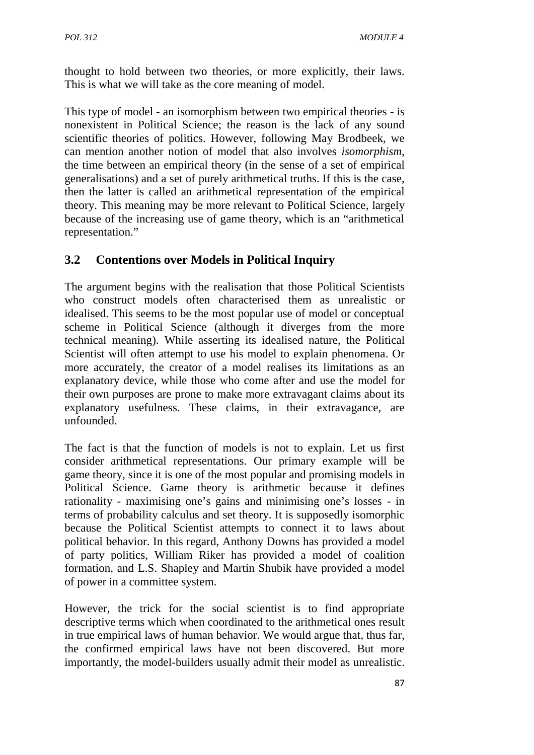thought to hold between two theories, or more explicitly, their laws. This is what we will take as the core meaning of model.

This type of model - an isomorphism between two empirical theories - is nonexistent in Political Science; the reason is the lack of any sound scientific theories of politics. However, following May Brodbeek, we can mention another notion of model that also involves *isomorphism*, the time between an empirical theory (in the sense of a set of empirical generalisations) and a set of purely arithmetical truths. If this is the case, then the latter is called an arithmetical representation of the empirical theory. This meaning may be more relevant to Political Science, largely because of the increasing use of game theory, which is an "arithmetical representation."

## 3.2 Contentions over Models in Political Inquiry

The argument begins with the realisation that those Political Scientists who construct models often characterised them as unrealistic or idealised. This seems to be the most popular use of model or conceptual scheme in Political Science (although it diverges from the more technical meaning). While asserting its idealised nature, the Political Scientist will often attempt to use his model to explain phenomena. Or more accurately, the creator of a model realises its limitations as an explanatory device, while those who come after and use the model for their own purposes are prone to make more extravagant claims about its explanatory usefulness. These claims, in their extravagance, are unfounded.

The fact is that the function of models is not to explain. Let us first consider arithmetical representations. Our primary example will be game theory, since it is one of the most popular and promising models in Political Science. Game theory is arithmetic because it defines rationality - maximising one's gains and minimising one's losses - in terms of probability calculus and set theory. It is supposedly isomorphic because the Political Scientist attempts to connect it to laws about political behavior. In this regard, Anthony Downs has provided a model of party politics, William Riker has provided a model of coalition formation, and L.S. Shapley and Martin Shubik have provided a model of power in a committee system.

However, the trick for the social scientist is to find appropriate descriptive terms which when coordinated to the arithmetical ones result in true empirical laws of human behavior. We would argue that, thus far, the confirmed empirical laws have not been discovered. But more importantly, the model-builders usually admit their model as unrealistic.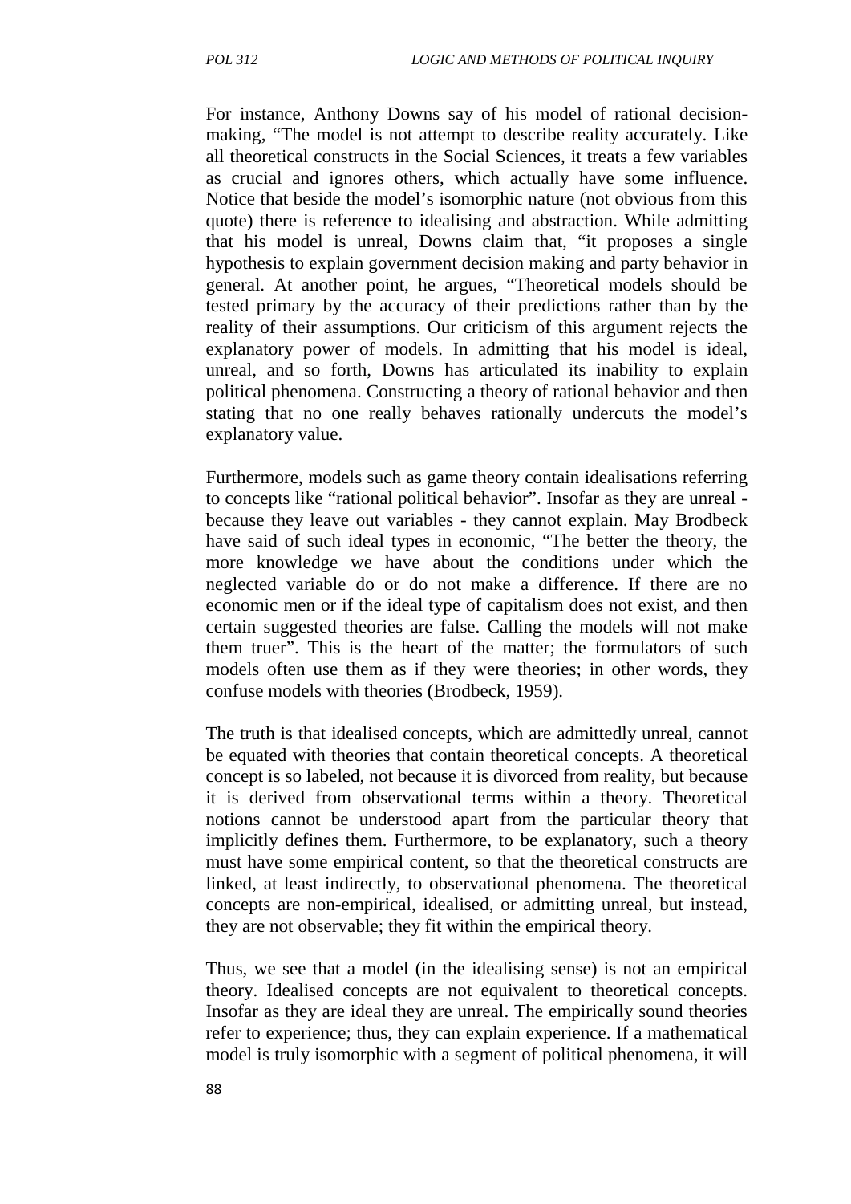For instance, Anthony Downs say of his model of rational decision-making, "The model is not attempt to describe reality accurately. Like all theoretical constructs in the Social Sciences, it treats a few variables as crucial and ignores others, which actually have some influence. Notice that beside the model's isomorphic nature (not obvious from this quote) there is reference to idealising and abstraction. While admitting that his model is unreal, Downs claim that, "it proposes a single hypothesis to explain government decision making and party behavior in general. At another point, he argues, "Theoretical models should be tested primary by the accuracy of their predictions rather than by the reality of their assumptions. Our criticism of this argument rejects the explanatory power of models. In admitting that his model is ideal, unreal, and so forth, Downs has articulated its inability to explain political phenomena. Constructing a theory of rational behavior and then stating that no one really behaves rationally undercuts the model's explanatory value.

Furthermore, models such as game theory contain idealisations referring to concepts like "rational political behavior". Insofar as they are unreal - because they leave out variables - they cannot explain. May Brodbeck have said of such ideal types in economic, "The better the theory, the more knowledge we have about the conditions under which the neglected variable do or do not make a difference. If there are no economic men or if the ideal type of capitalism does not exist, and then certain suggested theories are false. Calling the models will not make them truer". This is the heart of the matter; the formulators of such models often use them as if they were theories; in other words, they confuse models with theories (Brodbeck, 1959).

The truth is that idealised concepts, which are admittedly unreal, cannot be equated with theories that contain theoretical concepts. A theoretical concept is so labeled, not because it is divorced from reality, but because it is derived from observational terms within a theory. Theoretical notions cannot be understood apart from the particular theory that implicitly defines them. Furthermore, to be explanatory, such a theory must have some empirical content, so that the theoretical constructs are linked, at least indirectly, to observational phenomena. The theoretical concepts are non-empirical, idealised, or admitting unreal, but instead, they are not observable; they fit within the empirical theory.

Thus, we see that a model (in the idealising sense) is not an empirical theory. Idealised concepts are not equivalent to theoretical concepts. Insofar as they are ideal they are unreal. The empirically sound theories refer to experience; thus, they can explain experience. If a mathematical model is truly isomorphic with a segment of political phenomena, it will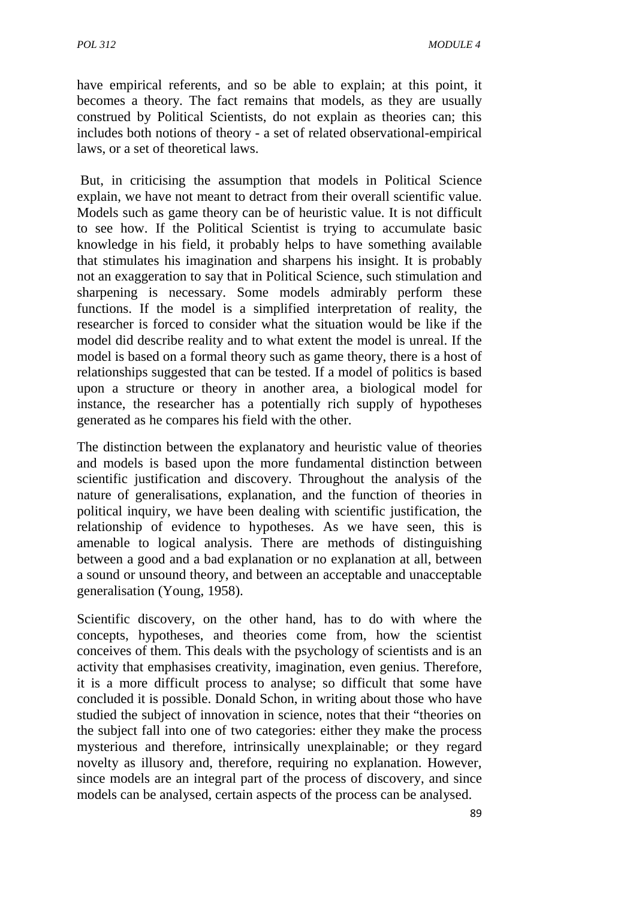have empirical referents, and so be able to explain; at this point, it becomes a theory. The fact remains that models, as they are usually construed by Political Scientists, do not explain as theories can; this includes both notions of theory - a set of related observational-empirical laws, or a set of theoretical laws.

But, in criticising the assumption that models in Political Science explain, we have not meant to detract from their overall scientific value. Models such as game theory can be of heuristic value. It is not difficult to see how. If the Political Scientist is trying to accumulate basic knowledge in his field, it probably helps to have something available that stimulates his imagination and sharpens his insight. It is probably not an exaggeration to say that in Political Science, such stimulation and sharpening is necessary. Some models admirably perform these functions. If the model is a simplified interpretation of reality, the researcher is forced to consider what the situation would be like if the model did describe reality and to what extent the model is unreal. If the model is based on a formal theory such as game theory, there is a host of relationships suggested that can be tested. If a model of politics is based upon a structure or theory in another area, a biological model for instance, the researcher has a potentially rich supply of hypotheses generated as he compares his field with the other.

The distinction between the explanatory and heuristic value of theories and models is based upon the more fundamental distinction between scientific justification and discovery. Throughout the analysis of the nature of generalisations, explanation, and the function of theories in political inquiry, we have been dealing with scientific justification, the relationship of evidence to hypotheses. As we have seen, this is amenable to logical analysis. There are methods of distinguishing between a good and a bad explanation or no explanation at all, between a sound or unsound theory, and between an acceptable and unacceptable generalisation (Young, 1958).

Scientific discovery, on the other hand, has to do with where the concepts, hypotheses, and theories come from, how the scientist conceives of them. This deals with the psychology of scientists and is an activity that emphasises creativity, imagination, even genius. Therefore, it is a more difficult process to analyse; so difficult that some have concluded it is possible. Donald Schon, in writing about those who have studied the subject of innovation in science, notes that their "theories on the subject fall into one of two categories: either they make the process mysterious and therefore, intrinsically unexplainable; or they regard novelty as illusory and, therefore, requiring no explanation. However, since models are an integral part of the process of discovery, and since models can be analysed, certain aspects of the process can be analysed.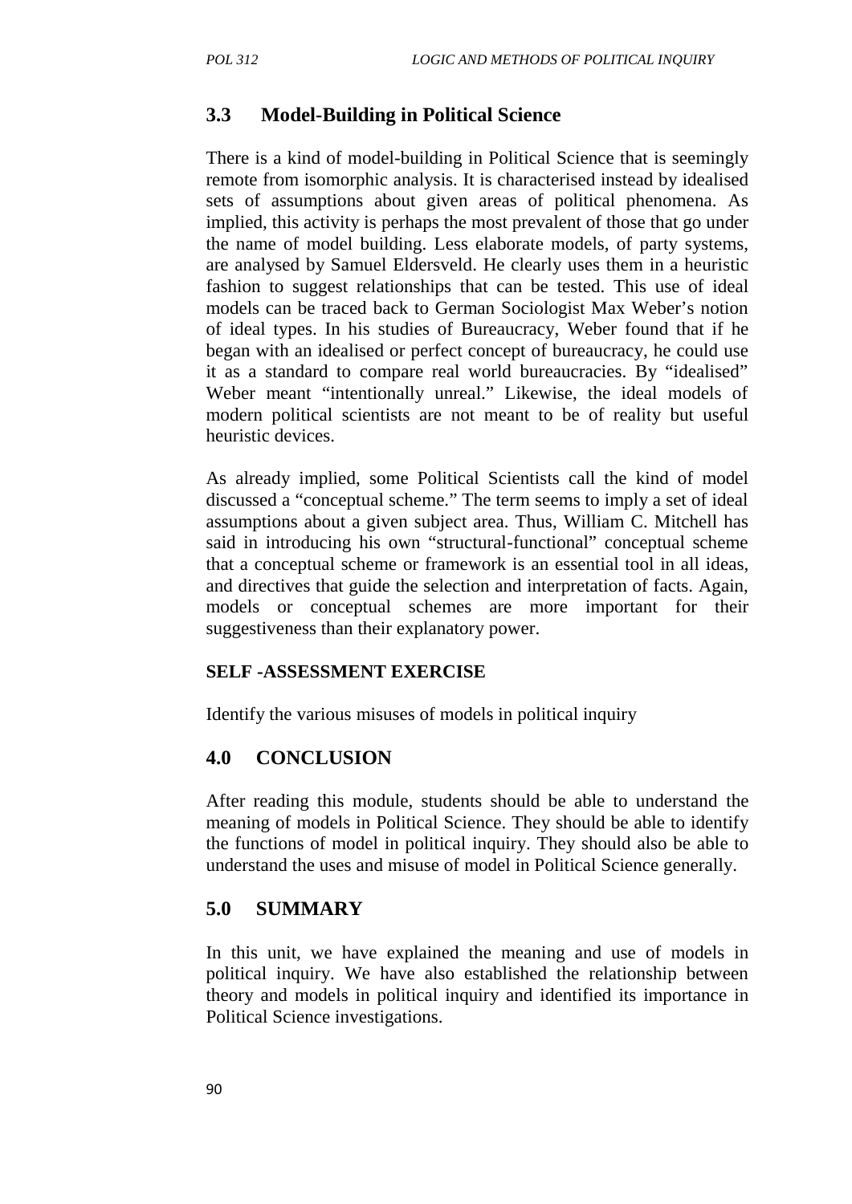## 3.3 Model-Building in Political Science

There is a kind of model-building in Political Science that is seemingly remote from isomorphic analysis. It is characterised instead by idealised sets of assumptions about given areas of political phenomena. As implied, this activity is perhaps the most prevalent of those that go under the name of model building. Less elaborate models, of party systems, are analysed by Samuel Eldersveld. He clearly uses them in a heuristic fashion to suggest relationships that can be tested. This use of ideal models can be traced back to German Sociologist Max Weber's notion of ideal types. In his studies of Bureaucracy, Weber found that if he began with an idealised or perfect concept of bureaucracy, he could use it as a standard to compare real world bureaucracies. By "idealised" Weber meant "intentionally unreal." Likewise, the ideal models of modern political scientists are not meant to be of reality but useful heuristic devices.

As already implied, some Political Scientists call the kind of model discussed a "conceptual scheme." The term seems to imply a set of ideal assumptions about a given subject area. Thus, William C. Mitchell has said in introducing his own "structural-functional" conceptual scheme that a conceptual scheme or framework is an essential tool in all ideas, and directives that guide the selection and interpretation of facts. Again, models or conceptual schemes are more important for their suggestiveness than their explanatory power.

**SELF -ASSESSMENT EXERCISE**

Identify the various misuses of models in political inquiry

## 4.0 CONCLUSION

After reading this module, students should be able to understand the meaning of models in Political Science. They should be able to identify the functions of model in political inquiry. They should also be able to understand the uses and misuse of model in Political Science generally.

## 5.0 SUMMARY

In this unit, we have explained the meaning and use of models in political inquiry. We have also established the relationship between theory and models in political inquiry and identified its importance in Political Science investigations.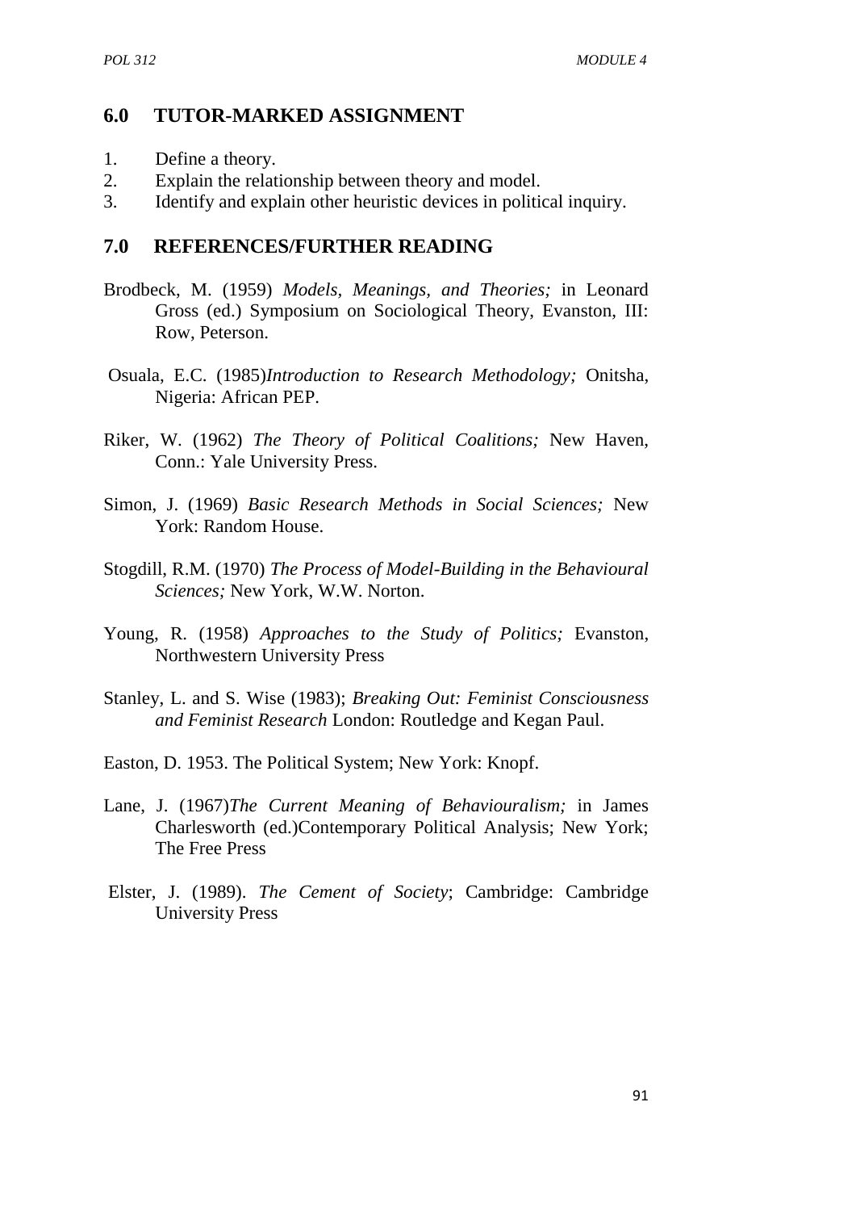## 6.0 TUTOR-MARKED ASSIGNMENT

1. Define a theory.
2. Explain the relationship between theory and model.
3. Identify and explain other heuristic devices in political inquiry.

## 7.0 REFERENCES/FURTHER READING

Brodbeck, M. (1959) *Models, Meanings, and Theories;* in Leonard Gross (ed.) Symposium on Sociological Theory, Evanston, III: Row, Peterson.

Osuala, E.C. (1985)*Introduction to Research Methodology;* Onitsha, Nigeria: African PEP.

Riker, W. (1962) *The Theory of Political Coalitions;* New Haven, Conn.: Yale University Press.

Simon, J. (1969) *Basic Research Methods in Social Sciences;* New York: Random House.

Stogdill, R.M. (1970) *The Process of Model-Building in the Behavioural Sciences;* New York, W.W. Norton.

Young, R. (1958) *Approaches to the Study of Politics;* Evanston, Northwestern University Press

Stanley, L. and S. Wise (1983); *Breaking Out: Feminist Consciousness and Feminist Research* London: Routledge and Kegan Paul.

Easton, D. 1953. The Political System; New York: Knopf.

Lane, J. (1967)*The Current Meaning of Behaviouralism;* in James Charlesworth (ed.)Contemporary Political Analysis; New York; The Free Press

Elster, J. (1989). *The Cement of Society*; Cambridge: Cambridge University Press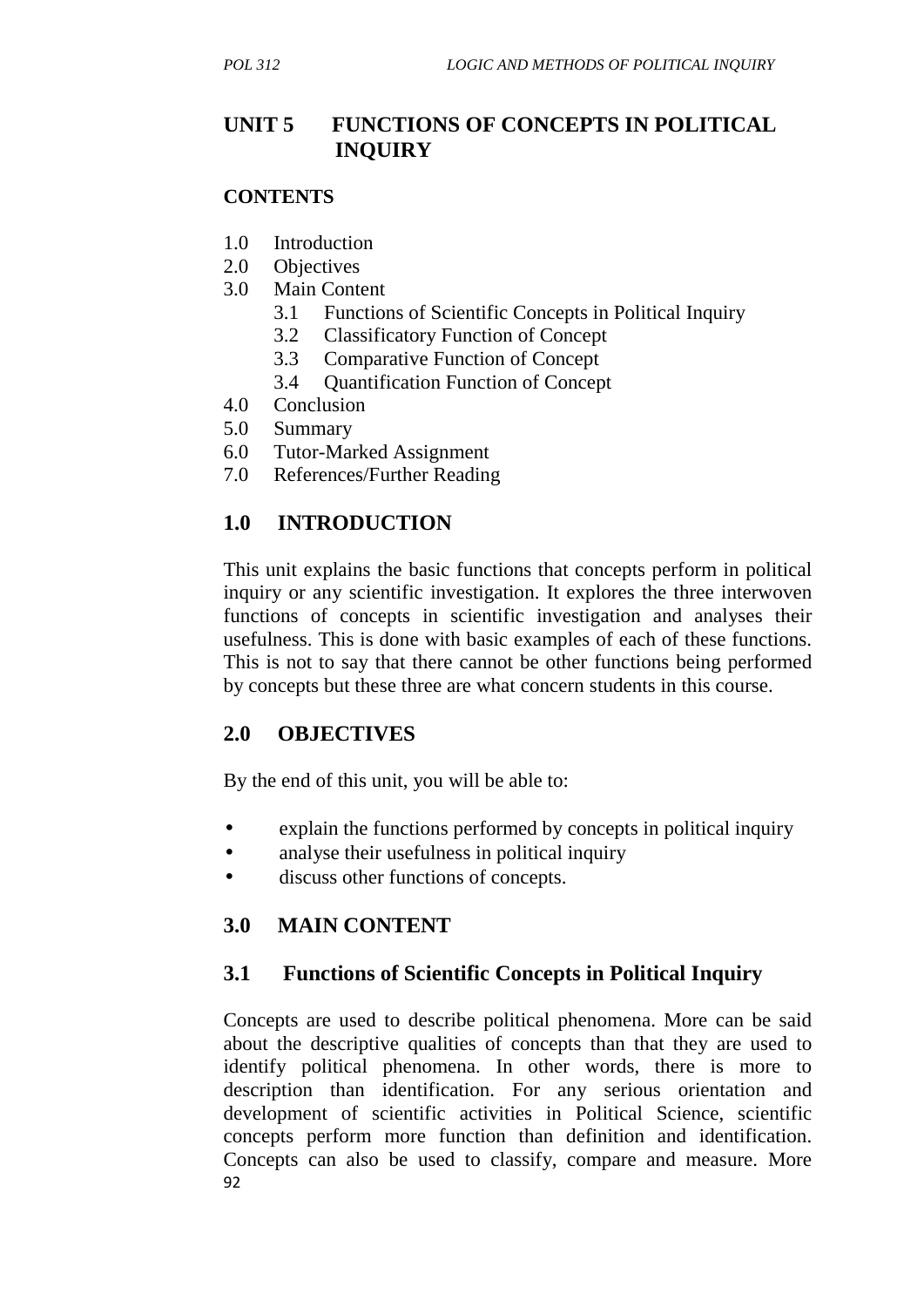# UNIT 5 FUNCTIONS OF CONCEPTS IN POLITICAL INQUIRY

**CONTENTS**

1.0 Introduction
2.0 Objectives
3.0 Main Content
   3.1 Functions of Scientific Concepts in Political Inquiry
   3.2 Classificatory Function of Concept
   3.3 Comparative Function of Concept
   3.4 Quantification Function of Concept
4.0 Conclusion
5.0 Summary
6.0 Tutor-Marked Assignment
7.0 References/Further Reading

## 1.0 INTRODUCTION

This unit explains the basic functions that concepts perform in political inquiry or any scientific investigation. It explores the three interwoven functions of concepts in scientific investigation and analyses their usefulness. This is done with basic examples of each of these functions. This is not to say that there cannot be other functions being performed by concepts but these three are what concern students in this course.

## 2.0 OBJECTIVES

By the end of this unit, you will be able to:

- explain the functions performed by concepts in political inquiry
- analyse their usefulness in political inquiry
- discuss other functions of concepts.

## 3.0 MAIN CONTENT

### 3.1 Functions of Scientific Concepts in Political Inquiry

Concepts are used to describe political phenomena. More can be said about the descriptive qualities of concepts than that they are used to identify political phenomena. In other words, there is more to description than identification. For any serious orientation and development of scientific activities in Political Science, scientific concepts perform more function than definition and identification. Concepts can also be used to classify, compare and measure. More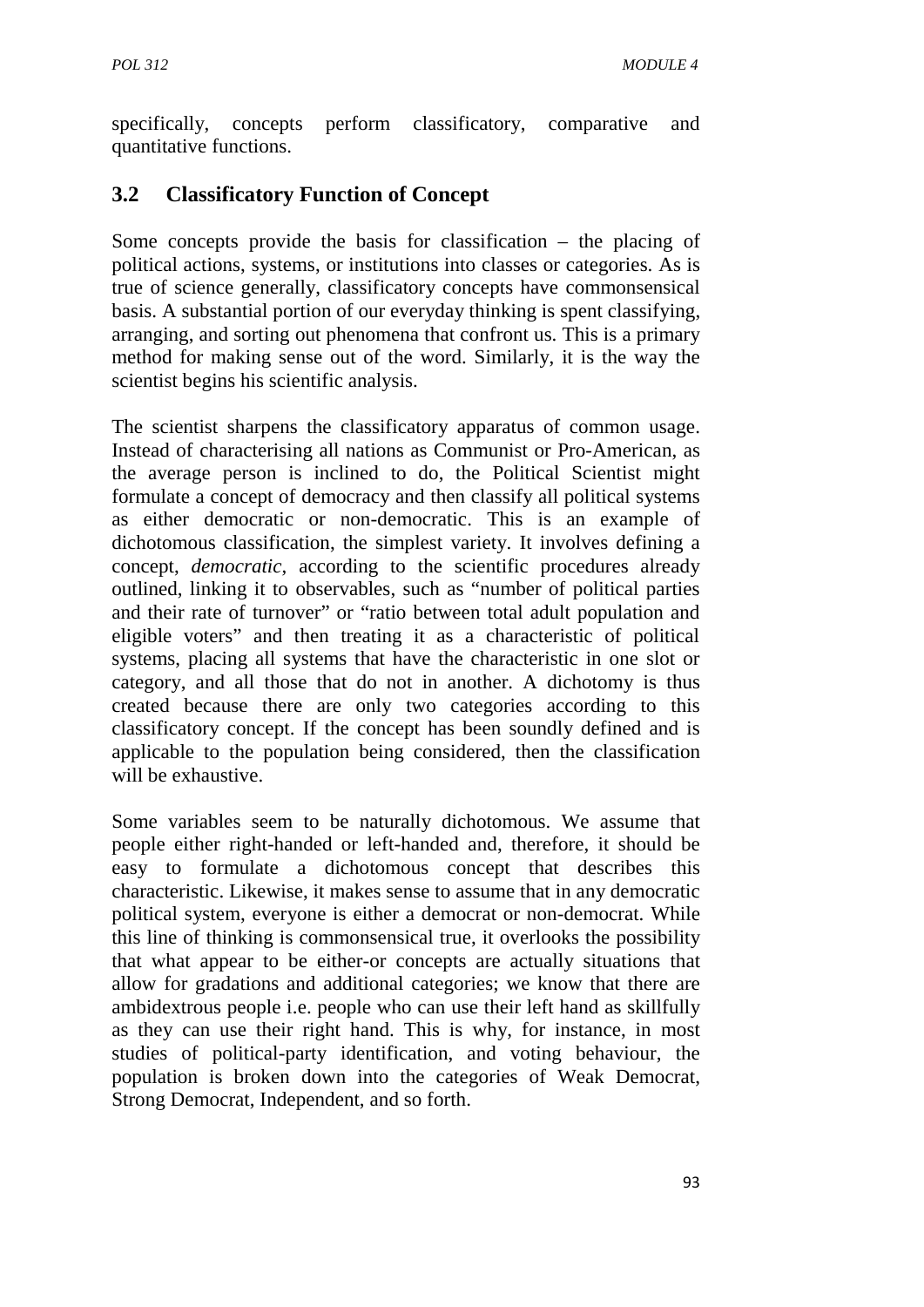specifically, concepts perform classificatory, comparative and quantitative functions.

## 3.2 Classificatory Function of Concept

Some concepts provide the basis for classification – the placing of political actions, systems, or institutions into classes or categories. As is true of science generally, classificatory concepts have commonsensical basis. A substantial portion of our everyday thinking is spent classifying, arranging, and sorting out phenomena that confront us. This is a primary method for making sense out of the word. Similarly, it is the way the scientist begins his scientific analysis.

The scientist sharpens the classificatory apparatus of common usage. Instead of characterising all nations as Communist or Pro-American, as the average person is inclined to do, the Political Scientist might formulate a concept of democracy and then classify all political systems as either democratic or non-democratic. This is an example of dichotomous classification, the simplest variety. It involves defining a concept, *democratic*, according to the scientific procedures already outlined, linking it to observables, such as "number of political parties and their rate of turnover" or "ratio between total adult population and eligible voters" and then treating it as a characteristic of political systems, placing all systems that have the characteristic in one slot or category, and all those that do not in another. A dichotomy is thus created because there are only two categories according to this classificatory concept. If the concept has been soundly defined and is applicable to the population being considered, then the classification will be exhaustive.

Some variables seem to be naturally dichotomous. We assume that people either right-handed or left-handed and, therefore, it should be easy to formulate a dichotomous concept that describes this characteristic. Likewise, it makes sense to assume that in any democratic political system, everyone is either a democrat or non-democrat. While this line of thinking is commonsensical true, it overlooks the possibility that what appear to be either-or concepts are actually situations that allow for gradations and additional categories; we know that there are ambidextrous people i.e. people who can use their left hand as skillfully as they can use their right hand. This is why, for instance, in most studies of political-party identification, and voting behaviour, the population is broken down into the categories of Weak Democrat, Strong Democrat, Independent, and so forth.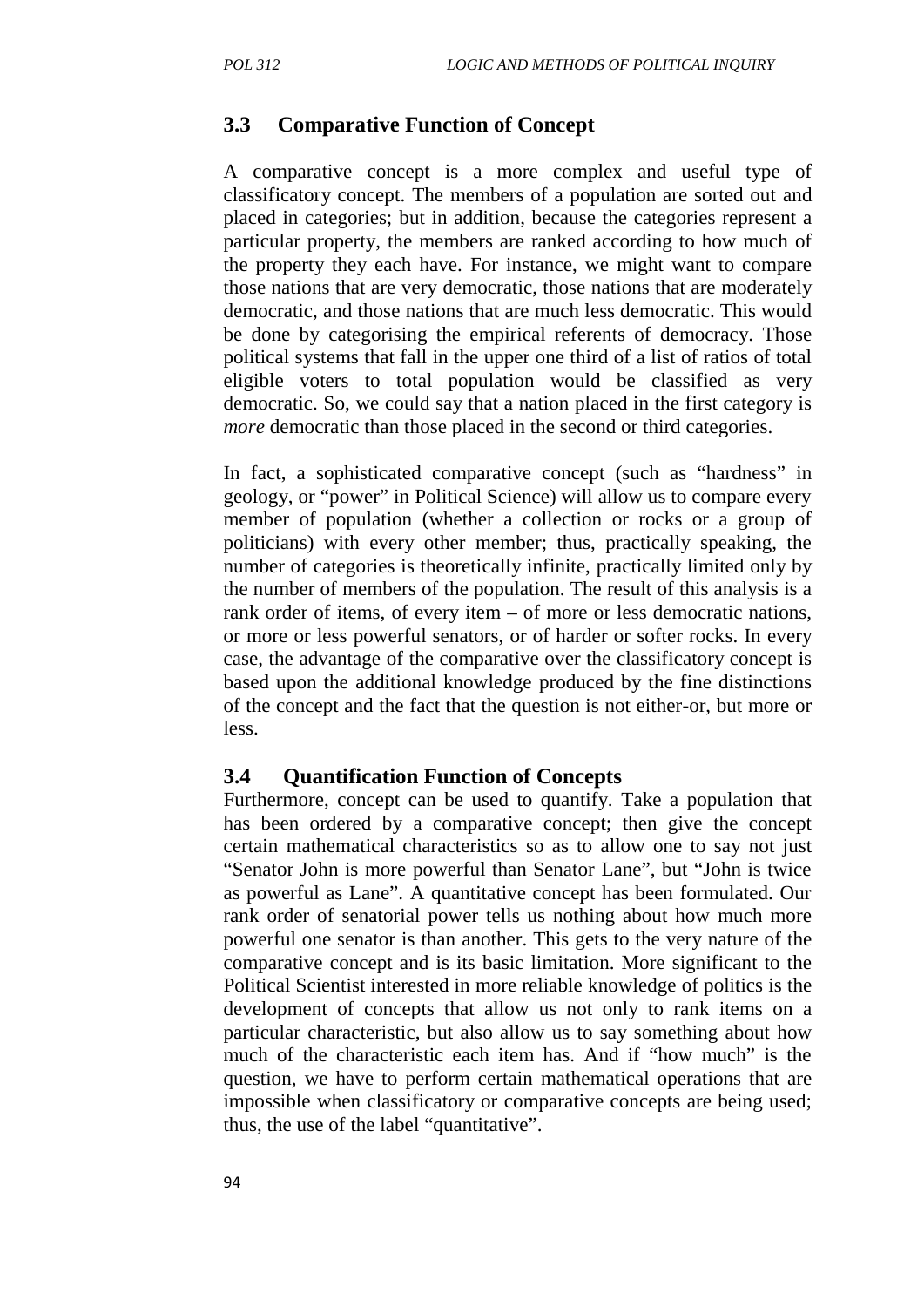## 3.3 Comparative Function of Concept

A comparative concept is a more complex and useful type of classificatory concept. The members of a population are sorted out and placed in categories; but in addition, because the categories represent a particular property, the members are ranked according to how much of the property they each have. For instance, we might want to compare those nations that are very democratic, those nations that are moderately democratic, and those nations that are much less democratic. This would be done by categorising the empirical referents of democracy. Those political systems that fall in the upper one third of a list of ratios of total eligible voters to total population would be classified as very democratic. So, we could say that a nation placed in the first category is *more* democratic than those placed in the second or third categories.

In fact, a sophisticated comparative concept (such as "hardness" in geology, or "power" in Political Science) will allow us to compare every member of population (whether a collection or rocks or a group of politicians) with every other member; thus, practically speaking, the number of categories is theoretically infinite, practically limited only by the number of members of the population. The result of this analysis is a rank order of items, of every item – of more or less democratic nations, or more or less powerful senators, or of harder or softer rocks. In every case, the advantage of the comparative over the classificatory concept is based upon the additional knowledge produced by the fine distinctions of the concept and the fact that the question is not either-or, but more or less.

## 3.4 Quantification Function of Concepts

Furthermore, concept can be used to quantify. Take a population that has been ordered by a comparative concept; then give the concept certain mathematical characteristics so as to allow one to say not just "Senator John is more powerful than Senator Lane", but "John is twice as powerful as Lane". A quantitative concept has been formulated. Our rank order of senatorial power tells us nothing about how much more powerful one senator is than another. This gets to the very nature of the comparative concept and is its basic limitation. More significant to the Political Scientist interested in more reliable knowledge of politics is the development of concepts that allow us not only to rank items on a particular characteristic, but also allow us to say something about how much of the characteristic each item has. And if "how much" is the question, we have to perform certain mathematical operations that are impossible when classificatory or comparative concepts are being used; thus, the use of the label "quantitative".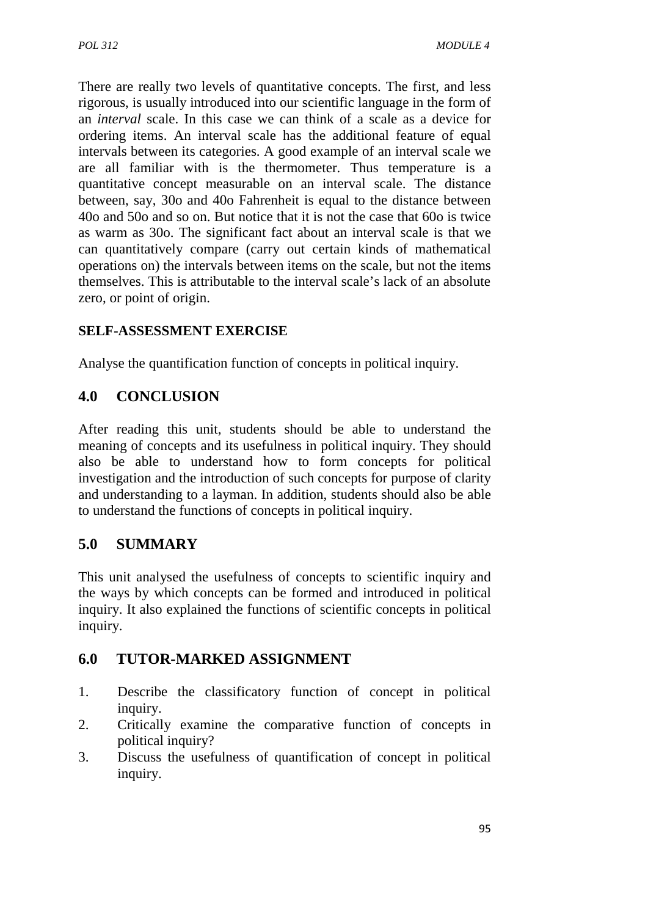There are really two levels of quantitative concepts. The first, and less rigorous, is usually introduced into our scientific language in the form of an *interval* scale. In this case we can think of a scale as a device for ordering items. An interval scale has the additional feature of equal intervals between its categories. A good example of an interval scale we are all familiar with is the thermometer. Thus temperature is a quantitative concept measurable on an interval scale. The distance between, say, 30o and 40o Fahrenheit is equal to the distance between 40o and 50o and so on. But notice that it is not the case that 60o is twice as warm as 30o. The significant fact about an interval scale is that we can quantitatively compare (carry out certain kinds of mathematical operations on) the intervals between items on the scale, but not the items themselves. This is attributable to the interval scale's lack of an absolute zero, or point of origin.

**SELF-ASSESSMENT EXERCISE**

Analyse the quantification function of concepts in political inquiry.

## 4.0 CONCLUSION

After reading this unit, students should be able to understand the meaning of concepts and its usefulness in political inquiry. They should also be able to understand how to form concepts for political investigation and the introduction of such concepts for purpose of clarity and understanding to a layman. In addition, students should also be able to understand the functions of concepts in political inquiry.

## 5.0 SUMMARY

This unit analysed the usefulness of concepts to scientific inquiry and the ways by which concepts can be formed and introduced in political inquiry. It also explained the functions of scientific concepts in political inquiry.

## 6.0 TUTOR-MARKED ASSIGNMENT

1. Describe the classificatory function of concept in political inquiry.
2. Critically examine the comparative function of concepts in political inquiry?
3. Discuss the usefulness of quantification of concept in political inquiry.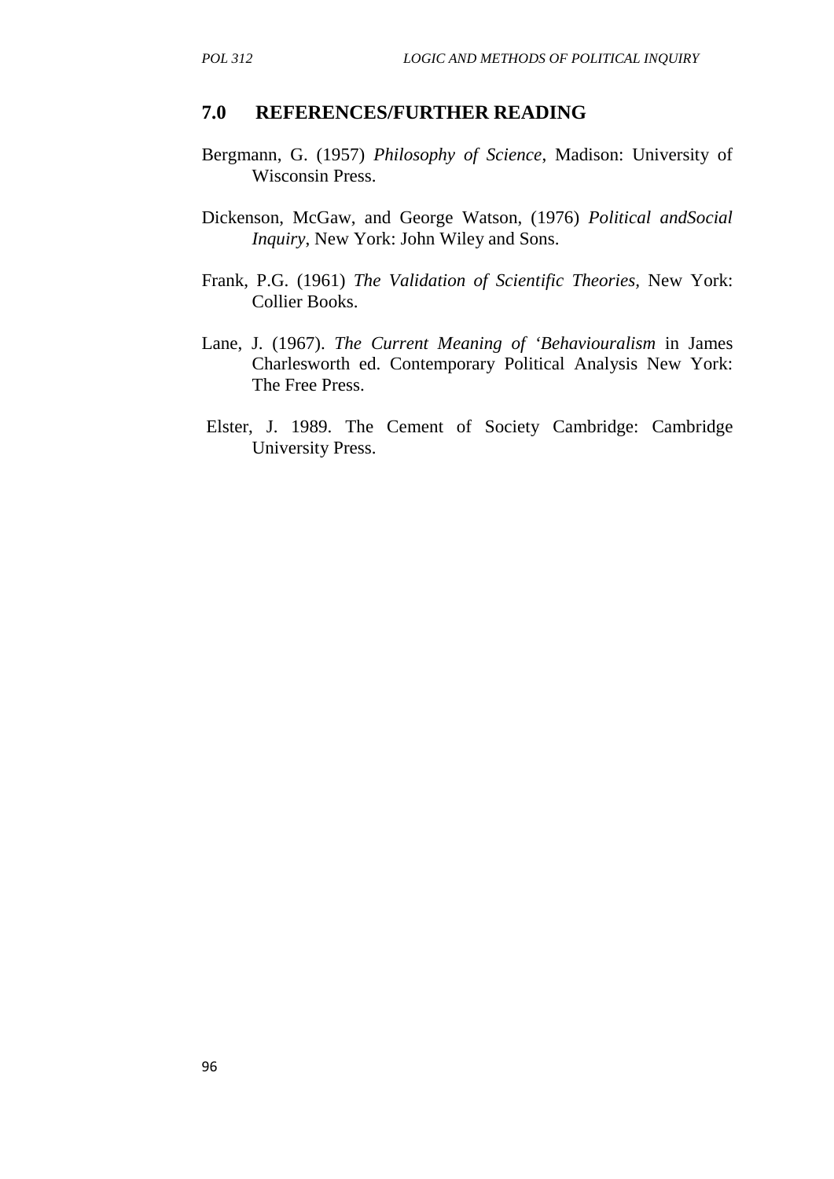## 7.0 REFERENCES/FURTHER READING

Bergmann, G. (1957) *Philosophy of Science*, Madison: University of Wisconsin Press.

Dickenson, McGaw, and George Watson, (1976) *Political andSocial Inquiry*, New York: John Wiley and Sons.

Frank, P.G. (1961) *The Validation of Scientific Theories*, New York: Collier Books.

Lane, J. (1967). *The Current Meaning of 'Behaviouralism* in James Charlesworth ed. Contemporary Political Analysis New York: The Free Press.

Elster, J. 1989. The Cement of Society Cambridge: Cambridge University Press.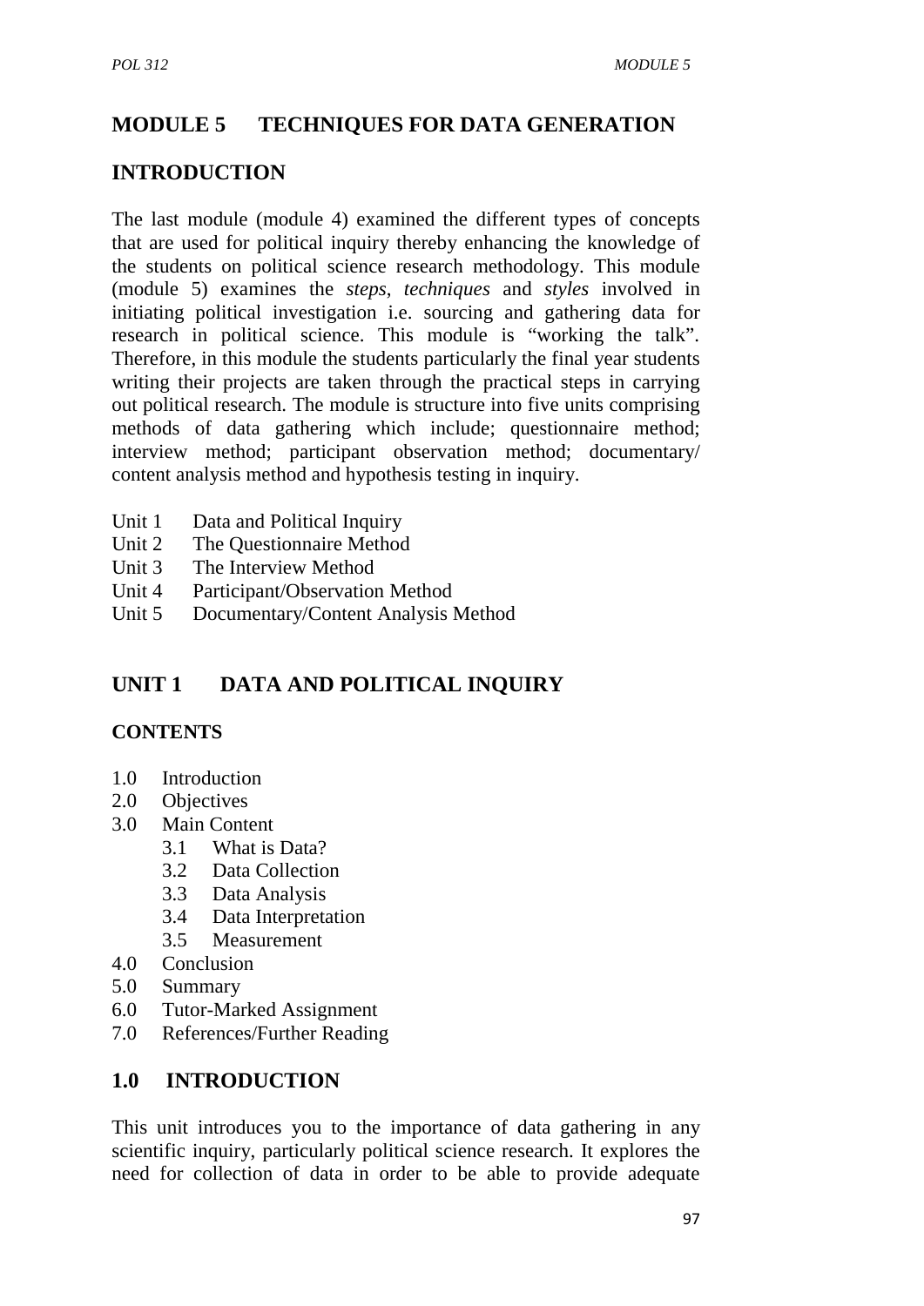# MODULE 5 TECHNIQUES FOR DATA GENERATION

## INTRODUCTION

The last module (module 4) examined the different types of concepts that are used for political inquiry thereby enhancing the knowledge of the students on political science research methodology. This module (module 5) examines the *steps*, *techniques* and *styles* involved in initiating political investigation i.e. sourcing and gathering data for research in political science. This module is "working the talk". Therefore, in this module the students particularly the final year students writing their projects are taken through the practical steps in carrying out political research. The module is structure into five units comprising methods of data gathering which include; questionnaire method; interview method; participant observation method; documentary/ content analysis method and hypothesis testing in inquiry.

Unit 1 Data and Political Inquiry
Unit 2 The Questionnaire Method
Unit 3 The Interview Method
Unit 4 Participant/Observation Method
Unit 5 Documentary/Content Analysis Method

## UNIT 1 DATA AND POLITICAL INQUIRY

### CONTENTS

- 1.0 Introduction
- 2.0 Objectives
- 3.0 Main Content
  - 3.1 What is Data?
  - 3.2 Data Collection
  - 3.3 Data Analysis
  - 3.4 Data Interpretation
  - 3.5 Measurement
- 4.0 Conclusion
- 5.0 Summary
- 6.0 Tutor-Marked Assignment
- 7.0 References/Further Reading

## 1.0 INTRODUCTION

This unit introduces you to the importance of data gathering in any scientific inquiry, particularly political science research. It explores the need for collection of data in order to be able to provide adequate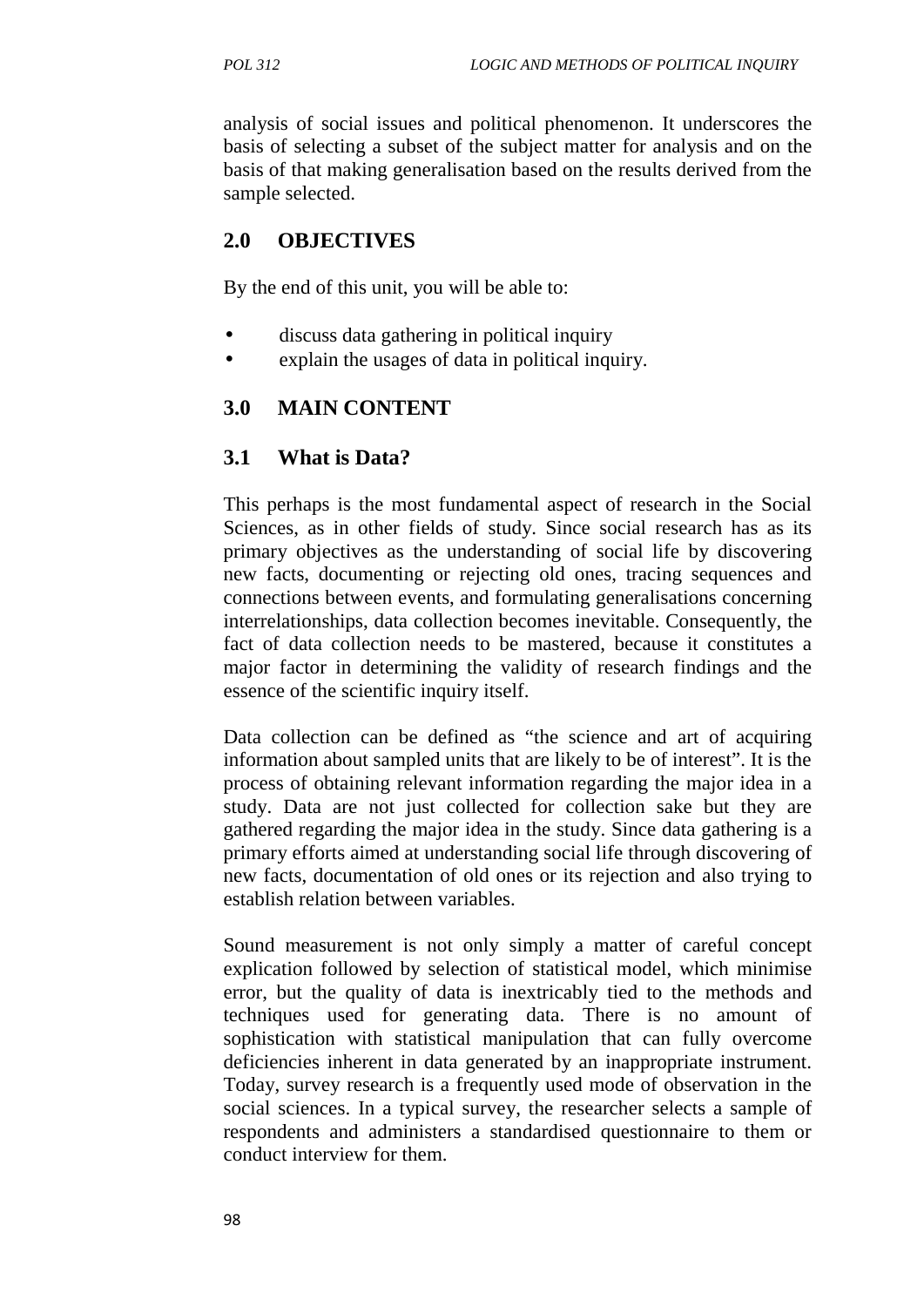analysis of social issues and political phenomenon. It underscores the basis of selecting a subset of the subject matter for analysis and on the basis of that making generalisation based on the results derived from the sample selected.

## 2.0 OBJECTIVES

By the end of this unit, you will be able to:

- discuss data gathering in political inquiry
- explain the usages of data in political inquiry.

## 3.0 MAIN CONTENT

### 3.1 What is Data?

This perhaps is the most fundamental aspect of research in the Social Sciences, as in other fields of study. Since social research has as its primary objectives as the understanding of social life by discovering new facts, documenting or rejecting old ones, tracing sequences and connections between events, and formulating generalisations concerning interrelationships, data collection becomes inevitable. Consequently, the fact of data collection needs to be mastered, because it constitutes a major factor in determining the validity of research findings and the essence of the scientific inquiry itself.

Data collection can be defined as "the science and art of acquiring information about sampled units that are likely to be of interest". It is the process of obtaining relevant information regarding the major idea in a study. Data are not just collected for collection sake but they are gathered regarding the major idea in the study. Since data gathering is a primary efforts aimed at understanding social life through discovering of new facts, documentation of old ones or its rejection and also trying to establish relation between variables.

Sound measurement is not only simply a matter of careful concept explication followed by selection of statistical model, which minimise error, but the quality of data is inextricably tied to the methods and techniques used for generating data. There is no amount of sophistication with statistical manipulation that can fully overcome deficiencies inherent in data generated by an inappropriate instrument. Today, survey research is a frequently used mode of observation in the social sciences. In a typical survey, the researcher selects a sample of respondents and administers a standardised questionnaire to them or conduct interview for them.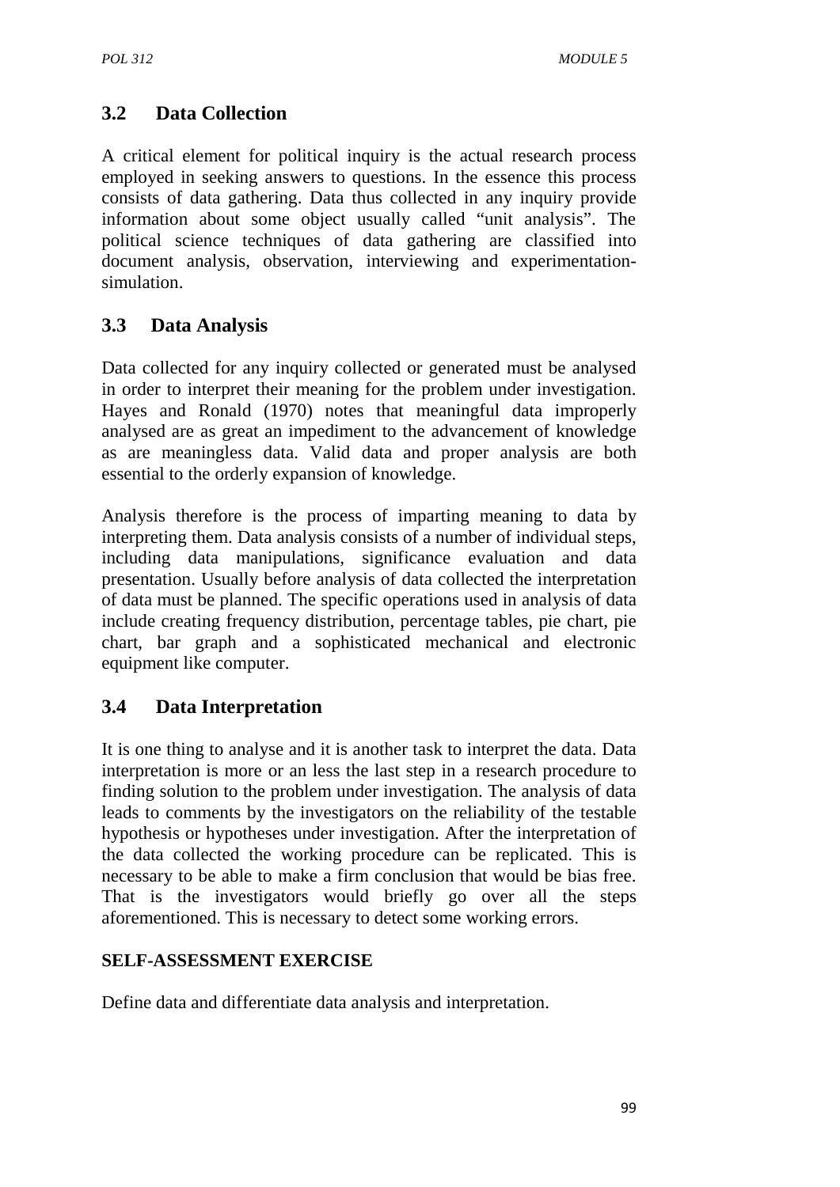## 3.2 Data Collection

A critical element for political inquiry is the actual research process employed in seeking answers to questions. In the essence this process consists of data gathering. Data thus collected in any inquiry provide information about some object usually called “unit analysis”. The political science techniques of data gathering are classified into document analysis, observation, interviewing and experimentation-simulation.

## 3.3 Data Analysis

Data collected for any inquiry collected or generated must be analysed in order to interpret their meaning for the problem under investigation. Hayes and Ronald (1970) notes that meaningful data improperly analysed are as great an impediment to the advancement of knowledge as are meaningless data. Valid data and proper analysis are both essential to the orderly expansion of knowledge.

Analysis therefore is the process of imparting meaning to data by interpreting them. Data analysis consists of a number of individual steps, including data manipulations, significance evaluation and data presentation. Usually before analysis of data collected the interpretation of data must be planned. The specific operations used in analysis of data include creating frequency distribution, percentage tables, pie chart, pie chart, bar graph and a sophisticated mechanical and electronic equipment like computer.

## 3.4 Data Interpretation

It is one thing to analyse and it is another task to interpret the data. Data interpretation is more or an less the last step in a research procedure to finding solution to the problem under investigation. The analysis of data leads to comments by the investigators on the reliability of the testable hypothesis or hypotheses under investigation. After the interpretation of the data collected the working procedure can be replicated. This is necessary to be able to make a firm conclusion that would be bias free. That is the investigators would briefly go over all the steps aforementioned. This is necessary to detect some working errors.

**SELF-ASSESSMENT EXERCISE**

Define data and differentiate data analysis and interpretation.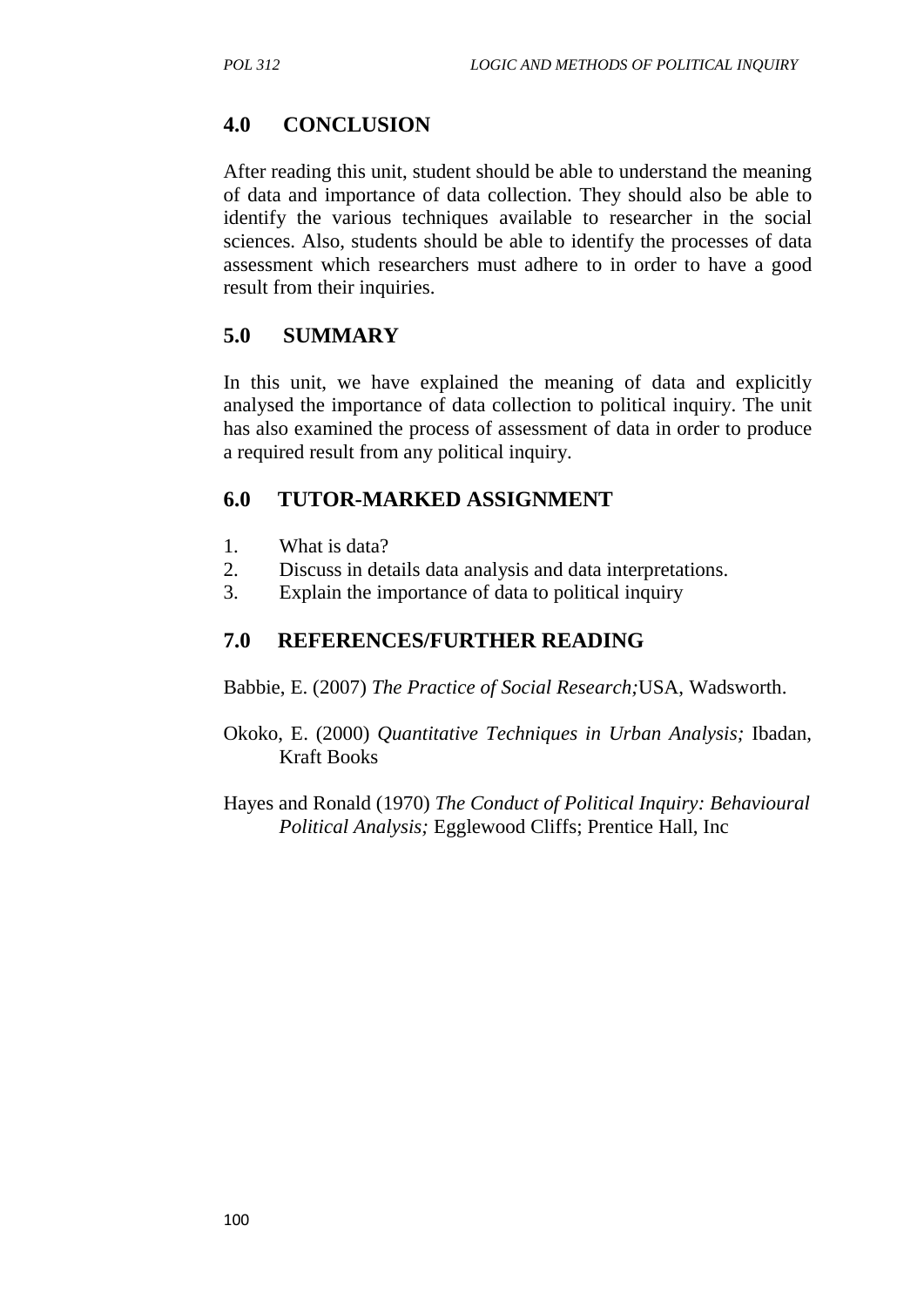## 4.0 CONCLUSION

After reading this unit, student should be able to understand the meaning of data and importance of data collection. They should also be able to identify the various techniques available to researcher in the social sciences. Also, students should be able to identify the processes of data assessment which researchers must adhere to in order to have a good result from their inquiries.

## 5.0 SUMMARY

In this unit, we have explained the meaning of data and explicitly analysed the importance of data collection to political inquiry. The unit has also examined the process of assessment of data in order to produce a required result from any political inquiry.

## 6.0 TUTOR-MARKED ASSIGNMENT

1. What is data?
2. Discuss in details data analysis and data interpretations.
3. Explain the importance of data to political inquiry

## 7.0 REFERENCES/FURTHER READING

Babbie, E. (2007) *The Practice of Social Research;*USA, Wadsworth.

Okoko, E. (2000) *Quantitative Techniques in Urban Analysis;* Ibadan, Kraft Books

Hayes and Ronald (1970) *The Conduct of Political Inquiry: Behavioural Political Analysis;* Egglewood Cliffs; Prentice Hall, Inc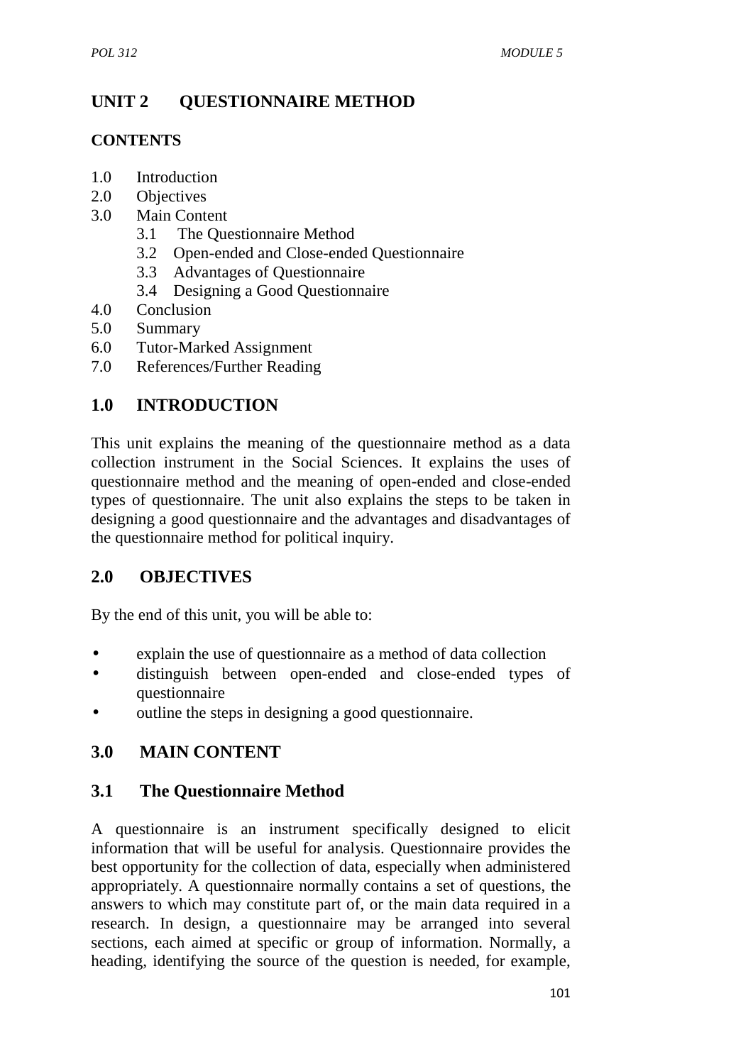# UNIT 2 QUESTIONNAIRE METHOD

**CONTENTS**

1.0 Introduction
2.0 Objectives
3.0 Main Content
    3.1 The Questionnaire Method
    3.2 Open-ended and Close-ended Questionnaire
    3.3 Advantages of Questionnaire
    3.4 Designing a Good Questionnaire
4.0 Conclusion
5.0 Summary
6.0 Tutor-Marked Assignment
7.0 References/Further Reading

## 1.0 INTRODUCTION

This unit explains the meaning of the questionnaire method as a data collection instrument in the Social Sciences. It explains the uses of questionnaire method and the meaning of open-ended and close-ended types of questionnaire. The unit also explains the steps to be taken in designing a good questionnaire and the advantages and disadvantages of the questionnaire method for political inquiry.

## 2.0 OBJECTIVES

By the end of this unit, you will be able to:

- explain the use of questionnaire as a method of data collection
- distinguish between open-ended and close-ended types of questionnaire
- outline the steps in designing a good questionnaire.

## 3.0 MAIN CONTENT

### 3.1 The Questionnaire Method

A questionnaire is an instrument specifically designed to elicit information that will be useful for analysis. Questionnaire provides the best opportunity for the collection of data, especially when administered appropriately. A questionnaire normally contains a set of questions, the answers to which may constitute part of, or the main data required in a research. In design, a questionnaire may be arranged into several sections, each aimed at specific or group of information. Normally, a heading, identifying the source of the question is needed, for example,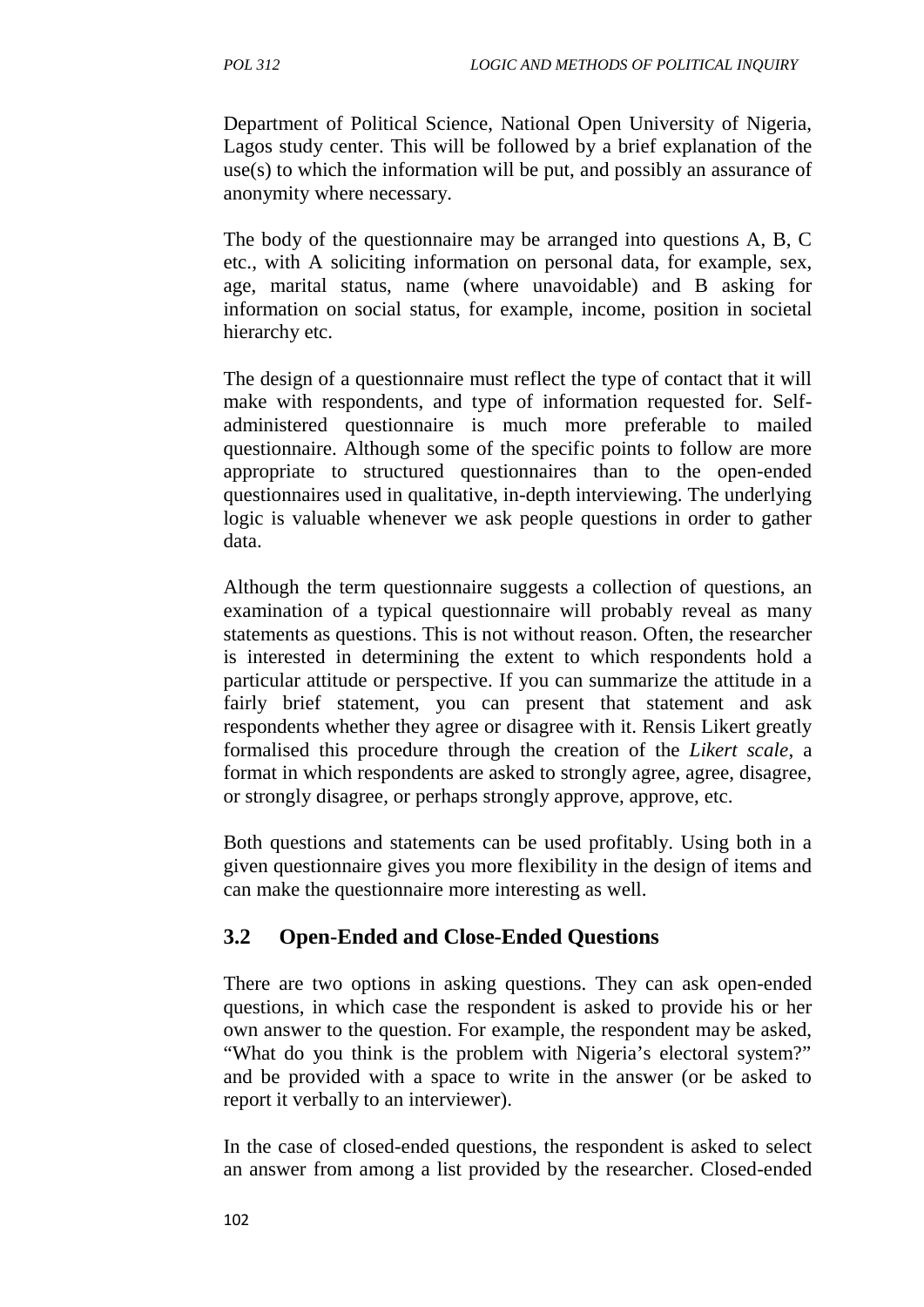Department of Political Science, National Open University of Nigeria, Lagos study center. This will be followed by a brief explanation of the use(s) to which the information will be put, and possibly an assurance of anonymity where necessary.

The body of the questionnaire may be arranged into questions A, B, C etc., with A soliciting information on personal data, for example, sex, age, marital status, name (where unavoidable) and B asking for information on social status, for example, income, position in societal hierarchy etc.

The design of a questionnaire must reflect the type of contact that it will make with respondents, and type of information requested for. Self-administered questionnaire is much more preferable to mailed questionnaire. Although some of the specific points to follow are more appropriate to structured questionnaires than to the open-ended questionnaires used in qualitative, in-depth interviewing. The underlying logic is valuable whenever we ask people questions in order to gather data.

Although the term questionnaire suggests a collection of questions, an examination of a typical questionnaire will probably reveal as many statements as questions. This is not without reason. Often, the researcher is interested in determining the extent to which respondents hold a particular attitude or perspective. If you can summarize the attitude in a fairly brief statement, you can present that statement and ask respondents whether they agree or disagree with it. Rensis Likert greatly formalised this procedure through the creation of the *Likert scale*, a format in which respondents are asked to strongly agree, agree, disagree, or strongly disagree, or perhaps strongly approve, approve, etc.

Both questions and statements can be used profitably. Using both in a given questionnaire gives you more flexibility in the design of items and can make the questionnaire more interesting as well.

## 3.2 Open-Ended and Close-Ended Questions

There are two options in asking questions. They can ask open-ended questions, in which case the respondent is asked to provide his or her own answer to the question. For example, the respondent may be asked, "What do you think is the problem with Nigeria's electoral system?" and be provided with a space to write in the answer (or be asked to report it verbally to an interviewer).

In the case of closed-ended questions, the respondent is asked to select an answer from among a list provided by the researcher. Closed-ended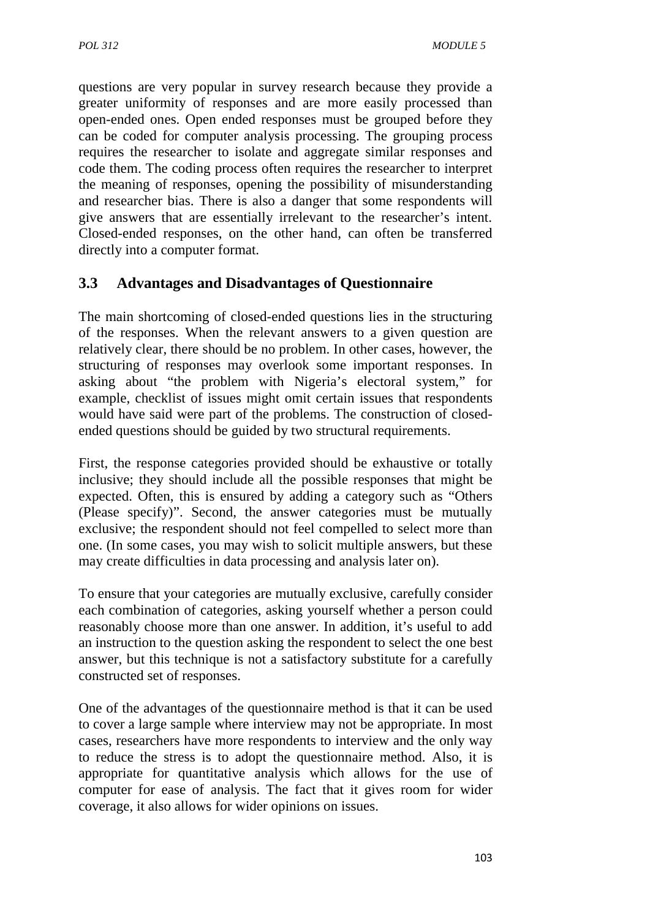questions are very popular in survey research because they provide a greater uniformity of responses and are more easily processed than open-ended ones. Open ended responses must be grouped before they can be coded for computer analysis processing. The grouping process requires the researcher to isolate and aggregate similar responses and code them. The coding process often requires the researcher to interpret the meaning of responses, opening the possibility of misunderstanding and researcher bias. There is also a danger that some respondents will give answers that are essentially irrelevant to the researcher's intent. Closed-ended responses, on the other hand, can often be transferred directly into a computer format.

## 3.3 Advantages and Disadvantages of Questionnaire

The main shortcoming of closed-ended questions lies in the structuring of the responses. When the relevant answers to a given question are relatively clear, there should be no problem. In other cases, however, the structuring of responses may overlook some important responses. In asking about "the problem with Nigeria's electoral system," for example, checklist of issues might omit certain issues that respondents would have said were part of the problems. The construction of closed-ended questions should be guided by two structural requirements.

First, the response categories provided should be exhaustive or totally inclusive; they should include all the possible responses that might be expected. Often, this is ensured by adding a category such as "Others (Please specify)". Second, the answer categories must be mutually exclusive; the respondent should not feel compelled to select more than one. (In some cases, you may wish to solicit multiple answers, but these may create difficulties in data processing and analysis later on).

To ensure that your categories are mutually exclusive, carefully consider each combination of categories, asking yourself whether a person could reasonably choose more than one answer. In addition, it's useful to add an instruction to the question asking the respondent to select the one best answer, but this technique is not a satisfactory substitute for a carefully constructed set of responses.

One of the advantages of the questionnaire method is that it can be used to cover a large sample where interview may not be appropriate. In most cases, researchers have more respondents to interview and the only way to reduce the stress is to adopt the questionnaire method. Also, it is appropriate for quantitative analysis which allows for the use of computer for ease of analysis. The fact that it gives room for wider coverage, it also allows for wider opinions on issues.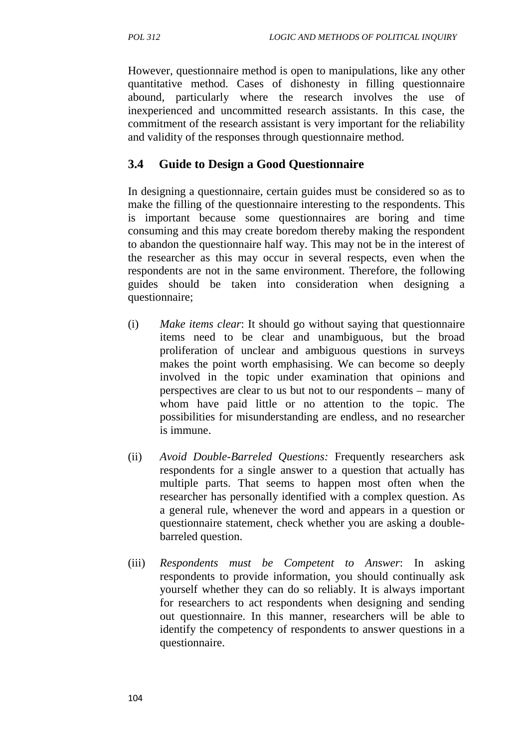However, questionnaire method is open to manipulations, like any other quantitative method. Cases of dishonesty in filling questionnaire abound, particularly where the research involves the use of inexperienced and uncommitted research assistants. In this case, the commitment of the research assistant is very important for the reliability and validity of the responses through questionnaire method.

## 3.4 Guide to Design a Good Questionnaire

In designing a questionnaire, certain guides must be considered so as to make the filling of the questionnaire interesting to the respondents. This is important because some questionnaires are boring and time consuming and this may create boredom thereby making the respondent to abandon the questionnaire half way. This may not be in the interest of the researcher as this may occur in several respects, even when the respondents are not in the same environment. Therefore, the following guides should be taken into consideration when designing a questionnaire;

(i) *Make items clear*: It should go without saying that questionnaire items need to be clear and unambiguous, but the broad proliferation of unclear and ambiguous questions in surveys makes the point worth emphasising. We can become so deeply involved in the topic under examination that opinions and perspectives are clear to us but not to our respondents – many of whom have paid little or no attention to the topic. The possibilities for misunderstanding are endless, and no researcher is immune.

(ii) *Avoid Double-Barreled Questions:* Frequently researchers ask respondents for a single answer to a question that actually has multiple parts. That seems to happen most often when the researcher has personally identified with a complex question. As a general rule, whenever the word and appears in a question or questionnaire statement, check whether you are asking a double-barreled question.

(iii) *Respondents must be Competent to Answer*: In asking respondents to provide information, you should continually ask yourself whether they can do so reliably. It is always important for researchers to act respondents when designing and sending out questionnaire. In this manner, researchers will be able to identify the competency of respondents to answer questions in a questionnaire.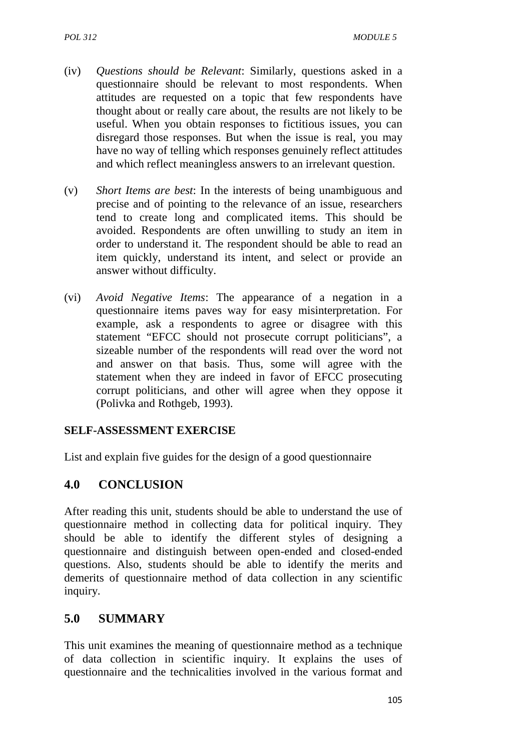(iv) *Questions should be Relevant*: Similarly, questions asked in a questionnaire should be relevant to most respondents. When attitudes are requested on a topic that few respondents have thought about or really care about, the results are not likely to be useful. When you obtain responses to fictitious issues, you can disregard those responses. But when the issue is real, you may have no way of telling which responses genuinely reflect attitudes and which reflect meaningless answers to an irrelevant question.

(v) *Short Items are best*: In the interests of being unambiguous and precise and of pointing to the relevance of an issue, researchers tend to create long and complicated items. This should be avoided. Respondents are often unwilling to study an item in order to understand it. The respondent should be able to read an item quickly, understand its intent, and select or provide an answer without difficulty.

(vi) *Avoid Negative Items*: The appearance of a negation in a questionnaire items paves way for easy misinterpretation. For example, ask a respondents to agree or disagree with this statement "EFCC should not prosecute corrupt politicians", a sizeable number of the respondents will read over the word not and answer on that basis. Thus, some will agree with the statement when they are indeed in favor of EFCC prosecuting corrupt politicians, and other will agree when they oppose it (Polivka and Rothgeb, 1993).

**SELF-ASSESSMENT EXERCISE**

List and explain five guides for the design of a good questionnaire

## 4.0 CONCLUSION

After reading this unit, students should be able to understand the use of questionnaire method in collecting data for political inquiry. They should be able to identify the different styles of designing a questionnaire and distinguish between open-ended and closed-ended questions. Also, students should be able to identify the merits and demerits of questionnaire method of data collection in any scientific inquiry.

## 5.0 SUMMARY

This unit examines the meaning of questionnaire method as a technique of data collection in scientific inquiry. It explains the uses of questionnaire and the technicalities involved in the various format and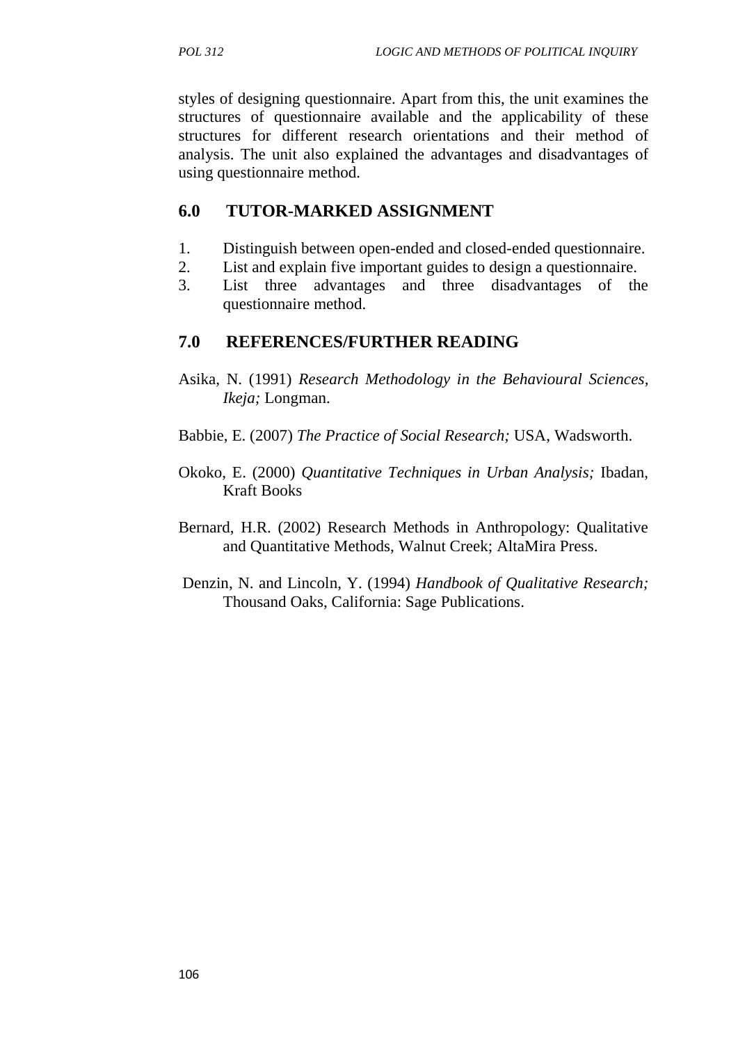styles of designing questionnaire. Apart from this, the unit examines the structures of questionnaire available and the applicability of these structures for different research orientations and their method of analysis. The unit also explained the advantages and disadvantages of using questionnaire method.

## 6.0 TUTOR-MARKED ASSIGNMENT

1. Distinguish between open-ended and closed-ended questionnaire.
2. List and explain five important guides to design a questionnaire.
3. List three advantages and three disadvantages of the questionnaire method.

## 7.0 REFERENCES/FURTHER READING

Asika, N. (1991) *Research Methodology in the Behavioural Sciences, Ikeja;* Longman.

Babbie, E. (2007) *The Practice of Social Research;* USA, Wadsworth.

Okoko, E. (2000) *Quantitative Techniques in Urban Analysis;* Ibadan, Kraft Books

Bernard, H.R. (2002) Research Methods in Anthropology: Qualitative and Quantitative Methods, Walnut Creek; AltaMira Press.

Denzin, N. and Lincoln, Y. (1994) *Handbook of Qualitative Research;* Thousand Oaks, California: Sage Publications.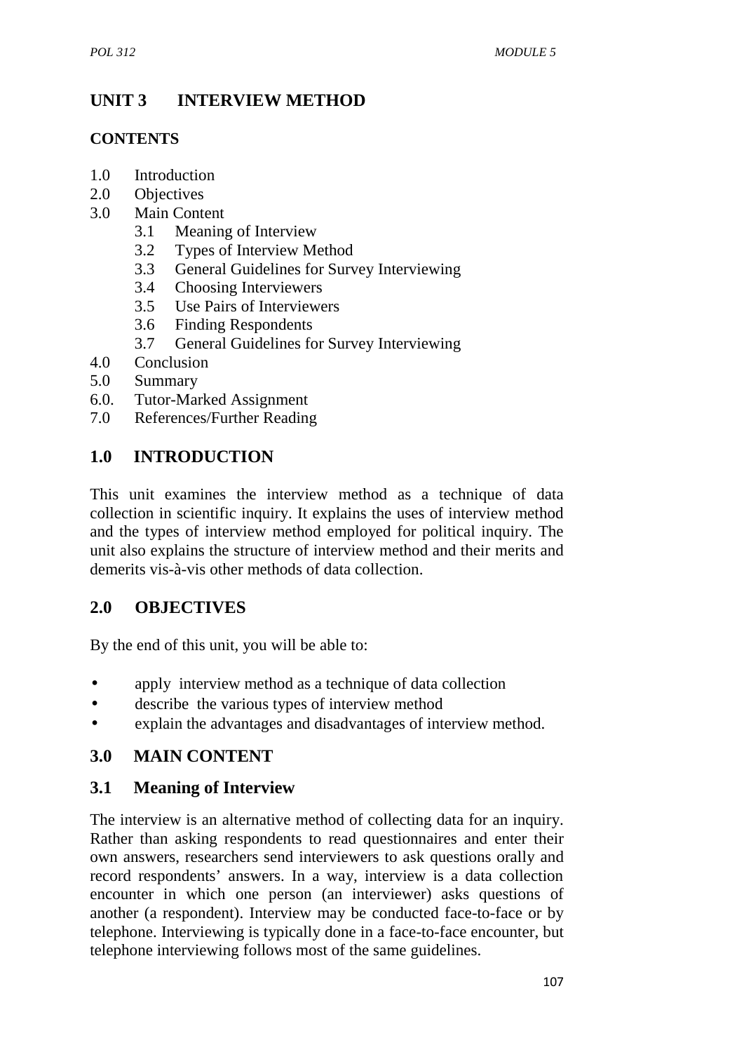# UNIT 3 INTERVIEW METHOD

## CONTENTS

1.0 Introduction
2.0 Objectives
3.0 Main Content
    3.1 Meaning of Interview
    3.2 Types of Interview Method
    3.3 General Guidelines for Survey Interviewing
    3.4 Choosing Interviewers
    3.5 Use Pairs of Interviewers
    3.6 Finding Respondents
    3.7 General Guidelines for Survey Interviewing
4.0 Conclusion
5.0 Summary
6.0. Tutor-Marked Assignment
7.0 References/Further Reading

## 1.0 INTRODUCTION

This unit examines the interview method as a technique of data collection in scientific inquiry. It explains the uses of interview method and the types of interview method employed for political inquiry. The unit also explains the structure of interview method and their merits and demerits vis-à-vis other methods of data collection.

## 2.0 OBJECTIVES

By the end of this unit, you will be able to:

- apply interview method as a technique of data collection
- describe the various types of interview method
- explain the advantages and disadvantages of interview method.

## 3.0 MAIN CONTENT

### 3.1 Meaning of Interview

The interview is an alternative method of collecting data for an inquiry. Rather than asking respondents to read questionnaires and enter their own answers, researchers send interviewers to ask questions orally and record respondents' answers. In a way, interview is a data collection encounter in which one person (an interviewer) asks questions of another (a respondent). Interview may be conducted face-to-face or by telephone. Interviewing is typically done in a face-to-face encounter, but telephone interviewing follows most of the same guidelines.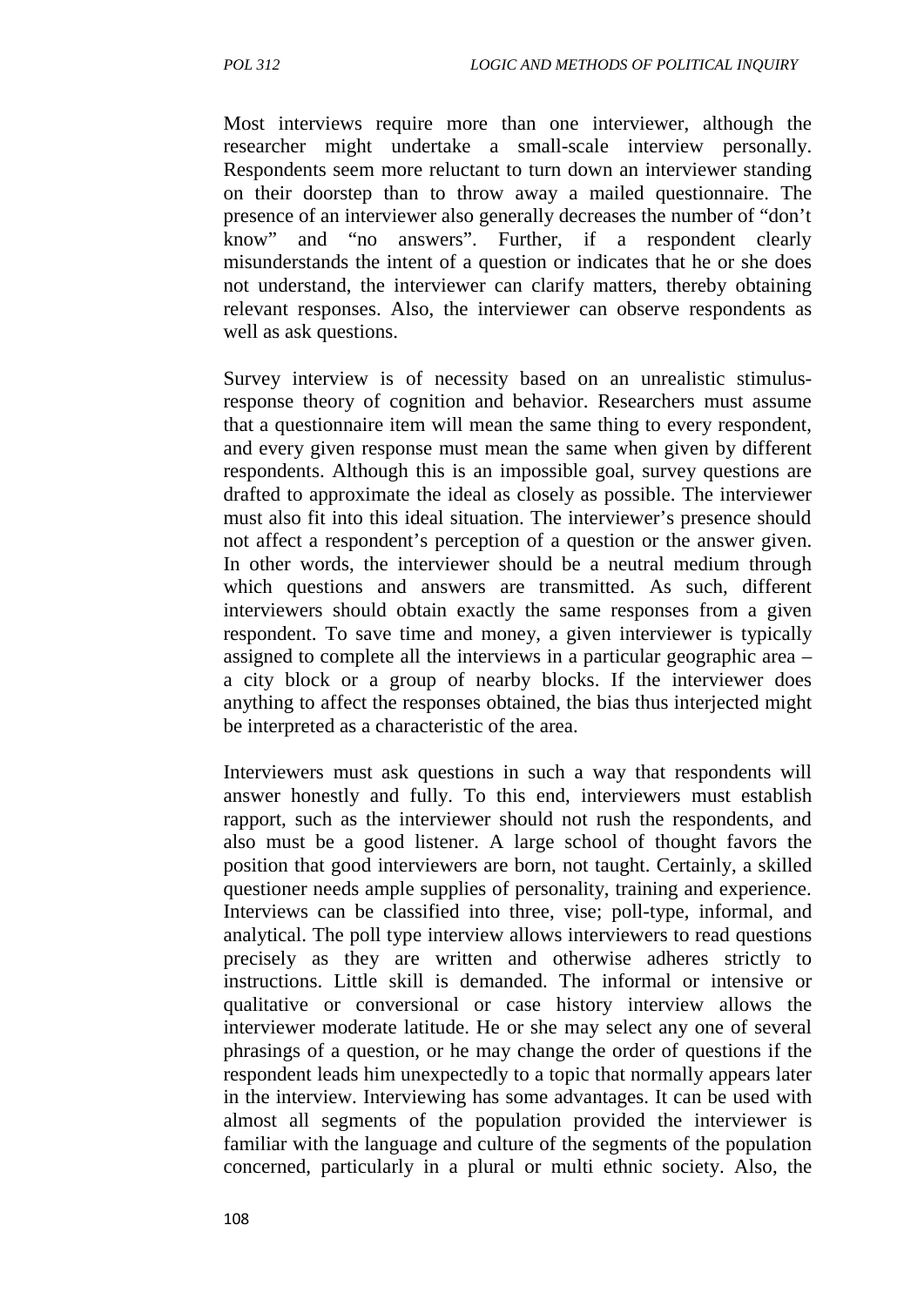Most interviews require more than one interviewer, although the researcher might undertake a small-scale interview personally. Respondents seem more reluctant to turn down an interviewer standing on their doorstep than to throw away a mailed questionnaire. The presence of an interviewer also generally decreases the number of "don't know" and "no answers". Further, if a respondent clearly misunderstands the intent of a question or indicates that he or she does not understand, the interviewer can clarify matters, thereby obtaining relevant responses. Also, the interviewer can observe respondents as well as ask questions.

Survey interview is of necessity based on an unrealistic stimulus-response theory of cognition and behavior. Researchers must assume that a questionnaire item will mean the same thing to every respondent, and every given response must mean the same when given by different respondents. Although this is an impossible goal, survey questions are drafted to approximate the ideal as closely as possible. The interviewer must also fit into this ideal situation. The interviewer's presence should not affect a respondent's perception of a question or the answer given. In other words, the interviewer should be a neutral medium through which questions and answers are transmitted. As such, different interviewers should obtain exactly the same responses from a given respondent. To save time and money, a given interviewer is typically assigned to complete all the interviews in a particular geographic area – a city block or a group of nearby blocks. If the interviewer does anything to affect the responses obtained, the bias thus interjected might be interpreted as a characteristic of the area.

Interviewers must ask questions in such a way that respondents will answer honestly and fully. To this end, interviewers must establish rapport, such as the interviewer should not rush the respondents, and also must be a good listener. A large school of thought favors the position that good interviewers are born, not taught. Certainly, a skilled questioner needs ample supplies of personality, training and experience. Interviews can be classified into three, vise; poll-type, informal, and analytical. The poll type interview allows interviewers to read questions precisely as they are written and otherwise adheres strictly to instructions. Little skill is demanded. The informal or intensive or qualitative or conversional or case history interview allows the interviewer moderate latitude. He or she may select any one of several phrasings of a question, or he may change the order of questions if the respondent leads him unexpectedly to a topic that normally appears later in the interview. Interviewing has some advantages. It can be used with almost all segments of the population provided the interviewer is familiar with the language and culture of the segments of the population concerned, particularly in a plural or multi ethnic society. Also, the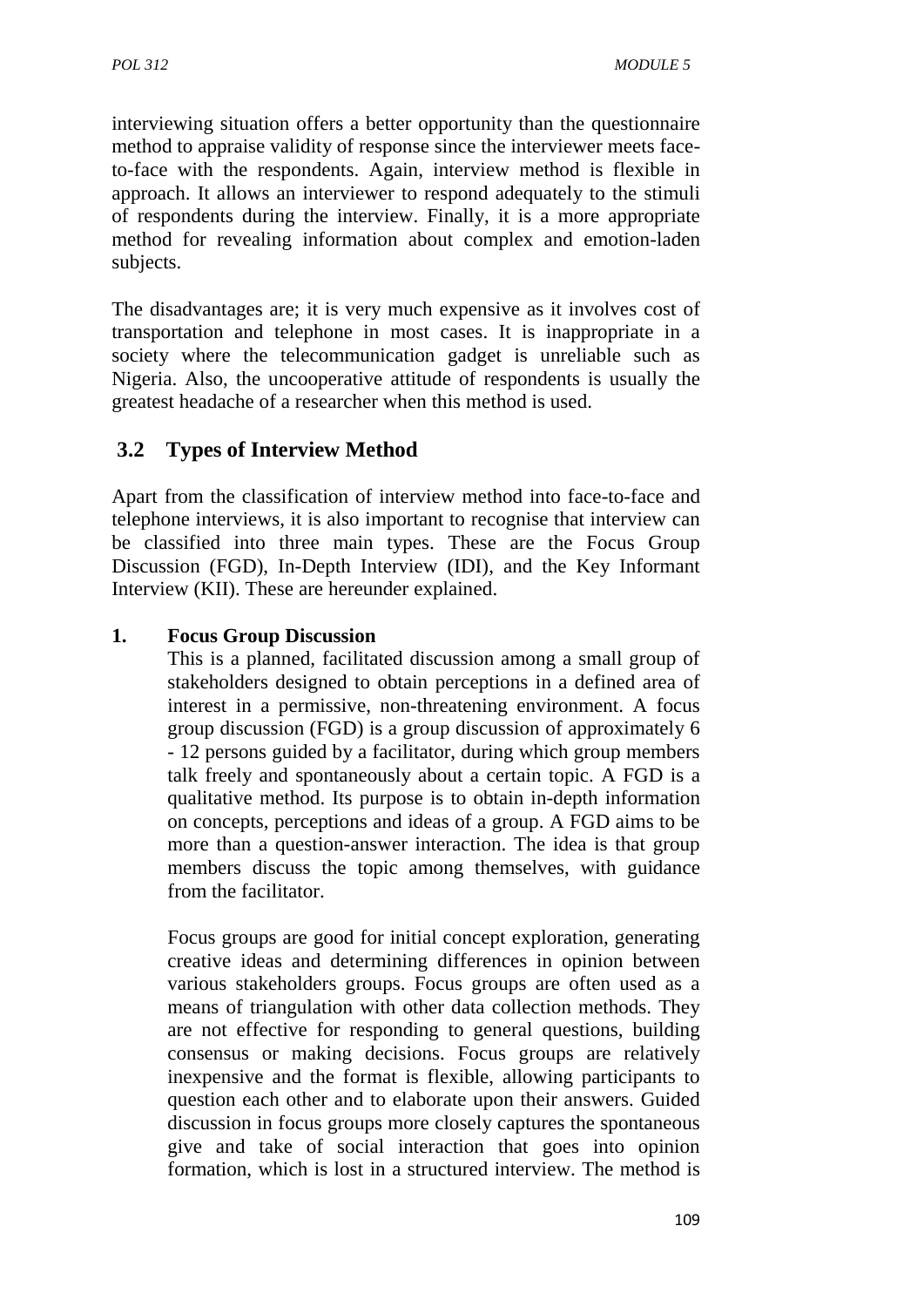interviewing situation offers a better opportunity than the questionnaire method to appraise validity of response since the interviewer meets face-to-face with the respondents. Again, interview method is flexible in approach. It allows an interviewer to respond adequately to the stimuli of respondents during the interview. Finally, it is a more appropriate method for revealing information about complex and emotion-laden subjects.

The disadvantages are; it is very much expensive as it involves cost of transportation and telephone in most cases. It is inappropriate in a society where the telecommunication gadget is unreliable such as Nigeria. Also, the uncooperative attitude of respondents is usually the greatest headache of a researcher when this method is used.

## 3.2 Types of Interview Method

Apart from the classification of interview method into face-to-face and telephone interviews, it is also important to recognise that interview can be classified into three main types. These are the Focus Group Discussion (FGD), In-Depth Interview (IDI), and the Key Informant Interview (KII). These are hereunder explained.

1. **Focus Group Discussion**

   This is a planned, facilitated discussion among a small group of stakeholders designed to obtain perceptions in a defined area of interest in a permissive, non-threatening environment. A focus group discussion (FGD) is a group discussion of approximately 6 - 12 persons guided by a facilitator, during which group members talk freely and spontaneously about a certain topic. A FGD is a qualitative method. Its purpose is to obtain in-depth information on concepts, perceptions and ideas of a group. A FGD aims to be more than a question-answer interaction. The idea is that group members discuss the topic among themselves, with guidance from the facilitator.

   Focus groups are good for initial concept exploration, generating creative ideas and determining differences in opinion between various stakeholders groups. Focus groups are often used as a means of triangulation with other data collection methods. They are not effective for responding to general questions, building consensus or making decisions. Focus groups are relatively inexpensive and the format is flexible, allowing participants to question each other and to elaborate upon their answers. Guided discussion in focus groups more closely captures the spontaneous give and take of social interaction that goes into opinion formation, which is lost in a structured interview. The method is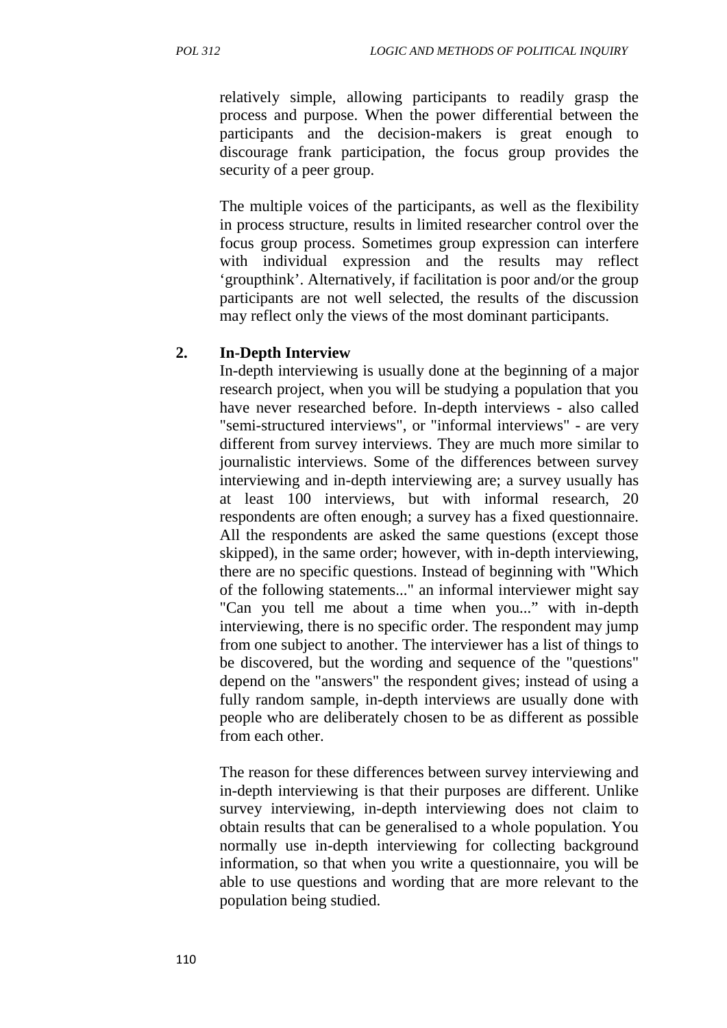relatively simple, allowing participants to readily grasp the process and purpose. When the power differential between the participants and the decision-makers is great enough to discourage frank participation, the focus group provides the security of a peer group.

The multiple voices of the participants, as well as the flexibility in process structure, results in limited researcher control over the focus group process. Sometimes group expression can interfere with individual expression and the results may reflect 'groupthink'. Alternatively, if facilitation is poor and/or the group participants are not well selected, the results of the discussion may reflect only the views of the most dominant participants.

**2. In-Depth Interview**

In-depth interviewing is usually done at the beginning of a major research project, when you will be studying a population that you have never researched before. In-depth interviews - also called "semi-structured interviews", or "informal interviews" - are very different from survey interviews. They are much more similar to journalistic interviews. Some of the differences between survey interviewing and in-depth interviewing are; a survey usually has at least 100 interviews, but with informal research, 20 respondents are often enough; a survey has a fixed questionnaire. All the respondents are asked the same questions (except those skipped), in the same order; however, with in-depth interviewing, there are no specific questions. Instead of beginning with "Which of the following statements..." an informal interviewer might say "Can you tell me about a time when you..." with in-depth interviewing, there is no specific order. The respondent may jump from one subject to another. The interviewer has a list of things to be discovered, but the wording and sequence of the "questions" depend on the "answers" the respondent gives; instead of using a fully random sample, in-depth interviews are usually done with people who are deliberately chosen to be as different as possible from each other.

The reason for these differences between survey interviewing and in-depth interviewing is that their purposes are different. Unlike survey interviewing, in-depth interviewing does not claim to obtain results that can be generalised to a whole population. You normally use in-depth interviewing for collecting background information, so that when you write a questionnaire, you will be able to use questions and wording that are more relevant to the population being studied.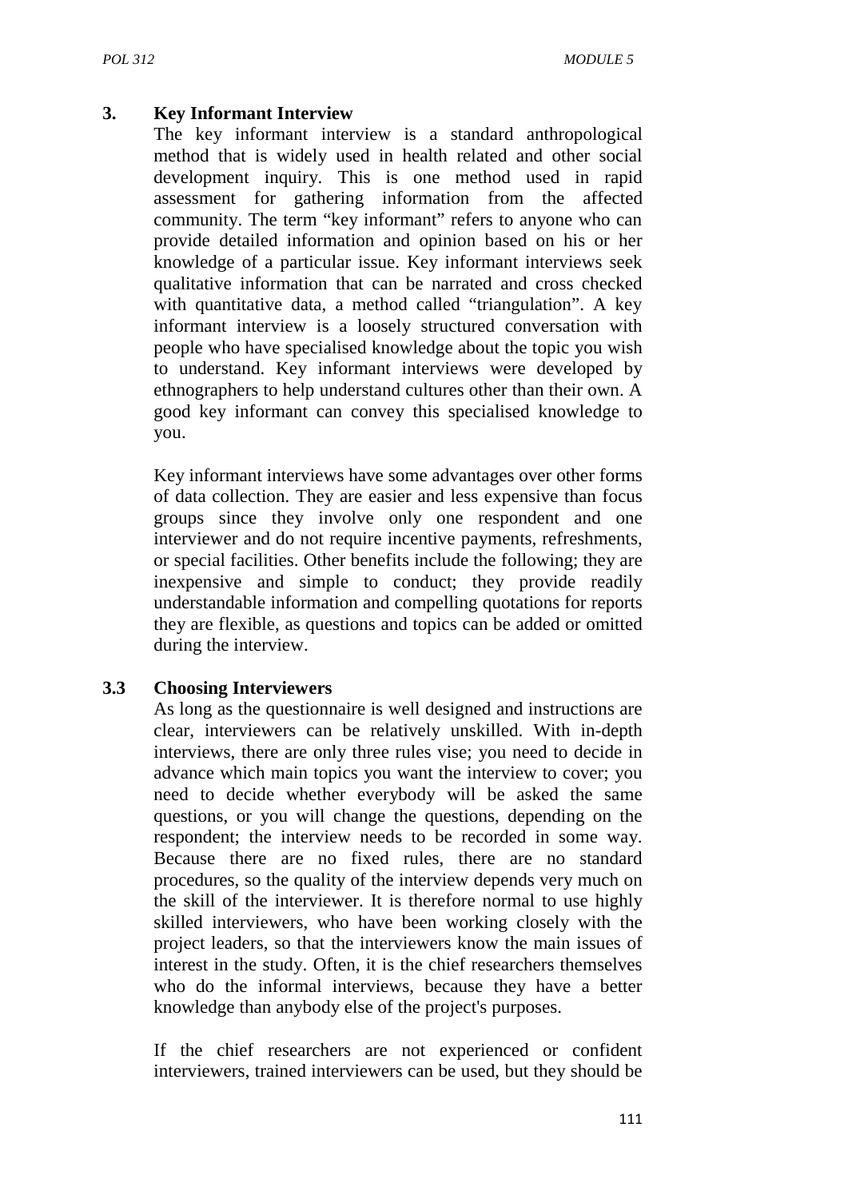## 3. Key Informant Interview

The key informant interview is a standard anthropological method that is widely used in health related and other social development inquiry. This is one method used in rapid assessment for gathering information from the affected community. The term "key informant" refers to anyone who can provide detailed information and opinion based on his or her knowledge of a particular issue. Key informant interviews seek qualitative information that can be narrated and cross checked with quantitative data, a method called "triangulation". A key informant interview is a loosely structured conversation with people who have specialised knowledge about the topic you wish to understand. Key informant interviews were developed by ethnographers to help understand cultures other than their own. A good key informant can convey this specialised knowledge to you.

Key informant interviews have some advantages over other forms of data collection. They are easier and less expensive than focus groups since they involve only one respondent and one interviewer and do not require incentive payments, refreshments, or special facilities. Other benefits include the following; they are inexpensive and simple to conduct; they provide readily understandable information and compelling quotations for reports they are flexible, as questions and topics can be added or omitted during the interview.

## 3.3 Choosing Interviewers

As long as the questionnaire is well designed and instructions are clear, interviewers can be relatively unskilled. With in-depth interviews, there are only three rules vise; you need to decide in advance which main topics you want the interview to cover; you need to decide whether everybody will be asked the same questions, or you will change the questions, depending on the respondent; the interview needs to be recorded in some way. Because there are no fixed rules, there are no standard procedures, so the quality of the interview depends very much on the skill of the interviewer. It is therefore normal to use highly skilled interviewers, who have been working closely with the project leaders, so that the interviewers know the main issues of interest in the study. Often, it is the chief researchers themselves who do the informal interviews, because they have a better knowledge than anybody else of the project's purposes.

If the chief researchers are not experienced or confident interviewers, trained interviewers can be used, but they should be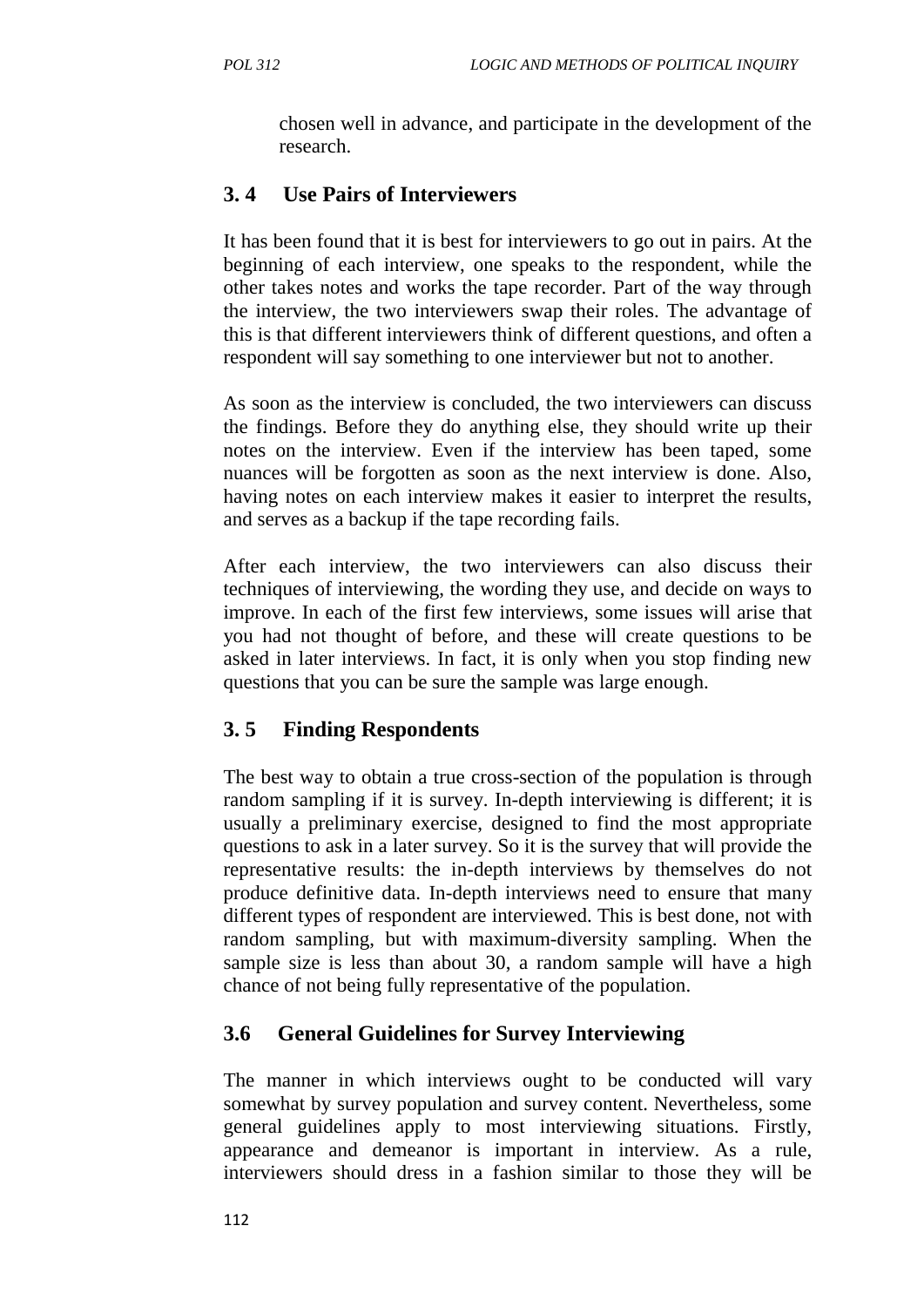chosen well in advance, and participate in the development of the research.

## 3. 4 Use Pairs of Interviewers

It has been found that it is best for interviewers to go out in pairs. At the beginning of each interview, one speaks to the respondent, while the other takes notes and works the tape recorder. Part of the way through the interview, the two interviewers swap their roles. The advantage of this is that different interviewers think of different questions, and often a respondent will say something to one interviewer but not to another.

As soon as the interview is concluded, the two interviewers can discuss the findings. Before they do anything else, they should write up their notes on the interview. Even if the interview has been taped, some nuances will be forgotten as soon as the next interview is done. Also, having notes on each interview makes it easier to interpret the results, and serves as a backup if the tape recording fails.

After each interview, the two interviewers can also discuss their techniques of interviewing, the wording they use, and decide on ways to improve. In each of the first few interviews, some issues will arise that you had not thought of before, and these will create questions to be asked in later interviews. In fact, it is only when you stop finding new questions that you can be sure the sample was large enough.

## 3. 5 Finding Respondents

The best way to obtain a true cross-section of the population is through random sampling if it is survey. In-depth interviewing is different; it is usually a preliminary exercise, designed to find the most appropriate questions to ask in a later survey. So it is the survey that will provide the representative results: the in-depth interviews by themselves do not produce definitive data. In-depth interviews need to ensure that many different types of respondent are interviewed. This is best done, not with random sampling, but with maximum-diversity sampling. When the sample size is less than about 30, a random sample will have a high chance of not being fully representative of the population.

## 3.6 General Guidelines for Survey Interviewing

The manner in which interviews ought to be conducted will vary somewhat by survey population and survey content. Nevertheless, some general guidelines apply to most interviewing situations. Firstly, appearance and demeanor is important in interview. As a rule, interviewers should dress in a fashion similar to those they will be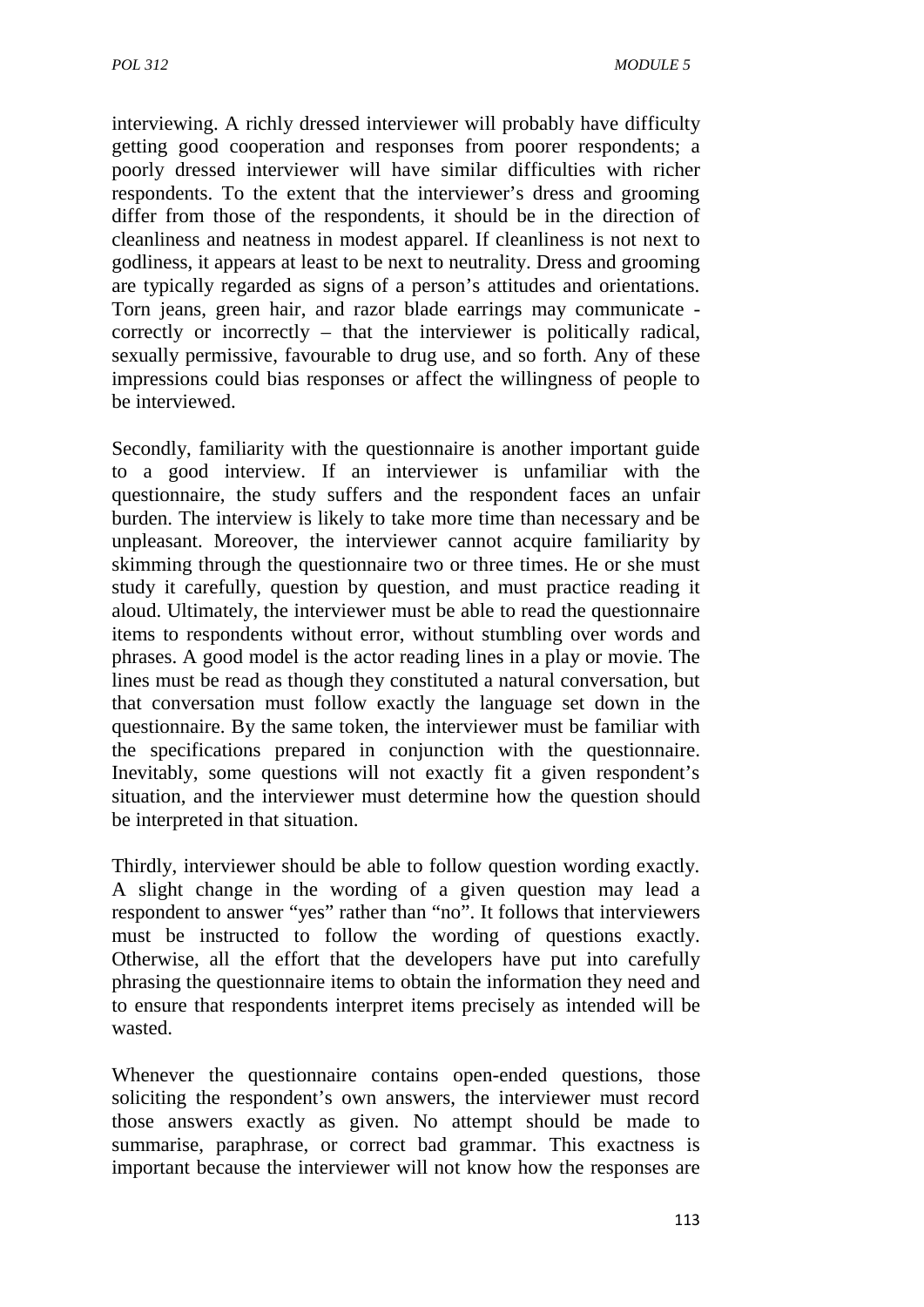interviewing. A richly dressed interviewer will probably have difficulty getting good cooperation and responses from poorer respondents; a poorly dressed interviewer will have similar difficulties with richer respondents. To the extent that the interviewer's dress and grooming differ from those of the respondents, it should be in the direction of cleanliness and neatness in modest apparel. If cleanliness is not next to godliness, it appears at least to be next to neutrality. Dress and grooming are typically regarded as signs of a person's attitudes and orientations. Torn jeans, green hair, and razor blade earrings may communicate - correctly or incorrectly – that the interviewer is politically radical, sexually permissive, favourable to drug use, and so forth. Any of these impressions could bias responses or affect the willingness of people to be interviewed.

Secondly, familiarity with the questionnaire is another important guide to a good interview. If an interviewer is unfamiliar with the questionnaire, the study suffers and the respondent faces an unfair burden. The interview is likely to take more time than necessary and be unpleasant. Moreover, the interviewer cannot acquire familiarity by skimming through the questionnaire two or three times. He or she must study it carefully, question by question, and must practice reading it aloud. Ultimately, the interviewer must be able to read the questionnaire items to respondents without error, without stumbling over words and phrases. A good model is the actor reading lines in a play or movie. The lines must be read as though they constituted a natural conversation, but that conversation must follow exactly the language set down in the questionnaire. By the same token, the interviewer must be familiar with the specifications prepared in conjunction with the questionnaire. Inevitably, some questions will not exactly fit a given respondent's situation, and the interviewer must determine how the question should be interpreted in that situation.

Thirdly, interviewer should be able to follow question wording exactly. A slight change in the wording of a given question may lead a respondent to answer "yes" rather than "no". It follows that interviewers must be instructed to follow the wording of questions exactly. Otherwise, all the effort that the developers have put into carefully phrasing the questionnaire items to obtain the information they need and to ensure that respondents interpret items precisely as intended will be wasted.

Whenever the questionnaire contains open-ended questions, those soliciting the respondent's own answers, the interviewer must record those answers exactly as given. No attempt should be made to summarise, paraphrase, or correct bad grammar. This exactness is important because the interviewer will not know how the responses are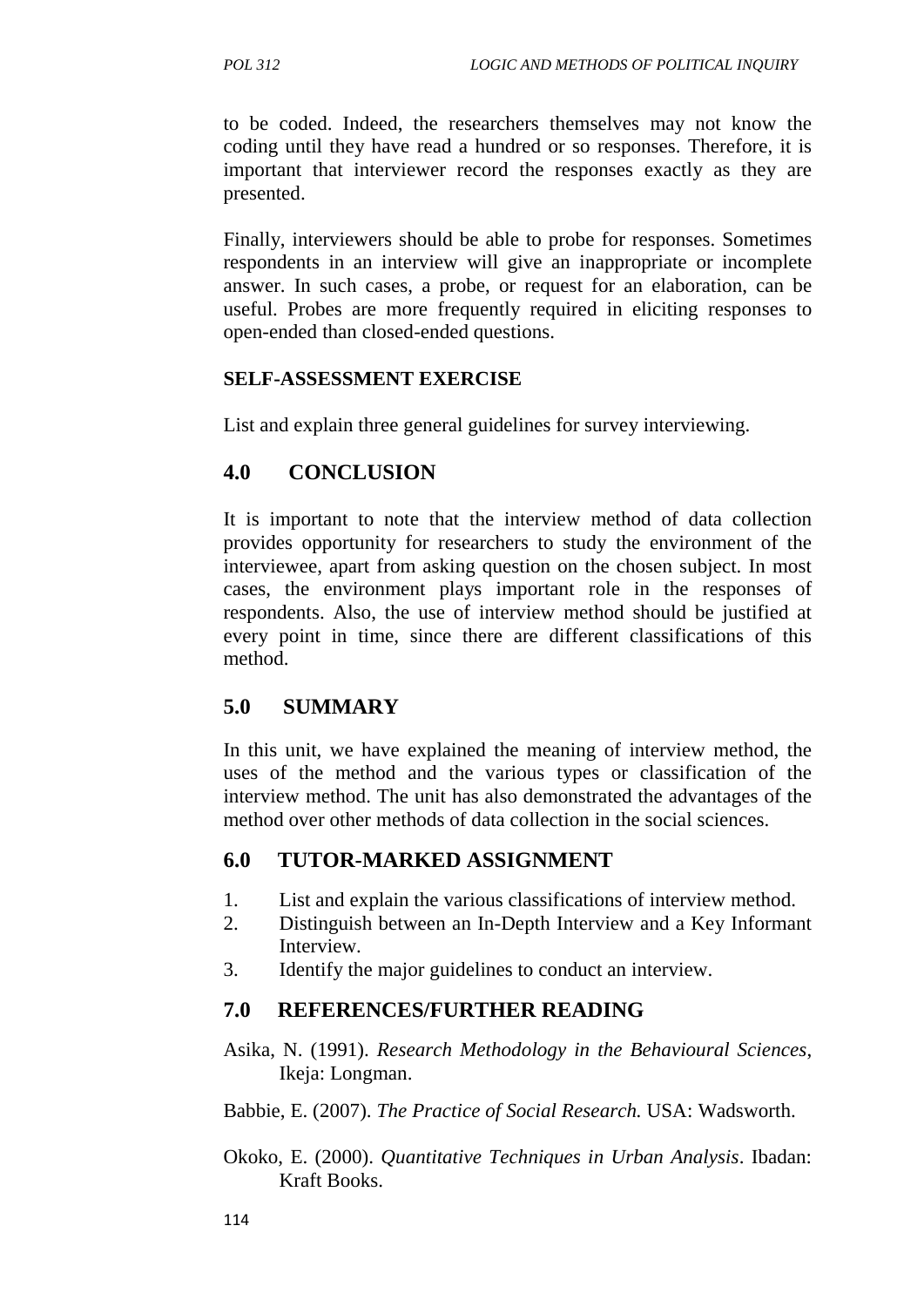to be coded. Indeed, the researchers themselves may not know the coding until they have read a hundred or so responses. Therefore, it is important that interviewer record the responses exactly as they are presented.

Finally, interviewers should be able to probe for responses. Sometimes respondents in an interview will give an inappropriate or incomplete answer. In such cases, a probe, or request for an elaboration, can be useful. Probes are more frequently required in eliciting responses to open-ended than closed-ended questions.

**SELF-ASSESSMENT EXERCISE**

List and explain three general guidelines for survey interviewing.

## 4.0 CONCLUSION

It is important to note that the interview method of data collection provides opportunity for researchers to study the environment of the interviewee, apart from asking question on the chosen subject. In most cases, the environment plays important role in the responses of respondents. Also, the use of interview method should be justified at every point in time, since there are different classifications of this method.

## 5.0 SUMMARY

In this unit, we have explained the meaning of interview method, the uses of the method and the various types or classification of the interview method. The unit has also demonstrated the advantages of the method over other methods of data collection in the social sciences.

## 6.0 TUTOR-MARKED ASSIGNMENT

1. List and explain the various classifications of interview method.
2. Distinguish between an In-Depth Interview and a Key Informant Interview.
3. Identify the major guidelines to conduct an interview.

## 7.0 REFERENCES/FURTHER READING

Asika, N. (1991). *Research Methodology in the Behavioural Sciences*, Ikeja: Longman.

Babbie, E. (2007). *The Practice of Social Research.* USA: Wadsworth.

Okoko, E. (2000). *Quantitative Techniques in Urban Analysis*. Ibadan: Kraft Books.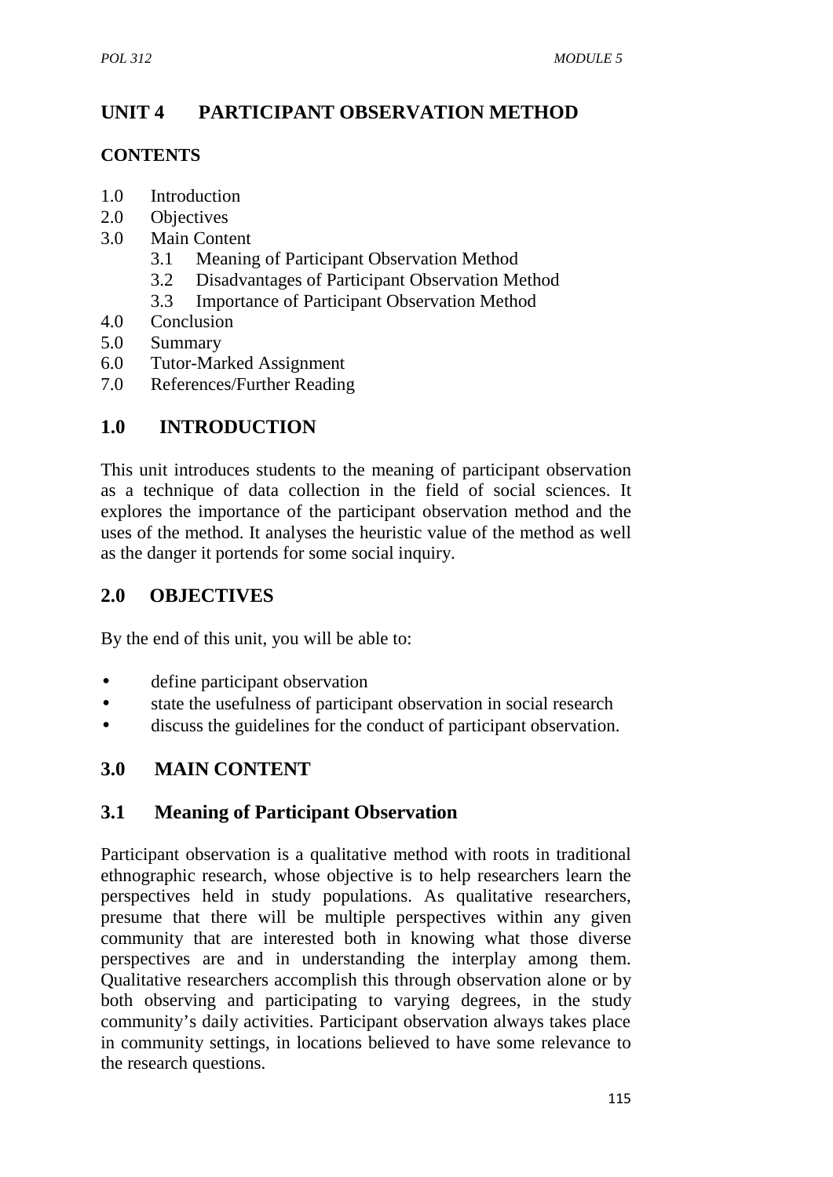# UNIT 4 PARTICIPANT OBSERVATION METHOD

## CONTENTS

1.0 Introduction
2.0 Objectives
3.0 Main Content
 3.1 Meaning of Participant Observation Method
 3.2 Disadvantages of Participant Observation Method
 3.3 Importance of Participant Observation Method
4.0 Conclusion
5.0 Summary
6.0 Tutor-Marked Assignment
7.0 References/Further Reading

## 1.0 INTRODUCTION

This unit introduces students to the meaning of participant observation as a technique of data collection in the field of social sciences. It explores the importance of the participant observation method and the uses of the method. It analyses the heuristic value of the method as well as the danger it portends for some social inquiry.

## 2.0 OBJECTIVES

By the end of this unit, you will be able to:

- define participant observation
- state the usefulness of participant observation in social research
- discuss the guidelines for the conduct of participant observation.

## 3.0 MAIN CONTENT

### 3.1 Meaning of Participant Observation

Participant observation is a qualitative method with roots in traditional ethnographic research, whose objective is to help researchers learn the perspectives held in study populations. As qualitative researchers, presume that there will be multiple perspectives within any given community that are interested both in knowing what those diverse perspectives are and in understanding the interplay among them. Qualitative researchers accomplish this through observation alone or by both observing and participating to varying degrees, in the study community's daily activities. Participant observation always takes place in community settings, in locations believed to have some relevance to the research questions.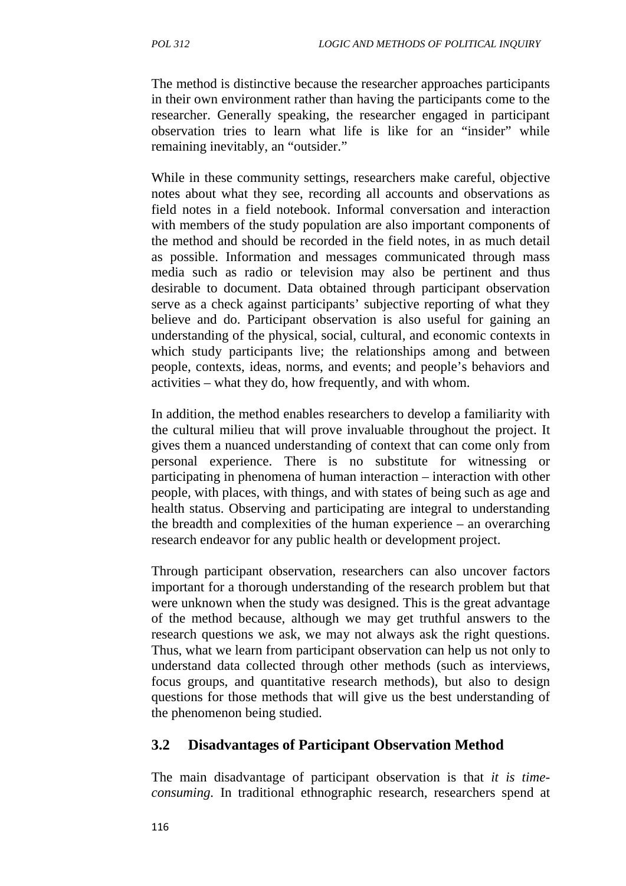The method is distinctive because the researcher approaches participants in their own environment rather than having the participants come to the researcher. Generally speaking, the researcher engaged in participant observation tries to learn what life is like for an "insider" while remaining inevitably, an "outsider."

While in these community settings, researchers make careful, objective notes about what they see, recording all accounts and observations as field notes in a field notebook. Informal conversation and interaction with members of the study population are also important components of the method and should be recorded in the field notes, in as much detail as possible. Information and messages communicated through mass media such as radio or television may also be pertinent and thus desirable to document. Data obtained through participant observation serve as a check against participants' subjective reporting of what they believe and do. Participant observation is also useful for gaining an understanding of the physical, social, cultural, and economic contexts in which study participants live; the relationships among and between people, contexts, ideas, norms, and events; and people's behaviors and activities – what they do, how frequently, and with whom.

In addition, the method enables researchers to develop a familiarity with the cultural milieu that will prove invaluable throughout the project. It gives them a nuanced understanding of context that can come only from personal experience. There is no substitute for witnessing or participating in phenomena of human interaction – interaction with other people, with places, with things, and with states of being such as age and health status. Observing and participating are integral to understanding the breadth and complexities of the human experience – an overarching research endeavor for any public health or development project.

Through participant observation, researchers can also uncover factors important for a thorough understanding of the research problem but that were unknown when the study was designed. This is the great advantage of the method because, although we may get truthful answers to the research questions we ask, we may not always ask the right questions. Thus, what we learn from participant observation can help us not only to understand data collected through other methods (such as interviews, focus groups, and quantitative research methods), but also to design questions for those methods that will give us the best understanding of the phenomenon being studied.

## 3.2 Disadvantages of Participant Observation Method

The main disadvantage of participant observation is that *it is time-consuming.* In traditional ethnographic research, researchers spend at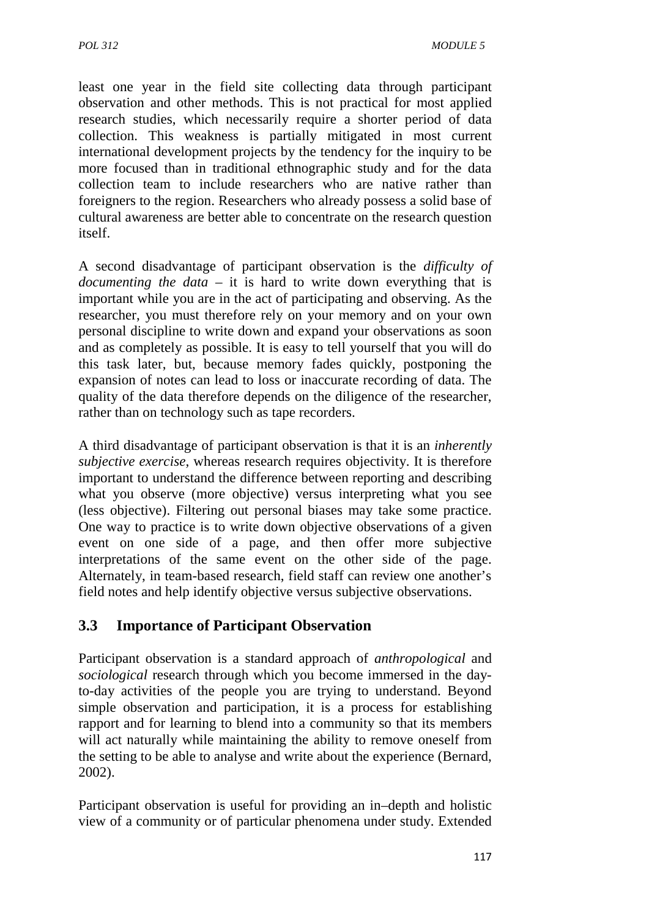least one year in the field site collecting data through participant observation and other methods. This is not practical for most applied research studies, which necessarily require a shorter period of data collection. This weakness is partially mitigated in most current international development projects by the tendency for the inquiry to be more focused than in traditional ethnographic study and for the data collection team to include researchers who are native rather than foreigners to the region. Researchers who already possess a solid base of cultural awareness are better able to concentrate on the research question itself.

A second disadvantage of participant observation is the *difficulty of documenting the data* – it is hard to write down everything that is important while you are in the act of participating and observing. As the researcher, you must therefore rely on your memory and on your own personal discipline to write down and expand your observations as soon and as completely as possible. It is easy to tell yourself that you will do this task later, but, because memory fades quickly, postponing the expansion of notes can lead to loss or inaccurate recording of data. The quality of the data therefore depends on the diligence of the researcher, rather than on technology such as tape recorders.

A third disadvantage of participant observation is that it is an *inherently subjective exercise*, whereas research requires objectivity. It is therefore important to understand the difference between reporting and describing what you observe (more objective) versus interpreting what you see (less objective). Filtering out personal biases may take some practice. One way to practice is to write down objective observations of a given event on one side of a page, and then offer more subjective interpretations of the same event on the other side of the page. Alternately, in team-based research, field staff can review one another's field notes and help identify objective versus subjective observations.

## 3.3 Importance of Participant Observation

Participant observation is a standard approach of *anthropological* and *sociological* research through which you become immersed in the day-to-day activities of the people you are trying to understand. Beyond simple observation and participation, it is a process for establishing rapport and for learning to blend into a community so that its members will act naturally while maintaining the ability to remove oneself from the setting to be able to analyse and write about the experience (Bernard, 2002).

Participant observation is useful for providing an in–depth and holistic view of a community or of particular phenomena under study. Extended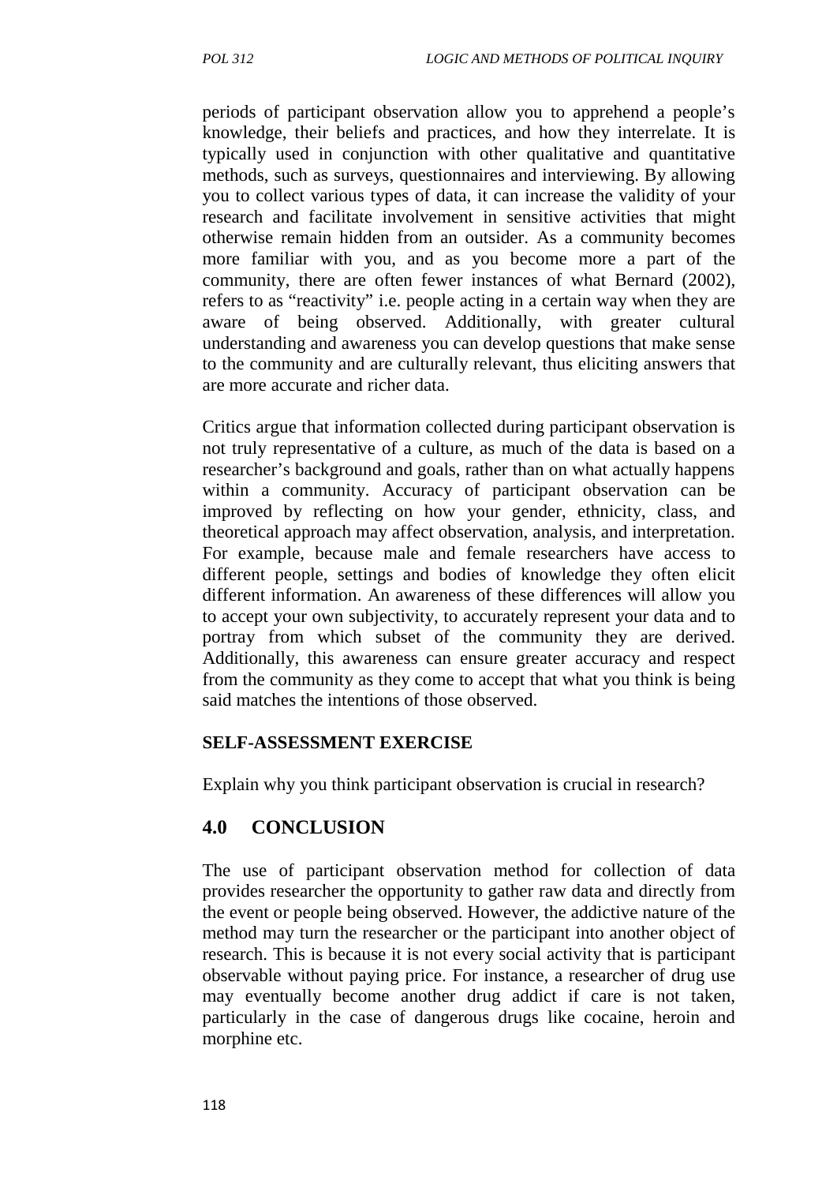periods of participant observation allow you to apprehend a people's knowledge, their beliefs and practices, and how they interrelate. It is typically used in conjunction with other qualitative and quantitative methods, such as surveys, questionnaires and interviewing. By allowing you to collect various types of data, it can increase the validity of your research and facilitate involvement in sensitive activities that might otherwise remain hidden from an outsider. As a community becomes more familiar with you, and as you become more a part of the community, there are often fewer instances of what Bernard (2002), refers to as "reactivity" i.e. people acting in a certain way when they are aware of being observed. Additionally, with greater cultural understanding and awareness you can develop questions that make sense to the community and are culturally relevant, thus eliciting answers that are more accurate and richer data.

Critics argue that information collected during participant observation is not truly representative of a culture, as much of the data is based on a researcher's background and goals, rather than on what actually happens within a community. Accuracy of participant observation can be improved by reflecting on how your gender, ethnicity, class, and theoretical approach may affect observation, analysis, and interpretation. For example, because male and female researchers have access to different people, settings and bodies of knowledge they often elicit different information. An awareness of these differences will allow you to accept your own subjectivity, to accurately represent your data and to portray from which subset of the community they are derived. Additionally, this awareness can ensure greater accuracy and respect from the community as they come to accept that what you think is being said matches the intentions of those observed.

**SELF-ASSESSMENT EXERCISE**

Explain why you think participant observation is crucial in research?

## 4.0 CONCLUSION

The use of participant observation method for collection of data provides researcher the opportunity to gather raw data and directly from the event or people being observed. However, the addictive nature of the method may turn the researcher or the participant into another object of research. This is because it is not every social activity that is participant observable without paying price. For instance, a researcher of drug use may eventually become another drug addict if care is not taken, particularly in the case of dangerous drugs like cocaine, heroin and morphine etc.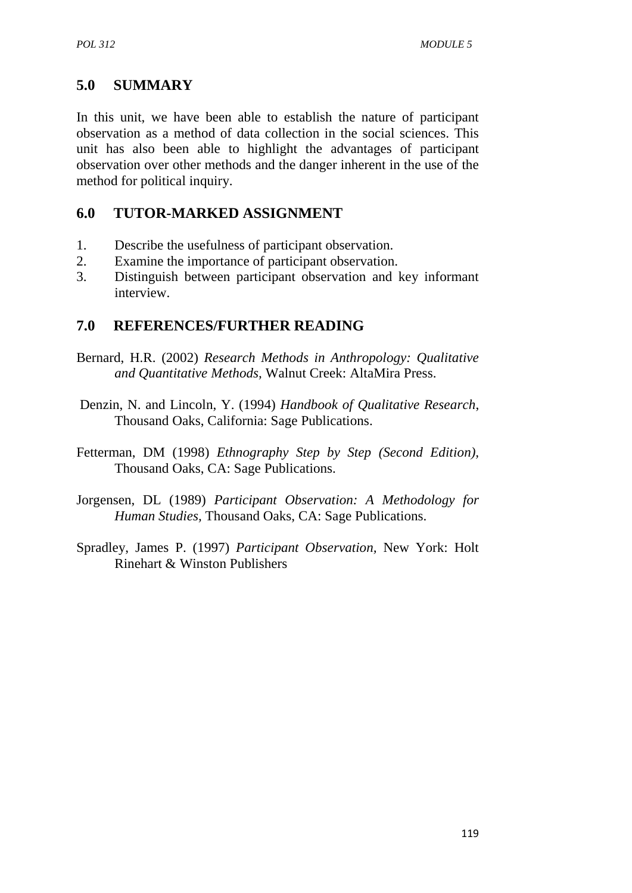## 5.0 SUMMARY

In this unit, we have been able to establish the nature of participant observation as a method of data collection in the social sciences. This unit has also been able to highlight the advantages of participant observation over other methods and the danger inherent in the use of the method for political inquiry.

## 6.0 TUTOR-MARKED ASSIGNMENT

1. Describe the usefulness of participant observation.
2. Examine the importance of participant observation.
3. Distinguish between participant observation and key informant interview.

## 7.0 REFERENCES/FURTHER READING

Bernard, H.R. (2002) *Research Methods in Anthropology: Qualitative and Quantitative Methods,* Walnut Creek: AltaMira Press.

Denzin, N. and Lincoln, Y. (1994) *Handbook of Qualitative Research*, Thousand Oaks, California: Sage Publications.

Fetterman, DM (1998) *Ethnography Step by Step (Second Edition),* Thousand Oaks, CA: Sage Publications.

Jorgensen, DL (1989) *Participant Observation: A Methodology for Human Studies,* Thousand Oaks, CA: Sage Publications.

Spradley, James P. (1997) *Participant Observation,* New York: Holt Rinehart & Winston Publishers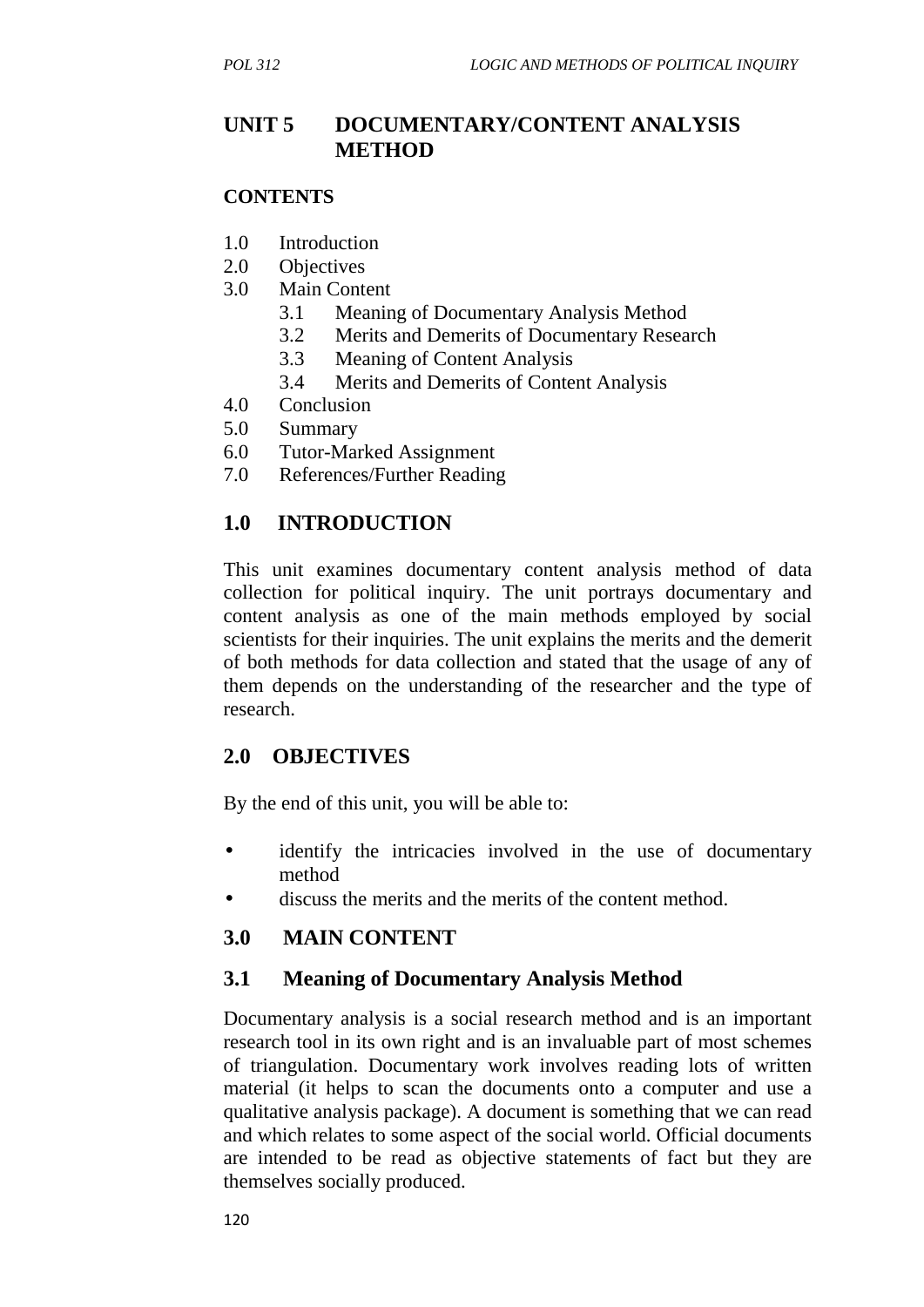# UNIT 5 DOCUMENTARY/CONTENT ANALYSIS METHOD

**CONTENTS**

- 1.0 Introduction
- 2.0 Objectives
- 3.0 Main Content
    - 3.1 Meaning of Documentary Analysis Method
    - 3.2 Merits and Demerits of Documentary Research
    - 3.3 Meaning of Content Analysis
    - 3.4 Merits and Demerits of Content Analysis
- 4.0 Conclusion
- 5.0 Summary
- 6.0 Tutor-Marked Assignment
- 7.0 References/Further Reading

## 1.0 INTRODUCTION

This unit examines documentary content analysis method of data collection for political inquiry. The unit portrays documentary and content analysis as one of the main methods employed by social scientists for their inquiries. The unit explains the merits and the demerit of both methods for data collection and stated that the usage of any of them depends on the understanding of the researcher and the type of research.

## 2.0 OBJECTIVES

By the end of this unit, you will be able to:

- identify the intricacies involved in the use of documentary method
- discuss the merits and the merits of the content method.

## 3.0 MAIN CONTENT

### 3.1 Meaning of Documentary Analysis Method

Documentary analysis is a social research method and is an important research tool in its own right and is an invaluable part of most schemes of triangulation. Documentary work involves reading lots of written material (it helps to scan the documents onto a computer and use a qualitative analysis package). A document is something that we can read and which relates to some aspect of the social world. Official documents are intended to be read as objective statements of fact but they are themselves socially produced.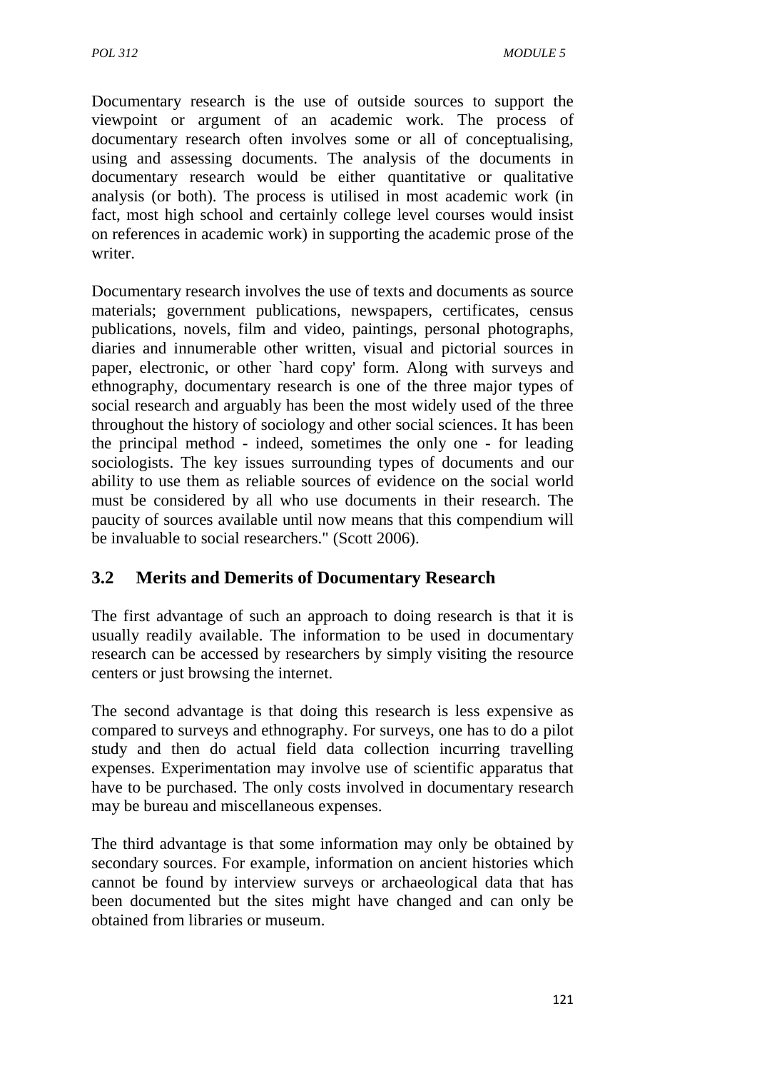Documentary research is the use of outside sources to support the viewpoint or argument of an academic work. The process of documentary research often involves some or all of conceptualising, using and assessing documents. The analysis of the documents in documentary research would be either quantitative or qualitative analysis (or both). The process is utilised in most academic work (in fact, most high school and certainly college level courses would insist on references in academic work) in supporting the academic prose of the writer.

Documentary research involves the use of texts and documents as source materials; government publications, newspapers, certificates, census publications, novels, film and video, paintings, personal photographs, diaries and innumerable other written, visual and pictorial sources in paper, electronic, or other `hard copy' form. Along with surveys and ethnography, documentary research is one of the three major types of social research and arguably has been the most widely used of the three throughout the history of sociology and other social sciences. It has been the principal method - indeed, sometimes the only one - for leading sociologists. The key issues surrounding types of documents and our ability to use them as reliable sources of evidence on the social world must be considered by all who use documents in their research. The paucity of sources available until now means that this compendium will be invaluable to social researchers." (Scott 2006).

## 3.2 Merits and Demerits of Documentary Research

The first advantage of such an approach to doing research is that it is usually readily available. The information to be used in documentary research can be accessed by researchers by simply visiting the resource centers or just browsing the internet.

The second advantage is that doing this research is less expensive as compared to surveys and ethnography. For surveys, one has to do a pilot study and then do actual field data collection incurring travelling expenses. Experimentation may involve use of scientific apparatus that have to be purchased. The only costs involved in documentary research may be bureau and miscellaneous expenses.

The third advantage is that some information may only be obtained by secondary sources. For example, information on ancient histories which cannot be found by interview surveys or archaeological data that has been documented but the sites might have changed and can only be obtained from libraries or museum.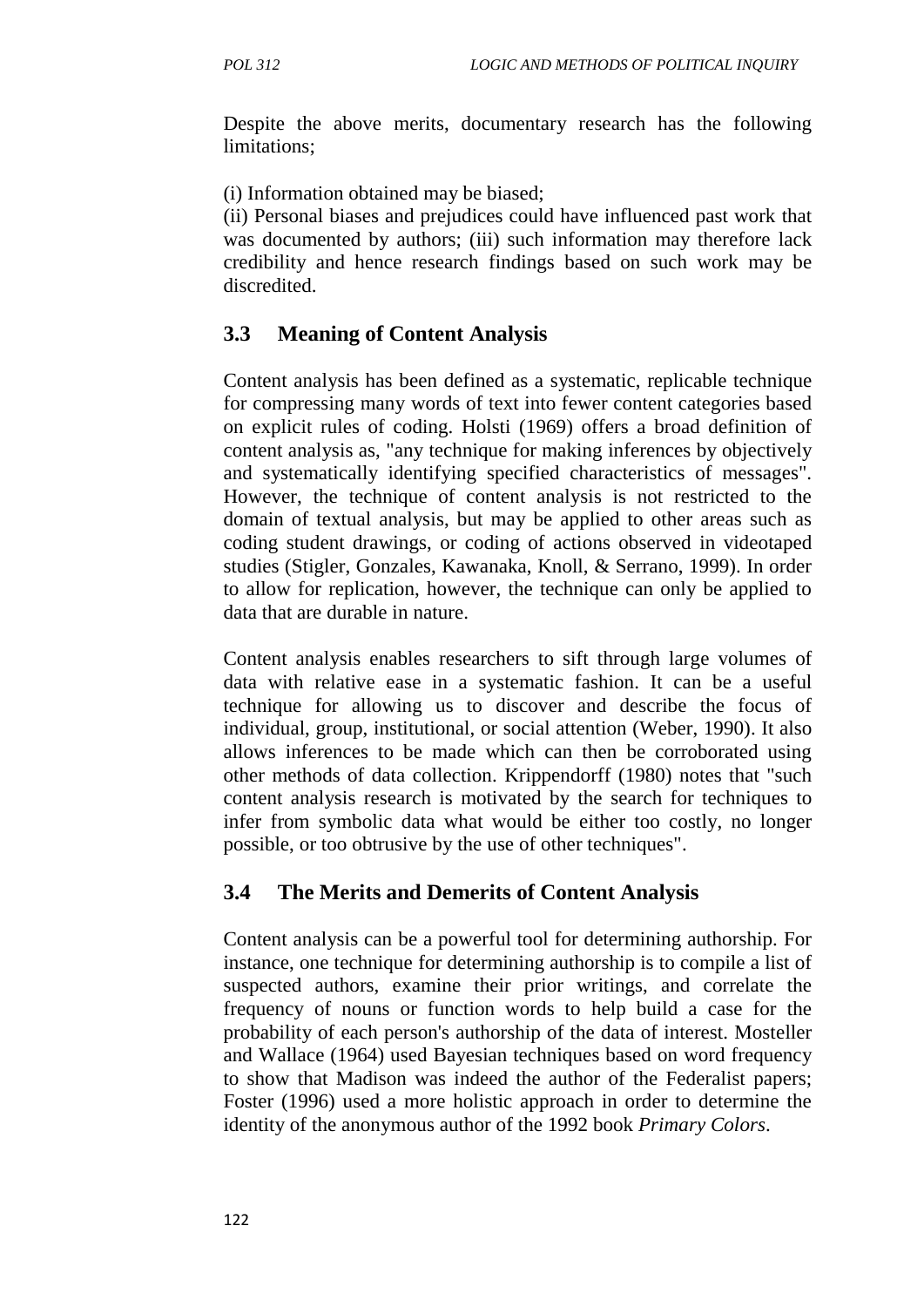Despite the above merits, documentary research has the following limitations;

(i) Information obtained may be biased;
(ii) Personal biases and prejudices could have influenced past work that was documented by authors; (iii) such information may therefore lack credibility and hence research findings based on such work may be discredited.

## 3.3 Meaning of Content Analysis

Content analysis has been defined as a systematic, replicable technique for compressing many words of text into fewer content categories based on explicit rules of coding. Holsti (1969) offers a broad definition of content analysis as, "any technique for making inferences by objectively and systematically identifying specified characteristics of messages". However, the technique of content analysis is not restricted to the domain of textual analysis, but may be applied to other areas such as coding student drawings, or coding of actions observed in videotaped studies (Stigler, Gonzales, Kawanaka, Knoll, & Serrano, 1999). In order to allow for replication, however, the technique can only be applied to data that are durable in nature.

Content analysis enables researchers to sift through large volumes of data with relative ease in a systematic fashion. It can be a useful technique for allowing us to discover and describe the focus of individual, group, institutional, or social attention (Weber, 1990). It also allows inferences to be made which can then be corroborated using other methods of data collection. Krippendorff (1980) notes that "such content analysis research is motivated by the search for techniques to infer from symbolic data what would be either too costly, no longer possible, or too obtrusive by the use of other techniques".

## 3.4 The Merits and Demerits of Content Analysis

Content analysis can be a powerful tool for determining authorship. For instance, one technique for determining authorship is to compile a list of suspected authors, examine their prior writings, and correlate the frequency of nouns or function words to help build a case for the probability of each person's authorship of the data of interest. Mosteller and Wallace (1964) used Bayesian techniques based on word frequency to show that Madison was indeed the author of the Federalist papers; Foster (1996) used a more holistic approach in order to determine the identity of the anonymous author of the 1992 book *Primary Colors*.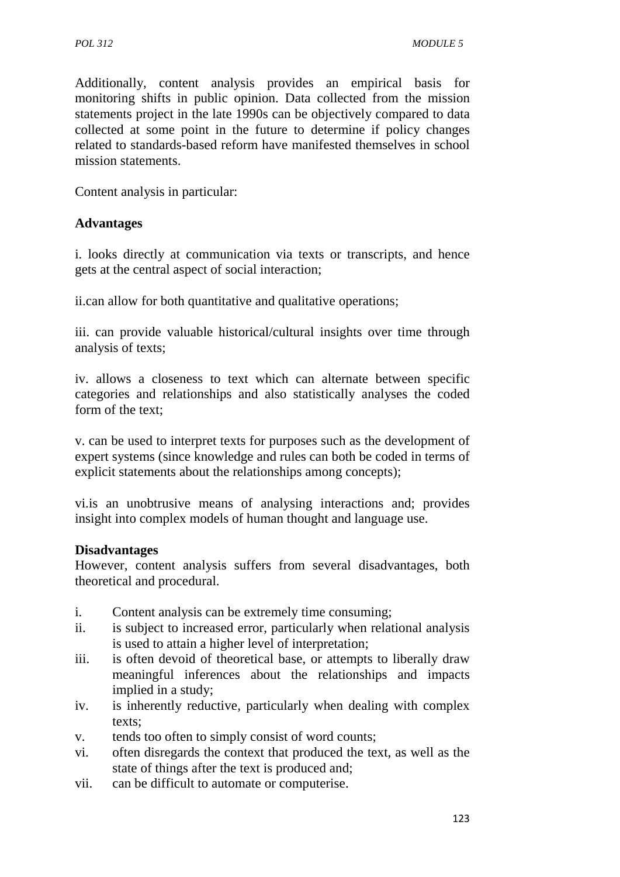Additionally, content analysis provides an empirical basis for monitoring shifts in public opinion. Data collected from the mission statements project in the late 1990s can be objectively compared to data collected at some point in the future to determine if policy changes related to standards-based reform have manifested themselves in school mission statements.

Content analysis in particular:

**Advantages**

i. looks directly at communication via texts or transcripts, and hence gets at the central aspect of social interaction;

ii.can allow for both quantitative and qualitative operations;

iii. can provide valuable historical/cultural insights over time through analysis of texts;

iv. allows a closeness to text which can alternate between specific categories and relationships and also statistically analyses the coded form of the text;

v. can be used to interpret texts for purposes such as the development of expert systems (since knowledge and rules can both be coded in terms of explicit statements about the relationships among concepts);

vi.is an unobtrusive means of analysing interactions and; provides insight into complex models of human thought and language use.

**Disadvantages**

However, content analysis suffers from several disadvantages, both theoretical and procedural.

i. Content analysis can be extremely time consuming;
ii. is subject to increased error, particularly when relational analysis is used to attain a higher level of interpretation;
iii. is often devoid of theoretical base, or attempts to liberally draw meaningful inferences about the relationships and impacts implied in a study;
iv. is inherently reductive, particularly when dealing with complex texts;
v. tends too often to simply consist of word counts;
vi. often disregards the context that produced the text, as well as the state of things after the text is produced and;
vii. can be difficult to automate or computerise.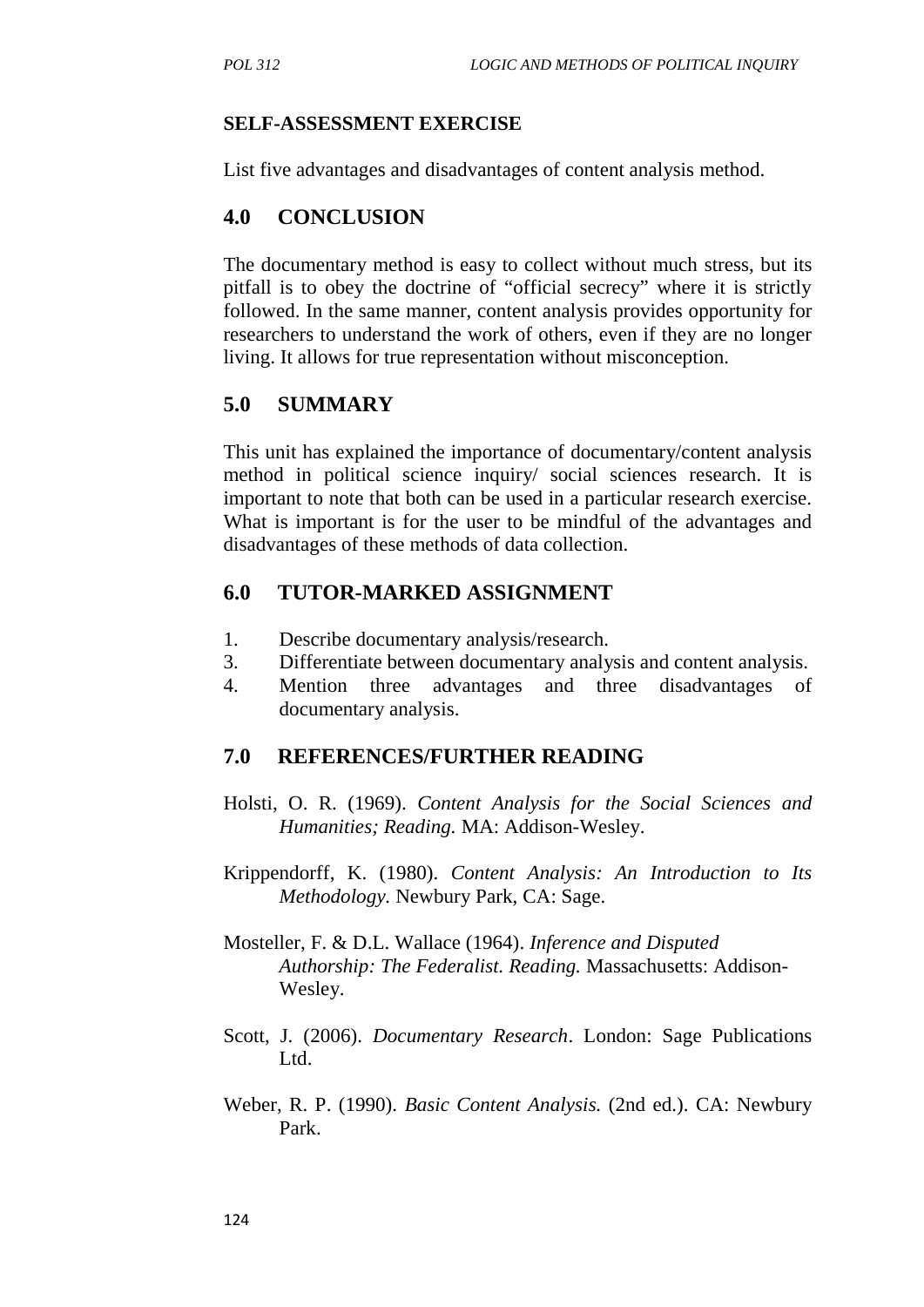**SELF-ASSESSMENT EXERCISE**

List five advantages and disadvantages of content analysis method.

## 4.0 CONCLUSION

The documentary method is easy to collect without much stress, but its pitfall is to obey the doctrine of "official secrecy" where it is strictly followed. In the same manner, content analysis provides opportunity for researchers to understand the work of others, even if they are no longer living. It allows for true representation without misconception.

## 5.0 SUMMARY

This unit has explained the importance of documentary/content analysis method in political science inquiry/ social sciences research. It is important to note that both can be used in a particular research exercise. What is important is for the user to be mindful of the advantages and disadvantages of these methods of data collection.

## 6.0 TUTOR-MARKED ASSIGNMENT

1. Describe documentary analysis/research.
3. Differentiate between documentary analysis and content analysis.
4. Mention three advantages and three disadvantages of documentary analysis.

## 7.0 REFERENCES/FURTHER READING

Holsti, O. R. (1969). *Content Analysis for the Social Sciences and Humanities; Reading.* MA: Addison-Wesley.

Krippendorff, K. (1980). *Content Analysis: An Introduction to Its Methodology*. Newbury Park, CA: Sage.

Mosteller, F. & D.L. Wallace (1964). *Inference and Disputed Authorship: The Federalist. Reading.* Massachusetts: Addison-Wesley.

Scott, J. (2006). *Documentary Research*. London: Sage Publications Ltd.

Weber, R. P. (1990). *Basic Content Analysis.* (2nd ed.). CA: Newbury Park.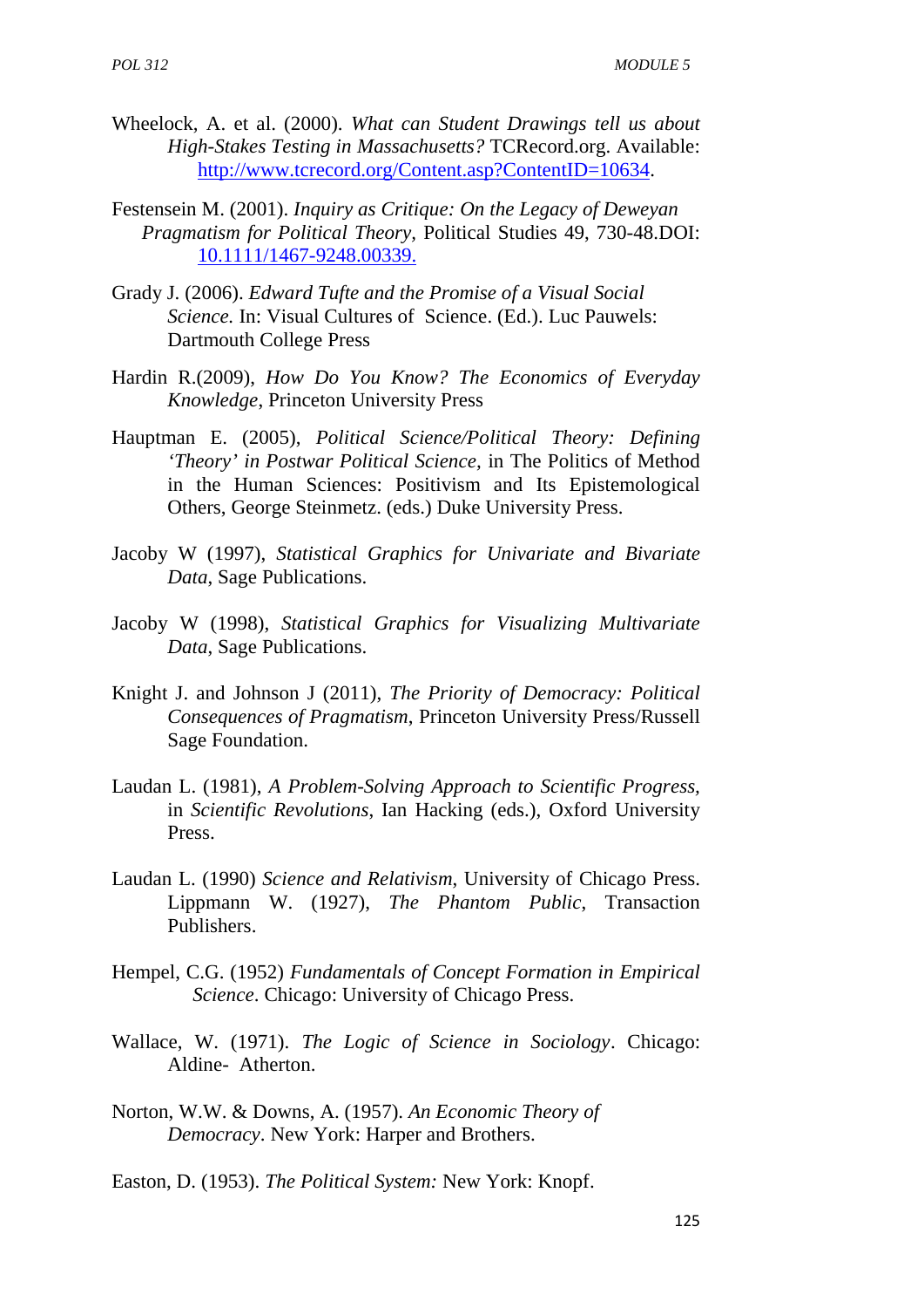Wheelock, A. et al. (2000). *What can Student Drawings tell us about High-Stakes Testing in Massachusetts?* TCRecord.org. Available: http://www.tcrecord.org/Content.asp?ContentID=10634.

Festensein M. (2001). *Inquiry as Critique: On the Legacy of Deweyan Pragmatism for Political Theory,* Political Studies 49, 730-48.DOI: 10.1111/1467-9248.00339.

Grady J. (2006). *Edward Tufte and the Promise of a Visual Social Science.* In: Visual Cultures of Science. (Ed.). Luc Pauwels: Dartmouth College Press

Hardin R.(2009), *How Do You Know? The Economics of Everyday Knowledge*, Princeton University Press

Hauptman E. (2005), *Political Science/Political Theory: Defining 'Theory' in Postwar Political Science,* in The Politics of Method in the Human Sciences: Positivism and Its Epistemological Others, George Steinmetz. (eds.) Duke University Press.

Jacoby W (1997), *Statistical Graphics for Univariate and Bivariate Data*, Sage Publications.

Jacoby W (1998), *Statistical Graphics for Visualizing Multivariate Data*, Sage Publications.

Knight J. and Johnson J (2011), *The Priority of Democracy: Political Consequences of Pragmatism*, Princeton University Press/Russell Sage Foundation.

Laudan L. (1981), *A Problem-Solving Approach to Scientific Progress*, in *Scientific Revolutions*, Ian Hacking (eds.), Oxford University Press.

Laudan L. (1990) *Science and Relativism*, University of Chicago Press. Lippmann W. (1927), *The Phantom Public*, Transaction Publishers.

Hempel, C.G. (1952) *Fundamentals of Concept Formation in Empirical Science*. Chicago: University of Chicago Press.

Wallace, W. (1971). *The Logic of Science in Sociology*. Chicago: Aldine- Atherton.

Norton, W.W. & Downs, A. (1957). *An Economic Theory of Democracy*. New York: Harper and Brothers.

Easton, D. (1953). *The Political System:* New York: Knopf.